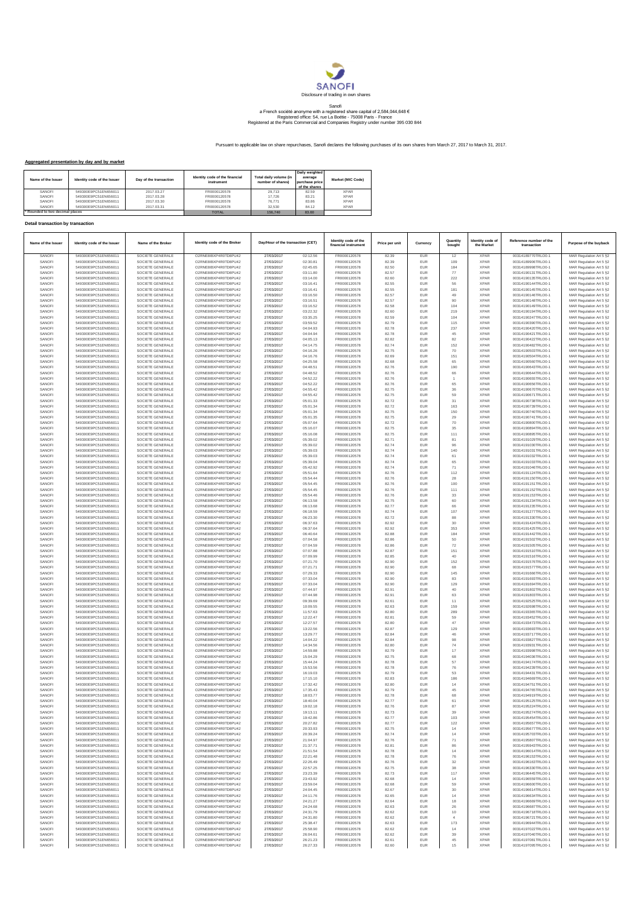SANOFI

Disclosure of trading in own shares

Sanofi
a French société anonyme with a registered share capital of 2,584,044,648 €
Registered office: 54, rue La Boétie - 75008 Paris - France
Registered at the Paris Commercial and Companies Registry under number 395 030 844

Pursuant to applicable law on share repurchases, Sanofi declares the following purchases of its own shares from March 27, 2017 to March 31, 2017.

**Aggregated presentation by day and by market**

| Name of the Issuer | Identity code of the Issuer | Day of the transaction | Identity code of the financial instrument | Total daily volume (in number of shares) | Daily weighted average purchase price of the shares | Market (MIC Code) |
|---|---|---|---|---|---|---|
| SANOFI | 549300E9PC51EN656011 | 2017.03.27 | FR0000120578 | 29,713 | 82.59 | XPAR |
| SANOFI | 549300E9PC51EN656011 | 2017.03.28 | FR0000120578 | 17,726 | 83.21 | XPAR |
| SANOFI | 549300E9PC51EN656011 | 2017.03.30 | FR0000120578 | 76,771 | 83.86 | XPAR |
| SANOFI | 549300E9PC51EN656011 | 2017.03.31 | FR0000120578 | 32,530 | 84.12 | XPAR |
| * Rounded to two decimal places | | | TOTAL | 156,740 | 83.60 | |

**Detail transaction by transaction**

| Name of the Issuer | Identity code of the Issuer | Name of the Broker | Identity code of the Broker | Day/Hour of the transaction (CET) | | Identity code of the financial instrument | Price per unit | Currency | Quantity bought | Identity code of the Market | Reference number of the transaction | Purpose of the buyback |
|---|---|---|---|---|---|---|---|---|---|---|---|---|
| SANOFI | 549300E9PC51EN656011 | SOCIETE GENERALE | O2RNE8IBXP4R0TD8PU42 | 27/03/2017 | 02:12.56 | FR0000120578 | 82.39 | EUR | 12 | XPAR | 00314189770TRLO0-1 | MAR Regulation Art 5 §2 |
| SANOFI | 549300E9PC51EN656011 | SOCIETE GENERALE | O2RNE8IBXP4R0TD8PU42 | 27/03/2017 | 02:30.81 | FR0000120578 | 82.39 | EUR | 109 | XPAR | 00314189906TRLO0-1 | MAR Regulation Art 5 §2 |
| SANOFI | 549300E9PC51EN656011 | SOCIETE GENERALE | O2RNE8IBXP4R0TD8PU42 | 27/03/2017 | 02:45.65 | FR0000120578 | 82.50 | EUR | 184 | XPAR | 00314189998TRLO0-1 | MAR Regulation Art 5 §2 |
| SANOFI | 549300E9PC51EN656011 | SOCIETE GENERALE | O2RNE8IBXP4R0TD8PU42 | 27/03/2017 | 03:11.80 | FR0000120578 | 82.57 | EUR | 77 | XPAR | 00314190131TRLO0-1 | MAR Regulation Art 5 §2 |
| SANOFI | 549300E9PC51EN656011 | SOCIETE GENERALE | O2RNE8IBXP4R0TD8PU42 | 27/03/2017 | 03:14.00 | FR0000120578 | 82.60 | EUR | 222 | XPAR | 00314190135TRLO0-1 | MAR Regulation Art 5 §2 |
| SANOFI | 549300E9PC51EN656011 | SOCIETE GENERALE | O2RNE8IBXP4R0TD8PU42 | 27/03/2017 | 03:16.41 | FR0000120578 | 82.55 | EUR | 56 | XPAR | 00314190144TRLO0-1 | MAR Regulation Art 5 §2 |
| SANOFI | 549300E9PC51EN656011 | SOCIETE GENERALE | O2RNE8IBXP4R0TD8PU42 | 27/03/2017 | 03:16.41 | FR0000120578 | 82.55 | EUR | 181 | XPAR | 00314190145TRLO0-1 | MAR Regulation Art 5 §2 |
| SANOFI | 549300E9PC51EN656011 | SOCIETE GENERALE | O2RNE8IBXP4R0TD8PU42 | 27/03/2017 | 03:16.50 | FR0000120578 | 82.57 | EUR | 49 | XPAR | 00314190146TRLO0-1 | MAR Regulation Art 5 §2 |
| SANOFI | 549300E9PC51EN656011 | SOCIETE GENERALE | O2RNE8IBXP4R0TD8PU42 | 27/03/2017 | 03:16.51 | FR0000120578 | 82.57 | EUR | 90 | XPAR | 00314190148TRLO0-1 | MAR Regulation Art 5 §2 |
| SANOFI | 549300E9PC51EN656011 | SOCIETE GENERALE | O2RNE8IBXP4R0TD8PU42 | 27/03/2017 | 03:16.52 | FR0000120578 | 82.58 | EUR | 104 | XPAR | 00314190149TRLO0-1 | MAR Regulation Art 5 §2 |
| SANOFI | 549300E9PC51EN656011 | SOCIETE GENERALE | O2RNE8IBXP4R0TD8PU42 | 27/03/2017 | 03:22.32 | FR0000120578 | 82.60 | EUR | 219 | XPAR | 00314190194TRLO0-1 | MAR Regulation Art 5 §2 |
| SANOFI | 549300E9PC51EN656011 | SOCIETE GENERALE | O2RNE8IBXP4R0TD8PU42 | 27/03/2017 | 03:35.25 | FR0000120578 | 82.59 | EUR | 104 | XPAR | 00314190247TRLO0-1 | MAR Regulation Art 5 §2 |
| SANOFI | 549300E9PC51EN656011 | SOCIETE GENERALE | O2RNE8IBXP4R0TD8PU42 | 27/03/2017 | 03:59.52 | FR0000120578 | 82.79 | EUR | 115 | XPAR | 00314190390TRLO0-1 | MAR Regulation Art 5 §2 |
| SANOFI | 549300E9PC51EN656011 | SOCIETE GENERALE | O2RNE8IBXP4R0TD8PU42 | 27/03/2017 | 04:04.93 | FR0000120578 | 82.78 | EUR | 237 | XPAR | 00314190420TRLO0-1 | MAR Regulation Art 5 §2 |
| SANOFI | 549300E9PC51EN656011 | SOCIETE GENERALE | O2RNE8IBXP4R0TD8PU42 | 27/03/2017 | 04:04.94 | FR0000120578 | 82.78 | EUR | 45 | XPAR | 00314190421TRLO0-1 | MAR Regulation Art 5 §2 |
| SANOFI | 549300E9PC51EN656011 | SOCIETE GENERALE | O2RNE8IBXP4R0TD8PU42 | 27/03/2017 | 04:05.13 | FR0000120578 | 82.82 | EUR | 82 | XPAR | 00314190422TRLO0-1 | MAR Regulation Art 5 §2 |
| SANOFI | 549300E9PC51EN656011 | SOCIETE GENERALE | O2RNE8IBXP4R0TD8PU42 | 27/03/2017 | 04:14.75 | FR0000120578 | 82.74 | EUR | 152 | XPAR | 00314190480TRLO0-1 | MAR Regulation Art 5 §2 |
| SANOFI | 549300E9PC51EN656011 | SOCIETE GENERALE | O2RNE8IBXP4R0TD8PU42 | 27/03/2017 | 04:16.26 | FR0000120578 | 82.75 | EUR | 70 | XPAR | 00314190503TRLO0-1 | MAR Regulation Art 5 §2 |
| SANOFI | 549300E9PC51EN656011 | SOCIETE GENERALE | O2RNE8IBXP4R0TD8PU42 | 27/03/2017 | 04:16.76 | FR0000120578 | 82.69 | EUR | 151 | XPAR | 00314190504TRLO0-1 | MAR Regulation Art 5 §2 |
| SANOFI | 549300E9PC51EN656011 | SOCIETE GENERALE | O2RNE8IBXP4R0TD8PU42 | 27/03/2017 | 04:25.58 | FR0000120578 | 82.68 | EUR | 65 | XPAR | 00314190560TRLO0-1 | MAR Regulation Art 5 §2 |
| SANOFI | 549300E9PC51EN656011 | SOCIETE GENERALE | O2RNE8IBXP4R0TD8PU42 | 27/03/2017 | 04:48.51 | FR0000120578 | 82.76 | EUR | 190 | XPAR | 00314190643TRLO0-1 | MAR Regulation Art 5 §2 |
| SANOFI | 549300E9PC51EN656011 | SOCIETE GENERALE | O2RNE8IBXP4R0TD8PU42 | 27/03/2017 | 04:48.52 | FR0000120578 | 82.76 | EUR | 66 | XPAR | 00314190644TRLO0-1 | MAR Regulation Art 5 §2 |
| SANOFI | 549300E9PC51EN656011 | SOCIETE GENERALE | O2RNE8IBXP4R0TD8PU42 | 27/03/2017 | 04:52.22 | FR0000120578 | 82.76 | EUR | 1 | XPAR | 00314190655TRLO0-1 | MAR Regulation Art 5 §2 |
| SANOFI | 549300E9PC51EN656011 | SOCIETE GENERALE | O2RNE8IBXP4R0TD8PU42 | 27/03/2017 | 04:52.22 | FR0000120578 | 82.76 | EUR | 65 | XPAR | 00314190656TRLO0-1 | MAR Regulation Art 5 §2 |
| SANOFI | 549300E9PC51EN656011 | SOCIETE GENERALE | O2RNE8IBXP4R0TD8PU42 | 27/03/2017 | 04:55.42 | FR0000120578 | 82.75 | EUR | 36 | XPAR | 00314190670TRLO0-1 | MAR Regulation Art 5 §2 |
| SANOFI | 549300E9PC51EN656011 | SOCIETE GENERALE | O2RNE8IBXP4R0TD8PU42 | 27/03/2017 | 04:55.42 | FR0000120578 | 82.75 | EUR | 59 | XPAR | 00314190671TRLO0-1 | MAR Regulation Art 5 §2 |
| SANOFI | 549300E9PC51EN656011 | SOCIETE GENERALE | O2RNE8IBXP4R0TD8PU42 | 27/03/2017 | 05:01.33 | FR0000120578 | 82.72 | EUR | 31 | XPAR | 00314190738TRLO0-1 | MAR Regulation Art 5 §2 |
| SANOFI | 549300E9PC51EN656011 | SOCIETE GENERALE | O2RNE8IBXP4R0TD8PU42 | 27/03/2017 | 05:01.34 | FR0000120578 | 82.72 | EUR | 163 | XPAR | 00314190739TRLO0-1 | MAR Regulation Art 5 §2 |
| SANOFI | 549300E9PC51EN656011 | SOCIETE GENERALE | O2RNE8IBXP4R0TD8PU42 | 27/03/2017 | 05:01.34 | FR0000120578 | 82.75 | EUR | 150 | XPAR | 00314190740TRLO0-1 | MAR Regulation Art 5 §2 |
| SANOFI | 549300E9PC51EN656011 | SOCIETE GENERALE | O2RNE8IBXP4R0TD8PU42 | 27/03/2017 | 05:01.35 | FR0000120578 | 82.75 | EUR | 29 | XPAR | 00314190741TRLO0-1 | MAR Regulation Art 5 §2 |
| SANOFI | 549300E9PC51EN656011 | SOCIETE GENERALE | O2RNE8IBXP4R0TD8PU42 | 27/03/2017 | 05:07.64 | FR0000120578 | 82.72 | EUR | 70 | XPAR | 00314190800TRLO0-1 | MAR Regulation Art 5 §2 |
| SANOFI | 549300E9PC51EN656011 | SOCIETE GENERALE | O2RNE8IBXP4R0TD8PU42 | 27/03/2017 | 05:16.07 | FR0000120578 | 82.75 | EUR | 35 | XPAR | 00314190894TRLO0-1 | MAR Regulation Art 5 §2 |
| SANOFI | 549300E9PC51EN656011 | SOCIETE GENERALE | O2RNE8IBXP4R0TD8PU42 | 27/03/2017 | 05:16.08 | FR0000120578 | 82.75 | EUR | 111 | XPAR | 00314190895TRLO0-1 | MAR Regulation Art 5 §2 |
| SANOFI | 549300E9PC51EN656011 | SOCIETE GENERALE | O2RNE8IBXP4R0TD8PU42 | 27/03/2017 | 05:39.02 | FR0000120578 | 82.71 | EUR | 81 | XPAR | 00314191029TRLO0-1 | MAR Regulation Art 5 §2 |
| SANOFI | 549300E9PC51EN656011 | SOCIETE GENERALE | O2RNE8IBXP4R0TD8PU42 | 27/03/2017 | 05:39.02 | FR0000120578 | 82.74 | EUR | 96 | XPAR | 00314191030TRLO0-1 | MAR Regulation Art 5 §2 |
| SANOFI | 549300E9PC51EN656011 | SOCIETE GENERALE | O2RNE8IBXP4R0TD8PU42 | 27/03/2017 | 05:39.03 | FR0000120578 | 82.74 | EUR | 140 | XPAR | 00314191031TRLO0-1 | MAR Regulation Art 5 §2 |
| SANOFI | 549300E9PC51EN656011 | SOCIETE GENERALE | O2RNE8IBXP4R0TD8PU42 | 27/03/2017 | 05:39.03 | FR0000120578 | 82.74 | EUR | 61 | XPAR | 00314191032TRLO0-1 | MAR Regulation Art 5 §2 |
| SANOFI | 549300E9PC51EN656011 | SOCIETE GENERALE | O2RNE8IBXP4R0TD8PU42 | 27/03/2017 | 05:39.04 | FR0000120578 | 82.74 | EUR | 65 | XPAR | 00314191033TRLO0-1 | MAR Regulation Art 5 §2 |
| SANOFI | 549300E9PC51EN656011 | SOCIETE GENERALE | O2RNE8IBXP4R0TD8PU42 | 27/03/2017 | 05:42.92 | FR0000120578 | 82.74 | EUR | 71 | XPAR | 00314191046TRLO0-1 | MAR Regulation Art 5 §2 |
| SANOFI | 549300E9PC51EN656011 | SOCIETE GENERALE | O2RNE8IBXP4R0TD8PU42 | 27/03/2017 | 05:51.64 | FR0000120578 | 82.76 | EUR | 112 | XPAR | 00314191124TRLO0-1 | MAR Regulation Art 5 §2 |
| SANOFI | 549300E9PC51EN656011 | SOCIETE GENERALE | O2RNE8IBXP4R0TD8PU42 | 27/03/2017 | 05:54.44 | FR0000120578 | 82.76 | EUR | 28 | XPAR | 00314191150TRLO0-1 | MAR Regulation Art 5 §2 |
| SANOFI | 549300E9PC51EN656011 | SOCIETE GENERALE | O2RNE8IBXP4R0TD8PU42 | 27/03/2017 | 05:54.45 | FR0000120578 | 82.76 | EUR | 100 | XPAR | 00314191151TRLO0-1 | MAR Regulation Art 5 §2 |
| SANOFI | 549300E9PC51EN656011 | SOCIETE GENERALE | O2RNE8IBXP4R0TD8PU42 | 27/03/2017 | 05:54.45 | FR0000120578 | 82.76 | EUR | 111 | XPAR | 00314191152TRLO0-1 | MAR Regulation Art 5 §2 |
| SANOFI | 549300E9PC51EN656011 | SOCIETE GENERALE | O2RNE8IBXP4R0TD8PU42 | 27/03/2017 | 05:54.46 | FR0000120578 | 82.76 | EUR | 33 | XPAR | 00314191153TRLO0-1 | MAR Regulation Art 5 §2 |
| SANOFI | 549300E9PC51EN656011 | SOCIETE GENERALE | O2RNE8IBXP4R0TD8PU42 | 27/03/2017 | 06:13.58 | FR0000120578 | 82.75 | EUR | 60 | XPAR | 00314191234TRLO0-1 | MAR Regulation Art 5 §2 |
| SANOFI | 549300E9PC51EN656011 | SOCIETE GENERALE | O2RNE8IBXP4R0TD8PU42 | 27/03/2017 | 06:13.66 | FR0000120578 | 82.77 | EUR | 66 | XPAR | 00314191235TRLO0-1 | MAR Regulation Art 5 §2 |
| SANOFI | 549300E9PC51EN656011 | SOCIETE GENERALE | O2RNE8IBXP4R0TD8PU42 | 27/03/2017 | 06:18.59 | FR0000120578 | 82.74 | EUR | 107 | XPAR | 00314191277TRLO0-1 | MAR Regulation Art 5 §2 |
| SANOFI | 549300E9PC51EN656011 | SOCIETE GENERALE | O2RNE8IBXP4R0TD8PU42 | 27/03/2017 | 06:23.30 | FR0000120578 | 82.72 | EUR | 88 | XPAR | 00314191330TRLO0-1 | MAR Regulation Art 5 §2 |
| SANOFI | 549300E9PC51EN656011 | SOCIETE GENERALE | O2RNE8IBXP4R0TD8PU42 | 27/03/2017 | 06:37.63 | FR0000120578 | 82.92 | EUR | 30 | XPAR | 00314191424TRLO0-1 | MAR Regulation Art 5 §2 |
| SANOFI | 549300E9PC51EN656011 | SOCIETE GENERALE | O2RNE8IBXP4R0TD8PU42 | 27/03/2017 | 06:37.64 | FR0000120578 | 82.92 | EUR | 353 | XPAR | 00314191425TRLO0-1 | MAR Regulation Art 5 §2 |
| SANOFI | 549300E9PC51EN656011 | SOCIETE GENERALE | O2RNE8IBXP4R0TD8PU42 | 27/03/2017 | 06:40.64 | FR0000120578 | 82.88 | EUR | 184 | XPAR | 00314191442TRLO0-1 | MAR Regulation Art 5 §2 |
| SANOFI | 549300E9PC51EN656011 | SOCIETE GENERALE | O2RNE8IBXP4R0TD8PU42 | 27/03/2017 | 07:04.58 | FR0000120578 | 82.86 | EUR | 50 | XPAR | 00314191502TRLO0-1 | MAR Regulation Art 5 §2 |
| SANOFI | 549300E9PC51EN656011 | SOCIETE GENERALE | O2RNE8IBXP4R0TD8PU42 | 27/03/2017 | 07:04.59 | FR0000120578 | 82.86 | EUR | 72 | XPAR | 00314191505TRLO0-1 | MAR Regulation Art 5 §2 |
| SANOFI | 549300E9PC51EN656011 | SOCIETE GENERALE | O2RNE8IBXP4R0TD8PU42 | 27/03/2017 | 07:07.88 | FR0000120578 | 82.87 | EUR | 151 | XPAR | 00314191510TRLO0-1 | MAR Regulation Art 5 §2 |
| SANOFI | 549300E9PC51EN656011 | SOCIETE GENERALE | O2RNE8IBXP4R0TD8PU42 | 27/03/2017 | 07:09.99 | FR0000120578 | 82.85 | EUR | 40 | XPAR | 00314191516TRLO0-1 | MAR Regulation Art 5 §2 |
| SANOFI | 549300E9PC51EN656011 | SOCIETE GENERALE | O2RNE8IBXP4R0TD8PU42 | 27/03/2017 | 07:21.70 | FR0000120578 | 82.90 | EUR | 152 | XPAR | 00314191576TRLO0-1 | MAR Regulation Art 5 §2 |
| SANOFI | 549300E9PC51EN656011 | SOCIETE GENERALE | O2RNE8IBXP4R0TD8PU42 | 27/03/2017 | 07:21.71 | FR0000120578 | 82.90 | EUR | 68 | XPAR | 00314191577TRLO0-1 | MAR Regulation Art 5 §2 |
| SANOFI | 549300E9PC51EN656011 | SOCIETE GENERALE | O2RNE8IBXP4R0TD8PU42 | 27/03/2017 | 07:29.33 | FR0000120578 | 82.90 | EUR | 145 | XPAR | 00314191660TRLO0-1 | MAR Regulation Art 5 §2 |
| SANOFI | 549300E9PC51EN656011 | SOCIETE GENERALE | O2RNE8IBXP4R0TD8PU42 | 27/03/2017 | 07:33.04 | FR0000120578 | 82.90 | EUR | 83 | XPAR | 00314191693TRLO0-1 | MAR Regulation Art 5 §2 |
| SANOFI | 549300E9PC51EN656011 | SOCIETE GENERALE | O2RNE8IBXP4R0TD8PU42 | 27/03/2017 | 07:33.04 | FR0000120578 | 82.90 | EUR | 129 | XPAR | 00314191694TRLO0-1 | MAR Regulation Art 5 §2 |
| SANOFI | 549300E9PC51EN656011 | SOCIETE GENERALE | O2RNE8IBXP4R0TD8PU42 | 27/03/2017 | 07:44.97 | FR0000120578 | 82.91 | EUR | 40 | XPAR | 00314191802TRLO0-1 | MAR Regulation Art 5 §2 |
| SANOFI | 549300E9PC51EN656011 | SOCIETE GENERALE | O2RNE8IBXP4R0TD8PU42 | 27/03/2017 | 07:44.98 | FR0000120578 | 82.91 | EUR | 63 | XPAR | 00314191803TRLO0-1 | MAR Regulation Art 5 §2 |
| SANOFI | 549300E9PC51EN656011 | SOCIETE GENERALE | O2RNE8IBXP4R0TD8PU42 | 27/03/2017 | 09:39.69 | FR0000120578 | 82.61 | EUR | 11 | XPAR | 00314192525TRLO0-1 | MAR Regulation Art 5 §2 |
| SANOFI | 549300E9PC51EN656011 | SOCIETE GENERALE | O2RNE8IBXP4R0TD8PU42 | 27/03/2017 | 10:09.55 | FR0000120578 | 82.63 | EUR | 159 | XPAR | 00314192698TRLO0-1 | MAR Regulation Art 5 §2 |
| SANOFI | 549300E9PC51EN656011 | SOCIETE GENERALE | O2RNE8IBXP4R0TD8PU42 | 27/03/2017 | 11:57.63 | FR0000120578 | 82.80 | EUR | 289 | XPAR | 00314193365TRLO0-1 | MAR Regulation Art 5 §2 |
| SANOFI | 549300E9PC51EN656011 | SOCIETE GENERALE | O2RNE8IBXP4R0TD8PU42 | 27/03/2017 | 12:22.47 | FR0000120578 | 82.81 | EUR | 59 | XPAR | 00314193452TRLO0-1 | MAR Regulation Art 5 §2 |
| SANOFI | 549300E9PC51EN656011 | SOCIETE GENERALE | O2RNE8IBXP4R0TD8PU42 | 27/03/2017 | 12:27.57 | FR0000120578 | 82.80 | EUR | 47 | XPAR | 00314193473TRLO0-1 | MAR Regulation Art 5 §2 |
| SANOFI | 549300E9PC51EN656011 | SOCIETE GENERALE | O2RNE8IBXP4R0TD8PU42 | 27/03/2017 | 13:22.56 | FR0000120578 | 82.87 | EUR | 129 | XPAR | 00314193693TRLO0-1 | MAR Regulation Art 5 §2 |
| SANOFI | 549300E9PC51EN656011 | SOCIETE GENERALE | O2RNE8IBXP4R0TD8PU42 | 27/03/2017 | 13:29.77 | FR0000120578 | 82.84 | EUR | 46 | XPAR | 00314193717TRLO0-1 | MAR Regulation Art 5 §2 |
| SANOFI | 549300E9PC51EN656011 | SOCIETE GENERALE | O2RNE8IBXP4R0TD8PU42 | 27/03/2017 | 14:04.22 | FR0000120578 | 82.84 | EUR | 98 | XPAR | 00314193827TRLO0-1 | MAR Regulation Art 5 §2 |
| SANOFI | 549300E9PC51EN656011 | SOCIETE GENERALE | O2RNE8IBXP4R0TD8PU42 | 27/03/2017 | 14:34.56 | FR0000120578 | 82.80 | EUR | 74 | XPAR | 00314193931TRLO0-1 | MAR Regulation Art 5 §2 |
| SANOFI | 549300E9PC51EN656011 | SOCIETE GENERALE | O2RNE8IBXP4R0TD8PU42 | 27/03/2017 | 14:59.88 | FR0000120578 | 82.79 | EUR | 17 | XPAR | 00314193998TRLO0-1 | MAR Regulation Art 5 §2 |
| SANOFI | 549300E9PC51EN656011 | SOCIETE GENERALE | O2RNE8IBXP4R0TD8PU42 | 27/03/2017 | 15:04.29 | FR0000120578 | 82.75 | EUR | 68 | XPAR | 00314194036TRLO0-1 | MAR Regulation Art 5 §2 |
| SANOFI | 549300E9PC51EN656011 | SOCIETE GENERALE | O2RNE8IBXP4R0TD8PU42 | 27/03/2017 | 15:44.24 | FR0000120578 | 82.78 | EUR | 57 | XPAR | 00314194174TRLO0-1 | MAR Regulation Art 5 §2 |
| SANOFI | 549300E9PC51EN656011 | SOCIETE GENERALE | O2RNE8IBXP4R0TD8PU42 | 27/03/2017 | 15:53.56 | FR0000120578 | 82.76 | EUR | 76 | XPAR | 00314194230TRLO0-1 | MAR Regulation Art 5 §2 |
| SANOFI | 549300E9PC51EN656011 | SOCIETE GENERALE | O2RNE8IBXP4R0TD8PU42 | 27/03/2017 | 16:19.03 | FR0000120578 | 82.79 | EUR | 53 | XPAR | 00314194431TRLO0-1 | MAR Regulation Art 5 §2 |
| SANOFI | 549300E9PC51EN656011 | SOCIETE GENERALE | O2RNE8IBXP4R0TD8PU42 | 27/03/2017 | 17:15.10 | FR0000120578 | 82.83 | EUR | 186 | XPAR | 00314194669TRLO0-1 | MAR Regulation Art 5 §2 |
| SANOFI | 549300E9PC51EN656011 | SOCIETE GENERALE | O2RNE8IBXP4R0TD8PU42 | 27/03/2017 | 17:32.42 | FR0000120578 | 82.80 | EUR | 14 | XPAR | 00314194751TRLO0-1 | MAR Regulation Art 5 §2 |
| SANOFI | 549300E9PC51EN656011 | SOCIETE GENERALE | O2RNE8IBXP4R0TD8PU42 | 27/03/2017 | 17:35.43 | FR0000120578 | 82.79 | EUR | 45 | XPAR | 00314194765TRLO0-1 | MAR Regulation Art 5 §2 |
| SANOFI | 549300E9PC51EN656011 | SOCIETE GENERALE | O2RNE8IBXP4R0TD8PU42 | 27/03/2017 | 18:03.77 | FR0000120578 | 82.78 | EUR | 68 | XPAR | 00314194919TRLO0-1 | MAR Regulation Art 5 §2 |
| SANOFI | 549300E9PC51EN656011 | SOCIETE GENERALE | O2RNE8IBXP4R0TD8PU42 | 27/03/2017 | 18:40.04 | FR0000120578 | 82.77 | EUR | 61 | XPAR | 00314195125TRLO0-1 | MAR Regulation Art 5 §2 |
| SANOFI | 549300E9PC51EN656011 | SOCIETE GENERALE | O2RNE8IBXP4R0TD8PU42 | 27/03/2017 | 19:02.18 | FR0000120578 | 82.76 | EUR | 87 | XPAR | 00314195224TRLO0-1 | MAR Regulation Art 5 §2 |
| SANOFI | 549300E9PC51EN656011 | SOCIETE GENERALE | O2RNE8IBXP4R0TD8PU42 | 27/03/2017 | 19:13.11 | FR0000120578 | 82.73 | EUR | 39 | XPAR | 00314195274TRLO0-1 | MAR Regulation Art 5 §2 |
| SANOFI | 549300E9PC51EN656011 | SOCIETE GENERALE | O2RNE8IBXP4R0TD8PU42 | 27/03/2017 | 19:42.86 | FR0000120578 | 82.77 | EUR | 103 | XPAR | 00314195454TRLO0-1 | MAR Regulation Art 5 §2 |
| SANOFI | 549300E9PC51EN656011 | SOCIETE GENERALE | O2RNE8IBXP4R0TD8PU42 | 27/03/2017 | 20:27.82 | FR0000120578 | 82.77 | EUR | 122 | XPAR | 00314195657TRLO0-1 | MAR Regulation Art 5 §2 |
| SANOFI | 549300E9PC51EN656011 | SOCIETE GENERALE | O2RNE8IBXP4R0TD8PU42 | 27/03/2017 | 20:33.93 | FR0000120578 | 82.75 | EUR | 14 | XPAR | 00314195677TRLO0-1 | MAR Regulation Art 5 §2 |
| SANOFI | 549300E9PC51EN656011 | SOCIETE GENERALE | O2RNE8IBXP4R0TD8PU42 | 27/03/2017 | 20:39.24 | FR0000120578 | 82.74 | EUR | 14 | XPAR | 00314195703TRLO0-1 | MAR Regulation Art 5 §2 |
| SANOFI | 549300E9PC51EN656011 | SOCIETE GENERALE | O2RNE8IBXP4R0TD8PU42 | 27/03/2017 | 21:04.97 | FR0000120578 | 82.76 | EUR | 71 | XPAR | 00314195807TRLO0-1 | MAR Regulation Art 5 §2 |
| SANOFI | 549300E9PC51EN656011 | SOCIETE GENERALE | O2RNE8IBXP4R0TD8PU42 | 27/03/2017 | 21:37.71 | FR0000120578 | 82.81 | EUR | 86 | XPAR | 00314195943TRLO0-1 | MAR Regulation Art 5 §2 |
| SANOFI | 549300E9PC51EN656011 | SOCIETE GENERALE | O2RNE8IBXP4R0TD8PU42 | 27/03/2017 | 21:51.54 | FR0000120578 | 82.78 | EUR | 14 | XPAR | 00314196014TRLO0-1 | MAR Regulation Art 5 §2 |
| SANOFI | 549300E9PC51EN656011 | SOCIETE GENERALE | O2RNE8IBXP4R0TD8PU42 | 27/03/2017 | 22:21.48 | FR0000120578 | 82.78 | EUR | 76 | XPAR | 00314196153TRLO0-1 | MAR Regulation Art 5 §2 |
| SANOFI | 549300E9PC51EN656011 | SOCIETE GENERALE | O2RNE8IBXP4R0TD8PU42 | 27/03/2017 | 22:26.49 | FR0000120578 | 82.76 | EUR | 32 | XPAR | 00314196163TRLO0-1 | MAR Regulation Art 5 §2 |
| SANOFI | 549300E9PC51EN656011 | SOCIETE GENERALE | O2RNE8IBXP4R0TD8PU42 | 27/03/2017 | 22:57.25 | FR0000120578 | 82.75 | EUR | 38 | XPAR | 00314196338TRLO0-1 | MAR Regulation Art 5 §2 |
| SANOFI | 549300E9PC51EN656011 | SOCIETE GENERALE | O2RNE8IBXP4R0TD8PU42 | 27/03/2017 | 23:23.39 | FR0000120578 | 82.73 | EUR | 117 | XPAR | 00314196445TRLO0-1 | MAR Regulation Art 5 §2 |
| SANOFI | 549300E9PC51EN656011 | SOCIETE GENERALE | O2RNE8IBXP4R0TD8PU42 | 27/03/2017 | 23:43.92 | FR0000120578 | 82.68 | EUR | 14 | XPAR | 00314196559TRLO0-1 | MAR Regulation Art 5 §2 |
| SANOFI | 549300E9PC51EN656011 | SOCIETE GENERALE | O2RNE8IBXP4R0TD8PU42 | 27/03/2017 | 23:59.04 | FR0000120578 | 82.68 | EUR | 59 | XPAR | 00314196600TRLO0-1 | MAR Regulation Art 5 §2 |
| SANOFI | 549300E9PC51EN656011 | SOCIETE GENERALE | O2RNE8IBXP4R0TD8PU42 | 27/03/2017 | 24:04.45 | FR0000120578 | 82.67 | EUR | 30 | XPAR | 00314196614TRLO0-1 | MAR Regulation Art 5 §2 |
| SANOFI | 549300E9PC51EN656011 | SOCIETE GENERALE | O2RNE8IBXP4R0TD8PU42 | 27/03/2017 | 24:11.76 | FR0000120578 | 82.65 | EUR | 14 | XPAR | 00314196634TRLO0-1 | MAR Regulation Art 5 §2 |
| SANOFI | 549300E9PC51EN656011 | SOCIETE GENERALE | O2RNE8IBXP4R0TD8PU42 | 27/03/2017 | 24:21.27 | FR0000120578 | 82.64 | EUR | 18 | XPAR | 00314196669TRLO0-1 | MAR Regulation Art 5 §2 |
| SANOFI | 549300E9PC51EN656011 | SOCIETE GENERALE | O2RNE8IBXP4R0TD8PU42 | 27/03/2017 | 24:24.68 | FR0000120578 | 82.63 | EUR | 26 | XPAR | 00314196687TRLO0-1 | MAR Regulation Art 5 §2 |
| SANOFI | 549300E9PC51EN656011 | SOCIETE GENERALE | O2RNE8IBXP4R0TD8PU42 | 27/03/2017 | 24:31.79 | FR0000120578 | 82.62 | EUR | 10 | XPAR | 00314196719TRLO0-1 | MAR Regulation Art 5 §2 |
| SANOFI | 549300E9PC51EN656011 | SOCIETE GENERALE | O2RNE8IBXP4R0TD8PU42 | 27/03/2017 | 24:31.80 | FR0000120578 | 82.62 | EUR | 4 | XPAR | 00314196721TRLO0-1 | MAR Regulation Art 5 §2 |
| SANOFI | 549300E9PC51EN656011 | SOCIETE GENERALE | O2RNE8IBXP4R0TD8PU42 | 27/03/2017 | 25:38.47 | FR0000120578 | 82.63 | EUR | 173 | XPAR | 00314196944TRLO0-1 | MAR Regulation Art 5 §2 |
| SANOFI | 549300E9PC51EN656011 | SOCIETE GENERALE | O2RNE8IBXP4R0TD8PU42 | 27/03/2017 | 25:58.90 | FR0000120578 | 82.62 | EUR | 14 | XPAR | 00314197022TRLO0-1 | MAR Regulation Art 5 §2 |
| SANOFI | 549300E9PC51EN656011 | SOCIETE GENERALE | O2RNE8IBXP4R0TD8PU42 | 27/03/2017 | 26:04.61 | FR0000120578 | 82.62 | EUR | 39 | XPAR | 00314197040TRLO0-1 | MAR Regulation Art 5 §2 |
| SANOFI | 549300E9PC51EN656011 | SOCIETE GENERALE | O2RNE8IBXP4R0TD8PU42 | 27/03/2017 | 26:21.23 | FR0000120578 | 82.61 | EUR | 45 | XPAR | 00314197081TRLO0-1 | MAR Regulation Art 5 §2 |
| SANOFI | 549300E9PC51EN656011 | SOCIETE GENERALE | O2RNE8IBXP4R0TD8PU42 | 27/03/2017 | 26:27.33 | FR0000120578 | 82.60 | EUR | 15 | XPAR | 00314197095TRLO0-1 | MAR Regulation Art 5 §2 |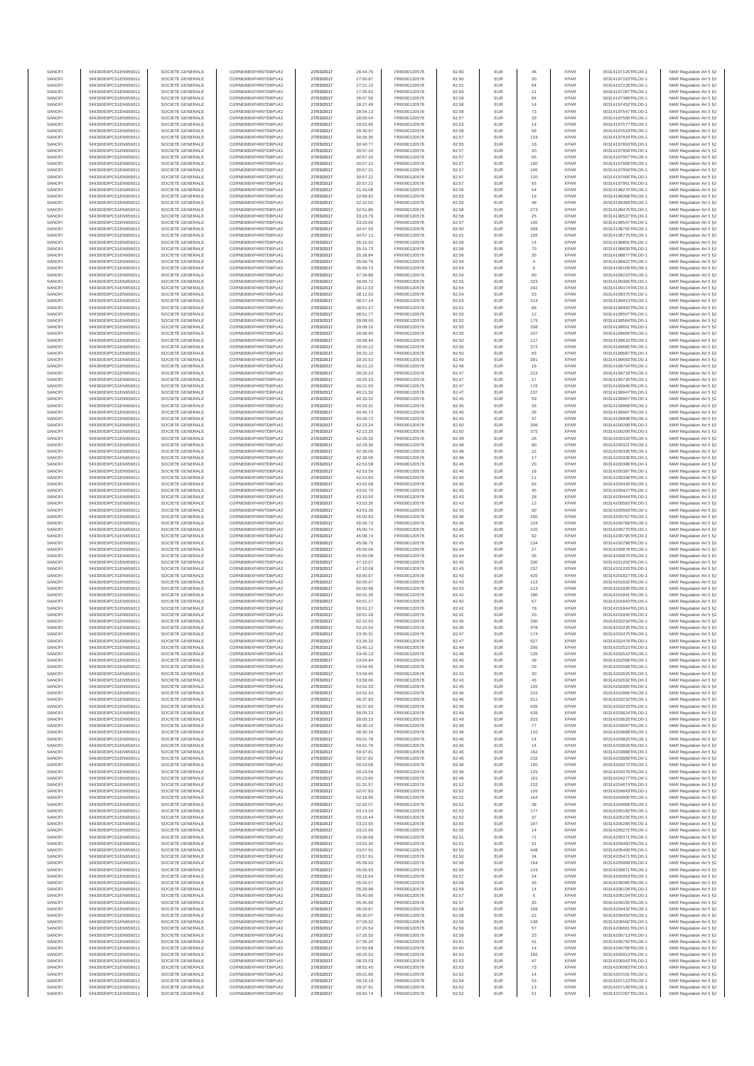| SANOFI | 549300E9PC51EN656011 | SOCIETE GENERALE | O2RNE8IBXP4R0TD8PU42 | 27/03/2017 | 26:44.75 | FR0000120578 | 82.60 | EUR | 46 | XPAR | 00314197120TRLO0-1 | MAR Regulation Art 5 §2 |
|---|---|---|---|---|---|---|---|---|---|---|---|---|
| SANOFI | 549300E9PC51EN656011 | SOCIETE GENERALE | O2RNE8IBXP4R0TD8PU42 | 27/03/2017 | 27:00.87 | FR0000120578 | 82.60 | EUR | 30 | XPAR | 00314197163TRLO0-1 | MAR Regulation Art 5 §2 |
| SANOFI | 549300E9PC51EN656011 | SOCIETE GENERALE | O2RNE8IBXP4R0TD8PU42 | 27/03/2017 | 27:21.10 | FR0000120578 | 82.61 | EUR | 64 | XPAR | 00314197228TRLO0-1 | MAR Regulation Art 5 §2 |
| SANOFI | 549300E9PC51EN656011 | SOCIETE GENERALE | O2RNE8IBXP4R0TD8PU42 | 27/03/2017 | 27:35.62 | FR0000120578 | 82.59 | EUR | 21 | XPAR | 00314197287TRLO0-1 | MAR Regulation Art 5 §2 |
| SANOFI | 549300E9PC51EN656011 | SOCIETE GENERALE | O2RNE8IBXP4R0TD8PU42 | 27/03/2017 | 28:07.56 | FR0000120578 | 82.59 | EUR | 94 | XPAR | 00314197388TRLO0-1 | MAR Regulation Art 5 §2 |
| SANOFI | 549300E9PC51EN656011 | SOCIETE GENERALE | O2RNE8IBXP4R0TD8PU42 | 27/03/2017 | 28:27.49 | FR0000120578 | 82.58 | EUR | 14 | XPAR | 00314197452TRLO0-1 | MAR Regulation Art 5 §2 |
| SANOFI | 549300E9PC51EN656011 | SOCIETE GENERALE | O2RNE8IBXP4R0TD8PU42 | 27/03/2017 | 28:54.13 | FR0000120578 | 82.58 | EUR | 73 | XPAR | 00314197547TRLO0-1 | MAR Regulation Art 5 §2 |
| SANOFI | 549300E9PC51EN656011 | SOCIETE GENERALE | O2RNE8IBXP4R0TD8PU42 | 27/03/2017 | 28:59.04 | FR0000120578 | 82.57 | EUR | 33 | XPAR | 00314197556TRLO0-1 | MAR Regulation Art 5 §2 |
| SANOFI | 549300E9PC51EN656011 | SOCIETE GENERALE | O2RNE8IBXP4R0TD8PU42 | 27/03/2017 | 29:02.95 | FR0000120578 | 82.53 | EUR | 14 | XPAR | 00314197577TRLO0-1 | MAR Regulation Art 5 §2 |
| SANOFI | 549300E9PC51EN656011 | SOCIETE GENERALE | O2RNE8IBXP4R0TD8PU42 | 27/03/2017 | 29:30.97 | FR0000120578 | 82.58 | EUR | 66 | XPAR | 00314197619TRLO0-1 | MAR Regulation Art 5 §2 |
| SANOFI | 549300E9PC51EN656011 | SOCIETE GENERALE | O2RNE8IBXP4R0TD8PU42 | 27/03/2017 | 30:26.35 | FR0000120578 | 82.57 | EUR | 119 | XPAR | 00314197819TRLO0-1 | MAR Regulation Art 5 §2 |
| SANOFI | 549300E9PC51EN656011 | SOCIETE GENERALE | O2RNE8IBXP4R0TD8PU42 | 27/03/2017 | 30:40.77 | FR0000120578 | 82.55 | EUR | 16 | XPAR | 00314197863TRLO0-1 | MAR Regulation Art 5 §2 |
| SANOFI | 549300E9PC51EN656011 | SOCIETE GENERALE | O2RNE8IBXP4R0TD8PU42 | 27/03/2017 | 30:57.20 | FR0000120578 | 82.57 | EUR | 20 | XPAR | 00314197956TRLO0-1 | MAR Regulation Art 5 §2 |
| SANOFI | 549300E9PC51EN656011 | SOCIETE GENERALE | O2RNE8IBXP4R0TD8PU42 | 27/03/2017 | 30:57.20 | FR0000120578 | 82.57 | EUR | 65 | XPAR | 00314197957TRLO0-1 | MAR Regulation Art 5 §2 |
| SANOFI | 549300E9PC51EN656011 | SOCIETE GENERALE | O2RNE8IBXP4R0TD8PU42 | 27/03/2017 | 30:57.21 | FR0000120578 | 82.57 | EUR | 100 | XPAR | 00314197958TRLO0-1 | MAR Regulation Art 5 §2 |
| SANOFI | 549300E9PC51EN656011 | SOCIETE GENERALE | O2RNE8IBXP4R0TD8PU42 | 27/03/2017 | 30:57.21 | FR0000120578 | 82.57 | EUR | 100 | XPAR | 00314197959TRLO0-1 | MAR Regulation Art 5 §2 |
| SANOFI | 549300E9PC51EN656011 | SOCIETE GENERALE | O2RNE8IBXP4R0TD8PU42 | 27/03/2017 | 30:57.22 | FR0000120578 | 82.57 | EUR | 120 | XPAR | 00314197960TRLO0-1 | MAR Regulation Art 5 §2 |
| SANOFI | 549300E9PC51EN656011 | SOCIETE GENERALE | O2RNE8IBXP4R0TD8PU42 | 27/03/2017 | 30:57.22 | FR0000120578 | 82.57 | EUR | 65 | XPAR | 00314197961TRLO0-1 | MAR Regulation Art 5 §2 |
| SANOFI | 549300E9PC51EN656011 | SOCIETE GENERALE | O2RNE8IBXP4R0TD8PU42 | 27/03/2017 | 31:43.08 | FR0000120578 | 82.56 | EUR | 54 | XPAR | 00314198270TRLO0-1 | MAR Regulation Art 5 §2 |
| SANOFI | 549300E9PC51EN656011 | SOCIETE GENERALE | O2RNE8IBXP4R0TD8PU42 | 27/03/2017 | 32:09.92 | FR0000120578 | 82.55 | EUR | 16 | XPAR | 00314198368TRLO0-1 | MAR Regulation Art 5 §2 |
| SANOFI | 549300E9PC51EN656011 | SOCIETE GENERALE | O2RNE8IBXP4R0TD8PU42 | 27/03/2017 | 32:10.02 | FR0000120578 | 82.55 | EUR | 49 | XPAR | 00314198369TRLO0-1 | MAR Regulation Art 5 §2 |
| SANOFI | 549300E9PC51EN656011 | SOCIETE GENERALE | O2RNE8IBXP4R0TD8PU42 | 27/03/2017 | 32:51.86 | FR0000120578 | 82.58 | EUR | 273 | XPAR | 00314198475TRLO0-1 | MAR Regulation Art 5 §2 |
| SANOFI | 549300E9PC51EN656011 | SOCIETE GENERALE | O2RNE8IBXP4R0TD8PU42 | 27/03/2017 | 33:15.79 | FR0000120578 | 82.58 | EUR | 25 | XPAR | 00314198537TRLO0-1 | MAR Regulation Art 5 §2 |
| SANOFI | 549300E9PC51EN656011 | SOCIETE GENERALE | O2RNE8IBXP4R0TD8PU42 | 27/03/2017 | 33:23.00 | FR0000120578 | 82.57 | EUR | 100 | XPAR | 00314198547TRLO0-1 | MAR Regulation Art 5 §2 |
| SANOFI | 549300E9PC51EN656011 | SOCIETE GENERALE | O2RNE8IBXP4R0TD8PU42 | 27/03/2017 | 34:47.50 | FR0000120578 | 82.60 | EUR | 358 | XPAR | 00314198755TRLO0-1 | MAR Regulation Art 5 §2 |
| SANOFI | 549300E9PC51EN656011 | SOCIETE GENERALE | O2RNE8IBXP4R0TD8PU42 | 27/03/2017 | 34:57.11 | FR0000120578 | 82.61 | EUR | 105 | XPAR | 00314198775TRLO0-1 | MAR Regulation Art 5 §2 |
| SANOFI | 549300E9PC51EN656011 | SOCIETE GENERALE | O2RNE8IBXP4R0TD8PU42 | 27/03/2017 | 35:10.02 | FR0000120578 | 82.59 | EUR | 14 | XPAR | 00314198801TRLO0-1 | MAR Regulation Art 5 §2 |
| SANOFI | 549300E9PC51EN656011 | SOCIETE GENERALE | O2RNE8IBXP4R0TD8PU42 | 27/03/2017 | 35:15.73 | FR0000120578 | 82.58 | EUR | 70 | XPAR | 00314198835TRLO0-1 | MAR Regulation Art 5 §2 |
| SANOFI | 549300E9PC51EN656011 | SOCIETE GENERALE | O2RNE8IBXP4R0TD8PU42 | 27/03/2017 | 35:28.84 | FR0000120578 | 82.56 | EUR | 35 | XPAR | 00314198877TRLO0-1 | MAR Regulation Art 5 §2 |
| SANOFI | 549300E9PC51EN656011 | SOCIETE GENERALE | O2RNE8IBXP4R0TD8PU42 | 27/03/2017 | 35:56.76 | FR0000120578 | 82.54 | EUR | 4 | XPAR | 00314198922TRLO0-1 | MAR Regulation Art 5 §2 |
| SANOFI | 549300E9PC51EN656011 | SOCIETE GENERALE | O2RNE8IBXP4R0TD8PU42 | 27/03/2017 | 36:56.73 | FR0000120578 | 82.54 | EUR | 5 | XPAR | 00314199109TRLO0-1 | MAR Regulation Art 5 §2 |
| SANOFI | 549300E9PC51EN656011 | SOCIETE GENERALE | O2RNE8IBXP4R0TD8PU42 | 27/03/2017 | 37:34.88 | FR0000120578 | 82.54 | EUR | 60 | XPAR | 00314199222TRLO0-1 | MAR Regulation Art 5 §2 |
| SANOFI | 549300E9PC51EN656011 | SOCIETE GENERALE | O2RNE8IBXP4R0TD8PU42 | 27/03/2017 | 38:09.72 | FR0000120578 | 82.55 | EUR | 323 | XPAR | 00314199365TRLO0-1 | MAR Regulation Art 5 §2 |
| SANOFI | 549300E9PC51EN656011 | SOCIETE GENERALE | O2RNE8IBXP4R0TD8PU42 | 27/03/2017 | 38:12.03 | FR0000120578 | 82.54 | EUR | 292 | XPAR | 00314199374TRLO0-1 | MAR Regulation Art 5 §2 |
| SANOFI | 549300E9PC51EN656011 | SOCIETE GENERALE | O2RNE8IBXP4R0TD8PU42 | 27/03/2017 | 38:12.03 | FR0000120578 | 82.54 | EUR | 53 | XPAR | 00314199375TRLO0-1 | MAR Regulation Art 5 §2 |
| SANOFI | 549300E9PC51EN656011 | SOCIETE GENERALE | O2RNE8IBXP4R0TD8PU42 | 27/03/2017 | 38:27.14 | FR0000120578 | 82.53 | EUR | 214 | XPAR | 00314199413TRLO0-1 | MAR Regulation Art 5 §2 |
| SANOFI | 549300E9PC51EN656011 | SOCIETE GENERALE | O2RNE8IBXP4R0TD8PU42 | 27/03/2017 | 38:51.17 | FR0000120578 | 82.51 | EUR | 89 | XPAR | 00314199493TRLO0-1 | MAR Regulation Art 5 §2 |
| SANOFI | 549300E9PC51EN656011 | SOCIETE GENERALE | O2RNE8IBXP4R0TD8PU42 | 27/03/2017 | 38:51.77 | FR0000120578 | 82.50 | EUR | 12 | XPAR | 00314199507TRLO0-1 | MAR Regulation Art 5 §2 |
| SANOFI | 549300E9PC51EN656011 | SOCIETE GENERALE | O2RNE8IBXP4R0TD8PU42 | 27/03/2017 | 39:08.00 | FR0000120578 | 82.52 | EUR | 179 | XPAR | 00314199584TRLO0-1 | MAR Regulation Art 5 §2 |
| SANOFI | 549300E9PC51EN656011 | SOCIETE GENERALE | O2RNE8IBXP4R0TD8PU42 | 27/03/2017 | 39:08.10 | FR0000120578 | 82.50 | EUR | 338 | XPAR | 00314199601TRLO0-1 | MAR Regulation Art 5 §2 |
| SANOFI | 549300E9PC51EN656011 | SOCIETE GENERALE | O2RNE8IBXP4R0TD8PU42 | 27/03/2017 | 39:08.40 | FR0000120578 | 82.50 | EUR | 207 | XPAR | 00314199609TRLO0-1 | MAR Regulation Art 5 §2 |
| SANOFI | 549300E9PC51EN656011 | SOCIETE GENERALE | O2RNE8IBXP4R0TD8PU42 | 27/03/2017 | 39:08.40 | FR0000120578 | 82.50 | EUR | 127 | XPAR | 00314199610TRLO0-1 | MAR Regulation Art 5 §2 |
| SANOFI | 549300E9PC51EN656011 | SOCIETE GENERALE | O2RNE8IBXP4R0TD8PU42 | 27/03/2017 | 39:20.12 | FR0000120578 | 82.50 | EUR | 372 | XPAR | 00314199686TRLO0-1 | MAR Regulation Art 5 §2 |
| SANOFI | 549300E9PC51EN656011 | SOCIETE GENERALE | O2RNE8IBXP4R0TD8PU42 | 27/03/2017 | 39:20.12 | FR0000120578 | 82.50 | EUR | 83 | XPAR | 00314199687TRLO0-1 | MAR Regulation Art 5 §2 |
| SANOFI | 549300E9PC51EN656011 | SOCIETE GENERALE | O2RNE8IBXP4R0TD8PU42 | 27/03/2017 | 39:20.52 | FR0000120578 | 82.49 | EUR | 391 | XPAR | 00314199693TRLO0-1 | MAR Regulation Art 5 §2 |
| SANOFI | 549300E9PC51EN656011 | SOCIETE GENERALE | O2RNE8IBXP4R0TD8PU42 | 27/03/2017 | 39:21.22 | FR0000120578 | 82.48 | EUR | 16 | XPAR | 00314199709TRLO0-1 | MAR Regulation Art 5 §2 |
| SANOFI | 549300E9PC51EN656011 | SOCIETE GENERALE | O2RNE8IBXP4R0TD8PU42 | 27/03/2017 | 39:25.23 | FR0000120578 | 82.47 | EUR | 212 | XPAR | 00314199718TRLO0-1 | MAR Regulation Art 5 §2 |
| SANOFI | 549300E9PC51EN656011 | SOCIETE GENERALE | O2RNE8IBXP4R0TD8PU42 | 27/03/2017 | 39:25.23 | FR0000120578 | 82.47 | EUR | 17 | XPAR | 00314199720TRLO0-1 | MAR Regulation Art 5 §2 |
| SANOFI | 549300E9PC51EN656011 | SOCIETE GENERALE | O2RNE8IBXP4R0TD8PU42 | 27/03/2017 | 40:21.50 | FR0000120578 | 82.47 | EUR | 176 | XPAR | 00314199946TRLO0-1 | MAR Regulation Art 5 §2 |
| SANOFI | 549300E9PC51EN656011 | SOCIETE GENERALE | O2RNE8IBXP4R0TD8PU42 | 27/03/2017 | 40:21.50 | FR0000120578 | 82.47 | EUR | 237 | XPAR | 00314199947TRLO0-1 | MAR Regulation Art 5 §2 |
| SANOFI | 549300E9PC51EN656011 | SOCIETE GENERALE | O2RNE8IBXP4R0TD8PU42 | 27/03/2017 | 40:33.31 | FR0000120578 | 82.45 | EUR | 59 | XPAR | 00314199967TRLO0-1 | MAR Regulation Art 5 §2 |
| SANOFI | 549300E9PC51EN656011 | SOCIETE GENERALE | O2RNE8IBXP4R0TD8PU42 | 27/03/2017 | 40:33.31 | FR0000120578 | 82.45 | EUR | 33 | XPAR | 00314199968TRLO0-1 | MAR Regulation Art 5 §2 |
| SANOFI | 549300E9PC51EN656011 | SOCIETE GENERALE | O2RNE8IBXP4R0TD8PU42 | 27/03/2017 | 40:45.72 | FR0000120578 | 82.45 | EUR | 35 | XPAR | 00314199997TRLO0-1 | MAR Regulation Art 5 §2 |
| SANOFI | 549300E9PC51EN656011 | SOCIETE GENERALE | O2RNE8IBXP4R0TD8PU42 | 27/03/2017 | 40:45.72 | FR0000120578 | 82.45 | EUR | 37 | XPAR | 00314199998TRLO0-1 | MAR Regulation Art 5 §2 |
| SANOFI | 549300E9PC51EN656011 | SOCIETE GENERALE | O2RNE8IBXP4R0TD8PU42 | 27/03/2017 | 42:23.24 | FR0000120578 | 82.50 | EUR | 306 | XPAR | 00314200289TRLO0-1 | MAR Regulation Art 5 §2 |
| SANOFI | 549300E9PC51EN656011 | SOCIETE GENERALE | O2RNE8IBXP4R0TD8PU42 | 27/03/2017 | 42:23.25 | FR0000120578 | 82.50 | EUR | 375 | XPAR | 00314200290TRLO0-1 | MAR Regulation Art 5 §2 |
| SANOFI | 549300E9PC51EN656011 | SOCIETE GENERALE | O2RNE8IBXP4R0TD8PU42 | 27/03/2017 | 42:29.35 | FR0000120578 | 82.49 | EUR | 26 | XPAR | 00314200320TRLO0-1 | MAR Regulation Art 5 §2 |
| SANOFI | 549300E9PC51EN656011 | SOCIETE GENERALE | O2RNE8IBXP4R0TD8PU42 | 27/03/2017 | 42:29.36 | FR0000120578 | 82.49 | EUR | 90 | XPAR | 00314200321TRLO0-1 | MAR Regulation Art 5 §2 |
| SANOFI | 549300E9PC51EN656011 | SOCIETE GENERALE | O2RNE8IBXP4R0TD8PU42 | 27/03/2017 | 42:36.06 | FR0000120578 | 82.48 | EUR | 22 | XPAR | 00314200338TRLO0-1 | MAR Regulation Art 5 §2 |
| SANOFI | 549300E9PC51EN656011 | SOCIETE GENERALE | O2RNE8IBXP4R0TD8PU42 | 27/03/2017 | 42:36.06 | FR0000120578 | 82.48 | EUR | 17 | XPAR | 00314200339TRLO0-1 | MAR Regulation Art 5 §2 |
| SANOFI | 549300E9PC51EN656011 | SOCIETE GENERALE | O2RNE8IBXP4R0TD8PU42 | 27/03/2017 | 42:53.58 | FR0000120578 | 82.46 | EUR | 20 | XPAR | 00314200396TRLO0-1 | MAR Regulation Art 5 §2 |
| SANOFI | 549300E9PC51EN656011 | SOCIETE GENERALE | O2RNE8IBXP4R0TD8PU42 | 27/03/2017 | 42:53.59 | FR0000120578 | 82.46 | EUR | 18 | XPAR | 00314200397TRLO0-1 | MAR Regulation Art 5 §2 |
| SANOFI | 549300E9PC51EN656011 | SOCIETE GENERALE | O2RNE8IBXP4R0TD8PU42 | 27/03/2017 | 42:53.60 | FR0000120578 | 82.46 | EUR | 11 | XPAR | 00314200398TRLO0-1 | MAR Regulation Art 5 §2 |
| SANOFI | 549300E9PC51EN656011 | SOCIETE GENERALE | O2RNE8IBXP4R0TD8PU42 | 27/03/2017 | 43:02.69 | FR0000120578 | 82.45 | EUR | 62 | XPAR | 00314200426TRLO0-1 | MAR Regulation Art 5 §2 |
| SANOFI | 549300E9PC51EN656011 | SOCIETE GENERALE | O2RNE8IBXP4R0TD8PU42 | 27/03/2017 | 43:02.70 | FR0000120578 | 82.45 | EUR | 45 | XPAR | 00314200427TRLO0-1 | MAR Regulation Art 5 §2 |
| SANOFI | 549300E9PC51EN656011 | SOCIETE GENERALE | O2RNE8IBXP4R0TD8PU42 | 27/03/2017 | 43:10.50 | FR0000120578 | 82.43 | EUR | 28 | XPAR | 00314200444TRLO0-1 | MAR Regulation Art 5 §2 |
| SANOFI | 549300E9PC51EN656011 | SOCIETE GENERALE | O2RNE8IBXP4R0TD8PU42 | 27/03/2017 | 43:53.35 | FR0000120578 | 82.43 | EUR | 12 | XPAR | 00314200562TRLO0-1 | MAR Regulation Art 5 §2 |
| SANOFI | 549300E9PC51EN656011 | SOCIETE GENERALE | O2RNE8IBXP4R0TD8PU42 | 27/03/2017 | 43:53.36 | FR0000120578 | 82.43 | EUR | 60 | XPAR | 00314200563TRLO0-1 | MAR Regulation Art 5 §2 |
| SANOFI | 549300E9PC51EN656011 | SOCIETE GENERALE | O2RNE8IBXP4R0TD8PU42 | 27/03/2017 | 45:00.63 | FR0000120578 | 82.46 | EUR | 250 | XPAR | 00314200767TRLO0-1 | MAR Regulation Art 5 §2 |
| SANOFI | 549300E9PC51EN656011 | SOCIETE GENERALE | O2RNE8IBXP4R0TD8PU42 | 27/03/2017 | 45:00.73 | FR0000120578 | 82.46 | EUR | 124 | XPAR | 00314200769TRLO0-1 | MAR Regulation Art 5 §2 |
| SANOFI | 549300E9PC51EN656011 | SOCIETE GENERALE | O2RNE8IBXP4R0TD8PU42 | 27/03/2017 | 45:00.74 | FR0000120578 | 82.46 | EUR | 220 | XPAR | 00314200770TRLO0-1 | MAR Regulation Art 5 §2 |
| SANOFI | 549300E9PC51EN656011 | SOCIETE GENERALE | O2RNE8IBXP4R0TD8PU42 | 27/03/2017 | 45:08.74 | FR0000120578 | 82.45 | EUR | 92 | XPAR | 00314200795TRLO0-1 | MAR Regulation Art 5 §2 |
| SANOFI | 549300E9PC51EN656011 | SOCIETE GENERALE | O2RNE8IBXP4R0TD8PU42 | 27/03/2017 | 45:08.75 | FR0000120578 | 82.45 | EUR | 134 | XPAR | 00314200798TRLO0-1 | MAR Regulation Art 5 §2 |
| SANOFI | 549300E9PC51EN656011 | SOCIETE GENERALE | O2RNE8IBXP4R0TD8PU42 | 27/03/2017 | 45:50.08 | FR0000120578 | 82.44 | EUR | 27 | XPAR | 00314200878TRLO0-1 | MAR Regulation Art 5 §2 |
| SANOFI | 549300E9PC51EN656011 | SOCIETE GENERALE | O2RNE8IBXP4R0TD8PU42 | 27/03/2017 | 45:50.08 | FR0000120578 | 82.44 | EUR | 35 | XPAR | 00314200879TRLO0-1 | MAR Regulation Art 5 §2 |
| SANOFI | 549300E9PC51EN656011 | SOCIETE GENERALE | O2RNE8IBXP4R0TD8PU42 | 27/03/2017 | 47:10.07 | FR0000120578 | 82.45 | EUR | 330 | XPAR | 00314201202TRLO0-1 | MAR Regulation Art 5 §2 |
| SANOFI | 549300E9PC51EN656011 | SOCIETE GENERALE | O2RNE8IBXP4R0TD8PU42 | 27/03/2017 | 47:10.08 | FR0000120578 | 82.45 | EUR | 237 | XPAR | 00314201203TRLO0-1 | MAR Regulation Art 5 §2 |
| SANOFI | 549300E9PC51EN656011 | SOCIETE GENERALE | O2RNE8IBXP4R0TD8PU42 | 27/03/2017 | 50:00.97 | FR0000120578 | 82.43 | EUR | 425 | XPAR | 00314201827TRLO0-1 | MAR Regulation Art 5 §2 |
| SANOFI | 549300E9PC51EN656011 | SOCIETE GENERALE | O2RNE8IBXP4R0TD8PU42 | 27/03/2017 | 50:00.97 | FR0000120578 | 82.43 | EUR | 113 | XPAR | 00314201832TRLO0-1 | MAR Regulation Art 5 §2 |
| SANOFI | 549300E9PC51EN656011 | SOCIETE GENERALE | O2RNE8IBXP4R0TD8PU42 | 27/03/2017 | 50:00.98 | FR0000120578 | 82.43 | EUR | 213 | XPAR | 00314201835TRLO0-1 | MAR Regulation Art 5 §2 |
| SANOFI | 549300E9PC51EN656011 | SOCIETE GENERALE | O2RNE8IBXP4R0TD8PU42 | 27/03/2017 | 50:01.26 | FR0000120578 | 82.42 | EUR | 180 | XPAR | 00314201841TRLO0-1 | MAR Regulation Art 5 §2 |
| SANOFI | 549300E9PC51EN656011 | SOCIETE GENERALE | O2RNE8IBXP4R0TD8PU42 | 27/03/2017 | 50:01.27 | FR0000120578 | 82.42 | EUR | 67 | XPAR | 00314201843TRLO0-1 | MAR Regulation Art 5 §2 |
| SANOFI | 549300E9PC51EN656011 | SOCIETE GENERALE | O2RNE8IBXP4R0TD8PU42 | 27/03/2017 | 50:01.27 | FR0000120578 | 82.42 | EUR | 78 | XPAR | 00314201844TRLO0-1 | MAR Regulation Art 5 §2 |
| SANOFI | 549300E9PC51EN656011 | SOCIETE GENERALE | O2RNE8IBXP4R0TD8PU42 | 27/03/2017 | 50:01.28 | FR0000120578 | 82.42 | EUR | 20 | XPAR | 00314201845TRLO0-1 | MAR Regulation Art 5 §2 |
| SANOFI | 549300E9PC51EN656011 | SOCIETE GENERALE | O2RNE8IBXP4R0TD8PU42 | 27/03/2017 | 52:10.53 | FR0000120578 | 82.46 | EUR | 330 | XPAR | 00314202234TRLO0-1 | MAR Regulation Art 5 §2 |
| SANOFI | 549300E9PC51EN656011 | SOCIETE GENERALE | O2RNE8IBXP4R0TD8PU42 | 27/03/2017 | 52:10.54 | FR0000120578 | 82.46 | EUR | 478 | XPAR | 00314202235TRLO0-1 | MAR Regulation Art 5 §2 |
| SANOFI | 549300E9PC51EN656011 | SOCIETE GENERALE | O2RNE8IBXP4R0TD8PU42 | 27/03/2017 | 53:35.31 | FR0000120578 | 82.47 | EUR | 174 | XPAR | 00314202475TRLO0-1 | MAR Regulation Art 5 §2 |
| SANOFI | 549300E9PC51EN656011 | SOCIETE GENERALE | O2RNE8IBXP4R0TD8PU42 | 27/03/2017 | 53:35.32 | FR0000120578 | 82.47 | EUR | 527 | XPAR | 00314202478TRLO0-1 | MAR Regulation Art 5 §2 |
| SANOFI | 549300E9PC51EN656011 | SOCIETE GENERALE | O2RNE8IBXP4R0TD8PU42 | 27/03/2017 | 53:45.12 | FR0000120578 | 82.48 | EUR | 395 | XPAR | 00314202515TRLO0-1 | MAR Regulation Art 5 §2 |
| SANOFI | 549300E9PC51EN656011 | SOCIETE GENERALE | O2RNE8IBXP4R0TD8PU42 | 27/03/2017 | 53:45.13 | FR0000120578 | 82.48 | EUR | 135 | XPAR | 00314202522TRLO0-1 | MAR Regulation Art 5 §2 |
| SANOFI | 549300E9PC51EN656011 | SOCIETE GENERALE | O2RNE8IBXP4R0TD8PU42 | 27/03/2017 | 53:54.94 | FR0000120578 | 82.45 | EUR | 49 | XPAR | 00314202598TRLO0-1 | MAR Regulation Art 5 §2 |
| SANOFI | 549300E9PC51EN656011 | SOCIETE GENERALE | O2RNE8IBXP4R0TD8PU42 | 27/03/2017 | 53:54.95 | FR0000120578 | 82.45 | EUR | 29 | XPAR | 00314202599TRLO0-1 | MAR Regulation Art 5 §2 |
| SANOFI | 549300E9PC51EN656011 | SOCIETE GENERALE | O2RNE8IBXP4R0TD8PU42 | 27/03/2017 | 53:58.65 | FR0000120578 | 82.43 | EUR | 30 | XPAR | 00314202625TRLO0-1 | MAR Regulation Art 5 §2 |
| SANOFI | 549300E9PC51EN656011 | SOCIETE GENERALE | O2RNE8IBXP4R0TD8PU42 | 27/03/2017 | 53:58.66 | FR0000120578 | 82.43 | EUR | 43 | XPAR | 00314202632TRLO0-1 | MAR Regulation Art 5 §2 |
| SANOFI | 549300E9PC51EN656011 | SOCIETE GENERALE | O2RNE8IBXP4R0TD8PU42 | 27/03/2017 | 54:52.33 | FR0000120578 | 82.46 | EUR | 155 | XPAR | 00314202865TRLO0-1 | MAR Regulation Art 5 §2 |
| SANOFI | 549300E9PC51EN656011 | SOCIETE GENERALE | O2RNE8IBXP4R0TD8PU42 | 27/03/2017 | 54:52.33 | FR0000120578 | 82.46 | EUR | 215 | XPAR | 00314202866TRLO0-1 | MAR Regulation Art 5 §2 |
| SANOFI | 549300E9PC51EN656011 | SOCIETE GENERALE | O2RNE8IBXP4R0TD8PU42 | 27/03/2017 | 56:37.83 | FR0000120578 | 82.46 | EUR | 311 | XPAR | 00314203232TRLO0-1 | MAR Regulation Art 5 §2 |
| SANOFI | 549300E9PC51EN656011 | SOCIETE GENERALE | O2RNE8IBXP4R0TD8PU42 | 27/03/2017 | 56:37.83 | FR0000120578 | 82.46 | EUR | 435 | XPAR | 00314203233TRLO0-1 | MAR Regulation Art 5 §2 |
| SANOFI | 549300E9PC51EN656011 | SOCIETE GENERALE | O2RNE8IBXP4R0TD8PU42 | 27/03/2017 | 58:05.23 | FR0000120578 | 82.49 | EUR | 439 | XPAR | 00314203624TRLO0-1 | MAR Regulation Art 5 §2 |
| SANOFI | 549300E9PC51EN656011 | SOCIETE GENERALE | O2RNE8IBXP4R0TD8PU42 | 27/03/2017 | 58:05.23 | FR0000120578 | 82.49 | EUR | 315 | XPAR | 00314203625TRLO0-1 | MAR Regulation Art 5 §2 |
| SANOFI | 549300E9PC51EN656011 | SOCIETE GENERALE | O2RNE8IBXP4R0TD8PU42 | 27/03/2017 | 58:30.15 | FR0000120578 | 82.48 | EUR | 77 | XPAR | 00314203697TRLO0-1 | MAR Regulation Art 5 §2 |
| SANOFI | 549300E9PC51EN656011 | SOCIETE GENERALE | O2RNE8IBXP4R0TD8PU42 | 27/03/2017 | 58:30.16 | FR0000120578 | 82.48 | EUR | 110 | XPAR | 00314203698TRLO0-1 | MAR Regulation Art 5 §2 |
| SANOFI | 549300E9PC51EN656011 | SOCIETE GENERALE | O2RNE8IBXP4R0TD8PU42 | 27/03/2017 | 59:01.78 | FR0000120578 | 82.46 | EUR | 14 | XPAR | 00314203825TRLO0-1 | MAR Regulation Art 5 §2 |
| SANOFI | 549300E9PC51EN656011 | SOCIETE GENERALE | O2RNE8IBXP4R0TD8PU42 | 27/03/2017 | 59:01.79 | FR0000120578 | 82.46 | EUR | 14 | XPAR | 00314203826TRLO0-1 | MAR Regulation Art 5 §2 |
| SANOFI | 549300E9PC51EN656011 | SOCIETE GENERALE | O2RNE8IBXP4R0TD8PU42 | 27/03/2017 | 59:37.81 | FR0000120578 | 82.46 | EUR | 162 | XPAR | 00314203888TRLO0-1 | MAR Regulation Art 5 §2 |
| SANOFI | 549300E9PC51EN656011 | SOCIETE GENERALE | O2RNE8IBXP4R0TD8PU42 | 27/03/2017 | 59:37.82 | FR0000120578 | 82.46 | EUR | 232 | XPAR | 00314203889TRLO0-1 | MAR Regulation Art 5 §2 |
| SANOFI | 549300E9PC51EN656011 | SOCIETE GENERALE | O2RNE8IBXP4R0TD8PU42 | 27/03/2017 | 00:23.58 | FR0000120578 | 82.46 | EUR | 100 | XPAR | 00314204272TRLO0-1 | MAR Regulation Art 5 §2 |
| SANOFI | 549300E9PC51EN656011 | SOCIETE GENERALE | O2RNE8IBXP4R0TD8PU42 | 27/03/2017 | 00:23.59 | FR0000120578 | 82.46 | EUR | 125 | XPAR | 00314204276TRLO0-1 | MAR Regulation Art 5 §2 |
| SANOFI | 549300E9PC51EN656011 | SOCIETE GENERALE | O2RNE8IBXP4R0TD8PU42 | 27/03/2017 | 00:23.60 | FR0000120578 | 82.46 | EUR | 161 | XPAR | 00314204277TRLO0-1 | MAR Regulation Art 5 §2 |
| SANOFI | 549300E9PC51EN656011 | SOCIETE GENERALE | O2RNE8IBXP4R0TD8PU42 | 27/03/2017 | 01:31.57 | FR0000120578 | 82.52 | EUR | 233 | XPAR | 00314204576TRLO0-1 | MAR Regulation Art 5 §2 |
| SANOFI | 549300E9PC51EN656011 | SOCIETE GENERALE | O2RNE8IBXP4R0TD8PU42 | 27/03/2017 | 02:07.83 | FR0000120578 | 82.52 | EUR | 126 | XPAR | 00314204843TRLO0-1 | MAR Regulation Art 5 §2 |
| SANOFI | 549300E9PC51EN656011 | SOCIETE GENERALE | O2RNE8IBXP4R0TD8PU42 | 27/03/2017 | 02:18.95 | FR0000120578 | 82.52 | EUR | 164 | XPAR | 00314204900TRLO0-1 | MAR Regulation Art 5 §2 |
| SANOFI | 549300E9PC51EN656011 | SOCIETE GENERALE | O2RNE8IBXP4R0TD8PU42 | 27/03/2017 | 02:32.07 | FR0000120578 | 82.52 | EUR | 38 | XPAR | 00314204969TRLO0-1 | MAR Regulation Art 5 §2 |
| SANOFI | 549300E9PC51EN656011 | SOCIETE GENERALE | O2RNE8IBXP4R0TD8PU42 | 27/03/2017 | 03:13.24 | FR0000120578 | 82.53 | EUR | 177 | XPAR | 00314205192TRLO0-1 | MAR Regulation Art 5 §2 |
| SANOFI | 549300E9PC51EN656011 | SOCIETE GENERALE | O2RNE8IBXP4R0TD8PU42 | 27/03/2017 | 03:19.44 | FR0000120578 | 82.52 | EUR | 37 | XPAR | 00314205235TRLO0-1 | MAR Regulation Art 5 §2 |
| SANOFI | 549300E9PC51EN656011 | SOCIETE GENERALE | O2RNE8IBXP4R0TD8PU42 | 27/03/2017 | 03:22.65 | FR0000120578 | 82.50 | EUR | 187 | XPAR | 00314205266TRLO0-1 | MAR Regulation Art 5 §2 |
| SANOFI | 549300E9PC51EN656011 | SOCIETE GENERALE | O2RNE8IBXP4R0TD8PU42 | 27/03/2017 | 03:22.66 | FR0000120578 | 82.50 | EUR | 14 | XPAR | 00314205272TRLO0-1 | MAR Regulation Art 5 §2 |
| SANOFI | 549300E9PC51EN656011 | SOCIETE GENERALE | O2RNE8IBXP4R0TD8PU42 | 27/03/2017 | 03:39.68 | FR0000120578 | 82.51 | EUR | 71 | XPAR | 00314205371TRLO0-1 | MAR Regulation Art 5 §2 |
| SANOFI | 549300E9PC51EN656011 | SOCIETE GENERALE | O2RNE8IBXP4R0TD8PU42 | 27/03/2017 | 03:52.30 | FR0000120578 | 82.51 | EUR | 31 | XPAR | 00314205466TRLO0-1 | MAR Regulation Art 5 §2 |
| SANOFI | 549300E9PC51EN656011 | SOCIETE GENERALE | O2RNE8IBXP4R0TD8PU42 | 27/03/2017 | 03:57.61 | FR0000120578 | 82.50 | EUR | 448 | XPAR | 00314205469TRLO0-1 | MAR Regulation Art 5 §2 |
| SANOFI | 549300E9PC51EN656011 | SOCIETE GENERALE | O2RNE8IBXP4R0TD8PU42 | 27/03/2017 | 03:57.61 | FR0000120578 | 82.50 | EUR | 34 | XPAR | 00314205471TRLO0-1 | MAR Regulation Art 5 §2 |
| SANOFI | 549300E9PC51EN656011 | SOCIETE GENERALE | O2RNE8IBXP4R0TD8PU42 | 27/03/2017 | 05:09.93 | FR0000120578 | 82.56 | EUR | 164 | XPAR | 00314205869TRLO0-1 | MAR Regulation Art 5 §2 |
| SANOFI | 549300E9PC51EN656011 | SOCIETE GENERALE | O2RNE8IBXP4R0TD8PU42 | 27/03/2017 | 05:09.93 | FR0000120578 | 82.56 | EUR | 143 | XPAR | 00314205871TRLO0-1 | MAR Regulation Art 5 §2 |
| SANOFI | 549300E9PC51EN656011 | SOCIETE GENERALE | O2RNE8IBXP4R0TD8PU42 | 27/03/2017 | 05:16.54 | FR0000120578 | 82.57 | EUR | 24 | XPAR | 00314205953TRLO0-1 | MAR Regulation Art 5 §2 |
| SANOFI | 549300E9PC51EN656011 | SOCIETE GENERALE | O2RNE8IBXP4R0TD8PU42 | 27/03/2017 | 05:26.07 | FR0000120578 | 82.59 | EUR | 36 | XPAR | 00314206085TRLO0-1 | MAR Regulation Art 5 §2 |
| SANOFI | 549300E9PC51EN656011 | SOCIETE GENERALE | O2RNE8IBXP4R0TD8PU42 | 27/03/2017 | 05:29.98 | FR0000120578 | 82.59 | EUR | 14 | XPAR | 00314206108TRLO0-1 | MAR Regulation Art 5 §2 |
| SANOFI | 549300E9PC51EN656011 | SOCIETE GENERALE | O2RNE8IBXP4R0TD8PU42 | 27/03/2017 | 05:40.90 | FR0000120578 | 82.57 | EUR | 6 | XPAR | 00314206154TRLO0-1 | MAR Regulation Art 5 §2 |
| SANOFI | 549300E9PC51EN656011 | SOCIETE GENERALE | O2RNE8IBXP4R0TD8PU42 | 27/03/2017 | 05:40.90 | FR0000120578 | 82.57 | EUR | 35 | XPAR | 00314206155TRLO0-1 | MAR Regulation Art 5 §2 |
| SANOFI | 549300E9PC51EN656011 | SOCIETE GENERALE | O2RNE8IBXP4R0TD8PU42 | 27/03/2017 | 06:29.67 | FR0000120578 | 82.58 | EUR | 189 | XPAR | 00314206432TRLO0-1 | MAR Regulation Art 5 §2 |
| SANOFI | 549300E9PC51EN656011 | SOCIETE GENERALE | O2RNE8IBXP4R0TD8PU42 | 27/03/2017 | 06:30.07 | FR0000120578 | 82.58 | EUR | 22 | XPAR | 00314206450TRLO0-1 | MAR Regulation Art 5 §2 |
| SANOFI | 549300E9PC51EN656011 | SOCIETE GENERALE | O2RNE8IBXP4R0TD8PU42 | 27/03/2017 | 07:09.02 | FR0000120578 | 82.59 | EUR | 138 | XPAR | 00314206592TRLO0-1 | MAR Regulation Art 5 §2 |
| SANOFI | 549300E9PC51EN656011 | SOCIETE GENERALE | O2RNE8IBXP4R0TD8PU42 | 27/03/2017 | 07:20.54 | FR0000120578 | 82.59 | EUR | 57 | XPAR | 00314206661TRLO0-1 | MAR Regulation Art 5 §2 |
| SANOFI | 549300E9PC51EN656011 | SOCIETE GENERALE | O2RNE8IBXP4R0TD8PU42 | 27/03/2017 | 07:25.55 | FR0000120578 | 82.59 | EUR | 23 | XPAR | 00314206713TRLO0-1 | MAR Regulation Art 5 §2 |
| SANOFI | 549300E9PC51EN656011 | SOCIETE GENERALE | O2RNE8IBXP4R0TD8PU42 | 27/03/2017 | 07:35.26 | FR0000120578 | 82.61 | EUR | 41 | XPAR | 00314206750TRLO0-1 | MAR Regulation Art 5 §2 |
| SANOFI | 549300E9PC51EN656011 | SOCIETE GENERALE | O2RNE8IBXP4R0TD8PU42 | 27/03/2017 | 07:55.88 | FR0000120578 | 82.60 | EUR | 14 | XPAR | 00314206795TRLO0-1 | MAR Regulation Art 5 §2 |
| SANOFI | 549300E9PC51EN656011 | SOCIETE GENERALE | O2RNE8IBXP4R0TD8PU42 | 27/03/2017 | 08:25.52 | FR0000120578 | 82.63 | EUR | 165 | XPAR | 00314206913TRLO0-1 | MAR Regulation Art 5 §2 |
| SANOFI | 549300E9PC51EN656011 | SOCIETE GENERALE | O2RNE8IBXP4R0TD8PU42 | 27/03/2017 | 08:33.03 | FR0000120578 | 82.63 | EUR | 47 | XPAR | 00314206942TRLO0-1 | MAR Regulation Art 5 §2 |
| SANOFI | 549300E9PC51EN656011 | SOCIETE GENERALE | O2RNE8IBXP4R0TD8PU42 | 27/03/2017 | 08:51.45 | FR0000120578 | 82.63 | EUR | 73 | XPAR | 00314206983TRLO0-1 | MAR Regulation Art 5 §2 |
| SANOFI | 549300E9PC51EN656011 | SOCIETE GENERALE | O2RNE8IBXP4R0TD8PU42 | 27/03/2017 | 09:01.86 | FR0000120578 | 82.62 | EUR | 14 | XPAR | 00314207026TRLO0-1 | MAR Regulation Art 5 §2 |
| SANOFI | 549300E9PC51EN656011 | SOCIETE GENERALE | O2RNE8IBXP4R0TD8PU42 | 27/03/2017 | 09:19.19 | FR0000120578 | 82.64 | EUR | 53 | XPAR | 00314207123TRLO0-1 | MAR Regulation Art 5 §2 |
| SANOFI | 549300E9PC51EN656011 | SOCIETE GENERALE | O2RNE8IBXP4R0TD8PU42 | 27/03/2017 | 09:37.91 | FR0000120578 | 82.62 | EUR | 13 | XPAR | 00314207199TRLO0-1 | MAR Regulation Art 5 §2 |
| SANOFI | 549300E9PC51EN656011 | SOCIETE GENERALE | O2RNE8IBXP4R0TD8PU42 | 27/03/2017 | 09:50.74 | FR0000120578 | 82.62 | EUR | 51 | XPAR | 00314207287TRLO0-1 | MAR Regulation Art 5 §2 |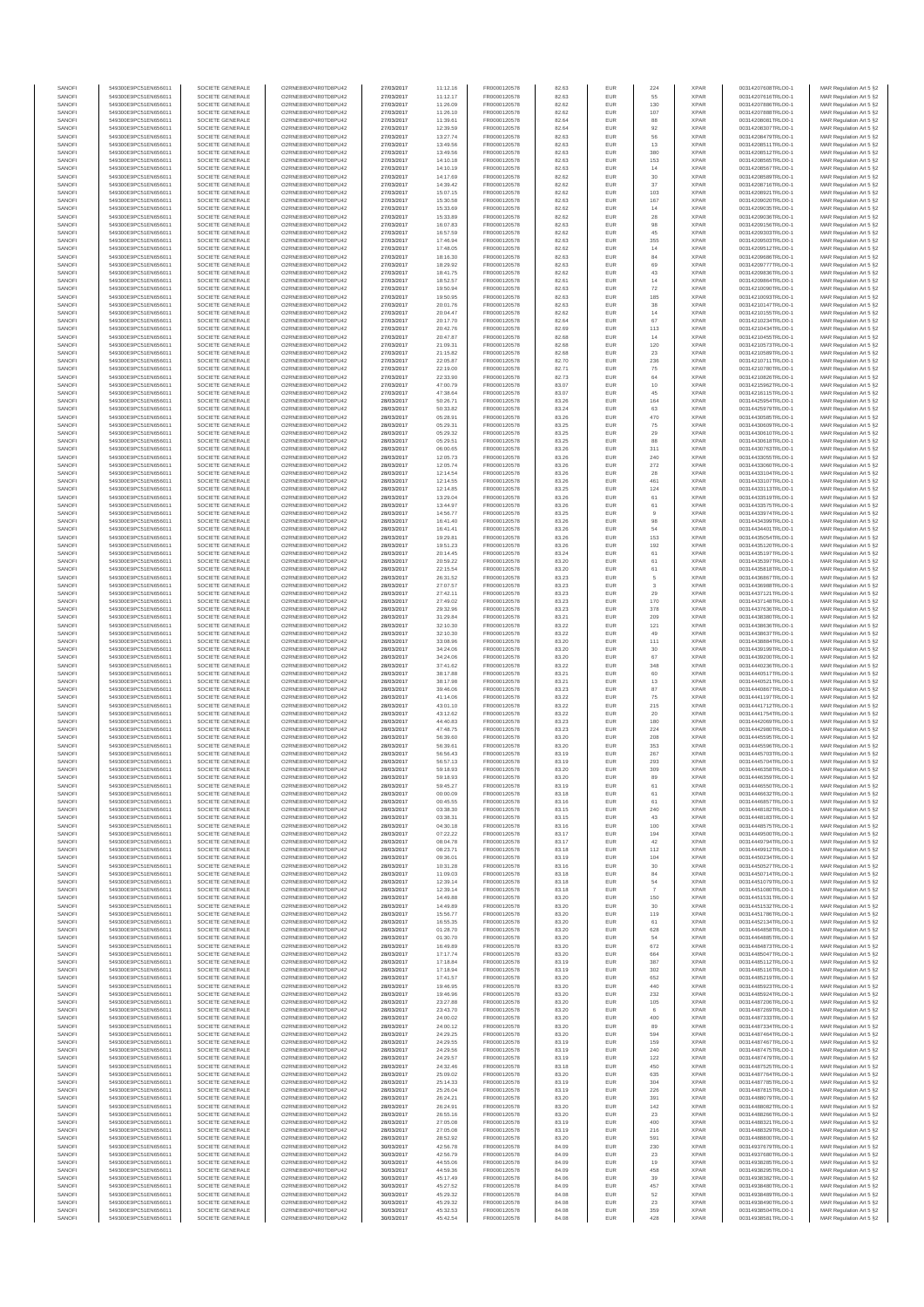| SANOFI | 549300E9PC51EN656011 | SOCIETE GENERALE | O2RNE8IBXP4R0TD8PU42 | 27/03/2017 | 11:12:16 | FR0000120578 | 82.63 | EUR | 224 | XPAR | 00314207608TRLO0-1 | MAR Regulation Art 5 §2 |
|---|---|---|---|---|---|---|---|---|---|---|---|---|
| SANOFI | 549300E9PC51EN656011 | SOCIETE GENERALE | O2RNE8IBXP4R0TD8PU42 | 27/03/2017 | 11:12:17 | FR0000120578 | 82.63 | EUR | 55 | XPAR | 00314207616TRLO0-1 | MAR Regulation Art 5 §2 |
| SANOFI | 549300E9PC51EN656011 | SOCIETE GENERALE | O2RNE8IBXP4R0TD8PU42 | 27/03/2017 | 11:26:09 | FR0000120578 | 82.62 | EUR | 130 | XPAR | 00314207886TRLO0-1 | MAR Regulation Art 5 §2 |
| SANOFI | 549300E9PC51EN656011 | SOCIETE GENERALE | O2RNE8IBXP4R0TD8PU42 | 27/03/2017 | 11:26:10 | FR0000120578 | 82.62 | EUR | 107 | XPAR | 00314207888TRLO0-1 | MAR Regulation Art 5 §2 |
| SANOFI | 549300E9PC51EN656011 | SOCIETE GENERALE | O2RNE8IBXP4R0TD8PU42 | 27/03/2017 | 11:39:61 | FR0000120578 | 82.64 | EUR | 88 | XPAR | 00314208081TRLO0-1 | MAR Regulation Art 5 §2 |
| SANOFI | 549300E9PC51EN656011 | SOCIETE GENERALE | O2RNE8IBXP4R0TD8PU42 | 27/03/2017 | 12:39:59 | FR0000120578 | 82.64 | EUR | 92 | XPAR | 00314208307TRLO0-1 | MAR Regulation Art 5 §2 |
| SANOFI | 549300E9PC51EN656011 | SOCIETE GENERALE | O2RNE8IBXP4R0TD8PU42 | 27/03/2017 | 13:27:74 | FR0000120578 | 82.63 | EUR | 56 | XPAR | 00314208479TRLO0-1 | MAR Regulation Art 5 §2 |
| SANOFI | 549300E9PC51EN656011 | SOCIETE GENERALE | O2RNE8IBXP4R0TD8PU42 | 27/03/2017 | 13:49:56 | FR0000120578 | 82.63 | EUR | 13 | XPAR | 00314208511TRLO0-1 | MAR Regulation Art 5 §2 |
| SANOFI | 549300E9PC51EN656011 | SOCIETE GENERALE | O2RNE8IBXP4R0TD8PU42 | 27/03/2017 | 13:49:56 | FR0000120578 | 82.63 | EUR | 380 | XPAR | 00314208512TRLO0-1 | MAR Regulation Art 5 §2 |
| SANOFI | 549300E9PC51EN656011 | SOCIETE GENERALE | O2RNE8IBXP4R0TD8PU42 | 27/03/2017 | 14:10:18 | FR0000120578 | 82.63 | EUR | 153 | XPAR | 00314208568TRLO0-1 | MAR Regulation Art 5 §2 |
| SANOFI | 549300E9PC51EN656011 | SOCIETE GENERALE | O2RNE8IBXP4R0TD8PU42 | 27/03/2017 | 14:10:19 | FR0000120578 | 82.63 | EUR | 14 | XPAR | 00314208567TRLO0-1 | MAR Regulation Art 5 §2 |
| SANOFI | 549300E9PC51EN656011 | SOCIETE GENERALE | O2RNE8IBXP4R0TD8PU42 | 27/03/2017 | 14:17:69 | FR0000120578 | 82.62 | EUR | 30 | XPAR | 00314208589TRLO0-1 | MAR Regulation Art 5 §2 |
| SANOFI | 549300E9PC51EN656011 | SOCIETE GENERALE | O2RNE8IBXP4R0TD8PU42 | 27/03/2017 | 14:39:42 | FR0000120578 | 82.62 | EUR | 37 | XPAR | 00314208716TRLO0-1 | MAR Regulation Art 5 §2 |
| SANOFI | 549300E9PC51EN656011 | SOCIETE GENERALE | O2RNE8IBXP4R0TD8PU42 | 27/03/2017 | 15:07:15 | FR0000120578 | 82.62 | EUR | 103 | XPAR | 00314208925TRLO0-1 | MAR Regulation Art 5 §2 |
| SANOFI | 549300E9PC51EN656011 | SOCIETE GENERALE | O2RNE8IBXP4R0TD8PU42 | 27/03/2017 | 15:30:58 | FR0000120578 | 82.63 | EUR | 167 | XPAR | 00314209020TRLO0-1 | MAR Regulation Art 5 §2 |
| SANOFI | 549300E9PC51EN656011 | SOCIETE GENERALE | O2RNE8IBXP4R0TD8PU42 | 27/03/2017 | 15:33:69 | FR0000120578 | 82.62 | EUR | 14 | XPAR | 00314209035TRLO0-1 | MAR Regulation Art 5 §2 |
| SANOFI | 549300E9PC51EN656011 | SOCIETE GENERALE | O2RNE8IBXP4R0TD8PU42 | 27/03/2017 | 15:33:89 | FR0000120578 | 82.62 | EUR | 28 | XPAR | 00314209036TRLO0-1 | MAR Regulation Art 5 §2 |
| SANOFI | 549300E9PC51EN656011 | SOCIETE GENERALE | O2RNE8IBXP4R0TD8PU42 | 27/03/2017 | 16:07:83 | FR0000120578 | 82.63 | EUR | 98 | XPAR | 00314209156TRLO0-1 | MAR Regulation Art 5 §2 |
| SANOFI | 549300E9PC51EN656011 | SOCIETE GENERALE | O2RNE8IBXP4R0TD8PU42 | 27/03/2017 | 16:57:59 | FR0000120578 | 82.62 | EUR | 45 | XPAR | 00314209303TRLO0-1 | MAR Regulation Art 5 §2 |
| SANOFI | 549300E9PC51EN656011 | SOCIETE GENERALE | O2RNE8IBXP4R0TD8PU42 | 27/03/2017 | 17:46:94 | FR0000120578 | 82.63 | EUR | 355 | XPAR | 00314209500TRLO0-1 | MAR Regulation Art 5 §2 |
| SANOFI | 549300E9PC51EN656011 | SOCIETE GENERALE | O2RNE8IBXP4R0TD8PU42 | 27/03/2017 | 17:48:05 | FR0000120578 | 82.62 | EUR | 14 | XPAR | 00314209512TRLO0-1 | MAR Regulation Art 5 §2 |
| SANOFI | 549300E9PC51EN656011 | SOCIETE GENERALE | O2RNE8IBXP4R0TD8PU42 | 27/03/2017 | 18:16:30 | FR0000120578 | 82.63 | EUR | 84 | XPAR | 00314209680TRLO0-1 | MAR Regulation Art 5 §2 |
| SANOFI | 549300E9PC51EN656011 | SOCIETE GENERALE | O2RNE8IBXP4R0TD8PU42 | 27/03/2017 | 18:29:92 | FR0000120578 | 82.63 | EUR | 69 | XPAR | 00314209777TRLO0-1 | MAR Regulation Art 5 §2 |
| SANOFI | 549300E9PC51EN656011 | SOCIETE GENERALE | O2RNE8IBXP4R0TD8PU42 | 27/03/2017 | 18:41:75 | FR0000120578 | 82.62 | EUR | 43 | XPAR | 00314209836TRLO0-1 | MAR Regulation Art 5 §2 |
| SANOFI | 549300E9PC51EN656011 | SOCIETE GENERALE | O2RNE8IBXP4R0TD8PU42 | 27/03/2017 | 18:52:57 | FR0000120578 | 82.61 | EUR | 14 | XPAR | 00314209864TRLO0-1 | MAR Regulation Art 5 §2 |
| SANOFI | 549300E9PC51EN656011 | SOCIETE GENERALE | O2RNE8IBXP4R0TD8PU42 | 27/03/2017 | 19:50:94 | FR0000120578 | 82.63 | EUR | 72 | XPAR | 00314210090TRLO0-1 | MAR Regulation Art 5 §2 |
| SANOFI | 549300E9PC51EN656011 | SOCIETE GENERALE | O2RNE8IBXP4R0TD8PU42 | 27/03/2017 | 19:50:95 | FR0000120578 | 82.63 | EUR | 185 | XPAR | 00314210093TRLO0-1 | MAR Regulation Art 5 §2 |
| SANOFI | 549300E9PC51EN656011 | SOCIETE GENERALE | O2RNE8IBXP4R0TD8PU42 | 27/03/2017 | 20:01:76 | FR0000120578 | 82.63 | EUR | 38 | XPAR | 00314210147TRLO0-1 | MAR Regulation Art 5 §2 |
| SANOFI | 549300E9PC51EN656011 | SOCIETE GENERALE | O2RNE8IBXP4R0TD8PU42 | 27/03/2017 | 20:04:47 | FR0000120578 | 82.62 | EUR | 14 | XPAR | 00314210155TRLO0-1 | MAR Regulation Art 5 §2 |
| SANOFI | 549300E9PC51EN656011 | SOCIETE GENERALE | O2RNE8IBXP4R0TD8PU42 | 27/03/2017 | 20:17:70 | FR0000120578 | 82.64 | EUR | 67 | XPAR | 00314210234TRLO0-1 | MAR Regulation Art 5 §2 |
| SANOFI | 549300E9PC51EN656011 | SOCIETE GENERALE | O2RNE8IBXP4R0TD8PU42 | 27/03/2017 | 20:42:76 | FR0000120578 | 82.69 | EUR | 113 | XPAR | 00314210434TRLO0-1 | MAR Regulation Art 5 §2 |
| SANOFI | 549300E9PC51EN656011 | SOCIETE GENERALE | O2RNE8IBXP4R0TD8PU42 | 27/03/2017 | 20:47:87 | FR0000120578 | 82.68 | EUR | 14 | XPAR | 00314210455TRLO0-1 | MAR Regulation Art 5 §2 |
| SANOFI | 549300E9PC51EN656011 | SOCIETE GENERALE | O2RNE8IBXP4R0TD8PU42 | 27/03/2017 | 21:09:31 | FR0000120578 | 82.68 | EUR | 120 | XPAR | 00314210573TRLO0-1 | MAR Regulation Art 5 §2 |
| SANOFI | 549300E9PC51EN656011 | SOCIETE GENERALE | O2RNE8IBXP4R0TD8PU42 | 27/03/2017 | 21:15:82 | FR0000120578 | 82.68 | EUR | 23 | XPAR | 00314210589TRLO0-1 | MAR Regulation Art 5 §2 |
| SANOFI | 549300E9PC51EN656011 | SOCIETE GENERALE | O2RNE8IBXP4R0TD8PU42 | 27/03/2017 | 22:05:87 | FR0000120578 | 82.70 | EUR | 236 | XPAR | 00314210711TRLO0-1 | MAR Regulation Art 5 §2 |
| SANOFI | 549300E9PC51EN656011 | SOCIETE GENERALE | O2RNE8IBXP4R0TD8PU42 | 27/03/2017 | 22:19:00 | FR0000120578 | 82.71 | EUR | 75 | XPAR | 00314210780TRLO0-1 | MAR Regulation Art 5 §2 |
| SANOFI | 549300E9PC51EN656011 | SOCIETE GENERALE | O2RNE8IBXP4R0TD8PU42 | 27/03/2017 | 22:33:00 | FR0000120578 | 82.73 | EUR | 64 | XPAR | 00314210826TRLO0-1 | MAR Regulation Art 5 §2 |
| SANOFI | 549300E9PC51EN656011 | SOCIETE GENERALE | O2RNE8IBXP4R0TD8PU42 | 27/03/2017 | 47:00:79 | FR0000120578 | 83.07 | EUR | 10 | XPAR | 00314215962TRLO0-1 | MAR Regulation Art 5 §2 |
| SANOFI | 549300E9PC51EN656011 | SOCIETE GENERALE | O2RNE8IBXP4R0TD8PU42 | 27/03/2017 | 47:36:64 | FR0000120578 | 83.07 | EUR | 45 | XPAR | 00314216115TRLO0-1 | MAR Regulation Art 5 §2 |
| SANOFI | 549300E9PC51EN656011 | SOCIETE GENERALE | O2RNE8IBXP4R0TD8PU42 | 28/03/2017 | 50:26:71 | FR0000120578 | 83.26 | EUR | 164 | XPAR | 00314425954TRLO0-1 | MAR Regulation Art 5 §2 |
| SANOFI | 549300E9PC51EN656011 | SOCIETE GENERALE | O2RNE8IBXP4R0TD8PU42 | 28/03/2017 | 50:33:82 | FR0000120578 | 83.24 | EUR | 63 | XPAR | 00314425979TRLO0-1 | MAR Regulation Art 5 §2 |
| SANOFI | 549300E9PC51EN656011 | SOCIETE GENERALE | O2RNE8IBXP4R0TD8PU42 | 28/03/2017 | 05:28:91 | FR0000120578 | 83.26 | EUR | 470 | XPAR | 00314430585TRLO0-1 | MAR Regulation Art 5 §2 |
| SANOFI | 549300E9PC51EN656011 | SOCIETE GENERALE | O2RNE8IBXP4R0TD8PU42 | 28/03/2017 | 05:29:31 | FR0000120578 | 83.25 | EUR | 75 | XPAR | 00314430609TRLO0-1 | MAR Regulation Art 5 §2 |
| SANOFI | 549300E9PC51EN656011 | SOCIETE GENERALE | O2RNE8IBXP4R0TD8PU42 | 28/03/2017 | 05:29:32 | FR0000120578 | 83.25 | EUR | 29 | XPAR | 00314430610TRLO0-1 | MAR Regulation Art 5 §2 |
| SANOFI | 549300E9PC51EN656011 | SOCIETE GENERALE | O2RNE8IBXP4R0TD8PU42 | 28/03/2017 | 05:29:51 | FR0000120578 | 83.25 | EUR | 88 | XPAR | 00314430618TRLO0-1 | MAR Regulation Art 5 §2 |
| SANOFI | 549300E9PC51EN656011 | SOCIETE GENERALE | O2RNE8IBXP4R0TD8PU42 | 28/03/2017 | 06:00:65 | FR0000120578 | 83.26 | EUR | 311 | XPAR | 00314430783TRLO0-1 | MAR Regulation Art 5 §2 |
| SANOFI | 549300E9PC51EN656011 | SOCIETE GENERALE | O2RNE8IBXP4R0TD8PU42 | 28/03/2017 | 12:05:73 | FR0000120578 | 83.26 | EUR | 240 | XPAR | 00314433055TRLO0-1 | MAR Regulation Art 5 §2 |
| SANOFI | 549300E9PC51EN656011 | SOCIETE GENERALE | O2RNE8IBXP4R0TD8PU42 | 28/03/2017 | 12:05:74 | FR0000120578 | 83.26 | EUR | 272 | XPAR | 00314433060TRLO0-1 | MAR Regulation Art 5 §2 |
| SANOFI | 549300E9PC51EN656011 | SOCIETE GENERALE | O2RNE8IBXP4R0TD8PU42 | 28/03/2017 | 12:14:54 | FR0000120578 | 83.26 | EUR | 28 | XPAR | 00314433104TRLO0-1 | MAR Regulation Art 5 §2 |
| SANOFI | 549300E9PC51EN656011 | SOCIETE GENERALE | O2RNE8IBXP4R0TD8PU42 | 28/03/2017 | 12:14:55 | FR0000120578 | 83.26 | EUR | 461 | XPAR | 00314433107TRLO0-1 | MAR Regulation Art 5 §2 |
| SANOFI | 549300E9PC51EN656011 | SOCIETE GENERALE | O2RNE8IBXP4R0TD8PU42 | 28/03/2017 | 12:14:85 | FR0000120578 | 83.25 | EUR | 124 | XPAR | 00314433113TRLO0-1 | MAR Regulation Art 5 §2 |
| SANOFI | 549300E9PC51EN656011 | SOCIETE GENERALE | O2RNE8IBXP4R0TD8PU42 | 28/03/2017 | 13:29:04 | FR0000120578 | 83.26 | EUR | 61 | XPAR | 00314433519TRLO0-1 | MAR Regulation Art 5 §2 |
| SANOFI | 549300E9PC51EN656011 | SOCIETE GENERALE | O2RNE8IBXP4R0TD8PU42 | 28/03/2017 | 13:44:97 | FR0000120578 | 83.26 | EUR | 61 | XPAR | 00314433575TRLO0-1 | MAR Regulation Art 5 §2 |
| SANOFI | 549300E9PC51EN656011 | SOCIETE GENERALE | O2RNE8IBXP4R0TD8PU42 | 28/03/2017 | 14:56:77 | FR0000120578 | 83.25 | EUR | 9 | XPAR | 00314433974TRLO0-1 | MAR Regulation Art 5 §2 |
| SANOFI | 549300E9PC51EN656011 | SOCIETE GENERALE | O2RNE8IBXP4R0TD8PU42 | 28/03/2017 | 16:41:40 | FR0000120578 | 83.26 | EUR | 98 | XPAR | 00314434399TRLO0-1 | MAR Regulation Art 5 §2 |
| SANOFI | 549300E9PC51EN656011 | SOCIETE GENERALE | O2RNE8IBXP4R0TD8PU42 | 28/03/2017 | 16:41:41 | FR0000120578 | 83.26 | EUR | 54 | XPAR | 00314434401TRLO0-1 | MAR Regulation Art 5 §2 |
| SANOFI | 549300E9PC51EN656011 | SOCIETE GENERALE | O2RNE8IBXP4R0TD8PU42 | 28/03/2017 | 19:29:81 | FR0000120578 | 83.26 | EUR | 153 | XPAR | 00314435054TRLO0-1 | MAR Regulation Art 5 §2 |
| SANOFI | 549300E9PC51EN656011 | SOCIETE GENERALE | O2RNE8IBXP4R0TD8PU42 | 28/03/2017 | 19:51:23 | FR0000120578 | 83.26 | EUR | 192 | XPAR | 00314435120TRLO0-1 | MAR Regulation Art 5 §2 |
| SANOFI | 549300E9PC51EN656011 | SOCIETE GENERALE | O2RNE8IBXP4R0TD8PU42 | 28/03/2017 | 20:14:45 | FR0000120578 | 83.24 | EUR | 61 | XPAR | 00314435197TRLO0-1 | MAR Regulation Art 5 §2 |
| SANOFI | 549300E9PC51EN656011 | SOCIETE GENERALE | O2RNE8IBXP4R0TD8PU42 | 28/03/2017 | 20:59:22 | FR0000120578 | 83.20 | EUR | 61 | XPAR | 00314435357TRLO0-1 | MAR Regulation Art 5 §2 |
| SANOFI | 549300E9PC51EN656011 | SOCIETE GENERALE | O2RNE8IBXP4R0TD8PU42 | 28/03/2017 | 22:15:54 | FR0000120578 | 83.20 | EUR | 61 | XPAR | 00314435818TRLO0-1 | MAR Regulation Art 5 §2 |
| SANOFI | 549300E9PC51EN656011 | SOCIETE GENERALE | O2RNE8IBXP4R0TD8PU42 | 28/03/2017 | 26:31:52 | FR0000120578 | 83.23 | EUR | 5 | XPAR | 00314436867TRLO0-1 | MAR Regulation Art 5 §2 |
| SANOFI | 549300E9PC51EN656011 | SOCIETE GENERALE | O2RNE8IBXP4R0TD8PU42 | 28/03/2017 | 27:07:57 | FR0000120578 | 83.23 | EUR | 3 | XPAR | 00314436988TRLO0-1 | MAR Regulation Art 5 §2 |
| SANOFI | 549300E9PC51EN656011 | SOCIETE GENERALE | O2RNE8IBXP4R0TD8PU42 | 28/03/2017 | 27:42:11 | FR0000120578 | 83.23 | EUR | 29 | XPAR | 00314437121TRLO0-1 | MAR Regulation Art 5 §2 |
| SANOFI | 549300E9PC51EN656011 | SOCIETE GENERALE | O2RNE8IBXP4R0TD8PU42 | 28/03/2017 | 27:49:02 | FR0000120578 | 83.23 | EUR | 170 | XPAR | 00314437148TRLO0-1 | MAR Regulation Art 5 §2 |
| SANOFI | 549300E9PC51EN656011 | SOCIETE GENERALE | O2RNE8IBXP4R0TD8PU42 | 28/03/2017 | 29:32:96 | FR0000120578 | 83.23 | EUR | 378 | XPAR | 00314437639TRLO0-1 | MAR Regulation Art 5 §2 |
| SANOFI | 549300E9PC51EN656011 | SOCIETE GENERALE | O2RNE8IBXP4R0TD8PU42 | 28/03/2017 | 31:29:84 | FR0000120578 | 83.21 | EUR | 209 | XPAR | 00314438380TRLO0-1 | MAR Regulation Art 5 §2 |
| SANOFI | 549300E9PC51EN656011 | SOCIETE GENERALE | O2RNE8IBXP4R0TD8PU42 | 28/03/2017 | 32:10:30 | FR0000120578 | 83.22 | EUR | 121 | XPAR | 00314438636TRLO0-1 | MAR Regulation Art 5 §2 |
| SANOFI | 549300E9PC51EN656011 | SOCIETE GENERALE | O2RNE8IBXP4R0TD8PU42 | 28/03/2017 | 32:10:30 | FR0000120578 | 83.22 | EUR | 49 | XPAR | 00314438637TRLO0-1 | MAR Regulation Art 5 §2 |
| SANOFI | 549300E9PC51EN656011 | SOCIETE GENERALE | O2RNE8IBXP4R0TD8PU42 | 28/03/2017 | 33:08:96 | FR0000120578 | 83.20 | EUR | 111 | XPAR | 00314438884TRLO0-1 | MAR Regulation Art 5 §2 |
| SANOFI | 549300E9PC51EN656011 | SOCIETE GENERALE | O2RNE8IBXP4R0TD8PU42 | 28/03/2017 | 34:24:06 | FR0000120578 | 83.20 | EUR | 30 | XPAR | 00314439199TRLO0-1 | MAR Regulation Art 5 §2 |
| SANOFI | 549300E9PC51EN656011 | SOCIETE GENERALE | O2RNE8IBXP4R0TD8PU42 | 28/03/2017 | 34:24:06 | FR0000120578 | 83.20 | EUR | 67 | XPAR | 00314439200TRLO0-1 | MAR Regulation Art 5 §2 |
| SANOFI | 549300E9PC51EN656011 | SOCIETE GENERALE | O2RNE8IBXP4R0TD8PU42 | 28/03/2017 | 37:41:62 | FR0000120578 | 83.22 | EUR | 348 | XPAR | 00314440236TRLO0-1 | MAR Regulation Art 5 §2 |
| SANOFI | 549300E9PC51EN656011 | SOCIETE GENERALE | O2RNE8IBXP4R0TD8PU42 | 28/03/2017 | 38:17:88 | FR0000120578 | 83.21 | EUR | 60 | XPAR | 00314440517TRLO0-1 | MAR Regulation Art 5 §2 |
| SANOFI | 549300E9PC51EN656011 | SOCIETE GENERALE | O2RNE8IBXP4R0TD8PU42 | 28/03/2017 | 38:17:88 | FR0000120578 | 83.21 | EUR | 13 | XPAR | 00314440521TRLO0-1 | MAR Regulation Art 5 §2 |
| SANOFI | 549300E9PC51EN656011 | SOCIETE GENERALE | O2RNE8IBXP4R0TD8PU42 | 28/03/2017 | 39:46:06 | FR0000120578 | 83.23 | EUR | 87 | XPAR | 00314440867TRLO0-1 | MAR Regulation Art 5 §2 |
| SANOFI | 549300E9PC51EN656011 | SOCIETE GENERALE | O2RNE8IBXP4R0TD8PU42 | 28/03/2017 | 41:14:06 | FR0000120578 | 83.22 | EUR | 75 | XPAR | 00314441197TRLO0-1 | MAR Regulation Art 5 §2 |
| SANOFI | 549300E9PC51EN656011 | SOCIETE GENERALE | O2RNE8IBXP4R0TD8PU42 | 28/03/2017 | 43:01:10 | FR0000120578 | 83.22 | EUR | 215 | XPAR | 00314441712TRLO0-1 | MAR Regulation Art 5 §2 |
| SANOFI | 549300E9PC51EN656011 | SOCIETE GENERALE | O2RNE8IBXP4R0TD8PU42 | 28/03/2017 | 43:12:62 | FR0000120578 | 83.22 | EUR | 20 | XPAR | 00314441754TRLO0-1 | MAR Regulation Art 5 §2 |
| SANOFI | 549300E9PC51EN656011 | SOCIETE GENERALE | O2RNE8IBXP4R0TD8PU42 | 28/03/2017 | 44:40:83 | FR0000120578 | 83.23 | EUR | 180 | XPAR | 00314442069TRLO0-1 | MAR Regulation Art 5 §2 |
| SANOFI | 549300E9PC51EN656011 | SOCIETE GENERALE | O2RNE8IBXP4R0TD8PU42 | 28/03/2017 | 47:48:75 | FR0000120578 | 83.23 | EUR | 224 | XPAR | 00314442980TRLO0-1 | MAR Regulation Art 5 §2 |
| SANOFI | 549300E9PC51EN656011 | SOCIETE GENERALE | O2RNE8IBXP4R0TD8PU42 | 28/03/2017 | 56:39:60 | FR0000120578 | 83.20 | EUR | 208 | XPAR | 00314445595TRLO0-1 | MAR Regulation Art 5 §2 |
| SANOFI | 549300E9PC51EN656011 | SOCIETE GENERALE | O2RNE8IBXP4R0TD8PU42 | 28/03/2017 | 56:39:61 | FR0000120578 | 83.20 | EUR | 353 | XPAR | 00314445596TRLO0-1 | MAR Regulation Art 5 §2 |
| SANOFI | 549300E9PC51EN656011 | SOCIETE GENERALE | O2RNE8IBXP4R0TD8PU42 | 28/03/2017 | 56:56:43 | FR0000120578 | 83.19 | EUR | 267 | XPAR | 00314445703TRLO0-1 | MAR Regulation Art 5 §2 |
| SANOFI | 549300E9PC51EN656011 | SOCIETE GENERALE | O2RNE8IBXP4R0TD8PU42 | 28/03/2017 | 56:57:13 | FR0000120578 | 83.19 | EUR | 293 | XPAR | 00314445704TRLO0-1 | MAR Regulation Art 5 §2 |
| SANOFI | 549300E9PC51EN656011 | SOCIETE GENERALE | O2RNE8IBXP4R0TD8PU42 | 28/03/2017 | 59:18:93 | FR0000120578 | 83.20 | EUR | 309 | XPAR | 00314446358TRLO0-1 | MAR Regulation Art 5 §2 |
| SANOFI | 549300E9PC51EN656011 | SOCIETE GENERALE | O2RNE8IBXP4R0TD8PU42 | 28/03/2017 | 59:18:93 | FR0000120578 | 83.20 | EUR | 89 | XPAR | 00314446359TRLO0-1 | MAR Regulation Art 5 §2 |
| SANOFI | 549300E9PC51EN656011 | SOCIETE GENERALE | O2RNE8IBXP4R0TD8PU42 | 28/03/2017 | 59:45:27 | FR0000120578 | 83.19 | EUR | 61 | XPAR | 00314446550TRLO0-1 | MAR Regulation Art 5 §2 |
| SANOFI | 549300E9PC51EN656011 | SOCIETE GENERALE | O2RNE8IBXP4R0TD8PU42 | 28/03/2017 | 00:00:09 | FR0000120578 | 83.18 | EUR | 61 | XPAR | 00314446632TRLO0-1 | MAR Regulation Art 5 §2 |
| SANOFI | 549300E9PC51EN656011 | SOCIETE GENERALE | O2RNE8IBXP4R0TD8PU42 | 28/03/2017 | 00:45:55 | FR0000120578 | 83.16 | EUR | 61 | XPAR | 00314446857TRLO0-1 | MAR Regulation Art 5 §2 |
| SANOFI | 549300E9PC51EN656011 | SOCIETE GENERALE | O2RNE8IBXP4R0TD8PU42 | 28/03/2017 | 03:38:30 | FR0000120578 | 83.15 | EUR | 240 | XPAR | 00314448182TRLO0-1 | MAR Regulation Art 5 §2 |
| SANOFI | 549300E9PC51EN656011 | SOCIETE GENERALE | O2RNE8IBXP4R0TD8PU42 | 28/03/2017 | 03:38:31 | FR0000120578 | 83.15 | EUR | 43 | XPAR | 00314448183TRLO0-1 | MAR Regulation Art 5 §2 |
| SANOFI | 549300E9PC51EN656011 | SOCIETE GENERALE | O2RNE8IBXP4R0TD8PU42 | 28/03/2017 | 04:30:18 | FR0000120578 | 83.16 | EUR | 100 | XPAR | 00314448575TRLO0-1 | MAR Regulation Art 5 §2 |
| SANOFI | 549300E9PC51EN656011 | SOCIETE GENERALE | O2RNE8IBXP4R0TD8PU42 | 28/03/2017 | 07:22:22 | FR0000120578 | 83.17 | EUR | 194 | XPAR | 00314449500TRLO0-1 | MAR Regulation Art 5 §2 |
| SANOFI | 549300E9PC51EN656011 | SOCIETE GENERALE | O2RNE8IBXP4R0TD8PU42 | 28/03/2017 | 08:04:78 | FR0000120578 | 83.17 | EUR | 42 | XPAR | 00314449704TRLO0-1 | MAR Regulation Art 5 §2 |
| SANOFI | 549300E9PC51EN656011 | SOCIETE GENERALE | O2RNE8IBXP4R0TD8PU42 | 28/03/2017 | 08:23:71 | FR0000120578 | 83.18 | EUR | 112 | XPAR | 00314449912TRLO0-1 | MAR Regulation Art 5 §2 |
| SANOFI | 549300E9PC51EN656011 | SOCIETE GENERALE | O2RNE8IBXP4R0TD8PU42 | 28/03/2017 | 09:36:01 | FR0000120578 | 83.19 | EUR | 104 | XPAR | 00314450234TRLO0-1 | MAR Regulation Art 5 §2 |
| SANOFI | 549300E9PC51EN656011 | SOCIETE GENERALE | O2RNE8IBXP4R0TD8PU42 | 28/03/2017 | 10:31:28 | FR0000120578 | 83.16 | EUR | 30 | XPAR | 00314450527TRLO0-1 | MAR Regulation Art 5 §2 |
| SANOFI | 549300E9PC51EN656011 | SOCIETE GENERALE | O2RNE8IBXP4R0TD8PU42 | 28/03/2017 | 11:09:03 | FR0000120578 | 83.18 | EUR | 84 | XPAR | 00314450714TRLO0-1 | MAR Regulation Art 5 §2 |
| SANOFI | 549300E9PC51EN656011 | SOCIETE GENERALE | O2RNE8IBXP4R0TD8PU42 | 28/03/2017 | 12:39:14 | FR0000120578 | 83.18 | EUR | 54 | XPAR | 00314451079TRLO0-1 | MAR Regulation Art 5 §2 |
| SANOFI | 549300E9PC51EN656011 | SOCIETE GENERALE | O2RNE8IBXP4R0TD8PU42 | 28/03/2017 | 12:39:14 | FR0000120578 | 83.18 | EUR | 7 | XPAR | 00314451080TRLO0-1 | MAR Regulation Art 5 §2 |
| SANOFI | 549300E9PC51EN656011 | SOCIETE GENERALE | O2RNE8IBXP4R0TD8PU42 | 28/03/2017 | 14:49:88 | FR0000120578 | 83.20 | EUR | 150 | XPAR | 00314451531TRLO0-1 | MAR Regulation Art 5 §2 |
| SANOFI | 549300E9PC51EN656011 | SOCIETE GENERALE | O2RNE8IBXP4R0TD8PU42 | 28/03/2017 | 14:49:89 | FR0000120578 | 83.20 | EUR | 30 | XPAR | 00314451532TRLO0-1 | MAR Regulation Art 5 §2 |
| SANOFI | 549300E9PC51EN656011 | SOCIETE GENERALE | O2RNE8IBXP4R0TD8PU42 | 28/03/2017 | 15:56:77 | FR0000120578 | 83.20 | EUR | 119 | XPAR | 00314451786TRLO0-1 | MAR Regulation Art 5 §2 |
| SANOFI | 549300E9PC51EN656011 | SOCIETE GENERALE | O2RNE8IBXP4R0TD8PU42 | 28/03/2017 | 16:55:35 | FR0000120578 | 83.20 | EUR | 61 | XPAR | 00314452134TRLO0-1 | MAR Regulation Art 5 §2 |
| SANOFI | 549300E9PC51EN656011 | SOCIETE GENERALE | O2RNE8IBXP4R0TD8PU42 | 28/03/2017 | 01:28:70 | FR0000120578 | 83.20 | EUR | 628 | XPAR | 00314464858TRLO0-1 | MAR Regulation Art 5 §2 |
| SANOFI | 549300E9PC51EN656011 | SOCIETE GENERALE | O2RNE8IBXP4R0TD8PU42 | 28/03/2017 | 01:30:70 | FR0000120578 | 83.20 | EUR | 54 | XPAR | 00314464885TRLO0-1 | MAR Regulation Art 5 §2 |
| SANOFI | 549300E9PC51EN656011 | SOCIETE GENERALE | O2RNE8IBXP4R0TD8PU42 | 28/03/2017 | 16:49:89 | FR0000120578 | 83.20 | EUR | 672 | XPAR | 00314484873TRLO0-1 | MAR Regulation Art 5 §2 |
| SANOFI | 549300E9PC51EN656011 | SOCIETE GENERALE | O2RNE8IBXP4R0TD8PU42 | 28/03/2017 | 17:17:74 | FR0000120578 | 83.20 | EUR | 664 | XPAR | 00314485047TRLO0-1 | MAR Regulation Art 5 §2 |
| SANOFI | 549300E9PC51EN656011 | SOCIETE GENERALE | O2RNE8IBXP4R0TD8PU42 | 28/03/2017 | 17:18:84 | FR0000120578 | 83.19 | EUR | 387 | XPAR | 00314485113TRLO0-1 | MAR Regulation Art 5 §2 |
| SANOFI | 549300E9PC51EN656011 | SOCIETE GENERALE | O2RNE8IBXP4R0TD8PU42 | 28/03/2017 | 17:18:94 | FR0000120578 | 83.19 | EUR | 302 | XPAR | 00314485116TRLO0-1 | MAR Regulation Art 5 §2 |
| SANOFI | 549300E9PC51EN656011 | SOCIETE GENERALE | O2RNE8IBXP4R0TD8PU42 | 28/03/2017 | 17:41:57 | FR0000120578 | 83.20 | EUR | 652 | XPAR | 00314485219TRLO0-1 | MAR Regulation Art 5 §2 |
| SANOFI | 549300E9PC51EN656011 | SOCIETE GENERALE | O2RNE8IBXP4R0TD8PU42 | 28/03/2017 | 19:46:95 | FR0000120578 | 83.20 | EUR | 440 | XPAR | 00314485923TRLO0-1 | MAR Regulation Art 5 §2 |
| SANOFI | 549300E9PC51EN656011 | SOCIETE GENERALE | O2RNE8IBXP4R0TD8PU42 | 28/03/2017 | 19:46:96 | FR0000120578 | 83.20 | EUR | 232 | XPAR | 00314485924TRLO0-1 | MAR Regulation Art 5 §2 |
| SANOFI | 549300E9PC51EN656011 | SOCIETE GENERALE | O2RNE8IBXP4R0TD8PU42 | 28/03/2017 | 23:27:88 | FR0000120578 | 83.20 | EUR | 105 | XPAR | 00314487206TRLO0-1 | MAR Regulation Art 5 §2 |
| SANOFI | 549300E9PC51EN656011 | SOCIETE GENERALE | O2RNE8IBXP4R0TD8PU42 | 28/03/2017 | 23:43:70 | FR0000120578 | 83.20 | EUR | 6 | XPAR | 00314487269TRLO0-1 | MAR Regulation Art 5 §2 |
| SANOFI | 549300E9PC51EN656011 | SOCIETE GENERALE | O2RNE8IBXP4R0TD8PU42 | 28/03/2017 | 24:00:02 | FR0000120578 | 83.20 | EUR | 400 | XPAR | 00314487333TRLO0-1 | MAR Regulation Art 5 §2 |
| SANOFI | 549300E9PC51EN656011 | SOCIETE GENERALE | O2RNE8IBXP4R0TD8PU42 | 28/03/2017 | 24:00:12 | FR0000120578 | 83.20 | EUR | 89 | XPAR | 00314487334TRLO0-1 | MAR Regulation Art 5 §2 |
| SANOFI | 549300E9PC51EN656011 | SOCIETE GENERALE | O2RNE8IBXP4R0TD8PU42 | 28/03/2017 | 24:29:25 | FR0000120578 | 83.20 | EUR | 594 | XPAR | 00314487464TRLO0-1 | MAR Regulation Art 5 §2 |
| SANOFI | 549300E9PC51EN656011 | SOCIETE GENERALE | O2RNE8IBXP4R0TD8PU42 | 28/03/2017 | 24:29:55 | FR0000120578 | 83.19 | EUR | 159 | XPAR | 00314487467TRLO0-1 | MAR Regulation Art 5 §2 |
| SANOFI | 549300E9PC51EN656011 | SOCIETE GENERALE | O2RNE8IBXP4R0TD8PU42 | 28/03/2017 | 24:29:56 | FR0000120578 | 83.19 | EUR | 240 | XPAR | 00314487475TRLO0-1 | MAR Regulation Art 5 §2 |
| SANOFI | 549300E9PC51EN656011 | SOCIETE GENERALE | O2RNE8IBXP4R0TD8PU42 | 28/03/2017 | 24:29:57 | FR0000120578 | 83.19 | EUR | 122 | XPAR | 00314487479TRLO0-1 | MAR Regulation Art 5 §2 |
| SANOFI | 549300E9PC51EN656011 | SOCIETE GENERALE | O2RNE8IBXP4R0TD8PU42 | 28/03/2017 | 24:32:46 | FR0000120578 | 83.18 | EUR | 450 | XPAR | 00314487525TRLO0-1 | MAR Regulation Art 5 §2 |
| SANOFI | 549300E9PC51EN656011 | SOCIETE GENERALE | O2RNE8IBXP4R0TD8PU42 | 28/03/2017 | 25:09:02 | FR0000120578 | 83.20 | EUR | 635 | XPAR | 00314487764TRLO0-1 | MAR Regulation Art 5 §2 |
| SANOFI | 549300E9PC51EN656011 | SOCIETE GENERALE | O2RNE8IBXP4R0TD8PU42 | 28/03/2017 | 25:14:33 | FR0000120578 | 83.19 | EUR | 304 | XPAR | 00314487785TRLO0-1 | MAR Regulation Art 5 §2 |
| SANOFI | 549300E9PC51EN656011 | SOCIETE GENERALE | O2RNE8IBXP4R0TD8PU42 | 28/03/2017 | 25:26:04 | FR0000120578 | 83.19 | EUR | 226 | XPAR | 00314487815TRLO0-1 | MAR Regulation Art 5 §2 |
| SANOFI | 549300E9PC51EN656011 | SOCIETE GENERALE | O2RNE8IBXP4R0TD8PU42 | 28/03/2017 | 26:24:21 | FR0000120578 | 83.20 | EUR | 391 | XPAR | 00314488079TRLO0-1 | MAR Regulation Art 5 §2 |
| SANOFI | 549300E9PC51EN656011 | SOCIETE GENERALE | O2RNE8IBXP4R0TD8PU42 | 28/03/2017 | 26:24:91 | FR0000120578 | 83.20 | EUR | 142 | XPAR | 00314488082TRLO0-1 | MAR Regulation Art 5 §2 |
| SANOFI | 549300E9PC51EN656011 | SOCIETE GENERALE | O2RNE8IBXP4R0TD8PU42 | 28/03/2017 | 26:55:16 | FR0000120578 | 83.20 | EUR | 23 | XPAR | 00314488266TRLO0-1 | MAR Regulation Art 5 §2 |
| SANOFI | 549300E9PC51EN656011 | SOCIETE GENERALE | O2RNE8IBXP4R0TD8PU42 | 28/03/2017 | 27:05:08 | FR0000120578 | 83.19 | EUR | 400 | XPAR | 00314488321TRLO0-1 | MAR Regulation Art 5 §2 |
| SANOFI | 549300E9PC51EN656011 | SOCIETE GENERALE | O2RNE8IBXP4R0TD8PU42 | 28/03/2017 | 27:05:08 | FR0000120578 | 83.19 | EUR | 216 | XPAR | 00314488320TRLO0-1 | MAR Regulation Art 5 §2 |
| SANOFI | 549300E9PC51EN656011 | SOCIETE GENERALE | O2RNE8IBXP4R0TD8PU42 | 28/03/2017 | 28:52:92 | FR0000120578 | 83.20 | EUR | 591 | XPAR | 00314488800TRLO0-1 | MAR Regulation Art 5 §2 |
| SANOFI | 549300E9PC51EN656011 | SOCIETE GENERALE | O2RNE8IBXP4R0TD8PU42 | 30/03/2017 | 42:56:78 | FR0000120578 | 84.09 | EUR | 230 | XPAR | 00314937679TRLO0-1 | MAR Regulation Art 5 §2 |
| SANOFI | 549300E9PC51EN656011 | SOCIETE GENERALE | O2RNE8IBXP4R0TD8PU42 | 30/03/2017 | 42:56:79 | FR0000120578 | 84.09 | EUR | 23 | XPAR | 00314937680TRLO0-1 | MAR Regulation Art 5 §2 |
| SANOFI | 549300E9PC51EN656011 | SOCIETE GENERALE | O2RNE8IBXP4R0TD8PU42 | 30/03/2017 | 44:55:06 | FR0000120578 | 84.09 | EUR | 19 | XPAR | 00314938285TRLO0-1 | MAR Regulation Art 5 §2 |
| SANOFI | 549300E9PC51EN656011 | SOCIETE GENERALE | O2RNE8IBXP4R0TD8PU42 | 30/03/2017 | 44:59:36 | FR0000120578 | 84.09 | EUR | 458 | XPAR | 00314938295TRLO0-1 | MAR Regulation Art 5 §2 |
| SANOFI | 549300E9PC51EN656011 | SOCIETE GENERALE | O2RNE8IBXP4R0TD8PU42 | 30/03/2017 | 45:17:49 | FR0000120578 | 84.06 | EUR | 39 | XPAR | 00314938382TRLO0-1 | MAR Regulation Art 5 §2 |
| SANOFI | 549300E9PC51EN656011 | SOCIETE GENERALE | O2RNE8IBXP4R0TD8PU42 | 30/03/2017 | 45:27:52 | FR0000120578 | 84.09 | EUR | 457 | XPAR | 00314938488TRLO0-1 | MAR Regulation Art 5 §2 |
| SANOFI | 549300E9PC51EN656011 | SOCIETE GENERALE | O2RNE8IBXP4R0TD8PU42 | 30/03/2017 | 45:29:32 | FR0000120578 | 84.08 | EUR | 52 | XPAR | 00314938499TRLO0-1 | MAR Regulation Art 5 §2 |
| SANOFI | 549300E9PC51EN656011 | SOCIETE GENERALE | O2RNE8IBXP4R0TD8PU42 | 30/03/2017 | 45:29:32 | FR0000120578 | 84.08 | EUR | 23 | XPAR | 00314938490TRLO0-1 | MAR Regulation Art 5 §2 |
| SANOFI | 549300E9PC51EN656011 | SOCIETE GENERALE | O2RNE8IBXP4R0TD8PU42 | 30/03/2017 | 45:32:53 | FR0000120578 | 84.08 | EUR | 359 | XPAR | 00314938504TRLO0-1 | MAR Regulation Art 5 §2 |
| SANOFI | 549300E9PC51EN656011 | SOCIETE GENERALE | O2RNE8IBXP4R0TD8PU42 | 30/03/2017 | 45:42:54 | FR0000120578 | 84.08 | EUR | 428 | XPAR | 00314938581TRLO0-1 | MAR Regulation Art 5 §2 |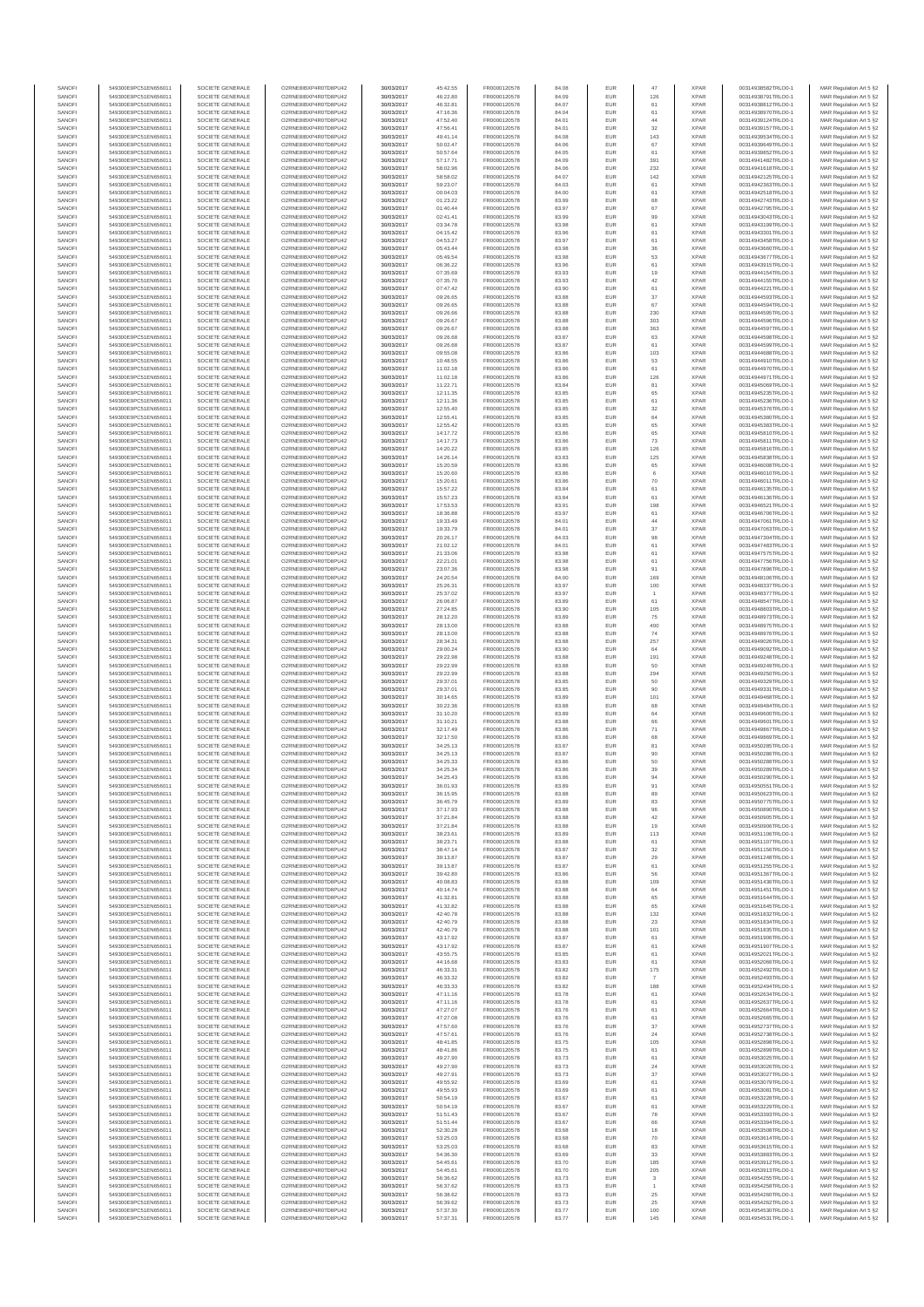| SANOFI | 549300E9PC51EN656011 | SOCIETE GENERALE | O2RNE8IBXP4R0TD8PU42 | 30/03/2017 | 45:42.55 | FR0000120578 | 84.08 | EUR | 47 | XPAR | 00314938582TRLO0-1 | MAR Regulation Art 5 §2 |
|---|---|---|---|---|---|---|---|---|---|---|---|---|
| SANOFI | 549300E9PC51EN656011 | SOCIETE GENERALE | O2RNE8IBXP4R0TD8PU42 | 30/03/2017 | 46:22.80 | FR0000120578 | 84.09 | EUR | 126 | XPAR | 00314938791TRLO0-1 | MAR Regulation Art 5 §2 |
| SANOFI | 549300E9PC51EN656011 | SOCIETE GENERALE | O2RNE8IBXP4R0TD8PU42 | 30/03/2017 | 46:32.81 | FR0000120578 | 84.07 | EUR | 61 | XPAR | 00314938812TRLO0-1 | MAR Regulation Art 5 §2 |
| SANOFI | 549300E9PC51EN656011 | SOCIETE GENERALE | O2RNE8IBXP4R0TD8PU42 | 30/03/2017 | 47:16.36 | FR0000120578 | 84.04 | EUR | 61 | XPAR | 00314938970TRLO0-1 | MAR Regulation Art 5 §2 |
| SANOFI | 549300E9PC51EN656011 | SOCIETE GENERALE | O2RNE8IBXP4R0TD8PU42 | 30/03/2017 | 47:52.40 | FR0000120578 | 84.01 | EUR | 44 | XPAR | 00314939124TRLO0-1 | MAR Regulation Art 5 §2 |
| SANOFI | 549300E9PC51EN656011 | SOCIETE GENERALE | O2RNE8IBXP4R0TD8PU42 | 30/03/2017 | 47:56.41 | FR0000120578 | 84.01 | EUR | 32 | XPAR | 00314939157TRLO0-1 | MAR Regulation Art 5 §2 |
| SANOFI | 549300E9PC51EN656011 | SOCIETE GENERALE | O2RNE8IBXP4R0TD8PU42 | 30/03/2017 | 49:41.14 | FR0000120578 | 84.08 | EUR | 143 | XPAR | 00314939534TRLO0-1 | MAR Regulation Art 5 §2 |
| SANOFI | 549300E9PC51EN656011 | SOCIETE GENERALE | O2RNE8IBXP4R0TD8PU42 | 30/03/2017 | 50:02.47 | FR0000120578 | 84.06 | EUR | 67 | XPAR | 00314939649TRLO0-1 | MAR Regulation Art 5 §2 |
| SANOFI | 549300E9PC51EN656011 | SOCIETE GENERALE | O2RNE8IBXP4R0TD8PU42 | 30/03/2017 | 50:57.64 | FR0000120578 | 84.05 | EUR | 61 | XPAR | 00314939852TRLO0-1 | MAR Regulation Art 5 §2 |
| SANOFI | 549300E9PC51EN656011 | SOCIETE GENERALE | O2RNE8IBXP4R0TD8PU42 | 30/03/2017 | 57:17.71 | FR0000120578 | 84.09 | EUR | 391 | XPAR | 00314941482TRLO0-1 | MAR Regulation Art 5 §2 |
| SANOFI | 549300E9PC51EN656011 | SOCIETE GENERALE | O2RNE8IBXP4R0TD8PU42 | 30/03/2017 | 58:02.96 | FR0000120578 | 84.06 | EUR | 232 | XPAR | 00314941618TRLO0-1 | MAR Regulation Art 5 §2 |
| SANOFI | 549300E9PC51EN656011 | SOCIETE GENERALE | O2RNE8IBXP4R0TD8PU42 | 30/03/2017 | 58:58.02 | FR0000120578 | 84.07 | EUR | 142 | XPAR | 00314942125TRLO0-1 | MAR Regulation Art 5 §2 |
| SANOFI | 549300E9PC51EN656011 | SOCIETE GENERALE | O2RNE8IBXP4R0TD8PU42 | 30/03/2017 | 59:23.07 | FR0000120578 | 84.03 | EUR | 61 | XPAR | 00314942363TRLO0-1 | MAR Regulation Art 5 §2 |
| SANOFI | 549300E9PC51EN656011 | SOCIETE GENERALE | O2RNE8IBXP4R0TD8PU42 | 30/03/2017 | 00:04.03 | FR0000120578 | 84.00 | EUR | 61 | XPAR | 00314942518TRLO0-1 | MAR Regulation Art 5 §2 |
| SANOFI | 549300E9PC51EN656011 | SOCIETE GENERALE | O2RNE8IBXP4R0TD8PU42 | 30/03/2017 | 01:23.22 | FR0000120578 | 83.99 | EUR | 68 | XPAR | 00314942743TRLO0-1 | MAR Regulation Art 5 §2 |
| SANOFI | 549300E9PC51EN656011 | SOCIETE GENERALE | O2RNE8IBXP4R0TD8PU42 | 30/03/2017 | 01:40.44 | FR0000120578 | 83.97 | EUR | 67 | XPAR | 00314942795TRLO0-1 | MAR Regulation Art 5 §2 |
| SANOFI | 549300E9PC51EN656011 | SOCIETE GENERALE | O2RNE8IBXP4R0TD8PU42 | 30/03/2017 | 02:41.41 | FR0000120578 | 83.99 | EUR | 99 | XPAR | 00314943043TRLO0-1 | MAR Regulation Art 5 §2 |
| SANOFI | 549300E9PC51EN656011 | SOCIETE GENERALE | O2RNE8IBXP4R0TD8PU42 | 30/03/2017 | 03:34.78 | FR0000120578 | 83.98 | EUR | 61 | XPAR | 00314943199TRLO0-1 | MAR Regulation Art 5 §2 |
| SANOFI | 549300E9PC51EN656011 | SOCIETE GENERALE | O2RNE8IBXP4R0TD8PU42 | 30/03/2017 | 04:15.42 | FR0000120578 | 83.96 | EUR | 61 | XPAR | 00314943301TRLO0-1 | MAR Regulation Art 5 §2 |
| SANOFI | 549300E9PC51EN656011 | SOCIETE GENERALE | O2RNE8IBXP4R0TD8PU42 | 30/03/2017 | 04:53.27 | FR0000120578 | 83.97 | EUR | 61 | XPAR | 00314943458TRLO0-1 | MAR Regulation Art 5 §2 |
| SANOFI | 549300E9PC51EN656011 | SOCIETE GENERALE | O2RNE8IBXP4R0TD8PU42 | 30/03/2017 | 05:43.44 | FR0000120578 | 83.98 | EUR | 36 | XPAR | 00314943660TRLO0-1 | MAR Regulation Art 5 §2 |
| SANOFI | 549300E9PC51EN656011 | SOCIETE GENERALE | O2RNE8IBXP4R0TD8PU42 | 30/03/2017 | 05:49.54 | FR0000120578 | 83.98 | EUR | 53 | XPAR | 00314943677TRLO0-1 | MAR Regulation Art 5 §2 |
| SANOFI | 549300E9PC51EN656011 | SOCIETE GENERALE | O2RNE8IBXP4R0TD8PU42 | 30/03/2017 | 06:36.22 | FR0000120578 | 83.96 | EUR | 61 | XPAR | 00314943915TRLO0-1 | MAR Regulation Art 5 §2 |
| SANOFI | 549300E9PC51EN656011 | SOCIETE GENERALE | O2RNE8IBXP4R0TD8PU42 | 30/03/2017 | 07:35.69 | FR0000120578 | 83.93 | EUR | 19 | XPAR | 00314944154TRLO0-1 | MAR Regulation Art 5 §2 |
| SANOFI | 549300E9PC51EN656011 | SOCIETE GENERALE | O2RNE8IBXP4R0TD8PU42 | 30/03/2017 | 07:35.70 | FR0000120578 | 83.93 | EUR | 42 | XPAR | 00314944155TRLO0-1 | MAR Regulation Art 5 §2 |
| SANOFI | 549300E9PC51EN656011 | SOCIETE GENERALE | O2RNE8IBXP4R0TD8PU42 | 30/03/2017 | 07:47.42 | FR0000120578 | 83.90 | EUR | 61 | XPAR | 00314944221TRLO0-1 | MAR Regulation Art 5 §2 |
| SANOFI | 549300E9PC51EN656011 | SOCIETE GENERALE | O2RNE8IBXP4R0TD8PU42 | 30/03/2017 | 09:26.65 | FR0000120578 | 83.88 | EUR | 37 | XPAR | 00314944593TRLO0-1 | MAR Regulation Art 5 §2 |
| SANOFI | 549300E9PC51EN656011 | SOCIETE GENERALE | O2RNE8IBXP4R0TD8PU42 | 30/03/2017 | 09:26.65 | FR0000120578 | 83.88 | EUR | 67 | XPAR | 00314944594TRLO0-1 | MAR Regulation Art 5 §2 |
| SANOFI | 549300E9PC51EN656011 | SOCIETE GENERALE | O2RNE8IBXP4R0TD8PU42 | 30/03/2017 | 09:26.66 | FR0000120578 | 83.88 | EUR | 230 | XPAR | 00314944595TRLO0-1 | MAR Regulation Art 5 §2 |
| SANOFI | 549300E9PC51EN656011 | SOCIETE GENERALE | O2RNE8IBXP4R0TD8PU42 | 30/03/2017 | 09:26.67 | FR0000120578 | 83.88 | EUR | 303 | XPAR | 00314944596TRLO0-1 | MAR Regulation Art 5 §2 |
| SANOFI | 549300E9PC51EN656011 | SOCIETE GENERALE | O2RNE8IBXP4R0TD8PU42 | 30/03/2017 | 09:26.67 | FR0000120578 | 83.88 | EUR | 363 | XPAR | 00314944597TRLO0-1 | MAR Regulation Art 5 §2 |
| SANOFI | 549300E9PC51EN656011 | SOCIETE GENERALE | O2RNE8IBXP4R0TD8PU42 | 30/03/2017 | 09:26.68 | FR0000120578 | 83.87 | EUR | 63 | XPAR | 00314944598TRLO0-1 | MAR Regulation Art 5 §2 |
| SANOFI | 549300E9PC51EN656011 | SOCIETE GENERALE | O2RNE8IBXP4R0TD8PU42 | 30/03/2017 | 09:26.68 | FR0000120578 | 83.87 | EUR | 61 | XPAR | 00314944599TRLO0-1 | MAR Regulation Art 5 §2 |
| SANOFI | 549300E9PC51EN656011 | SOCIETE GENERALE | O2RNE8IBXP4R0TD8PU42 | 30/03/2017 | 09:55.08 | FR0000120578 | 83.86 | EUR | 103 | XPAR | 00314944688TRLO0-1 | MAR Regulation Art 5 §2 |
| SANOFI | 549300E9PC51EN656011 | SOCIETE GENERALE | O2RNE8IBXP4R0TD8PU42 | 30/03/2017 | 10:48.55 | FR0000120578 | 83.86 | EUR | 53 | XPAR | 00314944910TRLO0-1 | MAR Regulation Art 5 §2 |
| SANOFI | 549300E9PC51EN656011 | SOCIETE GENERALE | O2RNE8IBXP4R0TD8PU42 | 30/03/2017 | 11:02.18 | FR0000120578 | 83.86 | EUR | 61 | XPAR | 00314944970TRLO0-1 | MAR Regulation Art 5 §2 |
| SANOFI | 549300E9PC51EN656011 | SOCIETE GENERALE | O2RNE8IBXP4R0TD8PU42 | 30/03/2017 | 11:02.18 | FR0000120578 | 83.86 | EUR | 126 | XPAR | 00314944971TRLO0-1 | MAR Regulation Art 5 §2 |
| SANOFI | 549300E9PC51EN656011 | SOCIETE GENERALE | O2RNE8IBXP4R0TD8PU42 | 30/03/2017 | 11:22.71 | FR0000120578 | 83.84 | EUR | 81 | XPAR | 00314945069TRLO0-1 | MAR Regulation Art 5 §2 |
| SANOFI | 549300E9PC51EN656011 | SOCIETE GENERALE | O2RNE8IBXP4R0TD8PU42 | 30/03/2017 | 12:11.35 | FR0000120578 | 83.85 | EUR | 65 | XPAR | 00314945235TRLO0-1 | MAR Regulation Art 5 §2 |
| SANOFI | 549300E9PC51EN656011 | SOCIETE GENERALE | O2RNE8IBXP4R0TD8PU42 | 30/03/2017 | 12:11.36 | FR0000120578 | 83.85 | EUR | 61 | XPAR | 00314945236TRLO0-1 | MAR Regulation Art 5 §2 |
| SANOFI | 549300E9PC51EN656011 | SOCIETE GENERALE | O2RNE8IBXP4R0TD8PU42 | 30/03/2017 | 12:55.40 | FR0000120578 | 83.85 | EUR | 32 | XPAR | 00314945376TRLO0-1 | MAR Regulation Art 5 §2 |
| SANOFI | 549300E9PC51EN656011 | SOCIETE GENERALE | O2RNE8IBXP4R0TD8PU42 | 30/03/2017 | 12:55.41 | FR0000120578 | 83.85 | EUR | 64 | XPAR | 00314945380TRLO0-1 | MAR Regulation Art 5 §2 |
| SANOFI | 549300E9PC51EN656011 | SOCIETE GENERALE | O2RNE8IBXP4R0TD8PU42 | 30/03/2017 | 12:55.42 | FR0000120578 | 83.85 | EUR | 65 | XPAR | 00314945383TRLO0-1 | MAR Regulation Art 5 §2 |
| SANOFI | 549300E9PC51EN656011 | SOCIETE GENERALE | O2RNE8IBXP4R0TD8PU42 | 30/03/2017 | 14:17.72 | FR0000120578 | 83.86 | EUR | 65 | XPAR | 00314945810TRLO0-1 | MAR Regulation Art 5 §2 |
| SANOFI | 549300E9PC51EN656011 | SOCIETE GENERALE | O2RNE8IBXP4R0TD8PU42 | 30/03/2017 | 14:17.73 | FR0000120578 | 83.86 | EUR | 73 | XPAR | 00314945811TRLO0-1 | MAR Regulation Art 5 §2 |
| SANOFI | 549300E9PC51EN656011 | SOCIETE GENERALE | O2RNE8IBXP4R0TD8PU42 | 30/03/2017 | 14:20.22 | FR0000120578 | 83.85 | EUR | 126 | XPAR | 00314945819TRLO0-1 | MAR Regulation Art 5 §2 |
| SANOFI | 549300E9PC51EN656011 | SOCIETE GENERALE | O2RNE8IBXP4R0TD8PU42 | 30/03/2017 | 14:26.14 | FR0000120578 | 83.83 | EUR | 125 | XPAR | 00314945838TRLO0-1 | MAR Regulation Art 5 §2 |
| SANOFI | 549300E9PC51EN656011 | SOCIETE GENERALE | O2RNE8IBXP4R0TD8PU42 | 30/03/2017 | 15:20.59 | FR0000120578 | 83.86 | EUR | 65 | XPAR | 00314946008TRLO0-1 | MAR Regulation Art 5 §2 |
| SANOFI | 549300E9PC51EN656011 | SOCIETE GENERALE | O2RNE8IBXP4R0TD8PU42 | 30/03/2017 | 15:20.60 | FR0000120578 | 83.86 | EUR | 6 | XPAR | 00314946010TRLO0-1 | MAR Regulation Art 5 §2 |
| SANOFI | 549300E9PC51EN656011 | SOCIETE GENERALE | O2RNE8IBXP4R0TD8PU42 | 30/03/2017 | 15:20.61 | FR0000120578 | 83.86 | EUR | 70 | XPAR | 00314946011TRLO0-1 | MAR Regulation Art 5 §2 |
| SANOFI | 549300E9PC51EN656011 | SOCIETE GENERALE | O2RNE8IBXP4R0TD8PU42 | 30/03/2017 | 15:57.22 | FR0000120578 | 83.84 | EUR | 61 | XPAR | 00314946135TRLO0-1 | MAR Regulation Art 5 §2 |
| SANOFI | 549300E9PC51EN656011 | SOCIETE GENERALE | O2RNE8IBXP4R0TD8PU42 | 30/03/2017 | 15:57.23 | FR0000120578 | 83.84 | EUR | 61 | XPAR | 00314946136TRLO0-1 | MAR Regulation Art 5 §2 |
| SANOFI | 549300E9PC51EN656011 | SOCIETE GENERALE | O2RNE8IBXP4R0TD8PU42 | 30/03/2017 | 17:53.53 | FR0000120578 | 83.91 | EUR | 198 | XPAR | 00314946521TRLO0-1 | MAR Regulation Art 5 §2 |
| SANOFI | 549300E9PC51EN656011 | SOCIETE GENERALE | O2RNE8IBXP4R0TD8PU42 | 30/03/2017 | 18:36.88 | FR0000120578 | 83.97 | EUR | 61 | XPAR | 00314946706TRLO0-1 | MAR Regulation Art 5 §2 |
| SANOFI | 549300E9PC51EN656011 | SOCIETE GENERALE | O2RNE8IBXP4R0TD8PU42 | 30/03/2017 | 19:33.49 | FR0000120578 | 84.01 | EUR | 44 | XPAR | 00314947061TRLO0-1 | MAR Regulation Art 5 §2 |
| SANOFI | 549300E9PC51EN656011 | SOCIETE GENERALE | O2RNE8IBXP4R0TD8PU42 | 30/03/2017 | 19:33.79 | FR0000120578 | 84.01 | EUR | 37 | XPAR | 00314947063TRLO0-1 | MAR Regulation Art 5 §2 |
| SANOFI | 549300E9PC51EN656011 | SOCIETE GENERALE | O2RNE8IBXP4R0TD8PU42 | 30/03/2017 | 20:26.17 | FR0000120578 | 84.03 | EUR | 98 | XPAR | 00314947304TRLO0-1 | MAR Regulation Art 5 §2 |
| SANOFI | 549300E9PC51EN656011 | SOCIETE GENERALE | O2RNE8IBXP4R0TD8PU42 | 30/03/2017 | 21:02.12 | FR0000120578 | 84.01 | EUR | 61 | XPAR | 00314947483TRLO0-1 | MAR Regulation Art 5 §2 |
| SANOFI | 549300E9PC51EN656011 | SOCIETE GENERALE | O2RNE8IBXP4R0TD8PU42 | 30/03/2017 | 21:33.06 | FR0000120578 | 83.98 | EUR | 61 | XPAR | 00314947575TRLO0-1 | MAR Regulation Art 5 §2 |
| SANOFI | 549300E9PC51EN656011 | SOCIETE GENERALE | O2RNE8IBXP4R0TD8PU42 | 30/03/2017 | 22:21.01 | FR0000120578 | 83.98 | EUR | 61 | XPAR | 00314947766TRLO0-1 | MAR Regulation Art 5 §2 |
| SANOFI | 549300E9PC51EN656011 | SOCIETE GENERALE | O2RNE8IBXP4R0TD8PU42 | 30/03/2017 | 23:07.36 | FR0000120578 | 83.98 | EUR | 91 | XPAR | 00314947898TRLO0-1 | MAR Regulation Art 5 §2 |
| SANOFI | 549300E9PC51EN656011 | SOCIETE GENERALE | O2RNE8IBXP4R0TD8PU42 | 30/03/2017 | 24:20.54 | FR0000120578 | 84.00 | EUR | 169 | XPAR | 00314948106TRLO0-1 | MAR Regulation Art 5 §2 |
| SANOFI | 549300E9PC51EN656011 | SOCIETE GENERALE | O2RNE8IBXP4R0TD8PU42 | 30/03/2017 | 25:26.31 | FR0000120578 | 83.97 | EUR | 100 | XPAR | 00314948337TRLO0-1 | MAR Regulation Art 5 §2 |
| SANOFI | 549300E9PC51EN656011 | SOCIETE GENERALE | O2RNE8IBXP4R0TD8PU42 | 30/03/2017 | 25:37.02 | FR0000120578 | 83.97 | EUR | 1 | XPAR | 00314948377TRLO0-1 | MAR Regulation Art 5 §2 |
| SANOFI | 549300E9PC51EN656011 | SOCIETE GENERALE | O2RNE8IBXP4R0TD8PU42 | 30/03/2017 | 26:06.87 | FR0000120578 | 83.89 | EUR | 61 | XPAR | 00314948547TRLO0-1 | MAR Regulation Art 5 §2 |
| SANOFI | 549300E9PC51EN656011 | SOCIETE GENERALE | O2RNE8IBXP4R0TD8PU42 | 30/03/2017 | 27:24.85 | FR0000120578 | 83.90 | EUR | 105 | XPAR | 00314948803TRLO0-1 | MAR Regulation Art 5 §2 |
| SANOFI | 549300E9PC51EN656011 | SOCIETE GENERALE | O2RNE8IBXP4R0TD8PU42 | 30/03/2017 | 28:12.20 | FR0000120578 | 83.89 | EUR | 75 | XPAR | 00314948973TRLO0-1 | MAR Regulation Art 5 §2 |
| SANOFI | 549300E9PC51EN656011 | SOCIETE GENERALE | O2RNE8IBXP4R0TD8PU42 | 30/03/2017 | 28:13.00 | FR0000120578 | 83.88 | EUR | 400 | XPAR | 00314948975TRLO0-1 | MAR Regulation Art 5 §2 |
| SANOFI | 549300E9PC51EN656011 | SOCIETE GENERALE | O2RNE8IBXP4R0TD8PU42 | 30/03/2017 | 28:13.00 | FR0000120578 | 83.88 | EUR | 74 | XPAR | 00314948976TRLO0-1 | MAR Regulation Art 5 §2 |
| SANOFI | 549300E9PC51EN656011 | SOCIETE GENERALE | O2RNE8IBXP4R0TD8PU42 | 30/03/2017 | 28:34.31 | FR0000120578 | 83.88 | EUR | 257 | XPAR | 00314949026TRLO0-1 | MAR Regulation Art 5 §2 |
| SANOFI | 549300E9PC51EN656011 | SOCIETE GENERALE | O2RNE8IBXP4R0TD8PU42 | 30/03/2017 | 29:00.24 | FR0000120578 | 83.90 | EUR | 64 | XPAR | 00314949092TRLO0-1 | MAR Regulation Art 5 §2 |
| SANOFI | 549300E9PC51EN656011 | SOCIETE GENERALE | O2RNE8IBXP4R0TD8PU42 | 30/03/2017 | 29:22.98 | FR0000120578 | 83.89 | EUR | 191 | XPAR | 00314949248TRLO0-1 | MAR Regulation Art 5 §2 |
| SANOFI | 549300E9PC51EN656011 | SOCIETE GENERALE | O2RNE8IBXP4R0TD8PU42 | 30/03/2017 | 29:22.99 | FR0000120578 | 83.89 | EUR | 50 | XPAR | 00314949249TRLO0-1 | MAR Regulation Art 5 §2 |
| SANOFI | 549300E9PC51EN656011 | SOCIETE GENERALE | O2RNE8IBXP4R0TD8PU42 | 30/03/2017 | 29:22.99 | FR0000120578 | 83.88 | EUR | 294 | XPAR | 00314949250TRLO0-1 | MAR Regulation Art 5 §2 |
| SANOFI | 549300E9PC51EN656011 | SOCIETE GENERALE | O2RNE8IBXP4R0TD8PU42 | 30/03/2017 | 29:37.01 | FR0000120578 | 83.85 | EUR | 50 | XPAR | 00314949329TRLO0-1 | MAR Regulation Art 5 §2 |
| SANOFI | 549300E9PC51EN656011 | SOCIETE GENERALE | O2RNE8IBXP4R0TD8PU42 | 30/03/2017 | 29:37.01 | FR0000120578 | 83.85 | EUR | 90 | XPAR | 00314949331TRLO0-1 | MAR Regulation Art 5 §2 |
| SANOFI | 549300E9PC51EN656011 | SOCIETE GENERALE | O2RNE8IBXP4R0TD8PU42 | 30/03/2017 | 30:14.65 | FR0000120578 | 83.89 | EUR | 101 | XPAR | 00314949468TRLO0-1 | MAR Regulation Art 5 §2 |
| SANOFI | 549300E9PC51EN656011 | SOCIETE GENERALE | O2RNE8IBXP4R0TD8PU42 | 30/03/2017 | 30:22.36 | FR0000120578 | 83.88 | EUR | 68 | XPAR | 00314949484TRLO0-1 | MAR Regulation Art 5 §2 |
| SANOFI | 549300E9PC51EN656011 | SOCIETE GENERALE | O2RNE8IBXP4R0TD8PU42 | 30/03/2017 | 31:10.20 | FR0000120578 | 83.89 | EUR | 64 | XPAR | 00314949600TRLO0-1 | MAR Regulation Art 5 §2 |
| SANOFI | 549300E9PC51EN656011 | SOCIETE GENERALE | O2RNE8IBXP4R0TD8PU42 | 30/03/2017 | 31:10.21 | FR0000120578 | 83.88 | EUR | 66 | XPAR | 00314949601TRLO0-1 | MAR Regulation Art 5 §2 |
| SANOFI | 549300E9PC51EN656011 | SOCIETE GENERALE | O2RNE8IBXP4R0TD8PU42 | 30/03/2017 | 32:17.49 | FR0000120578 | 83.86 | EUR | 71 | XPAR | 00314949867TRLO0-1 | MAR Regulation Art 5 §2 |
| SANOFI | 549300E9PC51EN656011 | SOCIETE GENERALE | O2RNE8IBXP4R0TD8PU42 | 30/03/2017 | 32:17.50 | FR0000120578 | 83.86 | EUR | 68 | XPAR | 00314949869TRLO0-1 | MAR Regulation Art 5 §2 |
| SANOFI | 549300E9PC51EN656011 | SOCIETE GENERALE | O2RNE8IBXP4R0TD8PU42 | 30/03/2017 | 34:25.13 | FR0000120578 | 83.87 | EUR | 81 | XPAR | 00314950285TRLO0-1 | MAR Regulation Art 5 §2 |
| SANOFI | 549300E9PC51EN656011 | SOCIETE GENERALE | O2RNE8IBXP4R0TD8PU42 | 30/03/2017 | 34:25.13 | FR0000120578 | 83.87 | EUR | 90 | XPAR | 00314950286TRLO0-1 | MAR Regulation Art 5 §2 |
| SANOFI | 549300E9PC51EN656011 | SOCIETE GENERALE | O2RNE8IBXP4R0TD8PU42 | 30/03/2017 | 34:25.33 | FR0000120578 | 83.86 | EUR | 50 | XPAR | 00314950288TRLO0-1 | MAR Regulation Art 5 §2 |
| SANOFI | 549300E9PC51EN656011 | SOCIETE GENERALE | O2RNE8IBXP4R0TD8PU42 | 30/03/2017 | 34:25.34 | FR0000120578 | 83.86 | EUR | 39 | XPAR | 00314950289TRLO0-1 | MAR Regulation Art 5 §2 |
| SANOFI | 549300E9PC51EN656011 | SOCIETE GENERALE | O2RNE8IBXP4R0TD8PU42 | 30/03/2017 | 34:25.43 | FR0000120578 | 83.86 | EUR | 94 | XPAR | 00314950290TRLO0-1 | MAR Regulation Art 5 §2 |
| SANOFI | 549300E9PC51EN656011 | SOCIETE GENERALE | O2RNE8IBXP4R0TD8PU42 | 30/03/2017 | 36:01.93 | FR0000120578 | 83.89 | EUR | 91 | XPAR | 00314950551TRLO0-1 | MAR Regulation Art 5 §2 |
| SANOFI | 549300E9PC51EN656011 | SOCIETE GENERALE | O2RNE8IBXP4R0TD8PU42 | 30/03/2017 | 36:15.95 | FR0000120578 | 83.88 | EUR | 89 | XPAR | 00314950623TRLO0-1 | MAR Regulation Art 5 §2 |
| SANOFI | 549300E9PC51EN656011 | SOCIETE GENERALE | O2RNE8IBXP4R0TD8PU42 | 30/03/2017 | 36:45.79 | FR0000120578 | 83.89 | EUR | 83 | XPAR | 00314950775TRLO0-1 | MAR Regulation Art 5 §2 |
| SANOFI | 549300E9PC51EN656011 | SOCIETE GENERALE | O2RNE8IBXP4R0TD8PU42 | 30/03/2017 | 37:17.93 | FR0000120578 | 83.88 | EUR | 96 | XPAR | 00314950890TRLO0-1 | MAR Regulation Art 5 §2 |
| SANOFI | 549300E9PC51EN656011 | SOCIETE GENERALE | O2RNE8IBXP4R0TD8PU42 | 30/03/2017 | 37:21.84 | FR0000120578 | 83.88 | EUR | 42 | XPAR | 00314950905TRLO0-1 | MAR Regulation Art 5 §2 |
| SANOFI | 549300E9PC51EN656011 | SOCIETE GENERALE | O2RNE8IBXP4R0TD8PU42 | 30/03/2017 | 37:21.84 | FR0000120578 | 83.88 | EUR | 19 | XPAR | 00314950906TRLO0-1 | MAR Regulation Art 5 §2 |
| SANOFI | 549300E9PC51EN656011 | SOCIETE GENERALE | O2RNE8IBXP4R0TD8PU42 | 30/03/2017 | 38:23.61 | FR0000120578 | 83.89 | EUR | 113 | XPAR | 00314951106TRLO0-1 | MAR Regulation Art 5 §2 |
| SANOFI | 549300E9PC51EN656011 | SOCIETE GENERALE | O2RNE8IBXP4R0TD8PU42 | 30/03/2017 | 38:23.71 | FR0000120578 | 83.88 | EUR | 61 | XPAR | 00314951107TRLO0-1 | MAR Regulation Art 5 §2 |
| SANOFI | 549300E9PC51EN656011 | SOCIETE GENERALE | O2RNE8IBXP4R0TD8PU42 | 30/03/2017 | 38:47.14 | FR0000120578 | 83.87 | EUR | 32 | XPAR | 00314951156TRLO0-1 | MAR Regulation Art 5 §2 |
| SANOFI | 549300E9PC51EN656011 | SOCIETE GENERALE | O2RNE8IBXP4R0TD8PU42 | 30/03/2017 | 39:13.87 | FR0000120578 | 83.87 | EUR | 29 | XPAR | 00314951248TRLO0-1 | MAR Regulation Art 5 §2 |
| SANOFI | 549300E9PC51EN656011 | SOCIETE GENERALE | O2RNE8IBXP4R0TD8PU42 | 30/03/2017 | 39:13.87 | FR0000120578 | 83.87 | EUR | 61 | XPAR | 00314951255TRLO0-1 | MAR Regulation Art 5 §2 |
| SANOFI | 549300E9PC51EN656011 | SOCIETE GENERALE | O2RNE8IBXP4R0TD8PU42 | 30/03/2017 | 39:42.80 | FR0000120578 | 83.86 | EUR | 56 | XPAR | 00314951367TRLO0-1 | MAR Regulation Art 5 §2 |
| SANOFI | 549300E9PC51EN656011 | SOCIETE GENERALE | O2RNE8IBXP4R0TD8PU42 | 30/03/2017 | 40:08.83 | FR0000120578 | 83.88 | EUR | 109 | XPAR | 00314951436TRLO0-1 | MAR Regulation Art 5 §2 |
| SANOFI | 549300E9PC51EN656011 | SOCIETE GENERALE | O2RNE8IBXP4R0TD8PU42 | 30/03/2017 | 40:14.74 | FR0000120578 | 83.86 | EUR | 64 | XPAR | 00314951451TRLO0-1 | MAR Regulation Art 5 §2 |
| SANOFI | 549300E9PC51EN656011 | SOCIETE GENERALE | O2RNE8IBXP4R0TD8PU42 | 30/03/2017 | 41:32.81 | FR0000120578 | 83.88 | EUR | 65 | XPAR | 00314951644TRLO0-1 | MAR Regulation Art 5 §2 |
| SANOFI | 549300E9PC51EN656011 | SOCIETE GENERALE | O2RNE8IBXP4R0TD8PU42 | 30/03/2017 | 41:32.82 | FR0000120578 | 83.88 | EUR | 65 | XPAR | 00314951645TRLO0-1 | MAR Regulation Art 5 §2 |
| SANOFI | 549300E9PC51EN656011 | SOCIETE GENERALE | O2RNE8IBXP4R0TD8PU42 | 30/03/2017 | 42:40.78 | FR0000120578 | 83.88 | EUR | 132 | XPAR | 00314951832TRLO0-1 | MAR Regulation Art 5 §2 |
| SANOFI | 549300E9PC51EN656011 | SOCIETE GENERALE | O2RNE8IBXP4R0TD8PU42 | 30/03/2017 | 42:40.79 | FR0000120578 | 83.88 | EUR | 23 | XPAR | 00314951834TRLO0-1 | MAR Regulation Art 5 §2 |
| SANOFI | 549300E9PC51EN656011 | SOCIETE GENERALE | O2RNE8IBXP4R0TD8PU42 | 30/03/2017 | 42:40.79 | FR0000120578 | 83.88 | EUR | 101 | XPAR | 00314951835TRLO0-1 | MAR Regulation Art 5 §2 |
| SANOFI | 549300E9PC51EN656011 | SOCIETE GENERALE | O2RNE8IBXP4R0TD8PU42 | 30/03/2017 | 43:17.92 | FR0000120578 | 83.87 | EUR | 61 | XPAR | 00314951906TRLO0-1 | MAR Regulation Art 5 §2 |
| SANOFI | 549300E9PC51EN656011 | SOCIETE GENERALE | O2RNE8IBXP4R0TD8PU42 | 30/03/2017 | 43:17.92 | FR0000120578 | 83.87 | EUR | 61 | XPAR | 00314951907TRLO0-1 | MAR Regulation Art 5 §2 |
| SANOFI | 549300E9PC51EN656011 | SOCIETE GENERALE | O2RNE8IBXP4R0TD8PU42 | 30/03/2017 | 43:55.75 | FR0000120578 | 83.85 | EUR | 61 | XPAR | 00314952021TRLO0-1 | MAR Regulation Art 5 §2 |
| SANOFI | 549300E9PC51EN656011 | SOCIETE GENERALE | O2RNE8IBXP4R0TD8PU42 | 30/03/2017 | 44:16.68 | FR0000120578 | 83.83 | EUR | 61 | XPAR | 00314952098TRLO0-1 | MAR Regulation Art 5 §2 |
| SANOFI | 549300E9PC51EN656011 | SOCIETE GENERALE | O2RNE8IBXP4R0TD8PU42 | 30/03/2017 | 46:33.31 | FR0000120578 | 83.82 | EUR | 175 | XPAR | 00314952492TRLO0-1 | MAR Regulation Art 5 §2 |
| SANOFI | 549300E9PC51EN656011 | SOCIETE GENERALE | O2RNE8IBXP4R0TD8PU42 | 30/03/2017 | 46:33.32 | FR0000120578 | 83.82 | EUR | 7 | XPAR | 00314952493TRLO0-1 | MAR Regulation Art 5 §2 |
| SANOFI | 549300E9PC51EN656011 | SOCIETE GENERALE | O2RNE8IBXP4R0TD8PU42 | 30/03/2017 | 46:33.33 | FR0000120578 | 83.82 | EUR | 188 | XPAR | 00314952494TRLO0-1 | MAR Regulation Art 5 §2 |
| SANOFI | 549300E9PC51EN656011 | SOCIETE GENERALE | O2RNE8IBXP4R0TD8PU42 | 30/03/2017 | 47:11.16 | FR0000120578 | 83.78 | EUR | 61 | XPAR | 00314952634TRLO0-1 | MAR Regulation Art 5 §2 |
| SANOFI | 549300E9PC51EN656011 | SOCIETE GENERALE | O2RNE8IBXP4R0TD8PU42 | 30/03/2017 | 47:11.16 | FR0000120578 | 83.78 | EUR | 61 | XPAR | 00314952637TRLO0-1 | MAR Regulation Art 5 §2 |
| SANOFI | 549300E9PC51EN656011 | SOCIETE GENERALE | O2RNE8IBXP4R0TD8PU42 | 30/03/2017 | 47:27.07 | FR0000120578 | 83.76 | EUR | 61 | XPAR | 00314952664TRLO0-1 | MAR Regulation Art 5 §2 |
| SANOFI | 549300E9PC51EN656011 | SOCIETE GENERALE | O2RNE8IBXP4R0TD8PU42 | 30/03/2017 | 47:27.08 | FR0000120578 | 83.76 | EUR | 61 | XPAR | 00314952665TRLO0-1 | MAR Regulation Art 5 §2 |
| SANOFI | 549300E9PC51EN656011 | SOCIETE GENERALE | O2RNE8IBXP4R0TD8PU42 | 30/03/2017 | 47:57.60 | FR0000120578 | 83.76 | EUR | 37 | XPAR | 00314952737TRLO0-1 | MAR Regulation Art 5 §2 |
| SANOFI | 549300E9PC51EN656011 | SOCIETE GENERALE | O2RNE8IBXP4R0TD8PU42 | 30/03/2017 | 47:57.61 | FR0000120578 | 83.76 | EUR | 24 | XPAR | 00314952738TRLO0-1 | MAR Regulation Art 5 §2 |
| SANOFI | 549300E9PC51EN656011 | SOCIETE GENERALE | O2RNE8IBXP4R0TD8PU42 | 30/03/2017 | 48:41.85 | FR0000120578 | 83.75 | EUR | 105 | XPAR | 00314952898TRLO0-1 | MAR Regulation Art 5 §2 |
| SANOFI | 549300E9PC51EN656011 | SOCIETE GENERALE | O2RNE8IBXP4R0TD8PU42 | 30/03/2017 | 48:41.86 | FR0000120578 | 83.75 | EUR | 61 | XPAR | 00314952899TRLO0-1 | MAR Regulation Art 5 §2 |
| SANOFI | 549300E9PC51EN656011 | SOCIETE GENERALE | O2RNE8IBXP4R0TD8PU42 | 30/03/2017 | 49:27.90 | FR0000120578 | 83.73 | EUR | 61 | XPAR | 00314953025TRLO0-1 | MAR Regulation Art 5 §2 |
| SANOFI | 549300E9PC51EN656011 | SOCIETE GENERALE | O2RNE8IBXP4R0TD8PU42 | 30/03/2017 | 49:27.90 | FR0000120578 | 83.73 | EUR | 24 | XPAR | 00314953026TRLO0-1 | MAR Regulation Art 5 §2 |
| SANOFI | 549300E9PC51EN656011 | SOCIETE GENERALE | O2RNE8IBXP4R0TD8PU42 | 30/03/2017 | 49:27.91 | FR0000120578 | 83.73 | EUR | 37 | XPAR | 00314953027TRLO0-1 | MAR Regulation Art 5 §2 |
| SANOFI | 549300E9PC51EN656011 | SOCIETE GENERALE | O2RNE8IBXP4R0TD8PU42 | 30/03/2017 | 49:55.92 | FR0000120578 | 83.69 | EUR | 61 | XPAR | 00314953079TRLO0-1 | MAR Regulation Art 5 §2 |
| SANOFI | 549300E9PC51EN656011 | SOCIETE GENERALE | O2RNE8IBXP4R0TD8PU42 | 30/03/2017 | 49:55.93 | FR0000120578 | 83.69 | EUR | 61 | XPAR | 00314953081TRLO0-1 | MAR Regulation Art 5 §2 |
| SANOFI | 549300E9PC51EN656011 | SOCIETE GENERALE | O2RNE8IBXP4R0TD8PU42 | 30/03/2017 | 50:54.19 | FR0000120578 | 83.67 | EUR | 61 | XPAR | 00314953228TRLO0-1 | MAR Regulation Art 5 §2 |
| SANOFI | 549300E9PC51EN656011 | SOCIETE GENERALE | O2RNE8IBXP4R0TD8PU42 | 30/03/2017 | 50:54.19 | FR0000120578 | 83.67 | EUR | 61 | XPAR | 00314953229TRLO0-1 | MAR Regulation Art 5 §2 |
| SANOFI | 549300E9PC51EN656011 | SOCIETE GENERALE | O2RNE8IBXP4R0TD8PU42 | 30/03/2017 | 51:51.43 | FR0000120578 | 83.67 | EUR | 78 | XPAR | 00314953393TRLO0-1 | MAR Regulation Art 5 §2 |
| SANOFI | 549300E9PC51EN656011 | SOCIETE GENERALE | O2RNE8IBXP4R0TD8PU42 | 30/03/2017 | 51:51.44 | FR0000120578 | 83.67 | EUR | 66 | XPAR | 00314953394TRLO0-1 | MAR Regulation Art 5 §2 |
| SANOFI | 549300E9PC51EN656011 | SOCIETE GENERALE | O2RNE8IBXP4R0TD8PU42 | 30/03/2017 | 52:30.28 | FR0000120578 | 83.68 | EUR | 18 | XPAR | 00314953508TRLO0-1 | MAR Regulation Art 5 §2 |
| SANOFI | 549300E9PC51EN656011 | SOCIETE GENERALE | O2RNE8IBXP4R0TD8PU42 | 30/03/2017 | 53:25.03 | FR0000120578 | 83.68 | EUR | 70 | XPAR | 00314953614TRLO0-1 | MAR Regulation Art 5 §2 |
| SANOFI | 549300E9PC51EN656011 | SOCIETE GENERALE | O2RNE8IBXP4R0TD8PU42 | 30/03/2017 | 53:25.03 | FR0000120578 | 83.68 | EUR | 83 | XPAR | 00314953615TRLO0-1 | MAR Regulation Art 5 §2 |
| SANOFI | 549300E9PC51EN656011 | SOCIETE GENERALE | O2RNE8IBXP4R0TD8PU42 | 30/03/2017 | 54:36.30 | FR0000120578 | 83.69 | EUR | 33 | XPAR | 00314953803TRLO0-1 | MAR Regulation Art 5 §2 |
| SANOFI | 549300E9PC51EN656011 | SOCIETE GENERALE | O2RNE8IBXP4R0TD8PU42 | 30/03/2017 | 54:45.61 | FR0000120578 | 83.70 | EUR | 185 | XPAR | 00314953912TRLO0-1 | MAR Regulation Art 5 §2 |
| SANOFI | 549300E9PC51EN656011 | SOCIETE GENERALE | O2RNE8IBXP4R0TD8PU42 | 30/03/2017 | 54:45.61 | FR0000120578 | 83.70 | EUR | 205 | XPAR | 00314953913TRLO0-1 | MAR Regulation Art 5 §2 |
| SANOFI | 549300E9PC51EN656011 | SOCIETE GENERALE | O2RNE8IBXP4R0TD8PU42 | 30/03/2017 | 56:36.62 | FR0000120578 | 83.73 | EUR | 3 | XPAR | 00314954255TRLO0-1 | MAR Regulation Art 5 §2 |
| SANOFI | 549300E9PC51EN656011 | SOCIETE GENERALE | O2RNE8IBXP4R0TD8PU42 | 30/03/2017 | 56:37.62 | FR0000120578 | 83.73 | EUR | 1 | XPAR | 00314954258TRLO0-1 | MAR Regulation Art 5 §2 |
| SANOFI | 549300E9PC51EN656011 | SOCIETE GENERALE | O2RNE8IBXP4R0TD8PU42 | 30/03/2017 | 56:38.62 | FR0000120578 | 83.73 | EUR | 25 | XPAR | 00314954260TRLO0-1 | MAR Regulation Art 5 §2 |
| SANOFI | 549300E9PC51EN656011 | SOCIETE GENERALE | O2RNE8IBXP4R0TD8PU42 | 30/03/2017 | 56:39.62 | FR0000120578 | 83.73 | EUR | 25 | XPAR | 00314954262TRLO0-1 | MAR Regulation Art 5 §2 |
| SANOFI | 549300E9PC51EN656011 | SOCIETE GENERALE | O2RNE8IBXP4R0TD8PU42 | 30/03/2017 | 57:37.30 | FR0000120578 | 83.77 | EUR | 100 | XPAR | 00314954530TRLO0-1 | MAR Regulation Art 5 §2 |
| SANOFI | 549300E9PC51EN656011 | SOCIETE GENERALE | O2RNE8IBXP4R0TD8PU42 | 30/03/2017 | 57:37.31 | FR0000120578 | 83.77 | EUR | 145 | XPAR | 00314954531TRLO0-1 | MAR Regulation Art 5 §2 |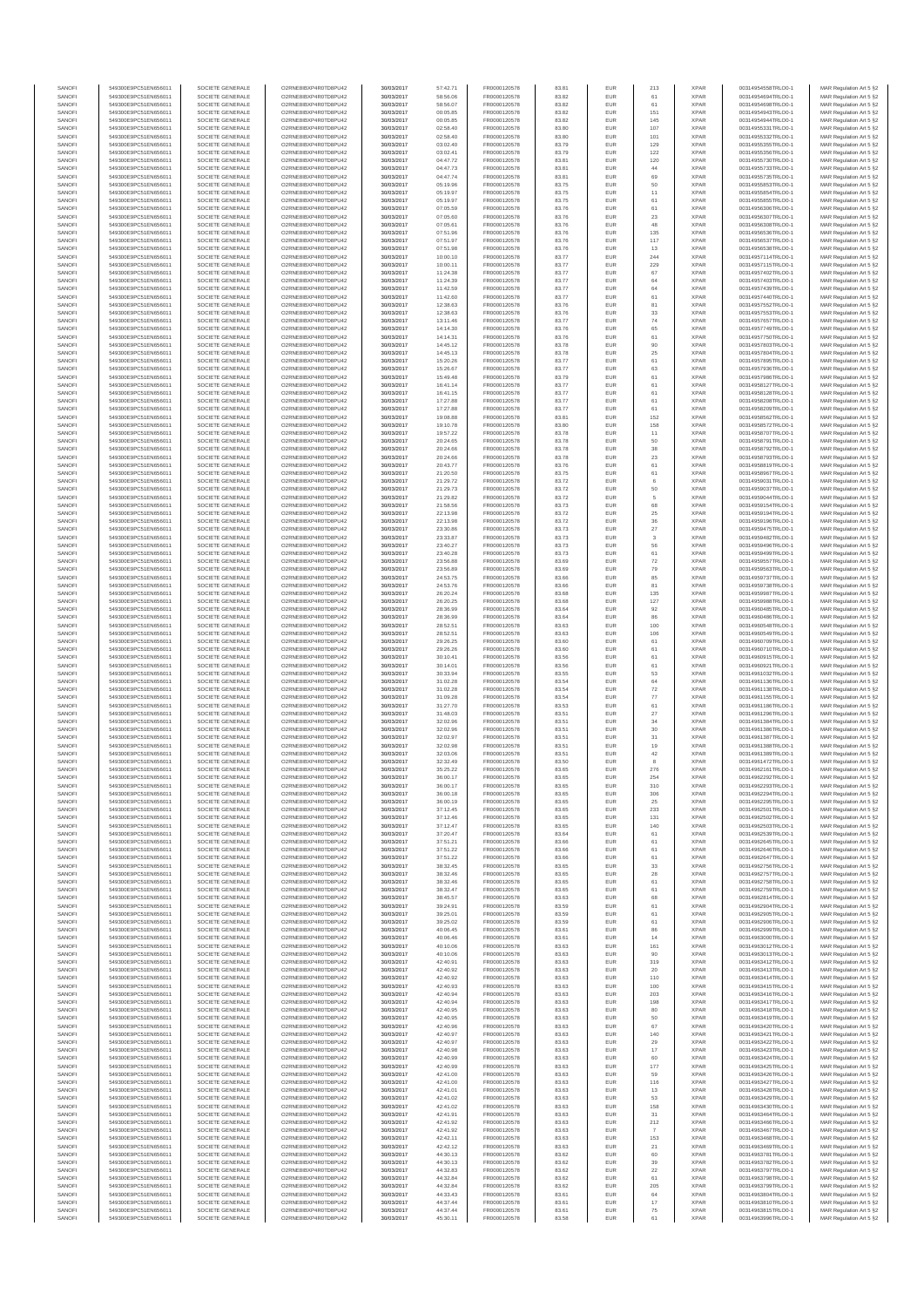| SANOFI | 549300E9PC51EN656011 | SOCIETE GENERALE | O2RNE8IBXP4R0TD8PU42 | 30/03/2017 | 57:42.71 | FR0000120578 | 83.81 | EUR | 213 | XPAR | 00314954558TRLO0-1 | MAR Regulation Art 5 §2 |
|---|---|---|---|---|---|---|---|---|---|---|---|---|
| SANOFI | 549300E9PC51EN656011 | SOCIETE GENERALE | O2RNE8IBXP4R0TD8PU42 | 30/03/2017 | 58:56.06 | FR0000120578 | 83.82 | EUR | 61 | XPAR | 00314954694TRLO0-1 | MAR Regulation Art 5 §2 |
| SANOFI | 549300E9PC51EN656011 | SOCIETE GENERALE | O2RNE8IBXP4R0TD8PU42 | 30/03/2017 | 58:56.07 | FR0000120578 | 83.82 | EUR | 61 | XPAR | 00314954698TRLO0-1 | MAR Regulation Art 5 §2 |
| SANOFI | 549300E9PC51EN656011 | SOCIETE GENERALE | O2RNE8IBXP4R0TD8PU42 | 30/03/2017 | 00:05.85 | FR0000120578 | 83.82 | EUR | 151 | XPAR | 00314954943TRLO0-1 | MAR Regulation Art 5 §2 |
| SANOFI | 549300E9PC51EN656011 | SOCIETE GENERALE | O2RNE8IBXP4R0TD8PU42 | 30/03/2017 | 00:05.85 | FR0000120578 | 83.82 | EUR | 145 | XPAR | 00314954944TRLO0-1 | MAR Regulation Art 5 §2 |
| SANOFI | 549300E9PC51EN656011 | SOCIETE GENERALE | O2RNE8IBXP4R0TD8PU42 | 30/03/2017 | 02:58.40 | FR0000120578 | 83.80 | EUR | 107 | XPAR | 00314955331TRLO0-1 | MAR Regulation Art 5 §2 |
| SANOFI | 549300E9PC51EN656011 | SOCIETE GENERALE | O2RNE8IBXP4R0TD8PU42 | 30/03/2017 | 02:58.40 | FR0000120578 | 83.80 | EUR | 101 | XPAR | 00314955332TRLO0-1 | MAR Regulation Art 5 §2 |
| SANOFI | 549300E9PC51EN656011 | SOCIETE GENERALE | O2RNE8IBXP4R0TD8PU42 | 30/03/2017 | 03:02.40 | FR0000120578 | 83.79 | EUR | 129 | XPAR | 00314955355TRLO0-1 | MAR Regulation Art 5 §2 |
| SANOFI | 549300E9PC51EN656011 | SOCIETE GENERALE | O2RNE8IBXP4R0TD8PU42 | 30/03/2017 | 03:02.41 | FR0000120578 | 83.79 | EUR | 122 | XPAR | 00314955356TRLO0-1 | MAR Regulation Art 5 §2 |
| SANOFI | 549300E9PC51EN656011 | SOCIETE GENERALE | O2RNE8IBXP4R0TD8PU42 | 30/03/2017 | 04:47.72 | FR0000120578 | 83.81 | EUR | 120 | XPAR | 00314955730TRLO0-1 | MAR Regulation Art 5 §2 |
| SANOFI | 549300E9PC51EN656011 | SOCIETE GENERALE | O2RNE8IBXP4R0TD8PU42 | 30/03/2017 | 04:47.73 | FR0000120578 | 83.81 | EUR | 44 | XPAR | 00314955733TRLO0-1 | MAR Regulation Art 5 §2 |
| SANOFI | 549300E9PC51EN656011 | SOCIETE GENERALE | O2RNE8IBXP4R0TD8PU42 | 30/03/2017 | 04:47.74 | FR0000120578 | 83.81 | EUR | 69 | XPAR | 00314955735TRLO0-1 | MAR Regulation Art 5 §2 |
| SANOFI | 549300E9PC51EN656011 | SOCIETE GENERALE | O2RNE8IBXP4R0TD8PU42 | 30/03/2017 | 05:19.96 | FR0000120578 | 83.75 | EUR | 50 | XPAR | 00314955853TRLO0-1 | MAR Regulation Art 5 §2 |
| SANOFI | 549300E9PC51EN656011 | SOCIETE GENERALE | O2RNE8IBXP4R0TD8PU42 | 30/03/2017 | 05:19.97 | FR0000120578 | 83.75 | EUR | 11 | XPAR | 00314955854TRLO0-1 | MAR Regulation Art 5 §2 |
| SANOFI | 549300E9PC51EN656011 | SOCIETE GENERALE | O2RNE8IBXP4R0TD8PU42 | 30/03/2017 | 05:19.97 | FR0000120578 | 83.75 | EUR | 61 | XPAR | 00314955855TRLO0-1 | MAR Regulation Art 5 §2 |
| SANOFI | 549300E9PC51EN656011 | SOCIETE GENERALE | O2RNE8IBXP4R0TD8PU42 | 30/03/2017 | 07:05.59 | FR0000120578 | 83.76 | EUR | 61 | XPAR | 00314956306TRLO0-1 | MAR Regulation Art 5 §2 |
| SANOFI | 549300E9PC51EN656011 | SOCIETE GENERALE | O2RNE8IBXP4R0TD8PU42 | 30/03/2017 | 07:05.60 | FR0000120578 | 83.76 | EUR | 23 | XPAR | 00314956307TRLO0-1 | MAR Regulation Art 5 §2 |
| SANOFI | 549300E9PC51EN656011 | SOCIETE GENERALE | O2RNE8IBXP4R0TD8PU42 | 30/03/2017 | 07:05.61 | FR0000120578 | 83.76 | EUR | 48 | XPAR | 00314956308TRLO0-1 | MAR Regulation Art 5 §2 |
| SANOFI | 549300E9PC51EN656011 | SOCIETE GENERALE | O2RNE8IBXP4R0TD8PU42 | 30/03/2017 | 07:51.96 | FR0000120578 | 83.76 | EUR | 135 | XPAR | 00314956536TRLO0-1 | MAR Regulation Art 5 §2 |
| SANOFI | 549300E9PC51EN656011 | SOCIETE GENERALE | O2RNE8IBXP4R0TD8PU42 | 30/03/2017 | 07:51.97 | FR0000120578 | 83.76 | EUR | 117 | XPAR | 00314956537TRLO0-1 | MAR Regulation Art 5 §2 |
| SANOFI | 549300E9PC51EN656011 | SOCIETE GENERALE | O2RNE8IBXP4R0TD8PU42 | 30/03/2017 | 07:51.98 | FR0000120578 | 83.76 | EUR | 13 | XPAR | 00314956538TRLO0-1 | MAR Regulation Art 5 §2 |
| SANOFI | 549300E9PC51EN656011 | SOCIETE GENERALE | O2RNE8IBXP4R0TD8PU42 | 30/03/2017 | 10:00.10 | FR0000120578 | 83.77 | EUR | 244 | XPAR | 00314957114TRLO0-1 | MAR Regulation Art 5 §2 |
| SANOFI | 549300E9PC51EN656011 | SOCIETE GENERALE | O2RNE8IBXP4R0TD8PU42 | 30/03/2017 | 10:00.11 | FR0000120578 | 83.77 | EUR | 229 | XPAR | 00314957115TRLO0-1 | MAR Regulation Art 5 §2 |
| SANOFI | 549300E9PC51EN656011 | SOCIETE GENERALE | O2RNE8IBXP4R0TD8PU42 | 30/03/2017 | 11:24.38 | FR0000120578 | 83.77 | EUR | 67 | XPAR | 00314957402TRLO0-1 | MAR Regulation Art 5 §2 |
| SANOFI | 549300E9PC51EN656011 | SOCIETE GENERALE | O2RNE8IBXP4R0TD8PU42 | 30/03/2017 | 11:24.39 | FR0000120578 | 83.77 | EUR | 64 | XPAR | 00314957403TRLO0-1 | MAR Regulation Art 5 §2 |
| SANOFI | 549300E9PC51EN656011 | SOCIETE GENERALE | O2RNE8IBXP4R0TD8PU42 | 30/03/2017 | 11:42.59 | FR0000120578 | 83.77 | EUR | 64 | XPAR | 00314957439TRLO0-1 | MAR Regulation Art 5 §2 |
| SANOFI | 549300E9PC51EN656011 | SOCIETE GENERALE | O2RNE8IBXP4R0TD8PU42 | 30/03/2017 | 11:42.60 | FR0000120578 | 83.77 | EUR | 61 | XPAR | 00314957440TRLO0-1 | MAR Regulation Art 5 §2 |
| SANOFI | 549300E9PC51EN656011 | SOCIETE GENERALE | O2RNE8IBXP4R0TD8PU42 | 30/03/2017 | 12:38.63 | FR0000120578 | 83.76 | EUR | 81 | XPAR | 00314957552TRLO0-1 | MAR Regulation Art 5 §2 |
| SANOFI | 549300E9PC51EN656011 | SOCIETE GENERALE | O2RNE8IBXP4R0TD8PU42 | 30/03/2017 | 12:38.63 | FR0000120578 | 83.76 | EUR | 33 | XPAR | 00314957553TRLO0-1 | MAR Regulation Art 5 §2 |
| SANOFI | 549300E9PC51EN656011 | SOCIETE GENERALE | O2RNE8IBXP4R0TD8PU42 | 30/03/2017 | 13:11.46 | FR0000120578 | 83.77 | EUR | 74 | XPAR | 00314957657TRLO0-1 | MAR Regulation Art 5 §2 |
| SANOFI | 549300E9PC51EN656011 | SOCIETE GENERALE | O2RNE8IBXP4R0TD8PU42 | 30/03/2017 | 14:14.30 | FR0000120578 | 83.76 | EUR | 65 | XPAR | 00314957749TRLO0-1 | MAR Regulation Art 5 §2 |
| SANOFI | 549300E9PC51EN656011 | SOCIETE GENERALE | O2RNE8IBXP4R0TD8PU42 | 30/03/2017 | 14:14.31 | FR0000120578 | 83.76 | EUR | 61 | XPAR | 00314957750TRLO0-1 | MAR Regulation Art 5 §2 |
| SANOFI | 549300E9PC51EN656011 | SOCIETE GENERALE | O2RNE8IBXP4R0TD8PU42 | 30/03/2017 | 14:45.12 | FR0000120578 | 83.78 | EUR | 90 | XPAR | 00314957803TRLO0-1 | MAR Regulation Art 5 §2 |
| SANOFI | 549300E9PC51EN656011 | SOCIETE GENERALE | O2RNE8IBXP4R0TD8PU42 | 30/03/2017 | 14:45.13 | FR0000120578 | 83.78 | EUR | 25 | XPAR | 00314957804TRLO0-1 | MAR Regulation Art 5 §2 |
| SANOFI | 549300E9PC51EN656011 | SOCIETE GENERALE | O2RNE8IBXP4R0TD8PU42 | 30/03/2017 | 15:20.26 | FR0000120578 | 83.77 | EUR | 61 | XPAR | 00314957895TRLO0-1 | MAR Regulation Art 5 §2 |
| SANOFI | 549300E9PC51EN656011 | SOCIETE GENERALE | O2RNE8IBXP4R0TD8PU42 | 30/03/2017 | 15:26.67 | FR0000120578 | 83.77 | EUR | 63 | XPAR | 00314957936TRLO0-1 | MAR Regulation Art 5 §2 |
| SANOFI | 549300E9PC51EN656011 | SOCIETE GENERALE | O2RNE8IBXP4R0TD8PU42 | 30/03/2017 | 15:49.48 | FR0000120578 | 83.79 | EUR | 61 | XPAR | 00314957986TRLO0-1 | MAR Regulation Art 5 §2 |
| SANOFI | 549300E9PC51EN656011 | SOCIETE GENERALE | O2RNE8IBXP4R0TD8PU42 | 30/03/2017 | 16:41.14 | FR0000120578 | 83.77 | EUR | 61 | XPAR | 00314958127TRLO0-1 | MAR Regulation Art 5 §2 |
| SANOFI | 549300E9PC51EN656011 | SOCIETE GENERALE | O2RNE8IBXP4R0TD8PU42 | 30/03/2017 | 16:41.15 | FR0000120578 | 83.77 | EUR | 61 | XPAR | 00314958128TRLO0-1 | MAR Regulation Art 5 §2 |
| SANOFI | 549300E9PC51EN656011 | SOCIETE GENERALE | O2RNE8IBXP4R0TD8PU42 | 30/03/2017 | 17:27.88 | FR0000120578 | 83.77 | EUR | 61 | XPAR | 00314958208TRLO0-1 | MAR Regulation Art 5 §2 |
| SANOFI | 549300E9PC51EN656011 | SOCIETE GENERALE | O2RNE8IBXP4R0TD8PU42 | 30/03/2017 | 17:27.88 | FR0000120578 | 83.77 | EUR | 61 | XPAR | 00314958209TRLO0-1 | MAR Regulation Art 5 §2 |
| SANOFI | 549300E9PC51EN656011 | SOCIETE GENERALE | O2RNE8IBXP4R0TD8PU42 | 30/03/2017 | 19:08.88 | FR0000120578 | 83.81 | EUR | 152 | XPAR | 00314958562TRLO0-1 | MAR Regulation Art 5 §2 |
| SANOFI | 549300E9PC51EN656011 | SOCIETE GENERALE | O2RNE8IBXP4R0TD8PU42 | 30/03/2017 | 19:10.78 | FR0000120578 | 83.80 | EUR | 158 | XPAR | 00314958572TRLO0-1 | MAR Regulation Art 5 §2 |
| SANOFI | 549300E9PC51EN656011 | SOCIETE GENERALE | O2RNE8IBXP4R0TD8PU42 | 30/03/2017 | 19:57.22 | FR0000120578 | 83.78 | EUR | 11 | XPAR | 00314958707TRLO0-1 | MAR Regulation Art 5 §2 |
| SANOFI | 549300E9PC51EN656011 | SOCIETE GENERALE | O2RNE8IBXP4R0TD8PU42 | 30/03/2017 | 20:24.65 | FR0000120578 | 83.78 | EUR | 50 | XPAR | 00314958791TRLO0-1 | MAR Regulation Art 5 §2 |
| SANOFI | 549300E9PC51EN656011 | SOCIETE GENERALE | O2RNE8IBXP4R0TD8PU42 | 30/03/2017 | 20:24.66 | FR0000120578 | 83.78 | EUR | 38 | XPAR | 00314958792TRLO0-1 | MAR Regulation Art 5 §2 |
| SANOFI | 549300E9PC51EN656011 | SOCIETE GENERALE | O2RNE8IBXP4R0TD8PU42 | 30/03/2017 | 20:24.66 | FR0000120578 | 83.78 | EUR | 23 | XPAR | 00314958793TRLO0-1 | MAR Regulation Art 5 §2 |
| SANOFI | 549300E9PC51EN656011 | SOCIETE GENERALE | O2RNE8IBXP4R0TD8PU42 | 30/03/2017 | 20:43.77 | FR0000120578 | 83.76 | EUR | 61 | XPAR | 00314958819TRLO0-1 | MAR Regulation Art 5 §2 |
| SANOFI | 549300E9PC51EN656011 | SOCIETE GENERALE | O2RNE8IBXP4R0TD8PU42 | 30/03/2017 | 21:20.50 | FR0000120578 | 83.75 | EUR | 61 | XPAR | 00314958907TRLO0-1 | MAR Regulation Art 5 §2 |
| SANOFI | 549300E9PC51EN656011 | SOCIETE GENERALE | O2RNE8IBXP4R0TD8PU42 | 30/03/2017 | 21:29.72 | FR0000120578 | 83.72 | EUR | 6 | XPAR | 00314959031TRLO0-1 | MAR Regulation Art 5 §2 |
| SANOFI | 549300E9PC51EN656011 | SOCIETE GENERALE | O2RNE8IBXP4R0TD8PU42 | 30/03/2017 | 21:29.73 | FR0000120578 | 83.72 | EUR | 50 | XPAR | 00314959037TRLO0-1 | MAR Regulation Art 5 §2 |
| SANOFI | 549300E9PC51EN656011 | SOCIETE GENERALE | O2RNE8IBXP4R0TD8PU42 | 30/03/2017 | 21:29.82 | FR0000120578 | 83.72 | EUR | 5 | XPAR | 00314959044TRLO0-1 | MAR Regulation Art 5 §2 |
| SANOFI | 549300E9PC51EN656011 | SOCIETE GENERALE | O2RNE8IBXP4R0TD8PU42 | 30/03/2017 | 21:58.56 | FR0000120578 | 83.73 | EUR | 68 | XPAR | 00314959154TRLO0-1 | MAR Regulation Art 5 §2 |
| SANOFI | 549300E9PC51EN656011 | SOCIETE GENERALE | O2RNE8IBXP4R0TD8PU42 | 30/03/2017 | 22:13.98 | FR0000120578 | 83.72 | EUR | 25 | XPAR | 00314959194TRLO0-1 | MAR Regulation Art 5 §2 |
| SANOFI | 549300E9PC51EN656011 | SOCIETE GENERALE | O2RNE8IBXP4R0TD8PU42 | 30/03/2017 | 22:13.98 | FR0000120578 | 83.72 | EUR | 36 | XPAR | 00314959196TRLO0-1 | MAR Regulation Art 5 §2 |
| SANOFI | 549300E9PC51EN656011 | SOCIETE GENERALE | O2RNE8IBXP4R0TD8PU42 | 30/03/2017 | 23:30.86 | FR0000120578 | 83.73 | EUR | 27 | XPAR | 00314959475TRLO0-1 | MAR Regulation Art 5 §2 |
| SANOFI | 549300E9PC51EN656011 | SOCIETE GENERALE | O2RNE8IBXP4R0TD8PU42 | 30/03/2017 | 23:33.87 | FR0000120578 | 83.73 | EUR | 3 | XPAR | 00314959482TRLO0-1 | MAR Regulation Art 5 §2 |
| SANOFI | 549300E9PC51EN656011 | SOCIETE GENERALE | O2RNE8IBXP4R0TD8PU42 | 30/03/2017 | 23:40.27 | FR0000120578 | 83.73 | EUR | 56 | XPAR | 00314959496TRLO0-1 | MAR Regulation Art 5 §2 |
| SANOFI | 549300E9PC51EN656011 | SOCIETE GENERALE | O2RNE8IBXP4R0TD8PU42 | 30/03/2017 | 23:40.28 | FR0000120578 | 83.73 | EUR | 61 | XPAR | 00314959499TRLO0-1 | MAR Regulation Art 5 §2 |
| SANOFI | 549300E9PC51EN656011 | SOCIETE GENERALE | O2RNE8IBXP4R0TD8PU42 | 30/03/2017 | 23:56.88 | FR0000120578 | 83.69 | EUR | 72 | XPAR | 00314959557TRLO0-1 | MAR Regulation Art 5 §2 |
| SANOFI | 549300E9PC51EN656011 | SOCIETE GENERALE | O2RNE8IBXP4R0TD8PU42 | 30/03/2017 | 23:56.89 | FR0000120578 | 83.69 | EUR | 79 | XPAR | 00314959563TRLO0-1 | MAR Regulation Art 5 §2 |
| SANOFI | 549300E9PC51EN656011 | SOCIETE GENERALE | O2RNE8IBXP4R0TD8PU42 | 30/03/2017 | 24:53.75 | FR0000120578 | 83.66 | EUR | 85 | XPAR | 00314959737TRLO0-1 | MAR Regulation Art 5 §2 |
| SANOFI | 549300E9PC51EN656011 | SOCIETE GENERALE | O2RNE8IBXP4R0TD8PU42 | 30/03/2017 | 24:53.76 | FR0000120578 | 83.66 | EUR | 81 | XPAR | 00314959738TRLO0-1 | MAR Regulation Art 5 §2 |
| SANOFI | 549300E9PC51EN656011 | SOCIETE GENERALE | O2RNE8IBXP4R0TD8PU42 | 30/03/2017 | 26:20.24 | FR0000120578 | 83.68 | EUR | 135 | XPAR | 00314959987TRLO0-1 | MAR Regulation Art 5 §2 |
| SANOFI | 549300E9PC51EN656011 | SOCIETE GENERALE | O2RNE8IBXP4R0TD8PU42 | 30/03/2017 | 26:20.25 | FR0000120578 | 83.68 | EUR | 127 | XPAR | 00314959988TRLO0-1 | MAR Regulation Art 5 §2 |
| SANOFI | 549300E9PC51EN656011 | SOCIETE GENERALE | O2RNE8IBXP4R0TD8PU42 | 30/03/2017 | 28:36.99 | FR0000120578 | 83.64 | EUR | 92 | XPAR | 00314960485TRLO0-1 | MAR Regulation Art 5 §2 |
| SANOFI | 549300E9PC51EN656011 | SOCIETE GENERALE | O2RNE8IBXP4R0TD8PU42 | 30/03/2017 | 28:36.99 | FR0000120578 | 83.64 | EUR | 86 | XPAR | 00314960486TRLO0-1 | MAR Regulation Art 5 §2 |
| SANOFI | 549300E9PC51EN656011 | SOCIETE GENERALE | O2RNE8IBXP4R0TD8PU42 | 30/03/2017 | 28:52.51 | FR0000120578 | 83.63 | EUR | 100 | XPAR | 00314960548TRLO0-1 | MAR Regulation Art 5 §2 |
| SANOFI | 549300E9PC51EN656011 | SOCIETE GENERALE | O2RNE8IBXP4R0TD8PU42 | 30/03/2017 | 28:52.51 | FR0000120578 | 83.63 | EUR | 106 | XPAR | 00314960549TRLO0-1 | MAR Regulation Art 5 §2 |
| SANOFI | 549300E9PC51EN656011 | SOCIETE GENERALE | O2RNE8IBXP4R0TD8PU42 | 30/03/2017 | 29:26.25 | FR0000120578 | 83.60 | EUR | 61 | XPAR | 00314960709TRLO0-1 | MAR Regulation Art 5 §2 |
| SANOFI | 549300E9PC51EN656011 | SOCIETE GENERALE | O2RNE8IBXP4R0TD8PU42 | 30/03/2017 | 29:26.26 | FR0000120578 | 83.60 | EUR | 61 | XPAR | 00314960710TRLO0-1 | MAR Regulation Art 5 §2 |
| SANOFI | 549300E9PC51EN656011 | SOCIETE GENERALE | O2RNE8IBXP4R0TD8PU42 | 30/03/2017 | 30:10.41 | FR0000120578 | 83.56 | EUR | 61 | XPAR | 00314960915TRLO0-1 | MAR Regulation Art 5 §2 |
| SANOFI | 549300E9PC51EN656011 | SOCIETE GENERALE | O2RNE8IBXP4R0TD8PU42 | 30/03/2017 | 30:14.01 | FR0000120578 | 83.56 | EUR | 61 | XPAR | 00314960921TRLO0-1 | MAR Regulation Art 5 §2 |
| SANOFI | 549300E9PC51EN656011 | SOCIETE GENERALE | O2RNE8IBXP4R0TD8PU42 | 30/03/2017 | 30:33.94 | FR0000120578 | 83.55 | EUR | 53 | XPAR | 00314961032TRLO0-1 | MAR Regulation Art 5 §2 |
| SANOFI | 549300E9PC51EN656011 | SOCIETE GENERALE | O2RNE8IBXP4R0TD8PU42 | 30/03/2017 | 31:02.28 | FR0000120578 | 83.54 | EUR | 84 | XPAR | 00314961136TRLO0-1 | MAR Regulation Art 5 §2 |
| SANOFI | 549300E9PC51EN656011 | SOCIETE GENERALE | O2RNE8IBXP4R0TD8PU42 | 30/03/2017 | 31:02.28 | FR0000120578 | 83.54 | EUR | 72 | XPAR | 00314961138TRLO0-1 | MAR Regulation Art 5 §2 |
| SANOFI | 549300E9PC51EN656011 | SOCIETE GENERALE | O2RNE8IBXP4R0TD8PU42 | 30/03/2017 | 31:09.28 | FR0000120578 | 83.54 | EUR | 77 | XPAR | 00314961155TRLO0-1 | MAR Regulation Art 5 §2 |
| SANOFI | 549300E9PC51EN656011 | SOCIETE GENERALE | O2RNE8IBXP4R0TD8PU42 | 30/03/2017 | 31:27.70 | FR0000120578 | 83.53 | EUR | 61 | XPAR | 00314961186TRLO0-1 | MAR Regulation Art 5 §2 |
| SANOFI | 549300E9PC51EN656011 | SOCIETE GENERALE | O2RNE8IBXP4R0TD8PU42 | 30/03/2017 | 31:48.03 | FR0000120578 | 83.51 | EUR | 27 | XPAR | 00314961298TRLO0-1 | MAR Regulation Art 5 §2 |
| SANOFI | 549300E9PC51EN656011 | SOCIETE GENERALE | O2RNE8IBXP4R0TD8PU42 | 30/03/2017 | 32:02.96 | FR0000120578 | 83.51 | EUR | 34 | XPAR | 00314961384TRLO0-1 | MAR Regulation Art 5 §2 |
| SANOFI | 549300E9PC51EN656011 | SOCIETE GENERALE | O2RNE8IBXP4R0TD8PU42 | 30/03/2017 | 32:02.96 | FR0000120578 | 83.51 | EUR | 30 | XPAR | 00314961386TRLO0-1 | MAR Regulation Art 5 §2 |
| SANOFI | 549300E9PC51EN656011 | SOCIETE GENERALE | O2RNE8IBXP4R0TD8PU42 | 30/03/2017 | 32:02.97 | FR0000120578 | 83.51 | EUR | 31 | XPAR | 00314961387TRLO0-1 | MAR Regulation Art 5 §2 |
| SANOFI | 549300E9PC51EN656011 | SOCIETE GENERALE | O2RNE8IBXP4R0TD8PU42 | 30/03/2017 | 32:02.98 | FR0000120578 | 83.51 | EUR | 19 | XPAR | 00314961388TRLO0-1 | MAR Regulation Art 5 §2 |
| SANOFI | 549300E9PC51EN656011 | SOCIETE GENERALE | O2RNE8IBXP4R0TD8PU42 | 30/03/2017 | 32:03.06 | FR0000120578 | 83.51 | EUR | 42 | XPAR | 00314961389TRLO0-1 | MAR Regulation Art 5 §2 |
| SANOFI | 549300E9PC51EN656011 | SOCIETE GENERALE | O2RNE8IBXP4R0TD8PU42 | 30/03/2017 | 32:32.49 | FR0000120578 | 83.50 | EUR | 8 | XPAR | 00314961472TRLO0-1 | MAR Regulation Art 5 §2 |
| SANOFI | 549300E9PC51EN656011 | SOCIETE GENERALE | O2RNE8IBXP4R0TD8PU42 | 30/03/2017 | 35:25.22 | FR0000120578 | 83.65 | EUR | 278 | XPAR | 00314962161TRLO0-1 | MAR Regulation Art 5 §2 |
| SANOFI | 549300E9PC51EN656011 | SOCIETE GENERALE | O2RNE8IBXP4R0TD8PU42 | 30/03/2017 | 36:00.17 | FR0000120578 | 83.65 | EUR | 254 | XPAR | 00314962292TRLO0-1 | MAR Regulation Art 5 §2 |
| SANOFI | 549300E9PC51EN656011 | SOCIETE GENERALE | O2RNE8IBXP4R0TD8PU42 | 30/03/2017 | 36:00.17 | FR0000120578 | 83.65 | EUR | 310 | XPAR | 00314962293TRLO0-1 | MAR Regulation Art 5 §2 |
| SANOFI | 549300E9PC51EN656011 | SOCIETE GENERALE | O2RNE8IBXP4R0TD8PU42 | 30/03/2017 | 36:00.18 | FR0000120578 | 83.65 | EUR | 306 | XPAR | 00314962294TRLO0-1 | MAR Regulation Art 5 §2 |
| SANOFI | 549300E9PC51EN656011 | SOCIETE GENERALE | O2RNE8IBXP4R0TD8PU42 | 30/03/2017 | 36:00.19 | FR0000120578 | 83.65 | EUR | 25 | XPAR | 00314962295TRLO0-1 | MAR Regulation Art 5 §2 |
| SANOFI | 549300E9PC51EN656011 | SOCIETE GENERALE | O2RNE8IBXP4R0TD8PU42 | 30/03/2017 | 37:12.45 | FR0000120578 | 83.65 | EUR | 233 | XPAR | 00314962501TRLO0-1 | MAR Regulation Art 5 §2 |
| SANOFI | 549300E9PC51EN656011 | SOCIETE GENERALE | O2RNE8IBXP4R0TD8PU42 | 30/03/2017 | 37:12.46 | FR0000120578 | 83.65 | EUR | 131 | XPAR | 00314962502TRLO0-1 | MAR Regulation Art 5 §2 |
| SANOFI | 549300E9PC51EN656011 | SOCIETE GENERALE | O2RNE8IBXP4R0TD8PU42 | 30/03/2017 | 37:12.47 | FR0000120578 | 83.65 | EUR | 140 | XPAR | 00314962503TRLO0-1 | MAR Regulation Art 5 §2 |
| SANOFI | 549300E9PC51EN656011 | SOCIETE GENERALE | O2RNE8IBXP4R0TD8PU42 | 30/03/2017 | 37:20.47 | FR0000120578 | 83.64 | EUR | 61 | XPAR | 00314962539TRLO0-1 | MAR Regulation Art 5 §2 |
| SANOFI | 549300E9PC51EN656011 | SOCIETE GENERALE | O2RNE8IBXP4R0TD8PU42 | 30/03/2017 | 37:51.21 | FR0000120578 | 83.66 | EUR | 61 | XPAR | 00314962645TRLO0-1 | MAR Regulation Art 5 §2 |
| SANOFI | 549300E9PC51EN656011 | SOCIETE GENERALE | O2RNE8IBXP4R0TD8PU42 | 30/03/2017 | 37:51.22 | FR0000120578 | 83.66 | EUR | 61 | XPAR | 00314962646TRLO0-1 | MAR Regulation Art 5 §2 |
| SANOFI | 549300E9PC51EN656011 | SOCIETE GENERALE | O2RNE8IBXP4R0TD8PU42 | 30/03/2017 | 37:51.22 | FR0000120578 | 83.66 | EUR | 61 | XPAR | 00314962647TRLO0-1 | MAR Regulation Art 5 §2 |
| SANOFI | 549300E9PC51EN656011 | SOCIETE GENERALE | O2RNE8IBXP4R0TD8PU42 | 30/03/2017 | 38:32.45 | FR0000120578 | 83.65 | EUR | 33 | XPAR | 00314962756TRLO0-1 | MAR Regulation Art 5 §2 |
| SANOFI | 549300E9PC51EN656011 | SOCIETE GENERALE | O2RNE8IBXP4R0TD8PU42 | 30/03/2017 | 38:32.46 | FR0000120578 | 83.65 | EUR | 28 | XPAR | 00314962757TRLO0-1 | MAR Regulation Art 5 §2 |
| SANOFI | 549300E9PC51EN656011 | SOCIETE GENERALE | O2RNE8IBXP4R0TD8PU42 | 30/03/2017 | 38:32.46 | FR0000120578 | 83.65 | EUR | 61 | XPAR | 00314962758TRLO0-1 | MAR Regulation Art 5 §2 |
| SANOFI | 549300E9PC51EN656011 | SOCIETE GENERALE | O2RNE8IBXP4R0TD8PU42 | 30/03/2017 | 38:32.47 | FR0000120578 | 83.65 | EUR | 61 | XPAR | 00314962759TRLO0-1 | MAR Regulation Art 5 §2 |
| SANOFI | 549300E9PC51EN656011 | SOCIETE GENERALE | O2RNE8IBXP4R0TD8PU42 | 30/03/2017 | 38:45.57 | FR0000120578 | 83.63 | EUR | 68 | XPAR | 00314962814TRLO0-1 | MAR Regulation Art 5 §2 |
| SANOFI | 549300E9PC51EN656011 | SOCIETE GENERALE | O2RNE8IBXP4R0TD8PU42 | 30/03/2017 | 39:24.91 | FR0000120578 | 83.59 | EUR | 61 | XPAR | 00314962904TRLO0-1 | MAR Regulation Art 5 §2 |
| SANOFI | 549300E9PC51EN656011 | SOCIETE GENERALE | O2RNE8IBXP4R0TD8PU42 | 30/03/2017 | 39:25.01 | FR0000120578 | 83.59 | EUR | 61 | XPAR | 00314962905TRLO0-1 | MAR Regulation Art 5 §2 |
| SANOFI | 549300E9PC51EN656011 | SOCIETE GENERALE | O2RNE8IBXP4R0TD8PU42 | 30/03/2017 | 39:25.02 | FR0000120578 | 83.59 | EUR | 61 | XPAR | 00314962906TRLO0-1 | MAR Regulation Art 5 §2 |
| SANOFI | 549300E9PC51EN656011 | SOCIETE GENERALE | O2RNE8IBXP4R0TD8PU42 | 30/03/2017 | 40:06.45 | FR0000120578 | 83.61 | EUR | 86 | XPAR | 00314962999TRLO0-1 | MAR Regulation Art 5 §2 |
| SANOFI | 549300E9PC51EN656011 | SOCIETE GENERALE | O2RNE8IBXP4R0TD8PU42 | 30/03/2017 | 40:06.46 | FR0000120578 | 83.61 | EUR | 14 | XPAR | 00314963000TRLO0-1 | MAR Regulation Art 5 §2 |
| SANOFI | 549300E9PC51EN656011 | SOCIETE GENERALE | O2RNE8IBXP4R0TD8PU42 | 30/03/2017 | 40:10.06 | FR0000120578 | 83.63 | EUR | 161 | XPAR | 00314963012TRLO0-1 | MAR Regulation Art 5 §2 |
| SANOFI | 549300E9PC51EN656011 | SOCIETE GENERALE | O2RNE8IBXP4R0TD8PU42 | 30/03/2017 | 40:10.06 | FR0000120578 | 83.63 | EUR | 90 | XPAR | 00314963013TRLO0-1 | MAR Regulation Art 5 §2 |
| SANOFI | 549300E9PC51EN656011 | SOCIETE GENERALE | O2RNE8IBXP4R0TD8PU42 | 30/03/2017 | 42:40.91 | FR0000120578 | 83.63 | EUR | 319 | XPAR | 00314963412TRLO0-1 | MAR Regulation Art 5 §2 |
| SANOFI | 549300E9PC51EN656011 | SOCIETE GENERALE | O2RNE8IBXP4R0TD8PU42 | 30/03/2017 | 42:40.92 | FR0000120578 | 83.63 | EUR | 20 | XPAR | 00314963413TRLO0-1 | MAR Regulation Art 5 §2 |
| SANOFI | 549300E9PC51EN656011 | SOCIETE GENERALE | O2RNE8IBXP4R0TD8PU42 | 30/03/2017 | 42:40.92 | FR0000120578 | 83.63 | EUR | 110 | XPAR | 00314963414TRLO0-1 | MAR Regulation Art 5 §2 |
| SANOFI | 549300E9PC51EN656011 | SOCIETE GENERALE | O2RNE8IBXP4R0TD8PU42 | 30/03/2017 | 42:40.93 | FR0000120578 | 83.63 | EUR | 100 | XPAR | 00314963415TRLO0-1 | MAR Regulation Art 5 §2 |
| SANOFI | 549300E9PC51EN656011 | SOCIETE GENERALE | O2RNE8IBXP4R0TD8PU42 | 30/03/2017 | 42:40.94 | FR0000120578 | 83.63 | EUR | 203 | XPAR | 00314963416TRLO0-1 | MAR Regulation Art 5 §2 |
| SANOFI | 549300E9PC51EN656011 | SOCIETE GENERALE | O2RNE8IBXP4R0TD8PU42 | 30/03/2017 | 42:40.94 | FR0000120578 | 83.63 | EUR | 198 | XPAR | 00314963417TRLO0-1 | MAR Regulation Art 5 §2 |
| SANOFI | 549300E9PC51EN656011 | SOCIETE GENERALE | O2RNE8IBXP4R0TD8PU42 | 30/03/2017 | 42:40.95 | FR0000120578 | 83.63 | EUR | 80 | XPAR | 00314963418TRLO0-1 | MAR Regulation Art 5 §2 |
| SANOFI | 549300E9PC51EN656011 | SOCIETE GENERALE | O2RNE8IBXP4R0TD8PU42 | 30/03/2017 | 42:40.95 | FR0000120578 | 83.63 | EUR | 50 | XPAR | 00314963419TRLO0-1 | MAR Regulation Art 5 §2 |
| SANOFI | 549300E9PC51EN656011 | SOCIETE GENERALE | O2RNE8IBXP4R0TD8PU42 | 30/03/2017 | 42:40.96 | FR0000120578 | 83.63 | EUR | 67 | XPAR | 00314963420TRLO0-1 | MAR Regulation Art 5 §2 |
| SANOFI | 549300E9PC51EN656011 | SOCIETE GENERALE | O2RNE8IBXP4R0TD8PU42 | 30/03/2017 | 42:40.97 | FR0000120578 | 83.63 | EUR | 140 | XPAR | 00314963421TRLO0-1 | MAR Regulation Art 5 §2 |
| SANOFI | 549300E9PC51EN656011 | SOCIETE GENERALE | O2RNE8IBXP4R0TD8PU42 | 30/03/2017 | 42:40.97 | FR0000120578 | 83.63 | EUR | 29 | XPAR | 00314963422TRLO0-1 | MAR Regulation Art 5 §2 |
| SANOFI | 549300E9PC51EN656011 | SOCIETE GENERALE | O2RNE8IBXP4R0TD8PU42 | 30/03/2017 | 42:40.98 | FR0000120578 | 83.63 | EUR | 17 | XPAR | 00314963423TRLO0-1 | MAR Regulation Art 5 §2 |
| SANOFI | 549300E9PC51EN656011 | SOCIETE GENERALE | O2RNE8IBXP4R0TD8PU42 | 30/03/2017 | 42:40.99 | FR0000120578 | 83.63 | EUR | 60 | XPAR | 00314963424TRLO0-1 | MAR Regulation Art 5 §2 |
| SANOFI | 549300E9PC51EN656011 | SOCIETE GENERALE | O2RNE8IBXP4R0TD8PU42 | 30/03/2017 | 42:40.99 | FR0000120578 | 83.63 | EUR | 177 | XPAR | 00314963425TRLO0-1 | MAR Regulation Art 5 §2 |
| SANOFI | 549300E9PC51EN656011 | SOCIETE GENERALE | O2RNE8IBXP4R0TD8PU42 | 30/03/2017 | 42:41.00 | FR0000120578 | 83.63 | EUR | 59 | XPAR | 00314963426TRLO0-1 | MAR Regulation Art 5 §2 |
| SANOFI | 549300E9PC51EN656011 | SOCIETE GENERALE | O2RNE8IBXP4R0TD8PU42 | 30/03/2017 | 42:41.00 | FR0000120578 | 83.63 | EUR | 116 | XPAR | 00314963427TRLO0-1 | MAR Regulation Art 5 §2 |
| SANOFI | 549300E9PC51EN656011 | SOCIETE GENERALE | O2RNE8IBXP4R0TD8PU42 | 30/03/2017 | 42:41.01 | FR0000120578 | 83.63 | EUR | 13 | XPAR | 00314963428TRLO0-1 | MAR Regulation Art 5 §2 |
| SANOFI | 549300E9PC51EN656011 | SOCIETE GENERALE | O2RNE8IBXP4R0TD8PU42 | 30/03/2017 | 42:41.02 | FR0000120578 | 83.63 | EUR | 53 | XPAR | 00314963429TRLO0-1 | MAR Regulation Art 5 §2 |
| SANOFI | 549300E9PC51EN656011 | SOCIETE GENERALE | O2RNE8IBXP4R0TD8PU42 | 30/03/2017 | 42:41.02 | FR0000120578 | 83.63 | EUR | 158 | XPAR | 00314963430TRLO0-1 | MAR Regulation Art 5 §2 |
| SANOFI | 549300E9PC51EN656011 | SOCIETE GENERALE | O2RNE8IBXP4R0TD8PU42 | 30/03/2017 | 42:41.91 | FR0000120578 | 83.63 | EUR | 31 | XPAR | 00314963464TRLO0-1 | MAR Regulation Art 5 §2 |
| SANOFI | 549300E9PC51EN656011 | SOCIETE GENERALE | O2RNE8IBXP4R0TD8PU42 | 30/03/2017 | 42:41.92 | FR0000120578 | 83.63 | EUR | 212 | XPAR | 00314963466TRLO0-1 | MAR Regulation Art 5 §2 |
| SANOFI | 549300E9PC51EN656011 | SOCIETE GENERALE | O2RNE8IBXP4R0TD8PU42 | 30/03/2017 | 42:41.92 | FR0000120578 | 83.63 | EUR | 7 | XPAR | 00314963467TRLO0-1 | MAR Regulation Art 5 §2 |
| SANOFI | 549300E9PC51EN656011 | SOCIETE GENERALE | O2RNE8IBXP4R0TD8PU42 | 30/03/2017 | 42:42.11 | FR0000120578 | 83.63 | EUR | 153 | XPAR | 00314963468TRLO0-1 | MAR Regulation Art 5 §2 |
| SANOFI | 549300E9PC51EN656011 | SOCIETE GENERALE | O2RNE8IBXP4R0TD8PU42 | 30/03/2017 | 42:42.12 | FR0000120578 | 83.63 | EUR | 21 | XPAR | 00314963469TRLO0-1 | MAR Regulation Art 5 §2 |
| SANOFI | 549300E9PC51EN656011 | SOCIETE GENERALE | O2RNE8IBXP4R0TD8PU42 | 30/03/2017 | 44:30.13 | FR0000120578 | 83.62 | EUR | 60 | XPAR | 00314963781TRLO0-1 | MAR Regulation Art 5 §2 |
| SANOFI | 549300E9PC51EN656011 | SOCIETE GENERALE | O2RNE8IBXP4R0TD8PU42 | 30/03/2017 | 44:30.13 | FR0000120578 | 83.62 | EUR | 39 | XPAR | 00314963782TRLO0-1 | MAR Regulation Art 5 §2 |
| SANOFI | 549300E9PC51EN656011 | SOCIETE GENERALE | O2RNE8IBXP4R0TD8PU42 | 30/03/2017 | 44:32.83 | FR0000120578 | 83.62 | EUR | 22 | XPAR | 00314963797TRLO0-1 | MAR Regulation Art 5 §2 |
| SANOFI | 549300E9PC51EN656011 | SOCIETE GENERALE | O2RNE8IBXP4R0TD8PU42 | 30/03/2017 | 44:32.84 | FR0000120578 | 83.62 | EUR | 61 | XPAR | 00314963798TRLO0-1 | MAR Regulation Art 5 §2 |
| SANOFI | 549300E9PC51EN656011 | SOCIETE GENERALE | O2RNE8IBXP4R0TD8PU42 | 30/03/2017 | 44:32.84 | FR0000120578 | 83.62 | EUR | 205 | XPAR | 00314963799TRLO0-1 | MAR Regulation Art 5 §2 |
| SANOFI | 549300E9PC51EN656011 | SOCIETE GENERALE | O2RNE8IBXP4R0TD8PU42 | 30/03/2017 | 44:33.43 | FR0000120578 | 83.61 | EUR | 64 | XPAR | 00314963804TRLO0-1 | MAR Regulation Art 5 §2 |
| SANOFI | 549300E9PC51EN656011 | SOCIETE GENERALE | O2RNE8IBXP4R0TD8PU42 | 30/03/2017 | 44:37.44 | FR0000120578 | 83.61 | EUR | 17 | XPAR | 00314963810TRLO0-1 | MAR Regulation Art 5 §2 |
| SANOFI | 549300E9PC51EN656011 | SOCIETE GENERALE | O2RNE8IBXP4R0TD8PU42 | 30/03/2017 | 44:37.44 | FR0000120578 | 83.61 | EUR | 75 | XPAR | 00314963815TRLO0-1 | MAR Regulation Art 5 §2 |
| SANOFI | 549300E9PC51EN656011 | SOCIETE GENERALE | O2RNE8IBXP4R0TD8PU42 | 30/03/2017 | 45:30.11 | FR0000120578 | 83.58 | EUR | 61 | XPAR | 00314963996TRLO0-1 | MAR Regulation Art 5 §2 |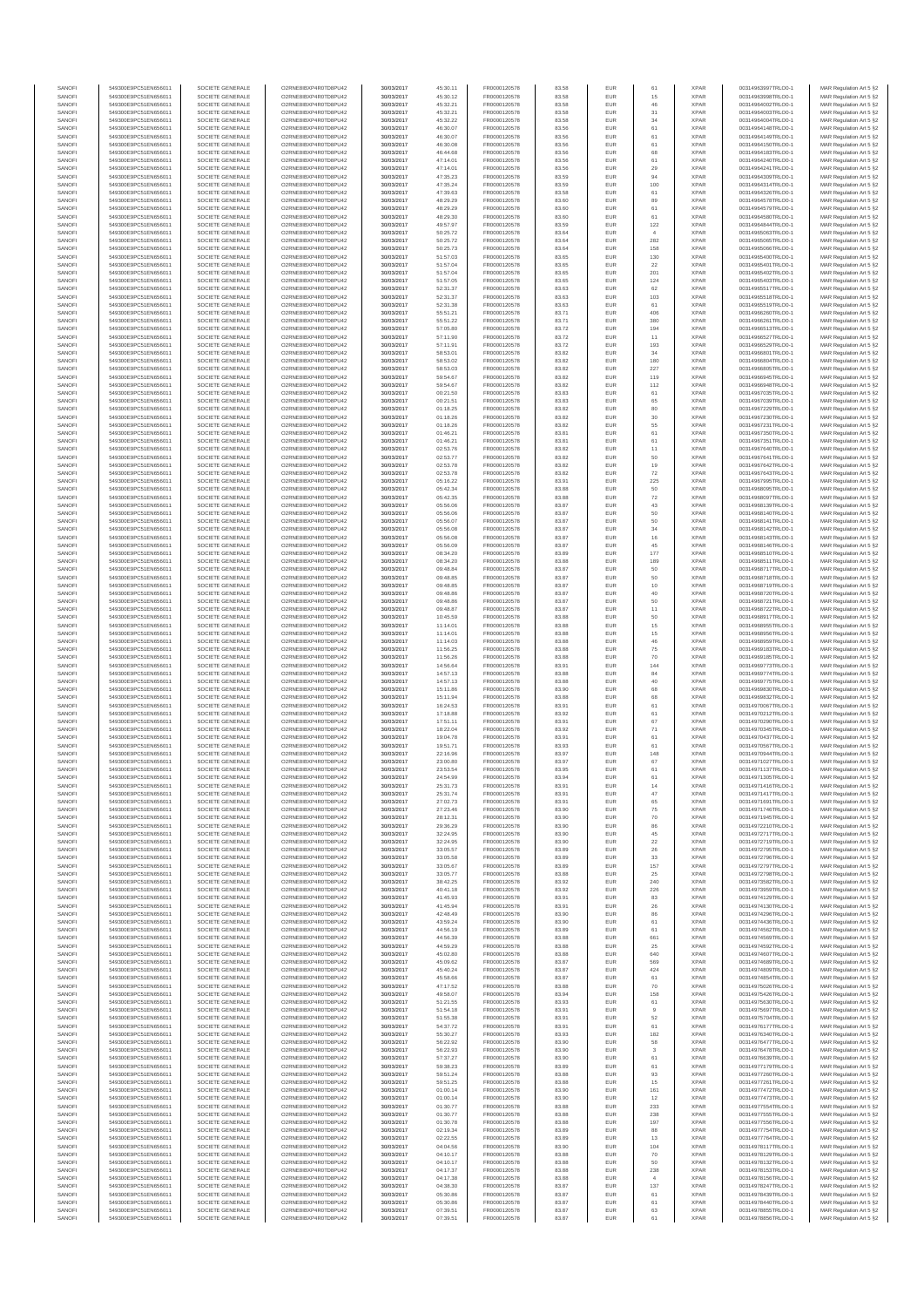| SANOFI | 549300E9PC51EN656011 | SOCIETE GENERALE | O2RNE8IBXP4R0TD8PU42 | 30/03/2017 | 45:30.11 | FR0000120578 | 83.58 | EUR | 61 | XPAR | 00314963997TRLO0-1 | MAR Regulation Art 5 §2 |
|---|---|---|---|---|---|---|---|---|---|---|---|---|
| SANOFI | 549300E9PC51EN656011 | SOCIETE GENERALE | O2RNE8IBXP4R0TD8PU42 | 30/03/2017 | 45:30.12 | FR0000120578 | 83.58 | EUR | 15 | XPAR | 00314963998TRLO0-1 | MAR Regulation Art 5 §2 |
| SANOFI | 549300E9PC51EN656011 | SOCIETE GENERALE | O2RNE8IBXP4R0TD8PU42 | 30/03/2017 | 45:32.21 | FR0000120578 | 83.58 | EUR | 46 | XPAR | 00314964002TRLO0-1 | MAR Regulation Art 5 §2 |
| SANOFI | 549300E9PC51EN656011 | SOCIETE GENERALE | O2RNE8IBXP4R0TD8PU42 | 30/03/2017 | 45:32.21 | FR0000120578 | 83.58 | EUR | 31 | XPAR | 00314964003TRLO0-1 | MAR Regulation Art 5 §2 |
| SANOFI | 549300E9PC51EN656011 | SOCIETE GENERALE | O2RNE8IBXP4R0TD8PU42 | 30/03/2017 | 45:32.22 | FR0000120578 | 83.58 | EUR | 34 | XPAR | 00314964004TRLO0-1 | MAR Regulation Art 5 §2 |
| SANOFI | 549300E9PC51EN656011 | SOCIETE GENERALE | O2RNE8IBXP4R0TD8PU42 | 30/03/2017 | 46:30.07 | FR0000120578 | 83.56 | EUR | 61 | XPAR | 00314964148TRLO0-1 | MAR Regulation Art 5 §2 |
| SANOFI | 549300E9PC51EN656011 | SOCIETE GENERALE | O2RNE8IBXP4R0TD8PU42 | 30/03/2017 | 46:30.07 | FR0000120578 | 83.56 | EUR | 61 | XPAR | 00314964149TRLO0-1 | MAR Regulation Art 5 §2 |
| SANOFI | 549300E9PC51EN656011 | SOCIETE GENERALE | O2RNE8IBXP4R0TD8PU42 | 30/03/2017 | 46:30.08 | FR0000120578 | 83.56 | EUR | 61 | XPAR | 00314964150TRLO0-1 | MAR Regulation Art 5 §2 |
| SANOFI | 549300E9PC51EN656011 | SOCIETE GENERALE | O2RNE8IBXP4R0TD8PU42 | 30/03/2017 | 46:44.68 | FR0000120578 | 83.56 | EUR | 68 | XPAR | 00314964183TRLO0-1 | MAR Regulation Art 5 §2 |
| SANOFI | 549300E9PC51EN656011 | SOCIETE GENERALE | O2RNE8IBXP4R0TD8PU42 | 30/03/2017 | 47:14.01 | FR0000120578 | 83.56 | EUR | 61 | XPAR | 00314964240TRLO0-1 | MAR Regulation Art 5 §2 |
| SANOFI | 549300E9PC51EN656011 | SOCIETE GENERALE | O2RNE8IBXP4R0TD8PU42 | 30/03/2017 | 47:14.01 | FR0000120578 | 83.56 | EUR | 29 | XPAR | 00314964241TRLO0-1 | MAR Regulation Art 5 §2 |
| SANOFI | 549300E9PC51EN656011 | SOCIETE GENERALE | O2RNE8IBXP4R0TD8PU42 | 30/03/2017 | 47:35.23 | FR0000120578 | 83.59 | EUR | 94 | XPAR | 00314964309TRLO0-1 | MAR Regulation Art 5 §2 |
| SANOFI | 549300E9PC51EN656011 | SOCIETE GENERALE | O2RNE8IBXP4R0TD8PU42 | 30/03/2017 | 47:35.24 | FR0000120578 | 83.59 | EUR | 100 | XPAR | 00314964314TRLO0-1 | MAR Regulation Art 5 §2 |
| SANOFI | 549300E9PC51EN656011 | SOCIETE GENERALE | O2RNE8IBXP4R0TD8PU42 | 30/03/2017 | 47:39.63 | FR0000120578 | 83.58 | EUR | 61 | XPAR | 00314964326TRLO0-1 | MAR Regulation Art 5 §2 |
| SANOFI | 549300E9PC51EN656011 | SOCIETE GENERALE | O2RNE8IBXP4R0TD8PU42 | 30/03/2017 | 48:29.29 | FR0000120578 | 83.60 | EUR | 89 | XPAR | 00314964578TRLO0-1 | MAR Regulation Art 5 §2 |
| SANOFI | 549300E9PC51EN656011 | SOCIETE GENERALE | O2RNE8IBXP4R0TD8PU42 | 30/03/2017 | 48:29.29 | FR0000120578 | 83.60 | EUR | 61 | XPAR | 00314964579TRLO0-1 | MAR Regulation Art 5 §2 |
| SANOFI | 549300E9PC51EN656011 | SOCIETE GENERALE | O2RNE8IBXP4R0TD8PU42 | 30/03/2017 | 48:29.30 | FR0000120578 | 83.60 | EUR | 61 | XPAR | 00314964580TRLO0-1 | MAR Regulation Art 5 §2 |
| SANOFI | 549300E9PC51EN656011 | SOCIETE GENERALE | O2RNE8IBXP4R0TD8PU42 | 30/03/2017 | 49:57.97 | FR0000120578 | 83.59 | EUR | 122 | XPAR | 00314964844TRLO0-1 | MAR Regulation Art 5 §2 |
| SANOFI | 549300E9PC51EN656011 | SOCIETE GENERALE | O2RNE8IBXP4R0TD8PU42 | 30/03/2017 | 50:25.72 | FR0000120578 | 83.64 | EUR | 4 | XPAR | 00314965063TRLO0-1 | MAR Regulation Art 5 §2 |
| SANOFI | 549300E9PC51EN656011 | SOCIETE GENERALE | O2RNE8IBXP4R0TD8PU42 | 30/03/2017 | 50:25.72 | FR0000120578 | 83.64 | EUR | 282 | XPAR | 00314965065TRLO0-1 | MAR Regulation Art 5 §2 |
| SANOFI | 549300E9PC51EN656011 | SOCIETE GENERALE | O2RNE8IBXP4R0TD8PU42 | 30/03/2017 | 50:25.73 | FR0000120578 | 83.64 | EUR | 158 | XPAR | 00314965066TRLO0-1 | MAR Regulation Art 5 §2 |
| SANOFI | 549300E9PC51EN656011 | SOCIETE GENERALE | O2RNE8IBXP4R0TD8PU42 | 30/03/2017 | 51:57.03 | FR0000120578 | 83.65 | EUR | 130 | XPAR | 00314965400TRLO0-1 | MAR Regulation Art 5 §2 |
| SANOFI | 549300E9PC51EN656011 | SOCIETE GENERALE | O2RNE8IBXP4R0TD8PU42 | 30/03/2017 | 51:57.04 | FR0000120578 | 83.65 | EUR | 22 | XPAR | 00314965401TRLO0-1 | MAR Regulation Art 5 §2 |
| SANOFI | 549300E9PC51EN656011 | SOCIETE GENERALE | O2RNE8IBXP4R0TD8PU42 | 30/03/2017 | 51:57.04 | FR0000120578 | 83.65 | EUR | 201 | XPAR | 00314965402TRLO0-1 | MAR Regulation Art 5 §2 |
| SANOFI | 549300E9PC51EN656011 | SOCIETE GENERALE | O2RNE8IBXP4R0TD8PU42 | 30/03/2017 | 51:57.05 | FR0000120578 | 83.65 | EUR | 124 | XPAR | 00314965403TRLO0-1 | MAR Regulation Art 5 §2 |
| SANOFI | 549300E9PC51EN656011 | SOCIETE GENERALE | O2RNE8IBXP4R0TD8PU42 | 30/03/2017 | 52:31.37 | FR0000120578 | 83.63 | EUR | 62 | XPAR | 00314965517TRLO0-1 | MAR Regulation Art 5 §2 |
| SANOFI | 549300E9PC51EN656011 | SOCIETE GENERALE | O2RNE8IBXP4R0TD8PU42 | 30/03/2017 | 52:31.37 | FR0000120578 | 83.63 | EUR | 103 | XPAR | 00314965518TRLO0-1 | MAR Regulation Art 5 §2 |
| SANOFI | 549300E9PC51EN656011 | SOCIETE GENERALE | O2RNE8IBXP4R0TD8PU42 | 30/03/2017 | 52:31.38 | FR0000120578 | 83.63 | EUR | 61 | XPAR | 00314965519TRLO0-1 | MAR Regulation Art 5 §2 |
| SANOFI | 549300E9PC51EN656011 | SOCIETE GENERALE | O2RNE8IBXP4R0TD8PU42 | 30/03/2017 | 55:51.21 | FR0000120578 | 83.71 | EUR | 406 | XPAR | 00314966260TRLO0-1 | MAR Regulation Art 5 §2 |
| SANOFI | 549300E9PC51EN656011 | SOCIETE GENERALE | O2RNE8IBXP4R0TD8PU42 | 30/03/2017 | 55:51.22 | FR0000120578 | 83.71 | EUR | 380 | XPAR | 00314966261TRLO0-1 | MAR Regulation Art 5 §2 |
| SANOFI | 549300E9PC51EN656011 | SOCIETE GENERALE | O2RNE8IBXP4R0TD8PU42 | 30/03/2017 | 57:05.80 | FR0000120578 | 83.72 | EUR | 194 | XPAR | 00314966513TRLO0-1 | MAR Regulation Art 5 §2 |
| SANOFI | 549300E9PC51EN656011 | SOCIETE GENERALE | O2RNE8IBXP4R0TD8PU42 | 30/03/2017 | 57:11.90 | FR0000120578 | 83.72 | EUR | 11 | XPAR | 00314966527TRLO0-1 | MAR Regulation Art 5 §2 |
| SANOFI | 549300E9PC51EN656011 | SOCIETE GENERALE | O2RNE8IBXP4R0TD8PU42 | 30/03/2017 | 57:11.91 | FR0000120578 | 83.72 | EUR | 193 | XPAR | 00314966529TRLO0-1 | MAR Regulation Art 5 §2 |
| SANOFI | 549300E9PC51EN656011 | SOCIETE GENERALE | O2RNE8IBXP4R0TD8PU42 | 30/03/2017 | 58:53.01 | FR0000120578 | 83.82 | EUR | 34 | XPAR | 00314966801TRLO0-1 | MAR Regulation Art 5 §2 |
| SANOFI | 549300E9PC51EN656011 | SOCIETE GENERALE | O2RNE8IBXP4R0TD8PU42 | 30/03/2017 | 58:53.02 | FR0000120578 | 83.82 | EUR | 180 | XPAR | 00314966804TRLO0-1 | MAR Regulation Art 5 §2 |
| SANOFI | 549300E9PC51EN656011 | SOCIETE GENERALE | O2RNE8IBXP4R0TD8PU42 | 30/03/2017 | 58:53.03 | FR0000120578 | 83.82 | EUR | 227 | XPAR | 00314966805TRLO0-1 | MAR Regulation Art 5 §2 |
| SANOFI | 549300E9PC51EN656011 | SOCIETE GENERALE | O2RNE8IBXP4R0TD8PU42 | 30/03/2017 | 59:54.67 | FR0000120578 | 83.82 | EUR | 119 | XPAR | 00314966945TRLO0-1 | MAR Regulation Art 5 §2 |
| SANOFI | 549300E9PC51EN656011 | SOCIETE GENERALE | O2RNE8IBXP4R0TD8PU42 | 30/03/2017 | 59:54.67 | FR0000120578 | 83.82 | EUR | 112 | XPAR | 00314966948TRLO0-1 | MAR Regulation Art 5 §2 |
| SANOFI | 549300E9PC51EN656011 | SOCIETE GENERALE | O2RNE8IBXP4R0TD8PU42 | 30/03/2017 | 00:21.50 | FR0000120578 | 83.83 | EUR | 61 | XPAR | 00314967035TRLO0-1 | MAR Regulation Art 5 §2 |
| SANOFI | 549300E9PC51EN656011 | SOCIETE GENERALE | O2RNE8IBXP4R0TD8PU42 | 30/03/2017 | 00:21.51 | FR0000120578 | 83.83 | EUR | 65 | XPAR | 00314967036TRLO0-1 | MAR Regulation Art 5 §2 |
| SANOFI | 549300E9PC51EN656011 | SOCIETE GENERALE | O2RNE8IBXP4R0TD8PU42 | 30/03/2017 | 01:18.25 | FR0000120578 | 83.82 | EUR | 80 | XPAR | 00314967229TRLO0-1 | MAR Regulation Art 5 §2 |
| SANOFI | 549300E9PC51EN656011 | SOCIETE GENERALE | O2RNE8IBXP4R0TD8PU42 | 30/03/2017 | 01:18.26 | FR0000120578 | 83.82 | EUR | 30 | XPAR | 00314967230TRLO0-1 | MAR Regulation Art 5 §2 |
| SANOFI | 549300E9PC51EN656011 | SOCIETE GENERALE | O2RNE8IBXP4R0TD8PU42 | 30/03/2017 | 01:18.26 | FR0000120578 | 83.82 | EUR | 55 | XPAR | 00314967231TRLO0-1 | MAR Regulation Art 5 §2 |
| SANOFI | 549300E9PC51EN656011 | SOCIETE GENERALE | O2RNE8IBXP4R0TD8PU42 | 30/03/2017 | 01:46.21 | FR0000120578 | 83.81 | EUR | 61 | XPAR | 00314967350TRLO0-1 | MAR Regulation Art 5 §2 |
| SANOFI | 549300E9PC51EN656011 | SOCIETE GENERALE | O2RNE8IBXP4R0TD8PU42 | 30/03/2017 | 01:46.21 | FR0000120578 | 83.81 | EUR | 61 | XPAR | 00314967351TRLO0-1 | MAR Regulation Art 5 §2 |
| SANOFI | 549300E9PC51EN656011 | SOCIETE GENERALE | O2RNE8IBXP4R0TD8PU42 | 30/03/2017 | 02:53.76 | FR0000120578 | 83.82 | EUR | 11 | XPAR | 00314967640TRLO0-1 | MAR Regulation Art 5 §2 |
| SANOFI | 549300E9PC51EN656011 | SOCIETE GENERALE | O2RNE8IBXP4R0TD8PU42 | 30/03/2017 | 02:53.77 | FR0000120578 | 83.82 | EUR | 50 | XPAR | 00314967641TRLO0-1 | MAR Regulation Art 5 §2 |
| SANOFI | 549300E9PC51EN656011 | SOCIETE GENERALE | O2RNE8IBXP4R0TD8PU42 | 30/03/2017 | 02:53.78 | FR0000120578 | 83.82 | EUR | 19 | XPAR | 00314967642TRLO0-1 | MAR Regulation Art 5 §2 |
| SANOFI | 549300E9PC51EN656011 | SOCIETE GENERALE | O2RNE8IBXP4R0TD8PU42 | 30/03/2017 | 02:53.78 | FR0000120578 | 83.82 | EUR | 72 | XPAR | 00314967643TRLO0-1 | MAR Regulation Art 5 §2 |
| SANOFI | 549300E9PC51EN656011 | SOCIETE GENERALE | O2RNE8IBXP4R0TD8PU42 | 30/03/2017 | 05:16.22 | FR0000120578 | 83.91 | EUR | 225 | XPAR | 00314967995TRLO0-1 | MAR Regulation Art 5 §2 |
| SANOFI | 549300E9PC51EN656011 | SOCIETE GENERALE | O2RNE8IBXP4R0TD8PU42 | 30/03/2017 | 05:42.34 | FR0000120578 | 83.88 | EUR | 50 | XPAR | 00314968095TRLO0-1 | MAR Regulation Art 5 §2 |
| SANOFI | 549300E9PC51EN656011 | SOCIETE GENERALE | O2RNE8IBXP4R0TD8PU42 | 30/03/2017 | 05:42.35 | FR0000120578 | 83.88 | EUR | 72 | XPAR | 00314968097TRLO0-1 | MAR Regulation Art 5 §2 |
| SANOFI | 549300E9PC51EN656011 | SOCIETE GENERALE | O2RNE8IBXP4R0TD8PU42 | 30/03/2017 | 05:56.06 | FR0000120578 | 83.87 | EUR | 43 | XPAR | 00314968139TRLO0-1 | MAR Regulation Art 5 §2 |
| SANOFI | 549300E9PC51EN656011 | SOCIETE GENERALE | O2RNE8IBXP4R0TD8PU42 | 30/03/2017 | 05:56.06 | FR0000120578 | 83.87 | EUR | 50 | XPAR | 00314968140TRLO0-1 | MAR Regulation Art 5 §2 |
| SANOFI | 549300E9PC51EN656011 | SOCIETE GENERALE | O2RNE8IBXP4R0TD8PU42 | 30/03/2017 | 05:56.07 | FR0000120578 | 83.87 | EUR | 50 | XPAR | 00314968141TRLO0-1 | MAR Regulation Art 5 §2 |
| SANOFI | 549300E9PC51EN656011 | SOCIETE GENERALE | O2RNE8IBXP4R0TD8PU42 | 30/03/2017 | 05:56.08 | FR0000120578 | 83.87 | EUR | 34 | XPAR | 00314968142TRLO0-1 | MAR Regulation Art 5 §2 |
| SANOFI | 549300E9PC51EN656011 | SOCIETE GENERALE | O2RNE8IBXP4R0TD8PU42 | 30/03/2017 | 05:56.08 | FR0000120578 | 83.87 | EUR | 16 | XPAR | 00314968143TRLO0-1 | MAR Regulation Art 5 §2 |
| SANOFI | 549300E9PC51EN656011 | SOCIETE GENERALE | O2RNE8IBXP4R0TD8PU42 | 30/03/2017 | 05:56.09 | FR0000120578 | 83.87 | EUR | 45 | XPAR | 00314968146TRLO0-1 | MAR Regulation Art 5 §2 |
| SANOFI | 549300E9PC51EN656011 | SOCIETE GENERALE | O2RNE8IBXP4R0TD8PU42 | 30/03/2017 | 08:34.20 | FR0000120578 | 83.89 | EUR | 177 | XPAR | 00314968510TRLO0-1 | MAR Regulation Art 5 §2 |
| SANOFI | 549300E9PC51EN656011 | SOCIETE GENERALE | O2RNE8IBXP4R0TD8PU42 | 30/03/2017 | 08:34.20 | FR0000120578 | 83.88 | EUR | 189 | XPAR | 00314968511TRLO0-1 | MAR Regulation Art 5 §2 |
| SANOFI | 549300E9PC51EN656011 | SOCIETE GENERALE | O2RNE8IBXP4R0TD8PU42 | 30/03/2017 | 09:48.84 | FR0000120578 | 83.87 | EUR | 50 | XPAR | 00314968717TRLO0-1 | MAR Regulation Art 5 §2 |
| SANOFI | 549300E9PC51EN656011 | SOCIETE GENERALE | O2RNE8IBXP4R0TD8PU42 | 30/03/2017 | 09:48.85 | FR0000120578 | 83.87 | EUR | 50 | XPAR | 00314968718TRLO0-1 | MAR Regulation Art 5 §2 |
| SANOFI | 549300E9PC51EN656011 | SOCIETE GENERALE | O2RNE8IBXP4R0TD8PU42 | 30/03/2017 | 09:48.85 | FR0000120578 | 83.87 | EUR | 10 | XPAR | 00314968719TRLO0-1 | MAR Regulation Art 5 §2 |
| SANOFI | 549300E9PC51EN656011 | SOCIETE GENERALE | O2RNE8IBXP4R0TD8PU42 | 30/03/2017 | 09:48.86 | FR0000120578 | 83.87 | EUR | 40 | XPAR | 00314968720TRLO0-1 | MAR Regulation Art 5 §2 |
| SANOFI | 549300E9PC51EN656011 | SOCIETE GENERALE | O2RNE8IBXP4R0TD8PU42 | 30/03/2017 | 09:48.86 | FR0000120578 | 83.87 | EUR | 50 | XPAR | 00314968721TRLO0-1 | MAR Regulation Art 5 §2 |
| SANOFI | 549300E9PC51EN656011 | SOCIETE GENERALE | O2RNE8IBXP4R0TD8PU42 | 30/03/2017 | 09:48.87 | FR0000120578 | 83.87 | EUR | 11 | XPAR | 00314968722TRLO0-1 | MAR Regulation Art 5 §2 |
| SANOFI | 549300E9PC51EN656011 | SOCIETE GENERALE | O2RNE8IBXP4R0TD8PU42 | 30/03/2017 | 10:45.59 | FR0000120578 | 83.88 | EUR | 50 | XPAR | 00314968917TRLO0-1 | MAR Regulation Art 5 §2 |
| SANOFI | 549300E9PC51EN656011 | SOCIETE GENERALE | O2RNE8IBXP4R0TD8PU42 | 30/03/2017 | 11:14.01 | FR0000120578 | 83.88 | EUR | 15 | XPAR | 00314968955TRLO0-1 | MAR Regulation Art 5 §2 |
| SANOFI | 549300E9PC51EN656011 | SOCIETE GENERALE | O2RNE8IBXP4R0TD8PU42 | 30/03/2017 | 11:14.01 | FR0000120578 | 83.88 | EUR | 15 | XPAR | 00314968956TRLO0-1 | MAR Regulation Art 5 §2 |
| SANOFI | 549300E9PC51EN656011 | SOCIETE GENERALE | O2RNE8IBXP4R0TD8PU42 | 30/03/2017 | 11:14.03 | FR0000120578 | 83.88 | EUR | 46 | XPAR | 00314968959TRLO0-1 | MAR Regulation Art 5 §2 |
| SANOFI | 549300E9PC51EN656011 | SOCIETE GENERALE | O2RNE8IBXP4R0TD8PU42 | 30/03/2017 | 11:56.25 | FR0000120578 | 83.88 | EUR | 75 | XPAR | 00314969183TRLO0-1 | MAR Regulation Art 5 §2 |
| SANOFI | 549300E9PC51EN656011 | SOCIETE GENERALE | O2RNE8IBXP4R0TD8PU42 | 30/03/2017 | 11:56.26 | FR0000120578 | 83.88 | EUR | 70 | XPAR | 00314969185TRLO0-1 | MAR Regulation Art 5 §2 |
| SANOFI | 549300E9PC51EN656011 | SOCIETE GENERALE | O2RNE8IBXP4R0TD8PU42 | 30/03/2017 | 14:56.64 | FR0000120578 | 83.91 | EUR | 144 | XPAR | 00314969773TRLO0-1 | MAR Regulation Art 5 §2 |
| SANOFI | 549300E9PC51EN656011 | SOCIETE GENERALE | O2RNE8IBXP4R0TD8PU42 | 30/03/2017 | 14:57.13 | FR0000120578 | 83.88 | EUR | 84 | XPAR | 00314969774TRLO0-1 | MAR Regulation Art 5 §2 |
| SANOFI | 549300E9PC51EN656011 | SOCIETE GENERALE | O2RNE8IBXP4R0TD8PU42 | 30/03/2017 | 14:57.13 | FR0000120578 | 83.88 | EUR | 40 | XPAR | 00314969775TRLO0-1 | MAR Regulation Art 5 §2 |
| SANOFI | 549300E9PC51EN656011 | SOCIETE GENERALE | O2RNE8IBXP4R0TD8PU42 | 30/03/2017 | 15:11.86 | FR0000120578 | 83.90 | EUR | 68 | XPAR | 00314969830TRLO0-1 | MAR Regulation Art 5 §2 |
| SANOFI | 549300E9PC51EN656011 | SOCIETE GENERALE | O2RNE8IBXP4R0TD8PU42 | 30/03/2017 | 15:11.94 | FR0000120578 | 83.88 | EUR | 68 | XPAR | 00314969832TRLO0-1 | MAR Regulation Art 5 §2 |
| SANOFI | 549300E9PC51EN656011 | SOCIETE GENERALE | O2RNE8IBXP4R0TD8PU42 | 30/03/2017 | 16:24.53 | FR0000120578 | 83.91 | EUR | 61 | XPAR | 00314970067TRLO0-1 | MAR Regulation Art 5 §2 |
| SANOFI | 549300E9PC51EN656011 | SOCIETE GENERALE | O2RNE8IBXP4R0TD8PU42 | 30/03/2017 | 17:18.88 | FR0000120578 | 83.92 | EUR | 61 | XPAR | 00314970212TRLO0-1 | MAR Regulation Art 5 §2 |
| SANOFI | 549300E9PC51EN656011 | SOCIETE GENERALE | O2RNE8IBXP4R0TD8PU42 | 30/03/2017 | 17:51.11 | FR0000120578 | 83.91 | EUR | 67 | XPAR | 00314970290TRLO0-1 | MAR Regulation Art 5 §2 |
| SANOFI | 549300E9PC51EN656011 | SOCIETE GENERALE | O2RNE8IBXP4R0TD8PU42 | 30/03/2017 | 18:22.04 | FR0000120578 | 83.92 | EUR | 71 | XPAR | 00314970345TRLO0-1 | MAR Regulation Art 5 §2 |
| SANOFI | 549300E9PC51EN656011 | SOCIETE GENERALE | O2RNE8IBXP4R0TD8PU42 | 30/03/2017 | 19:04.78 | FR0000120578 | 83.91 | EUR | 61 | XPAR | 00314970437TRLO0-1 | MAR Regulation Art 5 §2 |
| SANOFI | 549300E9PC51EN656011 | SOCIETE GENERALE | O2RNE8IBXP4R0TD8PU42 | 30/03/2017 | 19:51.71 | FR0000120578 | 83.93 | EUR | 61 | XPAR | 00314970567TRLO0-1 | MAR Regulation Art 5 §2 |
| SANOFI | 549300E9PC51EN656011 | SOCIETE GENERALE | O2RNE8IBXP4R0TD8PU42 | 30/03/2017 | 22:16.96 | FR0000120578 | 83.97 | EUR | 148 | XPAR | 00314970944TRLO0-1 | MAR Regulation Art 5 §2 |
| SANOFI | 549300E9PC51EN656011 | SOCIETE GENERALE | O2RNE8IBXP4R0TD8PU42 | 30/03/2017 | 23:00.80 | FR0000120578 | 83.97 | EUR | 67 | XPAR | 00314971027TRLO0-1 | MAR Regulation Art 5 §2 |
| SANOFI | 549300E9PC51EN656011 | SOCIETE GENERALE | O2RNE8IBXP4R0TD8PU42 | 30/03/2017 | 23:53.54 | FR0000120578 | 83.95 | EUR | 61 | XPAR | 00314971137TRLO0-1 | MAR Regulation Art 5 §2 |
| SANOFI | 549300E9PC51EN656011 | SOCIETE GENERALE | O2RNE8IBXP4R0TD8PU42 | 30/03/2017 | 24:54.99 | FR0000120578 | 83.94 | EUR | 61 | XPAR | 00314971305TRLO0-1 | MAR Regulation Art 5 §2 |
| SANOFI | 549300E9PC51EN656011 | SOCIETE GENERALE | O2RNE8IBXP4R0TD8PU42 | 30/03/2017 | 25:31.73 | FR0000120578 | 83.91 | EUR | 14 | XPAR | 00314971416TRLO0-1 | MAR Regulation Art 5 §2 |
| SANOFI | 549300E9PC51EN656011 | SOCIETE GENERALE | O2RNE8IBXP4R0TD8PU42 | 30/03/2017 | 25:31.74 | FR0000120578 | 83.91 | EUR | 47 | XPAR | 00314971417TRLO0-1 | MAR Regulation Art 5 §2 |
| SANOFI | 549300E9PC51EN656011 | SOCIETE GENERALE | O2RNE8IBXP4R0TD8PU42 | 30/03/2017 | 27:02.73 | FR0000120578 | 83.91 | EUR | 65 | XPAR | 00314971651TRLO0-1 | MAR Regulation Art 5 §2 |
| SANOFI | 549300E9PC51EN656011 | SOCIETE GENERALE | O2RNE8IBXP4R0TD8PU42 | 30/03/2017 | 27:23.46 | FR0000120578 | 83.90 | EUR | 75 | XPAR | 00314971746TRLO0-1 | MAR Regulation Art 5 §2 |
| SANOFI | 549300E9PC51EN656011 | SOCIETE GENERALE | O2RNE8IBXP4R0TD8PU42 | 30/03/2017 | 28:12.31 | FR0000120578 | 83.90 | EUR | 70 | XPAR | 00314971945TRLO0-1 | MAR Regulation Art 5 §2 |
| SANOFI | 549300E9PC51EN656011 | SOCIETE GENERALE | O2RNE8IBXP4R0TD8PU42 | 30/03/2017 | 29:36.29 | FR0000120578 | 83.90 | EUR | 86 | XPAR | 00314972210TRLO0-1 | MAR Regulation Art 5 §2 |
| SANOFI | 549300E9PC51EN656011 | SOCIETE GENERALE | O2RNE8IBXP4R0TD8PU42 | 30/03/2017 | 32:24.95 | FR0000120578 | 83.90 | EUR | 45 | XPAR | 00314972717TRLO0-1 | MAR Regulation Art 5 §2 |
| SANOFI | 549300E9PC51EN656011 | SOCIETE GENERALE | O2RNE8IBXP4R0TD8PU42 | 30/03/2017 | 32:24.95 | FR0000120578 | 83.90 | EUR | 22 | XPAR | 00314972719TRLO0-1 | MAR Regulation Art 5 §2 |
| SANOFI | 549300E9PC51EN656011 | SOCIETE GENERALE | O2RNE8IBXP4R0TD8PU42 | 30/03/2017 | 33:05.57 | FR0000120578 | 83.89 | EUR | 26 | XPAR | 00314972795TRLO0-1 | MAR Regulation Art 5 §2 |
| SANOFI | 549300E9PC51EN656011 | SOCIETE GENERALE | O2RNE8IBXP4R0TD8PU42 | 30/03/2017 | 33:05.58 | FR0000120578 | 83.89 | EUR | 33 | XPAR | 00314972796TRLO0-1 | MAR Regulation Art 5 §2 |
| SANOFI | 549300E9PC51EN656011 | SOCIETE GENERALE | O2RNE8IBXP4R0TD8PU42 | 30/03/2017 | 33:05.67 | FR0000120578 | 83.89 | EUR | 157 | XPAR | 00314972797TRLO0-1 | MAR Regulation Art 5 §2 |
| SANOFI | 549300E9PC51EN656011 | SOCIETE GENERALE | O2RNE8IBXP4R0TD8PU42 | 30/03/2017 | 33:05.77 | FR0000120578 | 83.88 | EUR | 25 | XPAR | 00314972798TRLO0-1 | MAR Regulation Art 5 §2 |
| SANOFI | 549300E9PC51EN656011 | SOCIETE GENERALE | O2RNE8IBXP4R0TD8PU42 | 30/03/2017 | 38:42.25 | FR0000120578 | 83.92 | EUR | 240 | XPAR | 00314973582TRLO0-1 | MAR Regulation Art 5 §2 |
| SANOFI | 549300E9PC51EN656011 | SOCIETE GENERALE | O2RNE8IBXP4R0TD8PU42 | 30/03/2017 | 40:41.18 | FR0000120578 | 83.92 | EUR | 226 | XPAR | 00314973959TRLO0-1 | MAR Regulation Art 5 §2 |
| SANOFI | 549300E9PC51EN656011 | SOCIETE GENERALE | O2RNE8IBXP4R0TD8PU42 | 30/03/2017 | 41:45.93 | FR0000120578 | 83.91 | EUR | 83 | XPAR | 00314974129TRLO0-1 | MAR Regulation Art 5 §2 |
| SANOFI | 549300E9PC51EN656011 | SOCIETE GENERALE | O2RNE8IBXP4R0TD8PU42 | 30/03/2017 | 41:45.94 | FR0000120578 | 83.91 | EUR | 26 | XPAR | 00314974130TRLO0-1 | MAR Regulation Art 5 §2 |
| SANOFI | 549300E9PC51EN656011 | SOCIETE GENERALE | O2RNE8IBXP4R0TD8PU42 | 30/03/2017 | 42:48.49 | FR0000120578 | 83.90 | EUR | 86 | XPAR | 00314974296TRLO0-1 | MAR Regulation Art 5 §2 |
| SANOFI | 549300E9PC51EN656011 | SOCIETE GENERALE | O2RNE8IBXP4R0TD8PU42 | 30/03/2017 | 43:59.24 | FR0000120578 | 83.90 | EUR | 61 | XPAR | 00314974436TRLO0-1 | MAR Regulation Art 5 §2 |
| SANOFI | 549300E9PC51EN656011 | SOCIETE GENERALE | O2RNE8IBXP4R0TD8PU42 | 30/03/2017 | 44:56.19 | FR0000120578 | 83.89 | EUR | 61 | XPAR | 00314974562TRLO0-1 | MAR Regulation Art 5 §2 |
| SANOFI | 549300E9PC51EN656011 | SOCIETE GENERALE | O2RNE8IBXP4R0TD8PU42 | 30/03/2017 | 44:56.39 | FR0000120578 | 83.88 | EUR | 661 | XPAR | 00314974568TRLO0-1 | MAR Regulation Art 5 §2 |
| SANOFI | 549300E9PC51EN656011 | SOCIETE GENERALE | O2RNE8IBXP4R0TD8PU42 | 30/03/2017 | 44:59.29 | FR0000120578 | 83.88 | EUR | 25 | XPAR | 00314974592TRLO0-1 | MAR Regulation Art 5 §2 |
| SANOFI | 549300E9PC51EN656011 | SOCIETE GENERALE | O2RNE8IBXP4R0TD8PU42 | 30/03/2017 | 45:02.80 | FR0000120578 | 83.88 | EUR | 640 | XPAR | 00314974607TRLO0-1 | MAR Regulation Art 5 §2 |
| SANOFI | 549300E9PC51EN656011 | SOCIETE GENERALE | O2RNE8IBXP4R0TD8PU42 | 30/03/2017 | 45:09.62 | FR0000120578 | 83.87 | EUR | 569 | XPAR | 00314974689TRLO0-1 | MAR Regulation Art 5 §2 |
| SANOFI | 549300E9PC51EN656011 | SOCIETE GENERALE | O2RNE8IBXP4R0TD8PU42 | 30/03/2017 | 45:40.24 | FR0000120578 | 83.87 | EUR | 424 | XPAR | 00314974809TRLO0-1 | MAR Regulation Art 5 §2 |
| SANOFI | 549300E9PC51EN656011 | SOCIETE GENERALE | O2RNE8IBXP4R0TD8PU42 | 30/03/2017 | 45:58.66 | FR0000120578 | 83.87 | EUR | 61 | XPAR | 00314974854TRLO0-1 | MAR Regulation Art 5 §2 |
| SANOFI | 549300E9PC51EN656011 | SOCIETE GENERALE | O2RNE8IBXP4R0TD8PU42 | 30/03/2017 | 47:17.52 | FR0000120578 | 83.88 | EUR | 70 | XPAR | 00314975026TRLO0-1 | MAR Regulation Art 5 §2 |
| SANOFI | 549300E9PC51EN656011 | SOCIETE GENERALE | O2RNE8IBXP4R0TD8PU42 | 30/03/2017 | 49:58.07 | FR0000120578 | 83.94 | EUR | 158 | XPAR | 00314975426TRLO0-1 | MAR Regulation Art 5 §2 |
| SANOFI | 549300E9PC51EN656011 | SOCIETE GENERALE | O2RNE8IBXP4R0TD8PU42 | 30/03/2017 | 51:21.55 | FR0000120578 | 83.93 | EUR | 61 | XPAR | 00314975630TRLO0-1 | MAR Regulation Art 5 §2 |
| SANOFI | 549300E9PC51EN656011 | SOCIETE GENERALE | O2RNE8IBXP4R0TD8PU42 | 30/03/2017 | 51:54.18 | FR0000120578 | 83.91 | EUR | 9 | XPAR | 00314975697TRLO0-1 | MAR Regulation Art 5 §2 |
| SANOFI | 549300E9PC51EN656011 | SOCIETE GENERALE | O2RNE8IBXP4R0TD8PU42 | 30/03/2017 | 51:55.38 | FR0000120578 | 83.91 | EUR | 52 | XPAR | 00314975704TRLO0-1 | MAR Regulation Art 5 §2 |
| SANOFI | 549300E9PC51EN656011 | SOCIETE GENERALE | O2RNE8IBXP4R0TD8PU42 | 30/03/2017 | 54:37.72 | FR0000120578 | 83.91 | EUR | 61 | XPAR | 00314976177TRLO0-1 | MAR Regulation Art 5 §2 |
| SANOFI | 549300E9PC51EN656011 | SOCIETE GENERALE | O2RNE8IBXP4R0TD8PU42 | 30/03/2017 | 55:30.27 | FR0000120578 | 83.93 | EUR | 182 | XPAR | 00314976340TRLO0-1 | MAR Regulation Art 5 §2 |
| SANOFI | 549300E9PC51EN656011 | SOCIETE GENERALE | O2RNE8IBXP4R0TD8PU42 | 30/03/2017 | 56:22.92 | FR0000120578 | 83.90 | EUR | 58 | XPAR | 00314976477TRLO0-1 | MAR Regulation Art 5 §2 |
| SANOFI | 549300E9PC51EN656011 | SOCIETE GENERALE | O2RNE8IBXP4R0TD8PU42 | 30/03/2017 | 56:22.93 | FR0000120578 | 83.90 | EUR | 3 | XPAR | 00314976478TRLO0-1 | MAR Regulation Art 5 §2 |
| SANOFI | 549300E9PC51EN656011 | SOCIETE GENERALE | O2RNE8IBXP4R0TD8PU42 | 30/03/2017 | 57:37.27 | FR0000120578 | 83.90 | EUR | 61 | XPAR | 00314976639TRLO0-1 | MAR Regulation Art 5 §2 |
| SANOFI | 549300E9PC51EN656011 | SOCIETE GENERALE | O2RNE8IBXP4R0TD8PU42 | 30/03/2017 | 59:38.23 | FR0000120578 | 83.89 | EUR | 61 | XPAR | 00314977179TRLO0-1 | MAR Regulation Art 5 §2 |
| SANOFI | 549300E9PC51EN656011 | SOCIETE GENERALE | O2RNE8IBXP4R0TD8PU42 | 30/03/2017 | 59:51.24 | FR0000120578 | 83.88 | EUR | 93 | XPAR | 00314977260TRLO0-1 | MAR Regulation Art 5 §2 |
| SANOFI | 549300E9PC51EN656011 | SOCIETE GENERALE | O2RNE8IBXP4R0TD8PU42 | 30/03/2017 | 59:51.25 | FR0000120578 | 83.88 | EUR | 15 | XPAR | 00314977261TRLO0-1 | MAR Regulation Art 5 §2 |
| SANOFI | 549300E9PC51EN656011 | SOCIETE GENERALE | O2RNE8IBXP4R0TD8PU42 | 30/03/2017 | 01:00.14 | FR0000120578 | 83.90 | EUR | 161 | XPAR | 00314977472TRLO0-1 | MAR Regulation Art 5 §2 |
| SANOFI | 549300E9PC51EN656011 | SOCIETE GENERALE | O2RNE8IBXP4R0TD8PU42 | 30/03/2017 | 01:00.14 | FR0000120578 | 83.90 | EUR | 12 | XPAR | 00314977473TRLO0-1 | MAR Regulation Art 5 §2 |
| SANOFI | 549300E9PC51EN656011 | SOCIETE GENERALE | O2RNE8IBXP4R0TD8PU42 | 30/03/2017 | 01:30.77 | FR0000120578 | 83.88 | EUR | 233 | XPAR | 00314977554TRLO0-1 | MAR Regulation Art 5 §2 |
| SANOFI | 549300E9PC51EN656011 | SOCIETE GENERALE | O2RNE8IBXP4R0TD8PU42 | 30/03/2017 | 01:30.77 | FR0000120578 | 83.88 | EUR | 238 | XPAR | 00314977555TRLO0-1 | MAR Regulation Art 5 §2 |
| SANOFI | 549300E9PC51EN656011 | SOCIETE GENERALE | O2RNE8IBXP4R0TD8PU42 | 30/03/2017 | 01:30.78 | FR0000120578 | 83.88 | EUR | 197 | XPAR | 00314977558TRLO0-1 | MAR Regulation Art 5 §2 |
| SANOFI | 549300E9PC51EN656011 | SOCIETE GENERALE | O2RNE8IBXP4R0TD8PU42 | 30/03/2017 | 02:19.34 | FR0000120578 | 83.89 | EUR | 88 | XPAR | 00314977754TRLO0-1 | MAR Regulation Art 5 §2 |
| SANOFI | 549300E9PC51EN656011 | SOCIETE GENERALE | O2RNE8IBXP4R0TD8PU42 | 30/03/2017 | 02:22.55 | FR0000120578 | 83.89 | EUR | 13 | XPAR | 00314977764TRLO0-1 | MAR Regulation Art 5 §2 |
| SANOFI | 549300E9PC51EN656011 | SOCIETE GENERALE | O2RNE8IBXP4R0TD8PU42 | 30/03/2017 | 04:04.56 | FR0000120578 | 83.90 | EUR | 104 | XPAR | 00314978117TRLO0-1 | MAR Regulation Art 5 §2 |
| SANOFI | 549300E9PC51EN656011 | SOCIETE GENERALE | O2RNE8IBXP4R0TD8PU42 | 30/03/2017 | 04:10.17 | FR0000120578 | 83.88 | EUR | 70 | XPAR | 00314978129TRLO0-1 | MAR Regulation Art 5 §2 |
| SANOFI | 549300E9PC51EN656011 | SOCIETE GENERALE | O2RNE8IBXP4R0TD8PU42 | 30/03/2017 | 04:10.17 | FR0000120578 | 83.88 | EUR | 50 | XPAR | 00314978132TRLO0-1 | MAR Regulation Art 5 §2 |
| SANOFI | 549300E9PC51EN656011 | SOCIETE GENERALE | O2RNE8IBXP4R0TD8PU42 | 30/03/2017 | 04:17.37 | FR0000120578 | 83.88 | EUR | 238 | XPAR | 00314978153TRLO0-1 | MAR Regulation Art 5 §2 |
| SANOFI | 549300E9PC51EN656011 | SOCIETE GENERALE | O2RNE8IBXP4R0TD8PU42 | 30/03/2017 | 04:17.38 | FR0000120578 | 83.88 | EUR | 4 | XPAR | 00314978156TRLO0-1 | MAR Regulation Art 5 §2 |
| SANOFI | 549300E9PC51EN656011 | SOCIETE GENERALE | O2RNE8IBXP4R0TD8PU42 | 30/03/2017 | 04:38.30 | FR0000120578 | 83.87 | EUR | 137 | XPAR | 00314978247TRLO0-1 | MAR Regulation Art 5 §2 |
| SANOFI | 549300E9PC51EN656011 | SOCIETE GENERALE | O2RNE8IBXP4R0TD8PU42 | 30/03/2017 | 05:30.86 | FR0000120578 | 83.87 | EUR | 61 | XPAR | 00314978439TRLO0-1 | MAR Regulation Art 5 §2 |
| SANOFI | 549300E9PC51EN656011 | SOCIETE GENERALE | O2RNE8IBXP4R0TD8PU42 | 30/03/2017 | 05:30.86 | FR0000120578 | 83.87 | EUR | 61 | XPAR | 00314978440TRLO0-1 | MAR Regulation Art 5 §2 |
| SANOFI | 549300E9PC51EN656011 | SOCIETE GENERALE | O2RNE8IBXP4R0TD8PU42 | 30/03/2017 | 07:39.51 | FR0000120578 | 83.87 | EUR | 63 | XPAR | 00314978855TRLO0-1 | MAR Regulation Art 5 §2 |
| SANOFI | 549300E9PC51EN656011 | SOCIETE GENERALE | O2RNE8IBXP4R0TD8PU42 | 30/03/2017 | 07:39.51 | FR0000120578 | 83.87 | EUR | 61 | XPAR | 00314978856TRLO0-1 | MAR Regulation Art 5 §2 |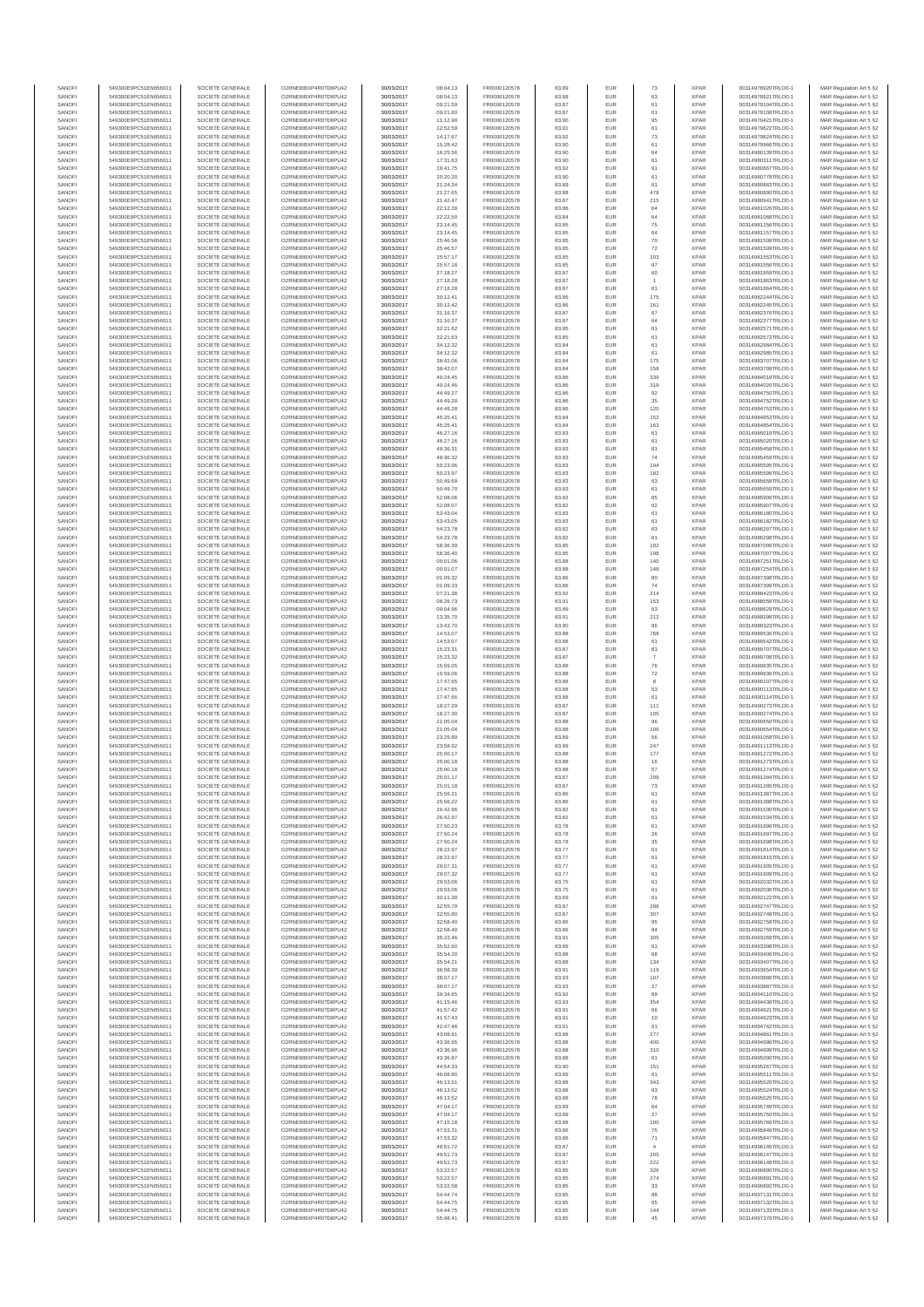| SANOFI | 549300E9PC51EN656011 | SOCIETE GENERALE | O2RNE8IBXP4R0TD8PU42 | 30/03/2017 | 08:04.13 | FR0000120578 | 83.89 | EUR | 73 | XPAR | 00314978920TRLO0-1 | MAR Regulation Art 5 §2 |
|---|---|---|---|---|---|---|---|---|---|---|---|---|
| SANOFI | 549300E9PC51EN656011 | SOCIETE GENERALE | O2RNE8IBXP4R0TD8PU42 | 30/03/2017 | 08:04.13 | FR0000120578 | 83.88 | EUR | 63 | XPAR | 00314978921TRLO0-1 | MAR Regulation Art 5 §2 |
| SANOFI | 549300E9PC51EN656011 | SOCIETE GENERALE | O2RNE8IBXP4R0TD8PU42 | 30/03/2017 | 09:21.59 | FR0000120578 | 83.87 | EUR | 61 | XPAR | 00314979104TRLO0-1 | MAR Regulation Art 5 §2 |
| SANOFI | 549300E9PC51EN656011 | SOCIETE GENERALE | O2RNE8IBXP4R0TD8PU42 | 30/03/2017 | 09:21.60 | FR0000120578 | 83.87 | EUR | 61 | XPAR | 00314979108TRLO0-1 | MAR Regulation Art 5 §2 |
| SANOFI | 549300E9PC51EN656011 | SOCIETE GENERALE | O2RNE8IBXP4R0TD8PU42 | 30/03/2017 | 11:12.90 | FR0000120578 | 83.90 | EUR | 95 | XPAR | 00314979421TRLO0-1 | MAR Regulation Art 5 §2 |
| SANOFI | 549300E9PC51EN656011 | SOCIETE GENERALE | O2RNE8IBXP4R0TD8PU42 | 30/03/2017 | 12:52.59 | FR0000120578 | 83.91 | EUR | 61 | XPAR | 00314979622TRLO0-1 | MAR Regulation Art 5 §2 |
| SANOFI | 549300E9PC51EN656011 | SOCIETE GENERALE | O2RNE8IBXP4R0TD8PU42 | 30/03/2017 | 14:17.67 | FR0000120578 | 83.92 | EUR | 73 | XPAR | 00314979824TRLO0-1 | MAR Regulation Art 5 §2 |
| SANOFI | 549300E9PC51EN656011 | SOCIETE GENERALE | O2RNE8IBXP4R0TD8PU42 | 30/03/2017 | 15:28.42 | FR0000120578 | 83.90 | EUR | 61 | XPAR | 00314979986TRLO0-1 | MAR Regulation Art 5 §2 |
| SANOFI | 549300E9PC51EN656011 | SOCIETE GENERALE | O2RNE8IBXP4R0TD8PU42 | 30/03/2017 | 16:25.56 | FR0000120578 | 83.90 | EUR | 64 | XPAR | 00314980139TRLO0-1 | MAR Regulation Art 5 §2 |
| SANOFI | 549300E9PC51EN656011 | SOCIETE GENERALE | O2RNE8IBXP4R0TD8PU42 | 30/03/2017 | 17:31.63 | FR0000120578 | 83.90 | EUR | 61 | XPAR | 00314980311TRLO0-1 | MAR Regulation Art 5 §2 |
| SANOFI | 549300E9PC51EN656011 | SOCIETE GENERALE | O2RNE8IBXP4R0TD8PU42 | 30/03/2017 | 19:41.75 | FR0000120578 | 83.92 | EUR | 91 | XPAR | 00314980667TRLO0-1 | MAR Regulation Art 5 §2 |
| SANOFI | 549300E9PC51EN656011 | SOCIETE GENERALE | O2RNE8IBXP4R0TD8PU42 | 30/03/2017 | 20:20.20 | FR0000120578 | 83.90 | EUR | 61 | XPAR | 00314980778TRLO0-1 | MAR Regulation Art 5 §2 |
| SANOFI | 549300E9PC51EN656011 | SOCIETE GENERALE | O2RNE8IBXP4R0TD8PU42 | 30/03/2017 | 21:24.34 | FR0000120578 | 83.89 | EUR | 61 | XPAR | 00314980883TRLO0-1 | MAR Regulation Art 5 §2 |
| SANOFI | 549300E9PC51EN656011 | SOCIETE GENERALE | O2RNE8IBXP4R0TD8PU42 | 30/03/2017 | 21:27.65 | FR0000120578 | 83.88 | EUR | 478 | XPAR | 00314980890TRLO0-1 | MAR Regulation Art 5 §2 |
| SANOFI | 549300E9PC51EN656011 | SOCIETE GENERALE | O2RNE8IBXP4R0TD8PU42 | 30/03/2017 | 21:42.47 | FR0000120578 | 83.87 | EUR | 215 | XPAR | 00314980941TRLO0-1 | MAR Regulation Art 5 §2 |
| SANOFI | 549300E9PC51EN656011 | SOCIETE GENERALE | O2RNE8IBXP4R0TD8PU42 | 30/03/2017 | 22:12.39 | FR0000120578 | 83.86 | EUR | 64 | XPAR | 00314981026TRLO0-1 | MAR Regulation Art 5 §2 |
| SANOFI | 549300E9PC51EN656011 | SOCIETE GENERALE | O2RNE8IBXP4R0TD8PU42 | 30/03/2017 | 22:22.50 | FR0000120578 | 83.84 | EUR | 64 | XPAR | 00314981068TRLO0-1 | MAR Regulation Art 5 §2 |
| SANOFI | 549300E9PC51EN656011 | SOCIETE GENERALE | O2RNE8IBXP4R0TD8PU42 | 30/03/2017 | 23:14.45 | FR0000120578 | 83.85 | EUR | 75 | XPAR | 00314981156TRLO0-1 | MAR Regulation Art 5 §2 |
| SANOFI | 549300E9PC51EN656011 | SOCIETE GENERALE | O2RNE8IBXP4R0TD8PU42 | 30/03/2017 | 23:14.45 | FR0000120578 | 83.85 | EUR | 64 | XPAR | 00314981157TRLO0-1 | MAR Regulation Art 5 §2 |
| SANOFI | 549300E9PC51EN656011 | SOCIETE GENERALE | O2RNE8IBXP4R0TD8PU42 | 30/03/2017 | 25:46.56 | FR0000120578 | 83.85 | EUR | 70 | XPAR | 00314981508TRLO0-1 | MAR Regulation Art 5 §2 |
| SANOFI | 549300E9PC51EN656011 | SOCIETE GENERALE | O2RNE8IBXP4R0TD8PU42 | 30/03/2017 | 25:46.57 | FR0000120578 | 83.85 | EUR | 72 | XPAR | 00314981509TRLO0-1 | MAR Regulation Art 5 §2 |
| SANOFI | 549300E9PC51EN656011 | SOCIETE GENERALE | O2RNE8IBXP4R0TD8PU42 | 30/03/2017 | 25:57.17 | FR0000120578 | 83.85 | EUR | 103 | XPAR | 00314981553TRLO0-1 | MAR Regulation Art 5 §2 |
| SANOFI | 549300E9PC51EN656011 | SOCIETE GENERALE | O2RNE8IBXP4R0TD8PU42 | 30/03/2017 | 25:57.18 | FR0000120578 | 83.85 | EUR | 97 | XPAR | 00314981556TRLO0-1 | MAR Regulation Art 5 §2 |
| SANOFI | 549300E9PC51EN656011 | SOCIETE GENERALE | O2RNE8IBXP4R0TD8PU42 | 30/03/2017 | 27:18.27 | FR0000120578 | 83.87 | EUR | 60 | XPAR | 00314981859TRLO0-1 | MAR Regulation Art 5 §2 |
| SANOFI | 549300E9PC51EN656011 | SOCIETE GENERALE | O2RNE8IBXP4R0TD8PU42 | 30/03/2017 | 27:18.28 | FR0000120578 | 83.87 | EUR | 1 | XPAR | 00314981863TRLO0-1 | MAR Regulation Art 5 §2 |
| SANOFI | 549300E9PC51EN656011 | SOCIETE GENERALE | O2RNE8IBXP4R0TD8PU42 | 30/03/2017 | 27:18.28 | FR0000120578 | 83.87 | EUR | 61 | XPAR | 00314981864TRLO0-1 | MAR Regulation Art 5 §2 |
| SANOFI | 549300E9PC51EN656011 | SOCIETE GENERALE | O2RNE8IBXP4R0TD8PU42 | 30/03/2017 | 30:12.41 | FR0000120578 | 83.86 | EUR | 175 | XPAR | 00314982244TRLO0-1 | MAR Regulation Art 5 §2 |
| SANOFI | 549300E9PC51EN656011 | SOCIETE GENERALE | O2RNE8IBXP4R0TD8PU42 | 30/03/2017 | 30:12.42 | FR0000120578 | 83.86 | EUR | 161 | XPAR | 00314982245TRLO0-1 | MAR Regulation Art 5 §2 |
| SANOFI | 549300E9PC51EN656011 | SOCIETE GENERALE | O2RNE8IBXP4R0TD8PU42 | 30/03/2017 | 31:16.37 | FR0000120578 | 83.87 | EUR | 67 | XPAR | 00314982376TRLO0-1 | MAR Regulation Art 5 §2 |
| SANOFI | 549300E9PC51EN656011 | SOCIETE GENERALE | O2RNE8IBXP4R0TD8PU42 | 30/03/2017 | 31:16.37 | FR0000120578 | 83.87 | EUR | 64 | XPAR | 00314982377TRLO0-1 | MAR Regulation Art 5 §2 |
| SANOFI | 549300E9PC51EN656011 | SOCIETE GENERALE | O2RNE8IBXP4R0TD8PU42 | 30/03/2017 | 32:21.62 | FR0000120578 | 83.85 | EUR | 61 | XPAR | 00314982571TRLO0-1 | MAR Regulation Art 5 §2 |
| SANOFI | 549300E9PC51EN656011 | SOCIETE GENERALE | O2RNE8IBXP4R0TD8PU42 | 30/03/2017 | 32:21.63 | FR0000120578 | 83.85 | EUR | 61 | XPAR | 00314982572TRLO0-1 | MAR Regulation Art 5 §2 |
| SANOFI | 549300E9PC51EN656011 | SOCIETE GENERALE | O2RNE8IBXP4R0TD8PU42 | 30/03/2017 | 34:12.32 | FR0000120578 | 83.84 | EUR | 61 | XPAR | 00314982984TRLO0-1 | MAR Regulation Art 5 §2 |
| SANOFI | 549300E9PC51EN656011 | SOCIETE GENERALE | O2RNE8IBXP4R0TD8PU42 | 30/03/2017 | 34:12.32 | FR0000120578 | 83.84 | EUR | 61 | XPAR | 00314982985TRLO0-1 | MAR Regulation Art 5 §2 |
| SANOFI | 549300E9PC51EN656011 | SOCIETE GENERALE | O2RNE8IBXP4R0TD8PU42 | 30/03/2017 | 38:42.06 | FR0000120578 | 83.84 | EUR | 175 | XPAR | 00314983707TRLO0-1 | MAR Regulation Art 5 §2 |
| SANOFI | 549300E9PC51EN656011 | SOCIETE GENERALE | O2RNE8IBXP4R0TD8PU42 | 30/03/2017 | 38:42.07 | FR0000120578 | 83.84 | EUR | 158 | XPAR | 00314983708TRLO0-1 | MAR Regulation Art 5 §2 |
| SANOFI | 549300E9PC51EN656011 | SOCIETE GENERALE | O2RNE8IBXP4R0TD8PU42 | 30/03/2017 | 40:24.45 | FR0000120578 | 83.86 | EUR | 339 | XPAR | 00314984019TRLO0-1 | MAR Regulation Art 5 §2 |
| SANOFI | 549300E9PC51EN656011 | SOCIETE GENERALE | O2RNE8IBXP4R0TD8PU42 | 30/03/2017 | 40:24.46 | FR0000120578 | 83.86 | EUR | 319 | XPAR | 00314984020TRLO0-1 | MAR Regulation Art 5 §2 |
| SANOFI | 549300E9PC51EN656011 | SOCIETE GENERALE | O2RNE8IBXP4R0TD8PU42 | 30/03/2017 | 44:49.27 | FR0000120578 | 83.86 | EUR | 92 | XPAR | 00314984750TRLO0-1 | MAR Regulation Art 5 §2 |
| SANOFI | 549300E9PC51EN656011 | SOCIETE GENERALE | O2RNE8IBXP4R0TD8PU42 | 30/03/2017 | 44:49.28 | FR0000120578 | 83.86 | EUR | 35 | XPAR | 00314984752TRLO0-1 | MAR Regulation Art 5 §2 |
| SANOFI | 549300E9PC51EN656011 | SOCIETE GENERALE | O2RNE8IBXP4R0TD8PU42 | 30/03/2017 | 44:49.28 | FR0000120578 | 83.86 | EUR | 120 | XPAR | 00314984753TRLO0-1 | MAR Regulation Art 5 §2 |
| SANOFI | 549300E9PC51EN656011 | SOCIETE GENERALE | O2RNE8IBXP4R0TD8PU42 | 30/03/2017 | 45:25.41 | FR0000120578 | 83.84 | EUR | 152 | XPAR | 00314984853TRLO0-1 | MAR Regulation Art 5 §2 |
| SANOFI | 549300E9PC51EN656011 | SOCIETE GENERALE | O2RNE8IBXP4R0TD8PU42 | 30/03/2017 | 45:25.41 | FR0000120578 | 83.84 | EUR | 163 | XPAR | 00314984854TRLO0-1 | MAR Regulation Art 5 §2 |
| SANOFI | 549300E9PC51EN656011 | SOCIETE GENERALE | O2RNE8IBXP4R0TD8PU42 | 30/03/2017 | 46:27.16 | FR0000120578 | 83.83 | EUR | 61 | XPAR | 00314985019TRLO0-1 | MAR Regulation Art 5 §2 |
| SANOFI | 549300E9PC51EN656011 | SOCIETE GENERALE | O2RNE8IBXP4R0TD8PU42 | 30/03/2017 | 46:27.16 | FR0000120578 | 83.83 | EUR | 61 | XPAR | 00314985020TRLO0-1 | MAR Regulation Art 5 §2 |
| SANOFI | 549300E9PC51EN656011 | SOCIETE GENERALE | O2RNE8IBXP4R0TD8PU42 | 30/03/2017 | 49:36.31 | FR0000120578 | 83.83 | EUR | 81 | XPAR | 00314985458TRLO0-1 | MAR Regulation Art 5 §2 |
| SANOFI | 549300E9PC51EN656011 | SOCIETE GENERALE | O2RNE8IBXP4R0TD8PU42 | 30/03/2017 | 49:36.32 | FR0000120578 | 83.83 | EUR | 74 | XPAR | 00314985459TRLO0-1 | MAR Regulation Art 5 §2 |
| SANOFI | 549300E9PC51EN656011 | SOCIETE GENERALE | O2RNE8IBXP4R0TD8PU42 | 30/03/2017 | 50:23.96 | FR0000120578 | 83.83 | EUR | 194 | XPAR | 00314985595TRLO0-1 | MAR Regulation Art 5 §2 |
| SANOFI | 549300E9PC51EN656011 | SOCIETE GENERALE | O2RNE8IBXP4R0TD8PU42 | 30/03/2017 | 50:23.97 | FR0000120578 | 83.83 | EUR | 182 | XPAR | 00314985596TRLO0-1 | MAR Regulation Art 5 §2 |
| SANOFI | 549300E9PC51EN656011 | SOCIETE GENERALE | O2RNE8IBXP4R0TD8PU42 | 30/03/2017 | 50:49.69 | FR0000120578 | 83.83 | EUR | 63 | XPAR | 00314985658TRLO0-1 | MAR Regulation Art 5 §2 |
| SANOFI | 549300E9PC51EN656011 | SOCIETE GENERALE | O2RNE8IBXP4R0TD8PU42 | 30/03/2017 | 50:49.70 | FR0000120578 | 83.83 | EUR | 61 | XPAR | 00314985659TRLO0-1 | MAR Regulation Art 5 §2 |
| SANOFI | 549300E9PC51EN656011 | SOCIETE GENERALE | O2RNE8IBXP4R0TD8PU42 | 30/03/2017 | 52:08.06 | FR0000120578 | 83.82 | EUR | 85 | XPAR | 00314985906TRLO0-1 | MAR Regulation Art 5 §2 |
| SANOFI | 549300E9PC51EN656011 | SOCIETE GENERALE | O2RNE8IBXP4R0TD8PU42 | 30/03/2017 | 52:08.07 | FR0000120578 | 83.82 | EUR | 92 | XPAR | 00314985907TRLO0-1 | MAR Regulation Art 5 §2 |
| SANOFI | 549300E9PC51EN656011 | SOCIETE GENERALE | O2RNE8IBXP4R0TD8PU42 | 30/03/2017 | 53:43.04 | FR0000120578 | 83.83 | EUR | 61 | XPAR | 00314986180TRLO0-1 | MAR Regulation Art 5 §2 |
| SANOFI | 549300E9PC51EN656011 | SOCIETE GENERALE | O2RNE8IBXP4R0TD8PU42 | 30/03/2017 | 53:43.05 | FR0000120578 | 83.83 | EUR | 61 | XPAR | 00314986182TRLO0-1 | MAR Regulation Art 5 §2 |
| SANOFI | 549300E9PC51EN656011 | SOCIETE GENERALE | O2RNE8IBXP4R0TD8PU42 | 30/03/2017 | 54:23.78 | FR0000120578 | 83.82 | EUR | 63 | XPAR | 00314986297TRLO0-1 | MAR Regulation Art 5 §2 |
| SANOFI | 549300E9PC51EN656011 | SOCIETE GENERALE | O2RNE8IBXP4R0TD8PU42 | 30/03/2017 | 54:23.78 | FR0000120578 | 83.82 | EUR | 61 | XPAR | 00314986298TRLO0-1 | MAR Regulation Art 5 §2 |
| SANOFI | 549300E9PC51EN656011 | SOCIETE GENERALE | O2RNE8IBXP4R0TD8PU42 | 30/03/2017 | 58:36.39 | FR0000120578 | 83.85 | EUR | 182 | XPAR | 00314987006TRLO0-1 | MAR Regulation Art 5 §2 |
| SANOFI | 549300E9PC51EN656011 | SOCIETE GENERALE | O2RNE8IBXP4R0TD8PU42 | 30/03/2017 | 58:36.40 | FR0000120578 | 83.85 | EUR | 198 | XPAR | 00314987007TRLO0-1 | MAR Regulation Art 5 §2 |
| SANOFI | 549300E9PC51EN656011 | SOCIETE GENERALE | O2RNE8IBXP4R0TD8PU42 | 30/03/2017 | 00:01.06 | FR0000120578 | 83.88 | EUR | 140 | XPAR | 00314987251TRLO0-1 | MAR Regulation Art 5 §2 |
| SANOFI | 549300E9PC51EN656011 | SOCIETE GENERALE | O2RNE8IBXP4R0TD8PU42 | 30/03/2017 | 00:01.07 | FR0000120578 | 83.88 | EUR | 148 | XPAR | 00314987254TRLO0-1 | MAR Regulation Art 5 §2 |
| SANOFI | 549300E9PC51EN656011 | SOCIETE GENERALE | O2RNE8IBXP4R0TD8PU42 | 30/03/2017 | 01:09.32 | FR0000120578 | 83.86 | EUR | 80 | XPAR | 00314987398TRLO0-1 | MAR Regulation Art 5 §2 |
| SANOFI | 549300E9PC51EN656011 | SOCIETE GENERALE | O2RNE8IBXP4R0TD8PU42 | 30/03/2017 | 01:09.33 | FR0000120578 | 83.86 | EUR | 74 | XPAR | 00314987399TRLO0-1 | MAR Regulation Art 5 §2 |
| SANOFI | 549300E9PC51EN656011 | SOCIETE GENERALE | O2RNE8IBXP4R0TD8PU42 | 30/03/2017 | 07:21.38 | FR0000120578 | 83.92 | EUR | 214 | XPAR | 00314988423TRLO0-1 | MAR Regulation Art 5 §2 |
| SANOFI | 549300E9PC51EN656011 | SOCIETE GENERALE | O2RNE8IBXP4R0TD8PU42 | 30/03/2017 | 08:26.73 | FR0000120578 | 83.91 | EUR | 153 | XPAR | 00314988558TRLO0-1 | MAR Regulation Art 5 §2 |
| SANOFI | 549300E9PC51EN656011 | SOCIETE GENERALE | O2RNE8IBXP4R0TD8PU42 | 30/03/2017 | 09:04.96 | FR0000120578 | 83.89 | EUR | 63 | XPAR | 00314988629TRLO0-1 | MAR Regulation Art 5 §2 |
| SANOFI | 549300E9PC51EN656011 | SOCIETE GENERALE | O2RNE8IBXP4R0TD8PU42 | 30/03/2017 | 13:35.70 | FR0000120578 | 83.91 | EUR | 212 | XPAR | 00314989298TRLO0-1 | MAR Regulation Art 5 §2 |
| SANOFI | 549300E9PC51EN656011 | SOCIETE GENERALE | O2RNE8IBXP4R0TD8PU42 | 30/03/2017 | 13:43.70 | FR0000120578 | 83.90 | EUR | 96 | XPAR | 00314989323TRLO0-1 | MAR Regulation Art 5 §2 |
| SANOFI | 549300E9PC51EN656011 | SOCIETE GENERALE | O2RNE8IBXP4R0TD8PU42 | 30/03/2017 | 14:53.07 | FR0000120578 | 83.88 | EUR | 768 | XPAR | 00314989539TRLO0-1 | MAR Regulation Art 5 §2 |
| SANOFI | 549300E9PC51EN656011 | SOCIETE GENERALE | O2RNE8IBXP4R0TD8PU42 | 30/03/2017 | 14:53.07 | FR0000120578 | 83.88 | EUR | 61 | XPAR | 00314989542TRLO0-1 | MAR Regulation Art 5 §2 |
| SANOFI | 549300E9PC51EN656011 | SOCIETE GENERALE | O2RNE8IBXP4R0TD8PU42 | 30/03/2017 | 15:23.31 | FR0000120578 | 83.87 | EUR | 81 | XPAR | 00314989707TRLO0-1 | MAR Regulation Art 5 §2 |
| SANOFI | 549300E9PC51EN656011 | SOCIETE GENERALE | O2RNE8IBXP4R0TD8PU42 | 30/03/2017 | 15:23.32 | FR0000120578 | 83.87 | EUR | 7 | XPAR | 00314989708TRLO0-1 | MAR Regulation Art 5 §2 |
| SANOFI | 549300E9PC51EN656011 | SOCIETE GENERALE | O2RNE8IBXP4R0TD8PU42 | 30/03/2017 | 15:59.05 | FR0000120578 | 83.88 | EUR | 76 | XPAR | 00314989835TRLO0-1 | MAR Regulation Art 5 §2 |
| SANOFI | 549300E9PC51EN656011 | SOCIETE GENERALE | O2RNE8IBXP4R0TD8PU42 | 30/03/2017 | 15:59.06 | FR0000120578 | 83.88 | EUR | 72 | XPAR | 00314989836TRLO0-1 | MAR Regulation Art 5 §2 |
| SANOFI | 549300E9PC51EN656011 | SOCIETE GENERALE | O2RNE8IBXP4R0TD8PU42 | 30/03/2017 | 17:47.65 | FR0000120578 | 83.88 | EUR | 8 | XPAR | 00314990107TRLO0-1 | MAR Regulation Art 5 §2 |
| SANOFI | 549300E9PC51EN656011 | SOCIETE GENERALE | O2RNE8IBXP4R0TD8PU42 | 30/03/2017 | 17:47.65 | FR0000120578 | 83.88 | EUR | 53 | XPAR | 00314990113TRLO0-1 | MAR Regulation Art 5 §2 |
| SANOFI | 549300E9PC51EN656011 | SOCIETE GENERALE | O2RNE8IBXP4R0TD8PU42 | 30/03/2017 | 17:47.66 | FR0000120578 | 83.88 | EUR | 61 | XPAR | 00314990114TRLO0-1 | MAR Regulation Art 5 §2 |
| SANOFI | 549300E9PC51EN656011 | SOCIETE GENERALE | O2RNE8IBXP4R0TD8PU42 | 30/03/2017 | 18:27.29 | FR0000120578 | 83.87 | EUR | 111 | XPAR | 00314990273TRLO0-1 | MAR Regulation Art 5 §2 |
| SANOFI | 549300E9PC51EN656011 | SOCIETE GENERALE | O2RNE8IBXP4R0TD8PU42 | 30/03/2017 | 18:27.30 | FR0000120578 | 83.87 | EUR | 105 | XPAR | 00314990274TRLO0-1 | MAR Regulation Art 5 §2 |
| SANOFI | 549300E9PC51EN656011 | SOCIETE GENERALE | O2RNE8IBXP4R0TD8PU42 | 30/03/2017 | 21:05.04 | FR0000120578 | 83.88 | EUR | 96 | XPAR | 00314990650TRLO0-1 | MAR Regulation Art 5 §2 |
| SANOFI | 549300E9PC51EN656011 | SOCIETE GENERALE | O2RNE8IBXP4R0TD8PU42 | 30/03/2017 | 21:05.04 | FR0000120578 | 83.88 | EUR | 106 | XPAR | 00314990654TRLO0-1 | MAR Regulation Art 5 §2 |
| SANOFI | 549300E9PC51EN656011 | SOCIETE GENERALE | O2RNE8IBXP4R0TD8PU42 | 30/03/2017 | 23:29.89 | FR0000120578 | 83.89 | EUR | 56 | XPAR | 00314991058TRLO0-1 | MAR Regulation Art 5 §2 |
| SANOFI | 549300E9PC51EN656011 | SOCIETE GENERALE | O2RNE8IBXP4R0TD8PU42 | 30/03/2017 | 23:58.92 | FR0000120578 | 83.89 | EUR | 247 | XPAR | 00314991113TRLO0-1 | MAR Regulation Art 5 §2 |
| SANOFI | 549300E9PC51EN656011 | SOCIETE GENERALE | O2RNE8IBXP4R0TD8PU42 | 30/03/2017 | 25:00.17 | FR0000120578 | 83.88 | EUR | 177 | XPAR | 00314991172TRLO0-1 | MAR Regulation Art 5 §2 |
| SANOFI | 549300E9PC51EN656011 | SOCIETE GENERALE | O2RNE8IBXP4R0TD8PU42 | 30/03/2017 | 25:00.18 | FR0000120578 | 83.88 | EUR | 16 | XPAR | 00314991173TRLO0-1 | MAR Regulation Art 5 §2 |
| SANOFI | 549300E9PC51EN656011 | SOCIETE GENERALE | O2RNE8IBXP4R0TD8PU42 | 30/03/2017 | 25:00.18 | FR0000120578 | 83.88 | EUR | 57 | XPAR | 00314991174TRLO0-1 | MAR Regulation Art 5 §2 |
| SANOFI | 549300E9PC51EN656011 | SOCIETE GENERALE | O2RNE8IBXP4R0TD8PU42 | 30/03/2017 | 25:01.17 | FR0000120578 | 83.87 | EUR | 299 | XPAR | 00314991284TRLO0-1 | MAR Regulation Art 5 §2 |
| SANOFI | 549300E9PC51EN656011 | SOCIETE GENERALE | O2RNE8IBXP4R0TD8PU42 | 30/03/2017 | 25:01.18 | FR0000120578 | 83.87 | EUR | 73 | XPAR | 00314991285TRLO0-1 | MAR Regulation Art 5 §2 |
| SANOFI | 549300E9PC51EN656011 | SOCIETE GENERALE | O2RNE8IBXP4R0TD8PU42 | 30/03/2017 | 25:56.21 | FR0000120578 | 83.86 | EUR | 61 | XPAR | 00314991387TRLO0-1 | MAR Regulation Art 5 §2 |
| SANOFI | 549300E9PC51EN656011 | SOCIETE GENERALE | O2RNE8IBXP4R0TD8PU42 | 30/03/2017 | 25:56.22 | FR0000120578 | 83.86 | EUR | 61 | XPAR | 00314991388TRLO0-1 | MAR Regulation Art 5 §2 |
| SANOFI | 549300E9PC51EN656011 | SOCIETE GENERALE | O2RNE8IBXP4R0TD8PU42 | 30/03/2017 | 26:42.96 | FR0000120578 | 83.82 | EUR | 61 | XPAR | 00314991530TRLO0-1 | MAR Regulation Art 5 §2 |
| SANOFI | 549300E9PC51EN656011 | SOCIETE GENERALE | O2RNE8IBXP4R0TD8PU42 | 30/03/2017 | 26:42.97 | FR0000120578 | 83.82 | EUR | 61 | XPAR | 00314991534TRLO0-1 | MAR Regulation Art 5 §2 |
| SANOFI | 549300E9PC51EN656011 | SOCIETE GENERALE | O2RNE8IBXP4R0TD8PU42 | 30/03/2017 | 27:50.23 | FR0000120578 | 83.78 | EUR | 61 | XPAR | 00314991696TRLO0-1 | MAR Regulation Art 5 §2 |
| SANOFI | 549300E9PC51EN656011 | SOCIETE GENERALE | O2RNE8IBXP4R0TD8PU42 | 30/03/2017 | 27:50.24 | FR0000120578 | 83.78 | EUR | 26 | XPAR | 00314991697TRLO0-1 | MAR Regulation Art 5 §2 |
| SANOFI | 549300E9PC51EN656011 | SOCIETE GENERALE | O2RNE8IBXP4R0TD8PU42 | 30/03/2017 | 27:50.24 | FR0000120578 | 83.78 | EUR | 35 | XPAR | 00314991698TRLO0-1 | MAR Regulation Art 5 §2 |
| SANOFI | 549300E9PC51EN656011 | SOCIETE GENERALE | O2RNE8IBXP4R0TD8PU42 | 30/03/2017 | 28:22.97 | FR0000120578 | 83.77 | EUR | 61 | XPAR | 00314991814TRLO0-1 | MAR Regulation Art 5 §2 |
| SANOFI | 549300E9PC51EN656011 | SOCIETE GENERALE | O2RNE8IBXP4R0TD8PU42 | 30/03/2017 | 28:22.97 | FR0000120578 | 83.77 | EUR | 61 | XPAR | 00314991815TRLO0-1 | MAR Regulation Art 5 §2 |
| SANOFI | 549300E9PC51EN656011 | SOCIETE GENERALE | O2RNE8IBXP4R0TD8PU42 | 30/03/2017 | 29:07.31 | FR0000120578 | 83.77 | EUR | 61 | XPAR | 00314991905TRLO0-1 | MAR Regulation Art 5 §2 |
| SANOFI | 549300E9PC51EN656011 | SOCIETE GENERALE | O2RNE8IBXP4R0TD8PU42 | 30/03/2017 | 29:07.32 | FR0000120578 | 83.77 | EUR | 61 | XPAR | 00314991909TRLO0-1 | MAR Regulation Art 5 §2 |
| SANOFI | 549300E9PC51EN656011 | SOCIETE GENERALE | O2RNE8IBXP4R0TD8PU42 | 30/03/2017 | 29:53.06 | FR0000120578 | 83.75 | EUR | 61 | XPAR | 00314992032TRLO0-1 | MAR Regulation Art 5 §2 |
| SANOFI | 549300E9PC51EN656011 | SOCIETE GENERALE | O2RNE8IBXP4R0TD8PU42 | 30/03/2017 | 29:53.06 | FR0000120578 | 83.75 | EUR | 61 | XPAR | 00314992036TRLO0-1 | MAR Regulation Art 5 §2 |
| SANOFI | 549300E9PC51EN656011 | SOCIETE GENERALE | O2RNE8IBXP4R0TD8PU42 | 30/03/2017 | 30:11.38 | FR0000120578 | 83.69 | EUR | 61 | XPAR | 00314992122TRLO0-1 | MAR Regulation Art 5 §2 |
| SANOFI | 549300E9PC51EN656011 | SOCIETE GENERALE | O2RNE8IBXP4R0TD8PU42 | 30/03/2017 | 32:55.79 | FR0000120578 | 83.87 | EUR | 288 | XPAR | 00314992747TRLO0-1 | MAR Regulation Art 5 §2 |
| SANOFI | 549300E9PC51EN656011 | SOCIETE GENERALE | O2RNE8IBXP4R0TD8PU42 | 30/03/2017 | 32:55.80 | FR0000120578 | 83.87 | EUR | 307 | XPAR | 00314992748TRLO0-1 | MAR Regulation Art 5 §2 |
| SANOFI | 549300E9PC51EN656011 | SOCIETE GENERALE | O2RNE8IBXP4R0TD8PU42 | 30/03/2017 | 32:58.40 | FR0000120578 | 83.86 | EUR | 95 | XPAR | 00314992758TRLO0-1 | MAR Regulation Art 5 §2 |
| SANOFI | 549300E9PC51EN656011 | SOCIETE GENERALE | O2RNE8IBXP4R0TD8PU42 | 30/03/2017 | 32:58.40 | FR0000120578 | 83.86 | EUR | 94 | XPAR | 00314992759TRLO0-1 | MAR Regulation Art 5 §2 |
| SANOFI | 549300E9PC51EN656011 | SOCIETE GENERALE | O2RNE8IBXP4R0TD8PU42 | 30/03/2017 | 35:22.46 | FR0000120578 | 83.91 | EUR | 305 | XPAR | 00314993269TRLO0-1 | MAR Regulation Art 5 §2 |
| SANOFI | 549300E9PC51EN656011 | SOCIETE GENERALE | O2RNE8IBXP4R0TD8PU42 | 30/03/2017 | 35:52.60 | FR0000120578 | 83.89 | EUR | 61 | XPAR | 00314993398TRLO0-1 | MAR Regulation Art 5 §2 |
| SANOFI | 549300E9PC51EN656011 | SOCIETE GENERALE | O2RNE8IBXP4R0TD8PU42 | 30/03/2017 | 35:54.20 | FR0000120578 | 83.88 | EUR | 68 | XPAR | 00314993406TRLO0-1 | MAR Regulation Art 5 §2 |
| SANOFI | 549300E9PC51EN656011 | SOCIETE GENERALE | O2RNE8IBXP4R0TD8PU42 | 30/03/2017 | 35:54.21 | FR0000120578 | 83.88 | EUR | 134 | XPAR | 00314993407TRLO0-1 | MAR Regulation Art 5 §2 |
| SANOFI | 549300E9PC51EN656011 | SOCIETE GENERALE | O2RNE8IBXP4R0TD8PU42 | 30/03/2017 | 36:58.39 | FR0000120578 | 83.91 | EUR | 119 | XPAR | 00314993654TRLO0-1 | MAR Regulation Art 5 §2 |
| SANOFI | 549300E9PC51EN656011 | SOCIETE GENERALE | O2RNE8IBXP4R0TD8PU42 | 30/03/2017 | 38:07.17 | FR0000120578 | 83.93 | EUR | 107 | XPAR | 00314993886TRLO0-1 | MAR Regulation Art 5 §2 |
| SANOFI | 549300E9PC51EN656011 | SOCIETE GENERALE | O2RNE8IBXP4R0TD8PU42 | 30/03/2017 | 38:07.17 | FR0000120578 | 83.93 | EUR | 27 | XPAR | 00314993887TRLO0-1 | MAR Regulation Art 5 §2 |
| SANOFI | 549300E9PC51EN656011 | SOCIETE GENERALE | O2RNE8IBXP4R0TD8PU42 | 30/03/2017 | 39:34.65 | FR0000120578 | 83.92 | EUR | 69 | XPAR | 00314994110TRLO0-1 | MAR Regulation Art 5 §2 |
| SANOFI | 549300E9PC51EN656011 | SOCIETE GENERALE | O2RNE8IBXP4R0TD8PU42 | 30/03/2017 | 41:15.46 | FR0000120578 | 83.93 | EUR | 354 | XPAR | 00314994438TRLO0-1 | MAR Regulation Art 5 §2 |
| SANOFI | 549300E9PC51EN656011 | SOCIETE GENERALE | O2RNE8IBXP4R0TD8PU42 | 30/03/2017 | 41:57.42 | FR0000120578 | 83.91 | EUR | 66 | XPAR | 00314994621TRLO0-1 | MAR Regulation Art 5 §2 |
| SANOFI | 549300E9PC51EN656011 | SOCIETE GENERALE | O2RNE8IBXP4R0TD8PU42 | 30/03/2017 | 41:57.43 | FR0000120578 | 83.91 | EUR | 10 | XPAR | 00314994623TRLO0-1 | MAR Regulation Art 5 §2 |
| SANOFI | 549300E9PC51EN656011 | SOCIETE GENERALE | O2RNE8IBXP4R0TD8PU42 | 30/03/2017 | 42:47.48 | FR0000120578 | 83.91 | EUR | 61 | XPAR | 00314994762TRLO0-1 | MAR Regulation Art 5 §2 |
| SANOFI | 549300E9PC51EN656011 | SOCIETE GENERALE | O2RNE8IBXP4R0TD8PU42 | 30/03/2017 | 43:08.91 | FR0000120578 | 83.88 | EUR | 277 | XPAR | 00314994861TRLO0-1 | MAR Regulation Art 5 §2 |
| SANOFI | 549300E9PC51EN656011 | SOCIETE GENERALE | O2RNE8IBXP4R0TD8PU42 | 30/03/2017 | 43:36.95 | FR0000120578 | 83.88 | EUR | 400 | XPAR | 00314994996TRLO0-1 | MAR Regulation Art 5 §2 |
| SANOFI | 549300E9PC51EN656011 | SOCIETE GENERALE | O2RNE8IBXP4R0TD8PU42 | 30/03/2017 | 43:36.96 | FR0000120578 | 83.88 | EUR | 310 | XPAR | 00314994999TRLO0-1 | MAR Regulation Art 5 §2 |
| SANOFI | 549300E9PC51EN656011 | SOCIETE GENERALE | O2RNE8IBXP4R0TD8PU42 | 30/03/2017 | 43:36.97 | FR0000120578 | 83.88 | EUR | 61 | XPAR | 00314995005TRLO0-1 | MAR Regulation Art 5 §2 |
| SANOFI | 549300E9PC51EN656011 | SOCIETE GENERALE | O2RNE8IBXP4R0TD8PU42 | 30/03/2017 | 44:54.33 | FR0000120578 | 83.90 | EUR | 151 | XPAR | 00314995267TRLO0-1 | MAR Regulation Art 5 §2 |
| SANOFI | 549300E9PC51EN656011 | SOCIETE GENERALE | O2RNE8IBXP4R0TD8PU42 | 30/03/2017 | 46:08.80 | FR0000120578 | 83.89 | EUR | 61 | XPAR | 00314995511TRLO0-1 | MAR Regulation Art 5 §2 |
| SANOFI | 549300E9PC51EN656011 | SOCIETE GENERALE | O2RNE8IBXP4R0TD8PU42 | 30/03/2017 | 46:13.51 | FR0000120578 | 83.88 | EUR | 343 | XPAR | 00314995520TRLO0-1 | MAR Regulation Art 5 §2 |
| SANOFI | 549300E9PC51EN656011 | SOCIETE GENERALE | O2RNE8IBXP4R0TD8PU42 | 30/03/2017 | 46:13.52 | FR0000120578 | 83.88 | EUR | 93 | XPAR | 00314995524TRLO0-1 | MAR Regulation Art 5 §2 |
| SANOFI | 549300E9PC51EN656011 | SOCIETE GENERALE | O2RNE8IBXP4R0TD8PU42 | 30/03/2017 | 46:13.52 | FR0000120578 | 83.88 | EUR | 78 | XPAR | 00314995525TRLO0-1 | MAR Regulation Art 5 §2 |
| SANOFI | 549300E9PC51EN656011 | SOCIETE GENERALE | O2RNE8IBXP4R0TD8PU42 | 30/03/2017 | 47:04.17 | FR0000120578 | 83.89 | EUR | 64 | XPAR | 00314995749TRLO0-1 | MAR Regulation Art 5 §2 |
| SANOFI | 549300E9PC51EN656011 | SOCIETE GENERALE | O2RNE8IBXP4R0TD8PU42 | 30/03/2017 | 47:04.17 | FR0000120578 | 83.89 | EUR | 27 | XPAR | 00314995750TRLO0-1 | MAR Regulation Art 5 §2 |
| SANOFI | 549300E9PC51EN656011 | SOCIETE GENERALE | O2RNE8IBXP4R0TD8PU42 | 30/03/2017 | 47:15.18 | FR0000120578 | 83.88 | EUR | 100 | XPAR | 00314995766TRLO0-1 | MAR Regulation Art 5 §2 |
| SANOFI | 549300E9PC51EN656011 | SOCIETE GENERALE | O2RNE8IBXP4R0TD8PU42 | 30/03/2017 | 47:53.31 | FR0000120578 | 83.86 | EUR | 75 | XPAR | 00314995846TRLO0-1 | MAR Regulation Art 5 §2 |
| SANOFI | 549300E9PC51EN656011 | SOCIETE GENERALE | O2RNE8IBXP4R0TD8PU42 | 30/03/2017 | 47:53.32 | FR0000120578 | 83.86 | EUR | 71 | XPAR | 00314995847TRLO0-1 | MAR Regulation Art 5 §2 |
| SANOFI | 549300E9PC51EN656011 | SOCIETE GENERALE | O2RNE8IBXP4R0TD8PU42 | 30/03/2017 | 49:51.72 | FR0000120578 | 83.87 | EUR | 4 | XPAR | 00314996145TRLO0-1 | MAR Regulation Art 5 §2 |
| SANOFI | 549300E9PC51EN656011 | SOCIETE GENERALE | O2RNE8IBXP4R0TD8PU42 | 30/03/2017 | 49:51.73 | FR0000120578 | 83.87 | EUR | 205 | XPAR | 00314996147TRLO0-1 | MAR Regulation Art 5 §2 |
| SANOFI | 549300E9PC51EN656011 | SOCIETE GENERALE | O2RNE8IBXP4R0TD8PU42 | 30/03/2017 | 49:51.73 | FR0000120578 | 83.87 | EUR | 222 | XPAR | 00314996148TRLO0-1 | MAR Regulation Art 5 §2 |
| SANOFI | 549300E9PC51EN656011 | SOCIETE GENERALE | O2RNE8IBXP4R0TD8PU42 | 30/03/2017 | 53:22.57 | FR0000120578 | 83.85 | EUR | 326 | XPAR | 00314996890TRLO0-1 | MAR Regulation Art 5 §2 |
| SANOFI | 549300E9PC51EN656011 | SOCIETE GENERALE | O2RNE8IBXP4R0TD8PU42 | 30/03/2017 | 53:22.57 | FR0000120578 | 83.85 | EUR | 274 | XPAR | 00314996891TRLO0-1 | MAR Regulation Art 5 §2 |
| SANOFI | 549300E9PC51EN656011 | SOCIETE GENERALE | O2RNE8IBXP4R0TD8PU42 | 30/03/2017 | 53:22.58 | FR0000120578 | 83.85 | EUR | 33 | XPAR | 00314996892TRLO0-1 | MAR Regulation Art 5 §2 |
| SANOFI | 549300E9PC51EN656011 | SOCIETE GENERALE | O2RNE8IBXP4R0TD8PU42 | 30/03/2017 | 54:44.74 | FR0000120578 | 83.85 | EUR | 88 | XPAR | 00314997131TRLO0-1 | MAR Regulation Art 5 §2 |
| SANOFI | 549300E9PC51EN656011 | SOCIETE GENERALE | O2RNE8IBXP4R0TD8PU42 | 30/03/2017 | 54:44.75 | FR0000120578 | 83.85 | EUR | 65 | XPAR | 00314997132TRLO0-1 | MAR Regulation Art 5 §2 |
| SANOFI | 549300E9PC51EN656011 | SOCIETE GENERALE | O2RNE8IBXP4R0TD8PU42 | 30/03/2017 | 54:44.75 | FR0000120578 | 83.85 | EUR | 144 | XPAR | 00314997133TRLO0-1 | MAR Regulation Art 5 §2 |
| SANOFI | 549300E9PC51EN656011 | SOCIETE GENERALE | O2RNE8IBXP4R0TD8PU42 | 30/03/2017 | 55:48.41 | FR0000120578 | 83.85 | EUR | 45 | XPAR | 00314997376TRLO0-1 | MAR Regulation Art 5 §2 |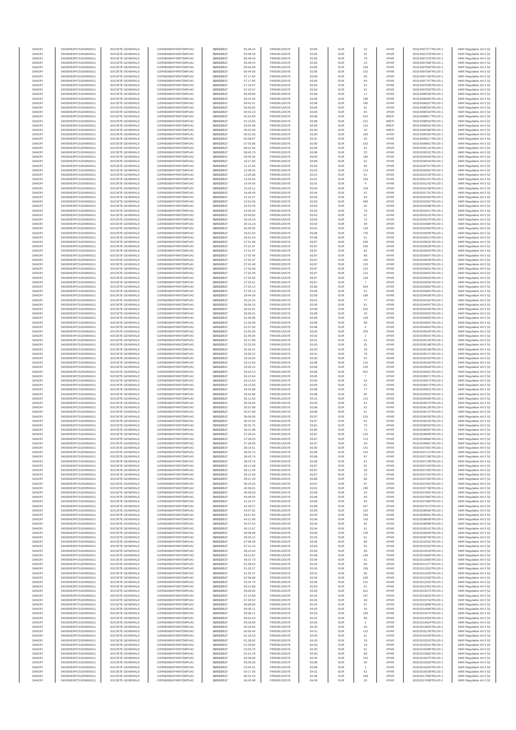| SANOFI | 549300E9PC51EN656011 | SOCIETE GENERALE | O2RNE8IBXP4R0TD8PU42 | 30/03/2017 | 55:48.42 | FR0000120578 | 83.85 | EUR | 22 | XPAR | 00314997377TRLO0-1 | MAR Regulation Art 5 §2 |
|---|---|---|---|---|---|---|---|---|---|---|---|---|
| SANOFI | 549300E9PC51EN656011 | SOCIETE GENERALE | O2RNE8IBXP4R0TD8PU42 | 30/03/2017 | 55:48.43 | FR0000120578 | 83.85 | EUR | 24 | XPAR | 00314997378TRLO0-1 | MAR Regulation Art 5 §2 |
| SANOFI | 549300E9PC51EN656011 | SOCIETE GENERALE | O2RNE8IBXP4R0TD8PU42 | 30/03/2017 | 55:48.43 | FR0000120578 | 83.85 | EUR | 76 | XPAR | 00314997379TRLO0-1 | MAR Regulation Art 5 §2 |
| SANOFI | 549300E9PC51EN656011 | SOCIETE GENERALE | O2RNE8IBXP4R0TD8PU42 | 30/03/2017 | 55:48.44 | FR0000120578 | 83.85 | EUR | 10 | XPAR | 00314997380TRLO0-1 | MAR Regulation Art 5 §2 |
| SANOFI | 549300E9PC51EN656011 | SOCIETE GENERALE | O2RNE8IBXP4R0TD8PU42 | 30/03/2017 | 56:44.08 | FR0000120578 | 83.85 | EUR | 109 | XPAR | 00314997583TRLO0-1 | MAR Regulation Art 5 §2 |
| SANOFI | 549300E9PC51EN656011 | SOCIETE GENERALE | O2RNE8IBXP4R0TD8PU42 | 30/03/2017 | 56:44.09 | FR0000120578 | 83.85 | EUR | 102 | XPAR | 00314997584TRLO0-1 | MAR Regulation Art 5 §2 |
| SANOFI | 549300E9PC51EN656011 | SOCIETE GENERALE | O2RNE8IBXP4R0TD8PU42 | 30/03/2017 | 57:17.84 | FR0000120578 | 83.85 | EUR | 66 | XPAR | 00314997756TRLO0-1 | MAR Regulation Art 5 §2 |
| SANOFI | 549300E9PC51EN656011 | SOCIETE GENERALE | O2RNE8IBXP4R0TD8PU42 | 30/03/2017 | 57:17.85 | FR0000120578 | 83.85 | EUR | 66 | XPAR | 00314997757TRLO0-1 | MAR Regulation Art 5 §2 |
| SANOFI | 549300E9PC51EN656011 | SOCIETE GENERALE | O2RNE8IBXP4R0TD8PU42 | 30/03/2017 | 57:42.97 | FR0000120578 | 83.84 | EUR | 61 | XPAR | 00314997828TRLO0-1 | MAR Regulation Art 5 §2 |
| SANOFI | 549300E9PC51EN656011 | SOCIETE GENERALE | O2RNE8IBXP4R0TD8PU42 | 30/03/2017 | 57:42.97 | FR0000120578 | 83.84 | EUR | 61 | XPAR | 00314997829TRLO0-1 | MAR Regulation Art 5 §2 |
| SANOFI | 549300E9PC51EN656011 | SOCIETE GENERALE | O2RNE8IBXP4R0TD8PU42 | 30/03/2017 | 59:38.80 | FR0000120578 | 83.86 | EUR | 11 | XPAR | 00314998259TRLO0-1 | MAR Regulation Art 5 §2 |
| SANOFI | 549300E9PC51EN656011 | SOCIETE GENERALE | O2RNE8IBXP4R0TD8PU42 | 30/03/2017 | 59:41.50 | FR0000120578 | 83.86 | EUR | 198 | XPAR | 00314998266TRLO0-1 | MAR Regulation Art 5 §2 |
| SANOFI | 549300E9PC51EN656011 | SOCIETE GENERALE | O2RNE8IBXP4R0TD8PU42 | 30/03/2017 | 59:41.51 | FR0000120578 | 83.86 | EUR | 190 | XPAR | 00314998267TRLO0-1 | MAR Regulation Art 5 §2 |
| SANOFI | 549300E9PC51EN656011 | SOCIETE GENERALE | O2RNE8IBXP4R0TD8PU42 | 30/03/2017 | 59:56.92 | FR0000120578 | 83.86 | EUR | 61 | XPAR | 00314998303TRLO0-1 | MAR Regulation Art 5 §2 |
| SANOFI | 549300E9PC51EN656011 | SOCIETE GENERALE | O2RNE8IBXP4R0TD8PU42 | 30/03/2017 | 00:02.23 | FR0000120578 | 83.86 | EUR | 65 | XPAR | 00314998344TRLO0-1 | MAR Regulation Art 5 §2 |
| SANOFI | 549300E9PC51EN656011 | SOCIETE GENERALE | O2RNE8IBXP4R0TD8PU42 | 30/03/2017 | 02:15.59 | FR0000120578 | 83.88 | EUR | 242 | #REF! | 00314998817TRLO0-1 | MAR Regulation Art 5 §2 |
| SANOFI | 549300E9PC51EN656011 | SOCIETE GENERALE | O2RNE8IBXP4R0TD8PU42 | 30/03/2017 | 02:15.60 | FR0000120578 | 83.88 | EUR | 221 | #REF! | 00314998818TRLO0-1 | MAR Regulation Art 5 §2 |
| SANOFI | 549300E9PC51EN656011 | SOCIETE GENERALE | O2RNE8IBXP4R0TD8PU42 | 30/03/2017 | 04:55.58 | FR0000120578 | 83.89 | EUR | 110 | #REF! | 00314999341TRLO0-1 | MAR Regulation Art 5 §2 |
| SANOFI | 549300E9PC51EN656011 | SOCIETE GENERALE | O2RNE8IBXP4R0TD8PU42 | 30/03/2017 | 05:01.00 | FR0000120578 | 83.90 | EUR | 20 | #REF! | 00314999389TRLO0-1 | MAR Regulation Art 5 §2 |
| SANOFI | 549300E9PC51EN656011 | SOCIETE GENERALE | O2RNE8IBXP4R0TD8PU42 | 30/03/2017 | 05:01.00 | FR0000120578 | 83.90 | EUR | 165 | XPAR | 00314999392TRLO0-1 | MAR Regulation Art 5 §2 |
| SANOFI | 549300E9PC51EN656011 | SOCIETE GENERALE | O2RNE8IBXP4R0TD8PU42 | 30/03/2017 | 05:58.87 | FR0000120578 | 83.91 | EUR | 93 | XPAR | 00314999617TRLO0-1 | MAR Regulation Art 5 §2 |
| SANOFI | 549300E9PC51EN656011 | SOCIETE GENERALE | O2RNE8IBXP4R0TD8PU42 | 30/03/2017 | 07:03.96 | FR0000120578 | 83.90 | EUR | 102 | XPAR | 00314999861TRLO0-1 | MAR Regulation Art 5 §2 |
| SANOFI | 549300E9PC51EN656011 | SOCIETE GENERALE | O2RNE8IBXP4R0TD8PU42 | 30/03/2017 | 08:12.64 | FR0000120578 | 83.89 | EUR | 61 | XPAR | 00315000110TRLO0-1 | MAR Regulation Art 5 §2 |
| SANOFI | 549300E9PC51EN656011 | SOCIETE GENERALE | O2RNE8IBXP4R0TD8PU42 | 30/03/2017 | 08:45.79 | FR0000120578 | 83.88 | EUR | 33 | XPAR | 00315000231TRLO0-1 | MAR Regulation Art 5 §2 |
| SANOFI | 549300E9PC51EN656011 | SOCIETE GENERALE | O2RNE8IBXP4R0TD8PU42 | 30/03/2017 | 09:49.46 | FR0000120578 | 83.90 | EUR | 180 | XPAR | 00315000440TRLO0-1 | MAR Regulation Art 5 §2 |
| SANOFI | 549300E9PC51EN656011 | SOCIETE GENERALE | O2RNE8IBXP4R0TD8PU42 | 30/03/2017 | 10:17.90 | FR0000120578 | 83.89 | EUR | 61 | XPAR | 00315000546TRLO0-1 | MAR Regulation Art 5 §2 |
| SANOFI | 549300E9PC51EN656011 | SOCIETE GENERALE | O2RNE8IBXP4R0TD8PU42 | 30/03/2017 | 11:21.06 | FR0000120578 | 83.94 | EUR | 95 | XPAR | 00315000757TRLO0-1 | MAR Regulation Art 5 §2 |
| SANOFI | 549300E9PC51EN656011 | SOCIETE GENERALE | O2RNE8IBXP4R0TD8PU42 | 30/03/2017 | 12:46.55 | FR0000120578 | 83.92 | EUR | 114 | XPAR | 00315000920TRLO0-1 | MAR Regulation Art 5 §2 |
| SANOFI | 549300E9PC51EN656011 | SOCIETE GENERALE | O2RNE8IBXP4R0TD8PU42 | 30/03/2017 | 13:26.88 | FR0000120578 | 83.91 | EUR | 61 | XPAR | 00315001033TRLO0-1 | MAR Regulation Art 5 §2 |
| SANOFI | 549300E9PC51EN656011 | SOCIETE GENERALE | O2RNE8IBXP4R0TD8PU42 | 30/03/2017 | 14:34.05 | FR0000120578 | 83.91 | EUR | 100 | XPAR | 00315001241TRLO0-1 | MAR Regulation Art 5 §2 |
| SANOFI | 549300E9PC51EN656011 | SOCIETE GENERALE | O2RNE8IBXP4R0TD8PU42 | 30/03/2017 | 14:34.06 | FR0000120578 | 83.91 | EUR | 4 | XPAR | 00315001242TRLO0-1 | MAR Regulation Art 5 §2 |
| SANOFI | 549300E9PC51EN656011 | SOCIETE GENERALE | O2RNE8IBXP4R0TD8PU42 | 30/03/2017 | 15:23.11 | FR0000120578 | 83.93 | EUR | 109 | XPAR | 00315001438TRLO0-1 | MAR Regulation Art 5 §2 |
| SANOFI | 549300E9PC51EN656011 | SOCIETE GENERALE | O2RNE8IBXP4R0TD8PU42 | 30/03/2017 | 16:49.40 | FR0000120578 | 83.94 | EUR | 61 | XPAR | 00315001701TRLO0-1 | MAR Regulation Art 5 §2 |
| SANOFI | 549300E9PC51EN656011 | SOCIETE GENERALE | O2RNE8IBXP4R0TD8PU42 | 30/03/2017 | 21:41.27 | FR0000120578 | 83.93 | EUR | 94 | XPAR | 00315002404TRLO0-1 | MAR Regulation Art 5 §2 |
| SANOFI | 549300E9PC51EN656011 | SOCIETE GENERALE | O2RNE8IBXP4R0TD8PU42 | 30/03/2017 | 22:53.45 | FR0000120578 | 83.93 | EUR | 489 | XPAR | 00315002697TRLO0-1 | MAR Regulation Art 5 §2 |
| SANOFI | 549300E9PC51EN656011 | SOCIETE GENERALE | O2RNE8IBXP4R0TD8PU42 | 30/03/2017 | 22:53.45 | FR0000120578 | 83.93 | EUR | 82 | XPAR | 00315002698TRLO0-1 | MAR Regulation Art 5 §2 |
| SANOFI | 549300E9PC51EN656011 | SOCIETE GENERALE | O2RNE8IBXP4R0TD8PU42 | 30/03/2017 | 23:36.00 | FR0000120578 | 83.94 | EUR | 76 | XPAR | 00315002811TRLO0-1 | MAR Regulation Art 5 §2 |
| SANOFI | 549300E9PC51EN656011 | SOCIETE GENERALE | O2RNE8IBXP4R0TD8PU42 | 30/03/2017 | 25:06.82 | FR0000120578 | 83.93 | EUR | 61 | XPAR | 00315003142TRLO0-1 | MAR Regulation Art 5 §2 |
| SANOFI | 549300E9PC51EN656011 | SOCIETE GENERALE | O2RNE8IBXP4R0TD8PU42 | 30/03/2017 | 26:16.19 | FR0000120578 | 83.92 | EUR | 72 | XPAR | 00315003379TRLO0-1 | MAR Regulation Art 5 §2 |
| SANOFI | 549300E9PC51EN656011 | SOCIETE GENERALE | O2RNE8IBXP4R0TD8PU42 | 30/03/2017 | 26:16.19 | FR0000120578 | 83.92 | EUR | 39 | XPAR | 00315003380TRLO0-1 | MAR Regulation Art 5 §2 |
| SANOFI | 549300E9PC51EN656011 | SOCIETE GENERALE | O2RNE8IBXP4R0TD8PU42 | 30/03/2017 | 26:45.92 | FR0000120578 | 83.91 | EUR | 139 | XPAR | 00315003484TRLO0-1 | MAR Regulation Art 5 §2 |
| SANOFI | 549300E9PC51EN656011 | SOCIETE GENERALE | O2RNE8IBXP4R0TD8PU42 | 30/03/2017 | 26:51.54 | FR0000120578 | 83.88 | EUR | 725 | XPAR | 00315003505TRLO0-1 | MAR Regulation Art 5 §2 |
| SANOFI | 549300E9PC51EN656011 | SOCIETE GENERALE | O2RNE8IBXP4R0TD8PU42 | 30/03/2017 | 26:51.54 | FR0000120578 | 83.88 | EUR | 61 | XPAR | 00315003514TRLO0-1 | MAR Regulation Art 5 §2 |
| SANOFI | 549300E9PC51EN656011 | SOCIETE GENERALE | O2RNE8IBXP4R0TD8PU42 | 30/03/2017 | 27:01.96 | FR0000120578 | 83.87 | EUR | 236 | XPAR | 00315003631TRLO0-1 | MAR Regulation Art 5 §2 |
| SANOFI | 549300E9PC51EN656011 | SOCIETE GENERALE | O2RNE8IBXP4R0TD8PU42 | 30/03/2017 | 27:01.97 | FR0000120578 | 83.87 | EUR | 426 | XPAR | 00315003639TRLO0-1 | MAR Regulation Art 5 §2 |
| SANOFI | 549300E9PC51EN656011 | SOCIETE GENERALE | O2RNE8IBXP4R0TD8PU42 | 30/03/2017 | 27:01.97 | FR0000120578 | 83.87 | EUR | 82 | XPAR | 00315003640TRLO0-1 | MAR Regulation Art 5 §2 |
| SANOFI | 549300E9PC51EN656011 | SOCIETE GENERALE | O2RNE8IBXP4R0TD8PU42 | 30/03/2017 | 27:02.46 | FR0000120578 | 83.87 | EUR | 88 | XPAR | 00315003647TRLO0-1 | MAR Regulation Art 5 §2 |
| SANOFI | 549300E9PC51EN656011 | SOCIETE GENERALE | O2RNE8IBXP4R0TD8PU42 | 30/03/2017 | 27:02.47 | FR0000120578 | 83.87 | EUR | 100 | XPAR | 00315003649TRLO0-1 | MAR Regulation Art 5 §2 |
| SANOFI | 549300E9PC51EN656011 | SOCIETE GENERALE | O2RNE8IBXP4R0TD8PU42 | 30/03/2017 | 27:02.48 | FR0000120578 | 83.87 | EUR | 133 | XPAR | 00315003650TRLO0-1 | MAR Regulation Art 5 §2 |
| SANOFI | 549300E9PC51EN656011 | SOCIETE GENERALE | O2RNE8IBXP4R0TD8PU42 | 30/03/2017 | 27:02.48 | FR0000120578 | 83.87 | EUR | 132 | XPAR | 00315003651TRLO0-1 | MAR Regulation Art 5 §2 |
| SANOFI | 549300E9PC51EN656011 | SOCIETE GENERALE | O2RNE8IBXP4R0TD8PU42 | 30/03/2017 | 27:02.49 | FR0000120578 | 83.87 | EUR | 110 | XPAR | 00315003652TRLO0-1 | MAR Regulation Art 5 §2 |
| SANOFI | 549300E9PC51EN656011 | SOCIETE GENERALE | O2RNE8IBXP4R0TD8PU42 | 30/03/2017 | 27:02.50 | FR0000120578 | 83.87 | EUR | 199 | XPAR | 00315003653TRLO0-1 | MAR Regulation Art 5 §2 |
| SANOFI | 549300E9PC51EN656011 | SOCIETE GENERALE | O2RNE8IBXP4R0TD8PU42 | 30/03/2017 | 27:02.51 | FR0000120578 | 83.87 | EUR | 7 | XPAR | 00315003654TRLO0-1 | MAR Regulation Art 5 §2 |
| SANOFI | 549300E9PC51EN656011 | SOCIETE GENERALE | O2RNE8IBXP4R0TD8PU42 | 30/03/2017 | 27:55.12 | FR0000120578 | 83.86 | EUR | 364 | XPAR | 00315003862TRLO0-1 | MAR Regulation Art 5 §2 |
| SANOFI | 549300E9PC51EN656011 | SOCIETE GENERALE | O2RNE8IBXP4R0TD8PU42 | 30/03/2017 | 27:55.13 | FR0000120578 | 83.86 | EUR | 61 | XPAR | 00315003863TRLO0-1 | MAR Regulation Art 5 §2 |
| SANOFI | 549300E9PC51EN656011 | SOCIETE GENERALE | O2RNE8IBXP4R0TD8PU42 | 30/03/2017 | 28:44.09 | FR0000120578 | 83.89 | EUR | 168 | XPAR | 00315004058TRLO0-1 | MAR Regulation Art 5 §2 |
| SANOFI | 549300E9PC51EN656011 | SOCIETE GENERALE | O2RNE8IBXP4R0TD8PU42 | 30/03/2017 | 29:24.25 | FR0000120578 | 83.91 | EUR | 77 | XPAR | 00315004282TRLO0-1 | MAR Regulation Art 5 §2 |
| SANOFI | 549300E9PC51EN656011 | SOCIETE GENERALE | O2RNE8IBXP4R0TD8PU42 | 30/03/2017 | 29:59.10 | FR0000120578 | 83.90 | EUR | 61 | XPAR | 00315004407TRLO0-1 | MAR Regulation Art 5 §2 |
| SANOFI | 549300E9PC51EN656011 | SOCIETE GENERALE | O2RNE8IBXP4R0TD8PU42 | 30/03/2017 | 30:02.51 | FR0000120578 | 83.88 | EUR | 332 | XPAR | 00315004530TRLO0-1 | MAR Regulation Art 5 §2 |
| SANOFI | 549300E9PC51EN656011 | SOCIETE GENERALE | O2RNE8IBXP4R0TD8PU42 | 30/03/2017 | 30:06.01 | FR0000120578 | 83.88 | EUR | 43 | XPAR | 00315004557TRLO0-1 | MAR Regulation Art 5 §2 |
| SANOFI | 549300E9PC51EN656011 | SOCIETE GENERALE | O2RNE8IBXP4R0TD8PU42 | 30/03/2017 | 31:06.99 | FR0000120578 | 83.89 | EUR | 158 | XPAR | 00315004850TRLO0-1 | MAR Regulation Art 5 §2 |
| SANOFI | 549300E9PC51EN656011 | SOCIETE GENERALE | O2RNE8IBXP4R0TD8PU42 | 30/03/2017 | 31:06.99 | FR0000120578 | 83.88 | EUR | 88 | XPAR | 00315004851TRLO0-1 | MAR Regulation Art 5 §2 |
| SANOFI | 549300E9PC51EN656011 | SOCIETE GENERALE | O2RNE8IBXP4R0TD8PU42 | 30/03/2017 | 31:07.00 | FR0000120578 | 83.88 | EUR | 5 | XPAR | 00315004852TRLO0-1 | MAR Regulation Art 5 §2 |
| SANOFI | 549300E9PC51EN656011 | SOCIETE GENERALE | O2RNE8IBXP4R0TD8PU42 | 30/03/2017 | 31:55.05 | FR0000120578 | 83.92 | EUR | 205 | XPAR | 00315005040TRLO0-1 | MAR Regulation Art 5 §2 |
| SANOFI | 549300E9PC51EN656011 | SOCIETE GENERALE | O2RNE8IBXP4R0TD8PU42 | 30/03/2017 | 31:55.06 | FR0000120578 | 83.92 | EUR | 1 | XPAR | 00315005041TRLO0-1 | MAR Regulation Art 5 §2 |
| SANOFI | 549300E9PC51EN656011 | SOCIETE GENERALE | O2RNE8IBXP4R0TD8PU42 | 30/03/2017 | 32:17.98 | FR0000120578 | 83.91 | EUR | 61 | XPAR | 00315005120TRLO0-1 | MAR Regulation Art 5 §2 |
| SANOFI | 549300E9PC51EN656011 | SOCIETE GENERALE | O2RNE8IBXP4R0TD8PU42 | 30/03/2017 | 32:32.00 | FR0000120578 | 83.93 | EUR | 32 | XPAR | 00315005168TRLO0-1 | MAR Regulation Art 5 §2 |
| SANOFI | 549300E9PC51EN656011 | SOCIETE GENERALE | O2RNE8IBXP4R0TD8PU42 | 30/03/2017 | 32:32.01 | FR0000120578 | 83.93 | EUR | 29 | XPAR | 00315005169TRLO0-1 | MAR Regulation Art 5 §2 |
| SANOFI | 549300E9PC51EN656011 | SOCIETE GENERALE | O2RNE8IBXP4R0TD8PU42 | 30/03/2017 | 33:00.22 | FR0000120578 | 83.91 | EUR | 79 | XPAR | 00315005271TRLO0-1 | MAR Regulation Art 5 §2 |
| SANOFI | 549300E9PC51EN656011 | SOCIETE GENERALE | O2RNE8IBXP4R0TD8PU42 | 30/03/2017 | 33:10.04 | FR0000120578 | 83.90 | EUR | 61 | XPAR | 00315005319TRLO0-1 | MAR Regulation Art 5 §2 |
| SANOFI | 549300E9PC51EN656011 | SOCIETE GENERALE | O2RNE8IBXP4R0TD8PU42 | 30/03/2017 | 33:12.64 | FR0000120578 | 83.88 | EUR | 142 | XPAR | 00315005334TRLO0-1 | MAR Regulation Art 5 §2 |
| SANOFI | 549300E9PC51EN656011 | SOCIETE GENERALE | O2RNE8IBXP4R0TD8PU42 | 30/03/2017 | 34:03.12 | FR0000120578 | 83.88 | EUR | 135 | XPAR | 00315005600TRLO0-1 | MAR Regulation Art 5 §2 |
| SANOFI | 549300E9PC51EN656011 | SOCIETE GENERALE | O2RNE8IBXP4R0TD8PU42 | 30/03/2017 | 34:03.13 | FR0000120578 | 83.88 | EUR | 552 | XPAR | 00315005601TRLO0-1 | MAR Regulation Art 5 §2 |
| SANOFI | 549300E9PC51EN656011 | SOCIETE GENERALE | O2RNE8IBXP4R0TD8PU42 | 30/03/2017 | 34:12.94 | FR0000120578 | 83.85 | EUR | 7 | XPAR | 00315005671TRLO0-1 | MAR Regulation Art 5 §2 |
| SANOFI | 549300E9PC51EN656011 | SOCIETE GENERALE | O2RNE8IBXP4R0TD8PU42 | 30/03/2017 | 34:13.54 | FR0000120578 | 83.85 | EUR | 54 | XPAR | 00315005672TRLO0-1 | MAR Regulation Art 5 §2 |
| SANOFI | 549300E9PC51EN656011 | SOCIETE GENERALE | O2RNE8IBXP4R0TD8PU42 | 30/03/2017 | 34:13.55 | FR0000120578 | 83.85 | EUR | 61 | XPAR | 00315005673TRLO0-1 | MAR Regulation Art 5 §2 |
| SANOFI | 549300E9PC51EN656011 | SOCIETE GENERALE | O2RNE8IBXP4R0TD8PU42 | 30/03/2017 | 34:42.88 | FR0000120578 | 83.88 | EUR | 77 | XPAR | 00315005821TRLO0-1 | MAR Regulation Art 5 §2 |
| SANOFI | 549300E9PC51EN656011 | SOCIETE GENERALE | O2RNE8IBXP4R0TD8PU42 | 30/03/2017 | 34:42.88 | FR0000120578 | 83.88 | EUR | 85 | XPAR | 00315005822TRLO0-1 | MAR Regulation Art 5 §2 |
| SANOFI | 549300E9PC51EN656011 | SOCIETE GENERALE | O2RNE8IBXP4R0TD8PU42 | 30/03/2017 | 35:11.62 | FR0000120578 | 83.91 | EUR | 110 | XPAR | 00315005955TRLO0-1 | MAR Regulation Art 5 §2 |
| SANOFI | 549300E9PC51EN656011 | SOCIETE GENERALE | O2RNE8IBXP4R0TD8PU42 | 30/03/2017 | 35:34.65 | FR0000120578 | 83.90 | EUR | 61 | XPAR | 00315006075TRLO0-1 | MAR Regulation Art 5 §2 |
| SANOFI | 549300E9PC51EN656011 | SOCIETE GENERALE | O2RNE8IBXP4R0TD8PU42 | 30/03/2017 | 35:57.88 | FR0000120578 | 83.88 | EUR | 61 | XPAR | 00315006136TRLO0-1 | MAR Regulation Art 5 §2 |
| SANOFI | 549300E9PC51EN656011 | SOCIETE GENERALE | O2RNE8IBXP4R0TD8PU42 | 30/03/2017 | 35:57.88 | FR0000120578 | 83.88 | EUR | 61 | XPAR | 00315006137TRLO0-1 | MAR Regulation Art 5 §2 |
| SANOFI | 549300E9PC51EN656011 | SOCIETE GENERALE | O2RNE8IBXP4R0TD8PU42 | 30/03/2017 | 36:09.09 | FR0000120578 | 83.87 | EUR | 216 | XPAR | 00315006209TRLO0-1 | MAR Regulation Art 5 §2 |
| SANOFI | 549300E9PC51EN656011 | SOCIETE GENERALE | O2RNE8IBXP4R0TD8PU42 | 30/03/2017 | 36:15.40 | FR0000120578 | 83.87 | EUR | 61 | XPAR | 00315006243TRLO0-1 | MAR Regulation Art 5 §2 |
| SANOFI | 549300E9PC51EN656011 | SOCIETE GENERALE | O2RNE8IBXP4R0TD8PU42 | 30/03/2017 | 36:32.75 | FR0000120578 | 83.81 | EUR | 70 | XPAR | 00315006503TRLO0-1 | MAR Regulation Art 5 §2 |
| SANOFI | 549300E9PC51EN656011 | SOCIETE GENERALE | O2RNE8IBXP4R0TD8PU42 | 30/03/2017 | 36:41.98 | FR0000120578 | 83.80 | EUR | 71 | XPAR | 00315006597TRLO0-1 | MAR Regulation Art 5 §2 |
| SANOFI | 549300E9PC51EN656011 | SOCIETE GENERALE | O2RNE8IBXP4R0TD8PU42 | 30/03/2017 | 37:28.04 | FR0000120578 | 83.87 | EUR | 125 | XPAR | 00315006859TRLO0-1 | MAR Regulation Art 5 §2 |
| SANOFI | 549300E9PC51EN656011 | SOCIETE GENERALE | O2RNE8IBXP4R0TD8PU42 | 30/03/2017 | 37:28.04 | FR0000120578 | 83.87 | EUR | 113 | XPAR | 00315006860TRLO0-1 | MAR Regulation Art 5 §2 |
| SANOFI | 549300E9PC51EN656011 | SOCIETE GENERALE | O2RNE8IBXP4R0TD8PU42 | 30/03/2017 | 37:28.05 | FR0000120578 | 83.87 | EUR | 59 | XPAR | 00315006861TRLO0-1 | MAR Regulation Art 5 §2 |
| SANOFI | 549300E9PC51EN656011 | SOCIETE GENERALE | O2RNE8IBXP4R0TD8PU42 | 30/03/2017 | 38:14.51 | FR0000120578 | 83.90 | EUR | 141 | XPAR | 00315007063TRLO0-1 | MAR Regulation Art 5 §2 |
| SANOFI | 549300E9PC51EN656011 | SOCIETE GENERALE | O2RNE8IBXP4R0TD8PU42 | 30/03/2017 | 38:25.72 | FR0000120578 | 83.88 | EUR | 124 | XPAR | 00315007114TRLO0-1 | MAR Regulation Art 5 §2 |
| SANOFI | 549300E9PC51EN656011 | SOCIETE GENERALE | O2RNE8IBXP4R0TD8PU42 | 30/03/2017 | 38:43.74 | FR0000120578 | 83.88 | EUR | 87 | XPAR | 00315007189TRLO0-1 | MAR Regulation Art 5 §2 |
| SANOFI | 549300E9PC51EN656011 | SOCIETE GENERALE | O2RNE8IBXP4R0TD8PU42 | 30/03/2017 | 38:43.75 | FR0000120578 | 83.88 | EUR | 61 | XPAR | 00315007199TRLO0-1 | MAR Regulation Art 5 §2 |
| SANOFI | 549300E9PC51EN656011 | SOCIETE GENERALE | O2RNE8IBXP4R0TD8PU42 | 30/03/2017 | 39:11.08 | FR0000120578 | 83.87 | EUR | 61 | XPAR | 00315007404TRLO0-1 | MAR Regulation Art 5 §2 |
| SANOFI | 549300E9PC51EN656011 | SOCIETE GENERALE | O2RNE8IBXP4R0TD8PU42 | 30/03/2017 | 39:11.09 | FR0000120578 | 83.87 | EUR | 39 | XPAR | 00315007405TRLO0-1 | MAR Regulation Art 5 §2 |
| SANOFI | 549300E9PC51EN656011 | SOCIETE GENERALE | O2RNE8IBXP4R0TD8PU42 | 30/03/2017 | 39:12.09 | FR0000120578 | 83.87 | EUR | 22 | XPAR | 00315007410TRLO0-1 | MAR Regulation Art 5 §2 |
| SANOFI | 549300E9PC51EN656011 | SOCIETE GENERALE | O2RNE8IBXP4R0TD8PU42 | 30/03/2017 | 39:21.40 | FR0000120578 | 83.88 | EUR | 86 | XPAR | 00315007450TRLO0-1 | MAR Regulation Art 5 §2 |
| SANOFI | 549300E9PC51EN656011 | SOCIETE GENERALE | O2RNE8IBXP4R0TD8PU42 | 30/03/2017 | 39:23.30 | FR0000120578 | 83.87 | EUR | 67 | XPAR | 00315007462TRLO0-1 | MAR Regulation Art 5 §2 |
| SANOFI | 549300E9PC51EN656011 | SOCIETE GENERALE | O2RNE8IBXP4R0TD8PU42 | 30/03/2017 | 40:36.61 | FR0000120578 | 83.92 | EUR | 195 | XPAR | 00315007798TRLO0-1 | MAR Regulation Art 5 §2 |
| SANOFI | 549300E9PC51EN656011 | SOCIETE GENERALE | O2RNE8IBXP4R0TD8PU42 | 30/03/2017 | 40:48.03 | FR0000120578 | 83.88 | EUR | 24 | XPAR | 00315007861TRLO0-1 | MAR Regulation Art 5 §2 |
| SANOFI | 549300E9PC51EN656011 | SOCIETE GENERALE | O2RNE8IBXP4R0TD8PU42 | 30/03/2017 | 40:48.04 | FR0000120578 | 83.88 | EUR | 63 | XPAR | 00315007862TRLO0-1 | MAR Regulation Art 5 §2 |
| SANOFI | 549300E9PC51EN656011 | SOCIETE GENERALE | O2RNE8IBXP4R0TD8PU42 | 30/03/2017 | 41:24.27 | FR0000120578 | 83.89 | EUR | 82 | XPAR | 00315007969TRLO0-1 | MAR Regulation Art 5 §2 |
| SANOFI | 549300E9PC51EN656011 | SOCIETE GENERALE | O2RNE8IBXP4R0TD8PU42 | 30/03/2017 | 41:26.07 | FR0000120578 | 83.88 | EUR | 167 | XPAR | 00315007973TRLO0-1 | MAR Regulation Art 5 §2 |
| SANOFI | 549300E9PC51EN656011 | SOCIETE GENERALE | O2RNE8IBXP4R0TD8PU42 | 30/03/2017 | 43:07.81 | FR0000120578 | 83.93 | EUR | 100 | XPAR | 00315008580TRLO0-1 | MAR Regulation Art 5 §2 |
| SANOFI | 549300E9PC51EN656011 | SOCIETE GENERALE | O2RNE8IBXP4R0TD8PU42 | 30/03/2017 | 43:07.82 | FR0000120578 | 83.93 | EUR | 165 | XPAR | 00315008581TRLO0-1 | MAR Regulation Art 5 §2 |
| SANOFI | 549300E9PC51EN656011 | SOCIETE GENERALE | O2RNE8IBXP4R0TD8PU42 | 30/03/2017 | 44:11.49 | FR0000120578 | 83.96 | EUR | 143 | XPAR | 00315008838TRLO0-1 | MAR Regulation Art 5 §2 |
| SANOFI | 549300E9PC51EN656011 | SOCIETE GENERALE | O2RNE8IBXP4R0TD8PU42 | 30/03/2017 | 44:47.53 | FR0000120578 | 83.94 | EUR | 94 | XPAR | 00315008988TRLO0-1 | MAR Regulation Art 5 §2 |
| SANOFI | 549300E9PC51EN656011 | SOCIETE GENERALE | O2RNE8IBXP4R0TD8PU42 | 30/03/2017 | 45:12.67 | FR0000120578 | 83.94 | EUR | 61 | XPAR | 00315009101TRLO0-1 | MAR Regulation Art 5 §2 |
| SANOFI | 549300E9PC51EN656011 | SOCIETE GENERALE | O2RNE8IBXP4R0TD8PU42 | 30/03/2017 | 46:09.88 | FR0000120578 | 83.96 | EUR | 128 | XPAR | 00315009560TRLO0-1 | MAR Regulation Art 5 §2 |
| SANOFI | 549300E9PC51EN656011 | SOCIETE GENERALE | O2RNE8IBXP4R0TD8PU42 | 30/03/2017 | 46:33.32 | FR0000120578 | 83.94 | EUR | 61 | XPAR | 00315009750TRLO0-1 | MAR Regulation Art 5 §2 |
| SANOFI | 549300E9PC51EN656011 | SOCIETE GENERALE | O2RNE8IBXP4R0TD8PU42 | 30/03/2017 | 47:08.49 | FR0000120578 | 83.96 | EUR | 80 | XPAR | 00315010031TRLO0-1 | MAR Regulation Art 5 §2 |
| SANOFI | 549300E9PC51EN656011 | SOCIETE GENERALE | O2RNE8IBXP4R0TD8PU42 | 30/03/2017 | 47:41.15 | FR0000120578 | 83.93 | EUR | 61 | XPAR | 00315010323TRLO0-1 | MAR Regulation Art 5 §2 |
| SANOFI | 549300E9PC51EN656011 | SOCIETE GENERALE | O2RNE8IBXP4R0TD8PU42 | 30/03/2017 | 48:13.40 | FR0000120578 | 83.94 | EUR | 83 | XPAR | 00315010529TRLO0-1 | MAR Regulation Art 5 §2 |
| SANOFI | 549300E9PC51EN656011 | SOCIETE GENERALE | O2RNE8IBXP4R0TD8PU42 | 30/03/2017 | 49:12.87 | FR0000120578 | 83.98 | EUR | 140 | XPAR | 00315010890TRLO0-1 | MAR Regulation Art 5 §2 |
| SANOFI | 549300E9PC51EN656011 | SOCIETE GENERALE | O2RNE8IBXP4R0TD8PU42 | 30/03/2017 | 49:37.79 | FR0000120578 | 83.94 | EUR | 61 | XPAR | 00315010990TRLO0-1 | MAR Regulation Art 5 §2 |
| SANOFI | 549300E9PC51EN656011 | SOCIETE GENERALE | O2RNE8IBXP4R0TD8PU42 | 30/03/2017 | 51:08.62 | FR0000120578 | 83.94 | EUR | 96 | XPAR | 00315011377TRLO0-1 | MAR Regulation Art 5 §2 |
| SANOFI | 549300E9PC51EN656011 | SOCIETE GENERALE | O2RNE8IBXP4R0TD8PU42 | 30/03/2017 | 51:29.17 | FR0000120578 | 83.93 | EUR | 158 | XPAR | 00315011552TRLO0-1 | MAR Regulation Art 5 §2 |
| SANOFI | 549300E9PC51EN656011 | SOCIETE GENERALE | O2RNE8IBXP4R0TD8PU42 | 30/03/2017 | 51:32.47 | FR0000120578 | 83.91 | EUR | 66 | XPAR | 00315011593TRLO0-1 | MAR Regulation Art 5 §2 |
| SANOFI | 549300E9PC51EN656011 | SOCIETE GENERALE | O2RNE8IBXP4R0TD8PU42 | 30/03/2017 | 52:58.68 | FR0000120578 | 83.94 | EUR | 248 | XPAR | 00315012038TRLO0-1 | MAR Regulation Art 5 §2 |
| SANOFI | 549300E9PC51EN656011 | SOCIETE GENERALE | O2RNE8IBXP4R0TD8PU42 | 30/03/2017 | 53:44.75 | FR0000120578 | 83.96 | EUR | 131 | XPAR | 00315012252TRLO0-1 | MAR Regulation Art 5 §2 |
| SANOFI | 549300E9PC51EN656011 | SOCIETE GENERALE | O2RNE8IBXP4R0TD8PU42 | 30/03/2017 | 54:12.89 | FR0000120578 | 83.93 | EUR | 61 | XPAR | 00315012452TRLO0-1 | MAR Regulation Art 5 §2 |
| SANOFI | 549300E9PC51EN656011 | SOCIETE GENERALE | O2RNE8IBXP4R0TD8PU42 | 30/03/2017 | 56:09.05 | FR0000120578 | 83.99 | EUR | 321 | XPAR | 00315013072TRLO0-1 | MAR Regulation Art 5 §2 |
| SANOFI | 549300E9PC51EN656011 | SOCIETE GENERALE | O2RNE8IBXP4R0TD8PU42 | 30/03/2017 | 57:15.68 | FR0000120578 | 84.04 | EUR | 167 | XPAR | 00315013632TRLO0-1 | MAR Regulation Art 5 §2 |
| SANOFI | 549300E9PC51EN656011 | SOCIETE GENERALE | O2RNE8IBXP4R0TD8PU42 | 30/03/2017 | 57:40.52 | FR0000120578 | 84.04 | EUR | 68 | XPAR | 00315013744TRLO0-1 | MAR Regulation Art 5 §2 |
| SANOFI | 549300E9PC51EN656011 | SOCIETE GENERALE | O2RNE8IBXP4R0TD8PU42 | 30/03/2017 | 58:08.66 | FR0000120578 | 84.04 | EUR | 67 | XPAR | 00315013896TRLO0-1 | MAR Regulation Art 5 §2 |
| SANOFI | 549300E9PC51EN656011 | SOCIETE GENERALE | O2RNE8IBXP4R0TD8PU42 | 30/03/2017 | 59:36.11 | FR0000120578 | 84.03 | EUR | 34 | XPAR | 00315014469TRLO0-1 | MAR Regulation Art 5 §2 |
| SANOFI | 549300E9PC51EN656011 | SOCIETE GENERALE | O2RNE8IBXP4R0TD8PU42 | 30/03/2017 | 59:36.11 | FR0000120578 | 84.03 | EUR | 135 | XPAR | 00315014470TRLO0-1 | MAR Regulation Art 5 §2 |
| SANOFI | 549300E9PC51EN656011 | SOCIETE GENERALE | O2RNE8IBXP4R0TD8PU42 | 30/03/2017 | 59:52.54 | FR0000120578 | 84.02 | EUR | 96 | XPAR | 00315014554TRLO0-1 | MAR Regulation Art 5 §2 |
| SANOFI | 549300E9PC51EN656011 | SOCIETE GENERALE | O2RNE8IBXP4R0TD8PU42 | 30/03/2017 | 00:18.89 | FR0000120578 | 84.00 | EUR | 2 | XPAR | 00315014824TRLO0-1 | MAR Regulation Art 5 §2 |
| SANOFI | 549300E9PC51EN656011 | SOCIETE GENERALE | O2RNE8IBXP4R0TD8PU42 | 30/03/2017 | 00:18.90 | FR0000120578 | 84.00 | EUR | 59 | XPAR | 00315014825TRLO0-1 | MAR Regulation Art 5 §2 |
| SANOFI | 549300E9PC51EN656011 | SOCIETE GENERALE | O2RNE8IBXP4R0TD8PU42 | 30/03/2017 | 00:56.45 | FR0000120578 | 84.01 | EUR | 110 | XPAR | 00315015130TRLO0-1 | MAR Regulation Art 5 §2 |
| SANOFI | 549300E9PC51EN656011 | SOCIETE GENERALE | O2RNE8IBXP4R0TD8PU42 | 30/03/2017 | 01:18.19 | FR0000120578 | 84.03 | EUR | 61 | XPAR | 00315015340TRLO0-1 | MAR Regulation Art 5 §2 |
| SANOFI | 549300E9PC51EN656011 | SOCIETE GENERALE | O2RNE8IBXP4R0TD8PU42 | 30/03/2017 | 01:39.82 | FR0000120578 | 84.03 | EUR | 18 | XPAR | 00315015520TRLO0-1 | MAR Regulation Art 5 §2 |
| SANOFI | 549300E9PC51EN656011 | SOCIETE GENERALE | O2RNE8IBXP4R0TD8PU42 | 30/03/2017 | 01:39.82 | FR0000120578 | 84.03 | EUR | 43 | XPAR | 00315015521TRLO0-1 | MAR Regulation Art 5 §2 |
| SANOFI | 549300E9PC51EN656011 | SOCIETE GENERALE | O2RNE8IBXP4R0TD8PU42 | 30/03/2017 | 02:03.75 | FR0000120578 | 84.00 | EUR | 61 | XPAR | 00315015686TRLO0-1 | MAR Regulation Art 5 §2 |
| SANOFI | 549300E9PC51EN656011 | SOCIETE GENERALE | O2RNE8IBXP4R0TD8PU42 | 30/03/2017 | 02:41.19 | FR0000120578 | 84.00 | EUR | 69 | XPAR | 00315015939TRLO0-1 | MAR Regulation Art 5 §2 |
| SANOFI | 549300E9PC51EN656011 | SOCIETE GENERALE | O2RNE8IBXP4R0TD8PU42 | 30/03/2017 | 03:38.69 | FR0000120578 | 84.00 | EUR | 152 | XPAR | 00315016275TRLO0-1 | MAR Regulation Art 5 §2 |
| SANOFI | 549300E9PC51EN656011 | SOCIETE GENERALE | O2RNE8IBXP4R0TD8PU42 | 30/03/2017 | 03:46.30 | FR0000120578 | 83.98 | EUR | 60 | XPAR | 00315016303TRLO0-1 | MAR Regulation Art 5 §2 |
| SANOFI | 549300E9PC51EN656011 | SOCIETE GENERALE | O2RNE8IBXP4R0TD8PU42 | 30/03/2017 | 03:46.31 | FR0000120578 | 83.98 | EUR | 1 | XPAR | 00315016304TRLO0-1 | MAR Regulation Art 5 §2 |
| SANOFI | 549300E9PC51EN656011 | SOCIETE GENERALE | O2RNE8IBXP4R0TD8PU42 | 30/03/2017 | 04:17.35 | FR0000120578 | 84.01 | EUR | 61 | XPAR | 00315016538TRLO0-1 | MAR Regulation Art 5 §2 |
| SANOFI | 549300E9PC51EN656011 | SOCIETE GENERALE | O2RNE8IBXP4R0TD8PU42 | 30/03/2017 | 06:15.23 | FR0000120578 | 84.08 | EUR | 238 | XPAR | 00315017380TRLO0-1 | MAR Regulation Art 5 §2 |
| SANOFI | 549300E9PC51EN656011 | SOCIETE GENERALE | O2RNE8IBXP4R0TD8PU42 | 30/03/2017 | 06:45.98 | FR0000120578 | 84.09 | EUR | 20 | XPAR | 00315017608TRLO0-1 | MAR Regulation Art 5 §2 |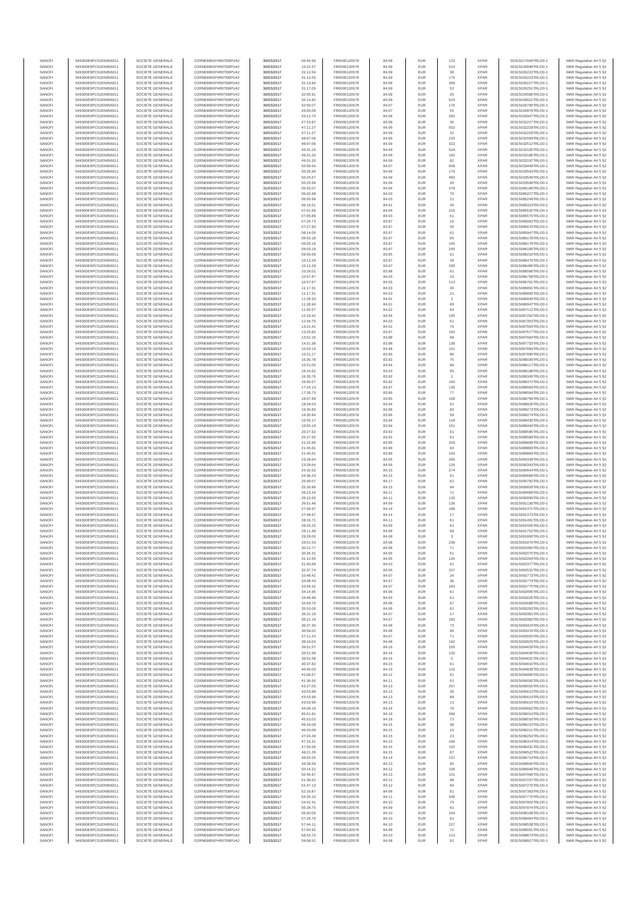| SANOFI | 549300E9PC51EN656011 | SOCIETE GENERALE | O2RNE8IBXP4R0TD8PU42 | 30/03/2017 | 06:45:99 | FR0000120578 | 84.09 | EUR | 123 | XPAR | 00315017609TRLO0-1 | MAR Regulation Art 5 §2 |
|---|---|---|---|---|---|---|---|---|---|---|---|---|
| SANOFI | 549300E9PC51EN656011 | SOCIETE GENERALE | O2RNE8IBXP4R0TD8PU42 | 30/03/2017 | 10:22:37 | FR0000120578 | 84.09 | EUR | 514 | XPAR | 00315018698TRLO0-1 | MAR Regulation Art 5 §2 |
| SANOFI | 549300E9PC51EN656011 | SOCIETE GENERALE | O2RNE8IBXP4R0TD8PU42 | 30/03/2017 | 31:12.54 | FR0000120578 | 84.09 | EUR | 36 | XPAR | 00315026222TRLO0-1 | MAR Regulation Art 5 §2 |
| SANOFI | 549300E9PC51EN656011 | SOCIETE GENERALE | O2RNE8IBXP4R0TD8PU42 | 30/03/2017 | 31:12.55 | FR0000120578 | 84.09 | EUR | 175 | XPAR | 00315026223TRLO0-1 | MAR Regulation Art 5 §2 |
| SANOFI | 549300E9PC51EN656011 | SOCIETE GENERALE | O2RNE8IBXP4R0TD8PU42 | 30/03/2017 | 31:13.94 | FR0000120578 | 84.09 | EUR | 356 | XPAR | 00315026227TRLO0-1 | MAR Regulation Art 5 §2 |
| SANOFI | 549300E9PC51EN656011 | SOCIETE GENERALE | O2RNE8IBXP4R0TD8PU42 | 30/03/2017 | 31:17.05 | FR0000120578 | 84.09 | EUR | 53 | XPAR | 00315026251TRLO0-1 | MAR Regulation Art 5 §2 |
| SANOFI | 549300E9PC51EN656011 | SOCIETE GENERALE | O2RNE8IBXP4R0TD8PU42 | 30/03/2017 | 32:05.91 | FR0000120578 | 84.09 | EUR | 20 | XPAR | 00315026586TRLO0-1 | MAR Regulation Art 5 §2 |
| SANOFI | 549300E9PC51EN656011 | SOCIETE GENERALE | O2RNE8IBXP4R0TD8PU42 | 30/03/2017 | 32:14.82 | FR0000120578 | 84.09 | EUR | 523 | XPAR | 00315026621TRLO0-1 | MAR Regulation Art 5 §2 |
| SANOFI | 549300E9PC51EN656011 | SOCIETE GENERALE | O2RNE8IBXP4R0TD8PU42 | 30/03/2017 | 32:50.07 | FR0000120578 | 84.07 | EUR | 176 | XPAR | 00315026790TRLO0-1 | MAR Regulation Art 5 §2 |
| SANOFI | 549300E9PC51EN656011 | SOCIETE GENERALE | O2RNE8IBXP4R0TD8PU42 | 30/03/2017 | 33:05.09 | FR0000120578 | 84.07 | EUR | 55 | XPAR | 00315026879TRLO0-1 | MAR Regulation Art 5 §2 |
| SANOFI | 549300E9PC51EN656011 | SOCIETE GENERALE | O2RNE8IBXP4R0TD8PU42 | 30/03/2017 | 33:12.70 | FR0000120578 | 84.08 | EUR | 392 | XPAR | 00315026947TRLO0-1 | MAR Regulation Art 5 §2 |
| SANOFI | 549300E9PC51EN656011 | SOCIETE GENERALE | O2RNE8IBXP4R0TD8PU42 | 30/03/2017 | 47:10.87 | FR0000120578 | 84.09 | EUR | 36 | XPAR | 00315032227TRLO0-1 | MAR Regulation Art 5 §2 |
| SANOFI | 549300E9PC51EN656011 | SOCIETE GENERALE | O2RNE8IBXP4R0TD8PU42 | 30/03/2017 | 47:11.27 | FR0000120578 | 84.09 | EUR | 552 | XPAR | 00315032228TRLO0-1 | MAR Regulation Art 5 §2 |
| SANOFI | 549300E9PC51EN656011 | SOCIETE GENERALE | O2RNE8IBXP4R0TD8PU42 | 30/03/2017 | 47:11.27 | FR0000120578 | 84.09 | EUR | 31 | XPAR | 00315032229TRLO0-1 | MAR Regulation Art 5 §2 |
| SANOFI | 549300E9PC51EN656011 | SOCIETE GENERALE | O2RNE8IBXP4R0TD8PU42 | 30/03/2017 | 48:07.05 | FR0000120578 | 84.09 | EUR | 225 | XPAR | 00315032509TRLO0-1 | MAR Regulation Art 5 §2 |
| SANOFI | 549300E9PC51EN656011 | SOCIETE GENERALE | O2RNE8IBXP4R0TD8PU42 | 30/03/2017 | 48:07.06 | FR0000120578 | 84.09 | EUR | 322 | XPAR | 00315032512TRLO0-1 | MAR Regulation Art 5 §2 |
| SANOFI | 549300E9PC51EN656011 | SOCIETE GENERALE | O2RNE8IBXP4R0TD8PU42 | 30/03/2017 | 49:31.19 | FR0000120578 | 84.09 | EUR | 524 | XPAR | 00315033195TRLO0-1 | MAR Regulation Art 5 §2 |
| SANOFI | 549300E9PC51EN656011 | SOCIETE GENERALE | O2RNE8IBXP4R0TD8PU42 | 30/03/2017 | 49:31.20 | FR0000120578 | 84.09 | EUR | 100 | XPAR | 00315033196TRLO0-1 | MAR Regulation Art 5 §2 |
| SANOFI | 549300E9PC51EN656011 | SOCIETE GENERALE | O2RNE8IBXP4R0TD8PU42 | 30/03/2017 | 49:31.20 | FR0000120578 | 84.09 | EUR | 82 | XPAR | 00315033197TRLO0-1 | MAR Regulation Art 5 §2 |
| SANOFI | 549300E9PC51EN656011 | SOCIETE GENERALE | O2RNE8IBXP4R0TD8PU42 | 30/03/2017 | 50:06.64 | FR0000120578 | 84.07 | EUR | 609 | XPAR | 00315033448TRLO0-1 | MAR Regulation Art 5 §2 |
| SANOFI | 549300E9PC51EN656011 | SOCIETE GENERALE | O2RNE8IBXP4R0TD8PU42 | 30/03/2017 | 50:25.66 | FR0000120578 | 84.09 | EUR | 179 | XPAR | 00315033543TRLO0-1 | MAR Regulation Art 5 §2 |
| SANOFI | 549300E9PC51EN656011 | SOCIETE GENERALE | O2RNE8IBXP4R0TD8PU42 | 30/03/2017 | 50:25.67 | FR0000120578 | 84.09 | EUR | 483 | XPAR | 00315033546TRLO0-1 | MAR Regulation Art 5 §2 |
| SANOFI | 549300E9PC51EN656011 | SOCIETE GENERALE | O2RNE8IBXP4R0TD8PU42 | 30/03/2017 | 50:25.68 | FR0000120578 | 84.09 | EUR | 30 | XPAR | 00315033549TRLO0-1 | MAR Regulation Art 5 §2 |
| SANOFI | 549300E9PC51EN656011 | SOCIETE GENERALE | O2RNE8IBXP4R0TD8PU42 | 31/03/2017 | 05:55.07 | FR0000120578 | 84.06 | EUR | 379 | XPAR | 00315085196TRLO0-1 | MAR Regulation Art 5 §2 |
| SANOFI | 549300E9PC51EN656011 | SOCIETE GENERALE | O2RNE8IBXP4R0TD8PU42 | 31/03/2017 | 06:02.98 | FR0000120578 | 84.03 | EUR | 75 | XPAR | 00315085227TRLO0-1 | MAR Regulation Art 5 §2 |
| SANOFI | 549300E9PC51EN656011 | SOCIETE GENERALE | O2RNE8IBXP4R0TD8PU42 | 31/03/2017 | 06:05.99 | FR0000120578 | 84.03 | EUR | 21 | XPAR | 00315085248TRLO0-1 | MAR Regulation Art 5 §2 |
| SANOFI | 549300E9PC51EN656011 | SOCIETE GENERALE | O2RNE8IBXP4R0TD8PU42 | 31/03/2017 | 06:16.51 | FR0000120578 | 84.01 | EUR | 49 | XPAR | 00315085313TRLO0-1 | MAR Regulation Art 5 §2 |
| SANOFI | 549300E9PC51EN656011 | SOCIETE GENERALE | O2RNE8IBXP4R0TD8PU42 | 31/03/2017 | 07:01.69 | FR0000120578 | 84.04 | EUR | 216 | XPAR | 00315085520TRLO0-1 | MAR Regulation Art 5 §2 |
| SANOFI | 549300E9PC51EN656011 | SOCIETE GENERALE | O2RNE8IBXP4R0TD8PU42 | 31/03/2017 | 07:05.89 | FR0000120578 | 84.03 | EUR | 61 | XPAR | 00315085575TRLO0-1 | MAR Regulation Art 5 §2 |
| SANOFI | 549300E9PC51EN656011 | SOCIETE GENERALE | O2RNE8IBXP4R0TD8PU42 | 31/03/2017 | 07:24.73 | FR0000120578 | 83.97 | EUR | 16 | XPAR | 00315085662TRLO0-1 | MAR Regulation Art 5 §2 |
| SANOFI | 549300E9PC51EN656011 | SOCIETE GENERALE | O2RNE8IBXP4R0TD8PU42 | 31/03/2017 | 07:27.83 | FR0000120578 | 83.97 | EUR | 45 | XPAR | 00315085670TRLO0-1 | MAR Regulation Art 5 §2 |
| SANOFI | 549300E9PC51EN656011 | SOCIETE GENERALE | O2RNE8IBXP4R0TD8PU42 | 31/03/2017 | 08:14.00 | FR0000120578 | 83.97 | EUR | 61 | XPAR | 00315085947TRLO0-1 | MAR Regulation Art 5 §2 |
| SANOFI | 549300E9PC51EN656011 | SOCIETE GENERALE | O2RNE8IBXP4R0TD8PU42 | 31/03/2017 | 09:03.18 | FR0000120578 | 83.97 | EUR | 65 | XPAR | 00315086178TRLO0-1 | MAR Regulation Art 5 §2 |
| SANOFI | 549300E9PC51EN656011 | SOCIETE GENERALE | O2RNE8IBXP4R0TD8PU42 | 31/03/2017 | 09:03.19 | FR0000120578 | 83.97 | EUR | 100 | XPAR | 00315086179TRLO0-1 | MAR Regulation Art 5 §2 |
| SANOFI | 549300E9PC51EN656011 | SOCIETE GENERALE | O2RNE8IBXP4R0TD8PU42 | 31/03/2017 | 09:03.19 | FR0000120578 | 83.97 | EUR | 245 | XPAR | 00315086180TRLO0-1 | MAR Regulation Art 5 §2 |
| SANOFI | 549300E9PC51EN656011 | SOCIETE GENERALE | O2RNE8IBXP4R0TD8PU42 | 31/03/2017 | 09:05.69 | FR0000120578 | 83.95 | EUR | 61 | XPAR | 00315086210TRLO0-1 | MAR Regulation Art 5 §2 |
| SANOFI | 549300E9PC51EN656011 | SOCIETE GENERALE | O2RNE8IBXP4R0TD8PU42 | 31/03/2017 | 10:12.29 | FR0000120578 | 83.97 | EUR | 28 | XPAR | 00315086479TRLO0-1 | MAR Regulation Art 5 §2 |
| SANOFI | 549300E9PC51EN656011 | SOCIETE GENERALE | O2RNE8IBXP4R0TD8PU42 | 31/03/2017 | 10:12.29 | FR0000120578 | 83.97 | EUR | 295 | XPAR | 00315086480TRLO0-1 | MAR Regulation Art 5 §2 |
| SANOFI | 549300E9PC51EN656011 | SOCIETE GENERALE | O2RNE8IBXP4R0TD8PU42 | 31/03/2017 | 10:26.01 | FR0000120578 | 83.98 | EUR | 61 | XPAR | 00315086596TRLO0-1 | MAR Regulation Art 5 §2 |
| SANOFI | 549300E9PC51EN656011 | SOCIETE GENERALE | O2RNE8IBXP4R0TD8PU42 | 31/03/2017 | 10:57.87 | FR0000120578 | 84.03 | EUR | 19 | XPAR | 00315086758TRLO0-1 | MAR Regulation Art 5 §2 |
| SANOFI | 549300E9PC51EN656011 | SOCIETE GENERALE | O2RNE8IBXP4R0TD8PU42 | 31/03/2017 | 10:57.87 | FR0000120578 | 84.03 | EUR | 113 | XPAR | 00315086761TRLO0-1 | MAR Regulation Art 5 §2 |
| SANOFI | 549300E9PC51EN656011 | SOCIETE GENERALE | O2RNE8IBXP4R0TD8PU42 | 31/03/2017 | 11:17.31 | FR0000120578 | 84.03 | EUR | 40 | XPAR | 00315086891TRLO0-1 | MAR Regulation Art 5 §2 |
| SANOFI | 549300E9PC51EN656011 | SOCIETE GENERALE | O2RNE8IBXP4R0TD8PU42 | 31/03/2017 | 11:17.31 | FR0000120578 | 84.03 | EUR | 21 | XPAR | 00315086892TRLO0-1 | MAR Regulation Art 5 §2 |
| SANOFI | 549300E9PC51EN656011 | SOCIETE GENERALE | O2RNE8IBXP4R0TD8PU42 | 31/03/2017 | 11:28.93 | FR0000120578 | 84.01 | EUR | 2 | XPAR | 00315086946TRLO0-1 | MAR Regulation Art 5 §2 |
| SANOFI | 549300E9PC51EN656011 | SOCIETE GENERALE | O2RNE8IBXP4R0TD8PU42 | 31/03/2017 | 11:28.94 | FR0000120578 | 84.01 | EUR | 69 | XPAR | 00315086947TRLO0-1 | MAR Regulation Art 5 §2 |
| SANOFI | 549300E9PC51EN656011 | SOCIETE GENERALE | O2RNE8IBXP4R0TD8PU42 | 31/03/2017 | 11:55.57 | FR0000120578 | 84.02 | EUR | 83 | XPAR | 00315087112TRLO0-1 | MAR Regulation Art 5 §2 |
| SANOFI | 549300E9PC51EN656011 | SOCIETE GENERALE | O2RNE8IBXP4R0TD8PU42 | 31/03/2017 | 12:19.42 | FR0000120578 | 84.04 | EUR | 105 | XPAR | 00315087292TRLO0-1 | MAR Regulation Art 5 §2 |
| SANOFI | 549300E9PC51EN656011 | SOCIETE GENERALE | O2RNE8IBXP4R0TD8PU42 | 31/03/2017 | 12:34.75 | FR0000120578 | 84.03 | EUR | 61 | XPAR | 00315087353TRLO0-1 | MAR Regulation Art 5 §2 |
| SANOFI | 549300E9PC51EN656011 | SOCIETE GENERALE | O2RNE8IBXP4R0TD8PU42 | 31/03/2017 | 13:21.41 | FR0000120578 | 84.02 | EUR | 76 | XPAR | 00315087564TRLO0-1 | MAR Regulation Art 5 §2 |
| SANOFI | 549300E9PC51EN656011 | SOCIETE GENERALE | O2RNE8IBXP4R0TD8PU42 | 31/03/2017 | 13:25.82 | FR0000120578 | 83.97 | EUR | 150 | XPAR | 00315087577TRLO0-1 | MAR Regulation Art 5 §2 |
| SANOFI | 549300E9PC51EN656011 | SOCIETE GENERALE | O2RNE8IBXP4R0TD8PU42 | 31/03/2017 | 13:52.15 | FR0000120578 | 83.98 | EUR | 98 | XPAR | 00315087664TRLO0-1 | MAR Regulation Art 5 §2 |
| SANOFI | 549300E9PC51EN656011 | SOCIETE GENERALE | O2RNE8IBXP4R0TD8PU42 | 31/03/2017 | 14:21.38 | FR0000120578 | 83.98 | EUR | 138 | XPAR | 00315087733TRLO0-1 | MAR Regulation Art 5 §2 |
| SANOFI | 549300E9PC51EN656011 | SOCIETE GENERALE | O2RNE8IBXP4R0TD8PU42 | 31/03/2017 | 15:03.14 | FR0000120578 | 83.98 | EUR | 101 | XPAR | 00315087894TRLO0-1 | MAR Regulation Art 5 §2 |
| SANOFI | 549300E9PC51EN656011 | SOCIETE GENERALE | O2RNE8IBXP4R0TD8PU42 | 31/03/2017 | 15:21.17 | FR0000120578 | 83.95 | EUR | 86 | XPAR | 00315087990TRLO0-1 | MAR Regulation Art 5 §2 |
| SANOFI | 549300E9PC51EN656011 | SOCIETE GENERALE | O2RNE8IBXP4R0TD8PU42 | 31/03/2017 | 15:30.78 | FR0000120578 | 83.92 | EUR | 75 | XPAR | 00315088039TRLO0-1 | MAR Regulation Art 5 §2 |
| SANOFI | 549300E9PC51EN656011 | SOCIETE GENERALE | O2RNE8IBXP4R0TD8PU42 | 31/03/2017 | 15:51.00 | FR0000120578 | 83.94 | EUR | 96 | XPAR | 00315088117TRLO0-1 | MAR Regulation Art 5 §2 |
| SANOFI | 549300E9PC51EN656011 | SOCIETE GENERALE | O2RNE8IBXP4R0TD8PU42 | 31/03/2017 | 16:10.62 | FR0000120578 | 83.93 | EUR | 95 | XPAR | 00315088189TRLO0-1 | MAR Regulation Art 5 §2 |
| SANOFI | 549300E9PC51EN656011 | SOCIETE GENERALE | O2RNE8IBXP4R0TD8PU42 | 31/03/2017 | 16:35.76 | FR0000120578 | 83.92 | EUR | 2 | XPAR | 00315088345TRLO0-1 | MAR Regulation Art 5 §2 |
| SANOFI | 549300E9PC51EN656011 | SOCIETE GENERALE | O2RNE8IBXP4R0TD8PU42 | 31/03/2017 | 16:40.57 | FR0000120578 | 83.92 | EUR | 100 | XPAR | 00315088372TRLO0-1 | MAR Regulation Art 5 §2 |
| SANOFI | 549300E9PC51EN656011 | SOCIETE GENERALE | O2RNE8IBXP4R0TD8PU42 | 31/03/2017 | 17:24.13 | FR0000120578 | 83.97 | EUR | 135 | XPAR | 00315088508TRLO0-1 | MAR Regulation Art 5 §2 |
| SANOFI | 549300E9PC51EN656011 | SOCIETE GENERALE | O2RNE8IBXP4R0TD8PU42 | 31/03/2017 | 17:26.73 | FR0000120578 | 83.95 | EUR | 77 | XPAR | 00315088594TRLO0-1 | MAR Regulation Art 5 §2 |
| SANOFI | 549300E9PC51EN656011 | SOCIETE GENERALE | O2RNE8IBXP4R0TD8PU42 | 31/03/2017 | 18:07.89 | FR0000120578 | 83.95 | EUR | 158 | XPAR | 00315088758TRLO0-1 | MAR Regulation Art 5 §2 |
| SANOFI | 549300E9PC51EN656011 | SOCIETE GENERALE | O2RNE8IBXP4R0TD8PU42 | 31/03/2017 | 18:29.53 | FR0000120578 | 83.94 | EUR | 91 | XPAR | 00315088926TRLO0-1 | MAR Regulation Art 5 §2 |
| SANOFI | 549300E9PC51EN656011 | SOCIETE GENERALE | O2RNE8IBXP4R0TD8PU42 | 31/03/2017 | 19:30.83 | FR0000120578 | 83.96 | EUR | 80 | XPAR | 00315089273TRLO0-1 | MAR Regulation Art 5 §2 |
| SANOFI | 549300E9PC51EN656011 | SOCIETE GENERALE | O2RNE8IBXP4R0TD8PU42 | 31/03/2017 | 19:30.84 | FR0000120578 | 83.96 | EUR | 59 | XPAR | 00315089274TRLO0-1 | MAR Regulation Art 5 §2 |
| SANOFI | 549300E9PC51EN656011 | SOCIETE GENERALE | O2RNE8IBXP4R0TD8PU42 | 31/03/2017 | 19:55.17 | FR0000120578 | 83.94 | EUR | 118 | XPAR | 00315089436TRLO0-1 | MAR Regulation Art 5 §2 |
| SANOFI | 549300E9PC51EN656011 | SOCIETE GENERALE | O2RNE8IBXP4R0TD8PU42 | 31/03/2017 | 19:55.18 | FR0000120578 | 83.94 | EUR | 151 | XPAR | 00315089440TRLO0-1 | MAR Regulation Art 5 §2 |
| SANOFI | 549300E9PC51EN656011 | SOCIETE GENERALE | O2RNE8IBXP4R0TD8PU42 | 31/03/2017 | 20:27.92 | FR0000120578 | 83.92 | EUR | 61 | XPAR | 00315089585TRLO0-1 | MAR Regulation Art 5 §2 |
| SANOFI | 549300E9PC51EN656011 | SOCIETE GENERALE | O2RNE8IBXP4R0TD8PU42 | 31/03/2017 | 20:27.93 | FR0000120578 | 83.92 | EUR | 61 | XPAR | 00315089589TRLO0-1 | MAR Regulation Art 5 §2 |
| SANOFI | 549300E9PC51EN656011 | SOCIETE GENERALE | O2RNE8IBXP4R0TD8PU42 | 31/03/2017 | 21:22.99 | FR0000120578 | 83.95 | EUR | 203 | XPAR | 00315089808TRLO0-1 | MAR Regulation Art 5 §2 |
| SANOFI | 549300E9PC51EN656011 | SOCIETE GENERALE | O2RNE8IBXP4R0TD8PU42 | 31/03/2017 | 21:45.61 | FR0000120578 | 83.96 | EUR | 64 | XPAR | 00315089883TRLO0-1 | MAR Regulation Art 5 §2 |
| SANOFI | 549300E9PC51EN656011 | SOCIETE GENERALE | O2RNE8IBXP4R0TD8PU42 | 31/03/2017 | 21:45.61 | FR0000120578 | 83.96 | EUR | 104 | XPAR | 00315089884TRLO0-1 | MAR Regulation Art 5 §2 |
| SANOFI | 549300E9PC51EN656011 | SOCIETE GENERALE | O2RNE8IBXP4R0TD8PU42 | 31/03/2017 | 23:28.64 | FR0000120578 | 84.05 | EUR | 265 | XPAR | 00315090339TRLO0-1 | MAR Regulation Art 5 §2 |
| SANOFI | 549300E9PC51EN656011 | SOCIETE GENERALE | O2RNE8IBXP4R0TD8PU42 | 31/03/2017 | 23:28.64 | FR0000120578 | 84.05 | EUR | 126 | XPAR | 00315090343TRLO0-1 | MAR Regulation Art 5 §2 |
| SANOFI | 549300E9PC51EN656011 | SOCIETE GENERALE | O2RNE8IBXP4R0TD8PU42 | 31/03/2017 | 24:32.62 | FR0000120578 | 84.15 | EUR | 274 | XPAR | 00315090649TRLO0-1 | MAR Regulation Art 5 §2 |
| SANOFI | 549300E9PC51EN656011 | SOCIETE GENERALE | O2RNE8IBXP4R0TD8PU42 | 31/03/2017 | 24:36.23 | FR0000120578 | 84.15 | EUR | 61 | XPAR | 00315090668TRLO0-1 | MAR Regulation Art 5 §2 |
| SANOFI | 549300E9PC51EN656011 | SOCIETE GENERALE | O2RNE8IBXP4R0TD8PU42 | 31/03/2017 | 25:09.07 | FR0000120578 | 84.17 | EUR | 61 | XPAR | 00315090782TRLO0-1 | MAR Regulation Art 5 §2 |
| SANOFI | 549300E9PC51EN656011 | SOCIETE GENERALE | O2RNE8IBXP4R0TD8PU42 | 31/03/2017 | 25:28.89 | FR0000120578 | 84.15 | EUR | 94 | XPAR | 00315090828TRLO0-1 | MAR Regulation Art 5 §2 |
| SANOFI | 549300E9PC51EN656011 | SOCIETE GENERALE | O2RNE8IBXP4R0TD8PU42 | 31/03/2017 | 26:13.24 | FR0000120578 | 84.11 | EUR | 71 | XPAR | 00315090989TRLO0-1 | MAR Regulation Art 5 §2 |
| SANOFI | 549300E9PC51EN656011 | SOCIETE GENERALE | O2RNE8IBXP4R0TD8PU42 | 31/03/2017 | 26:13.65 | FR0000120578 | 84.11 | EUR | 133 | XPAR | 00315090990TRLO0-1 | MAR Regulation Art 5 §2 |
| SANOFI | 549300E9PC51EN656011 | SOCIETE GENERALE | O2RNE8IBXP4R0TD8PU42 | 31/03/2017 | 26:51.49 | FR0000120578 | 84.09 | EUR | 136 | XPAR | 00315091136TRLO0-1 | MAR Regulation Art 5 §2 |
| SANOFI | 549300E9PC51EN656011 | SOCIETE GENERALE | O2RNE8IBXP4R0TD8PU42 | 31/03/2017 | 27:48.97 | FR0000120578 | 84.14 | EUR | 188 | XPAR | 00315091371TRLO0-1 | MAR Regulation Art 5 §2 |
| SANOFI | 549300E9PC51EN656011 | SOCIETE GENERALE | O2RNE8IBXP4R0TD8PU42 | 31/03/2017 | 27:48.97 | FR0000120578 | 84.14 | EUR | 17 | XPAR | 00315091373TRLO0-1 | MAR Regulation Art 5 §2 |
| SANOFI | 549300E9PC51EN656011 | SOCIETE GENERALE | O2RNE8IBXP4R0TD8PU42 | 31/03/2017 | 28:16.71 | FR0000120578 | 84.11 | EUR | 61 | XPAR | 00315091491TRLO0-1 | MAR Regulation Art 5 §2 |
| SANOFI | 549300E9PC51EN656011 | SOCIETE GENERALE | O2RNE8IBXP4R0TD8PU42 | 31/03/2017 | 28:25.22 | FR0000120578 | 84.09 | EUR | 61 | XPAR | 00315091555TRLO0-1 | MAR Regulation Art 5 §2 |
| SANOFI | 549300E9PC51EN656011 | SOCIETE GENERALE | O2RNE8IBXP4R0TD8PU42 | 31/03/2017 | 29:11.48 | FR0000120578 | 84.08 | EUR | 58 | XPAR | 00315091752TRLO0-1 | MAR Regulation Art 5 §2 |
| SANOFI | 549300E9PC51EN656011 | SOCIETE GENERALE | O2RNE8IBXP4R0TD8PU42 | 31/03/2017 | 29:28.00 | FR0000120578 | 84.08 | EUR | 3 | XPAR | 00315091809TRLO0-1 | MAR Regulation Art 5 §2 |
| SANOFI | 549300E9PC51EN656011 | SOCIETE GENERALE | O2RNE8IBXP4R0TD8PU42 | 31/03/2017 | 29:51.53 | FR0000120578 | 84.08 | EUR | 236 | XPAR | 00315091875TRLO0-1 | MAR Regulation Art 5 §2 |
| SANOFI | 549300E9PC51EN656011 | SOCIETE GENERALE | O2RNE8IBXP4R0TD8PU42 | 31/03/2017 | 30:12.77 | FR0000120578 | 84.08 | EUR | 71 | XPAR | 00315091982TRLO0-1 | MAR Regulation Art 5 §2 |
| SANOFI | 549300E9PC51EN656011 | SOCIETE GENERALE | O2RNE8IBXP4R0TD8PU42 | 31/03/2017 | 30:26.31 | FR0000120578 | 84.05 | EUR | 61 | XPAR | 00315092070TRLO0-1 | MAR Regulation Art 5 §2 |
| SANOFI | 549300E9PC51EN656011 | SOCIETE GENERALE | O2RNE8IBXP4R0TD8PU42 | 31/03/2017 | 31:12.65 | FR0000120578 | 84.05 | EUR | 126 | XPAR | 00315092264TRLO0-1 | MAR Regulation Art 5 §2 |
| SANOFI | 549300E9PC51EN656011 | SOCIETE GENERALE | O2RNE8IBXP4R0TD8PU42 | 31/03/2017 | 31:45.68 | FR0000120578 | 84.03 | EUR | 61 | XPAR | 00315092377TRLO0-1 | MAR Regulation Art 5 §2 |
| SANOFI | 549300E9PC51EN656011 | SOCIETE GENERALE | O2RNE8IBXP4R0TD8PU42 | 31/03/2017 | 32:37.74 | FR0000120578 | 84.05 | EUR | 207 | XPAR | 00315092531TRLO0-1 | MAR Regulation Art 5 §2 |
| SANOFI | 549300E9PC51EN656011 | SOCIETE GENERALE | O2RNE8IBXP4R0TD8PU42 | 31/03/2017 | 33:48.42 | FR0000120578 | 84.07 | EUR | 24 | XPAR | 00315092773TRLO0-1 | MAR Regulation Art 5 §2 |
| SANOFI | 549300E9PC51EN656011 | SOCIETE GENERALE | O2RNE8IBXP4R0TD8PU42 | 31/03/2017 | 33:48.43 | FR0000120578 | 84.07 | EUR | 36 | XPAR | 00315092774TRLO0-1 | MAR Regulation Art 5 §2 |
| SANOFI | 549300E9PC51EN656011 | SOCIETE GENERALE | O2RNE8IBXP4R0TD8PU42 | 31/03/2017 | 33:49.32 | FR0000120578 | 84.07 | EUR | 183 | XPAR | 00315092775TRLO0-1 | MAR Regulation Art 5 §2 |
| SANOFI | 549300E9PC51EN656011 | SOCIETE GENERALE | O2RNE8IBXP4R0TD8PU42 | 31/03/2017 | 34:14.95 | FR0000120578 | 84.06 | EUR | 61 | XPAR | 00315092895TRLO0-1 | MAR Regulation Art 5 §2 |
| SANOFI | 549300E9PC51EN656011 | SOCIETE GENERALE | O2RNE8IBXP4R0TD8PU42 | 31/03/2017 | 34:46.99 | FR0000120578 | 84.05 | EUR | 61 | XPAR | 00315093026TRLO0-1 | MAR Regulation Art 5 §2 |
| SANOFI | 549300E9PC51EN656011 | SOCIETE GENERALE | O2RNE8IBXP4R0TD8PU42 | 31/03/2017 | 34:59.70 | FR0000120578 | 84.06 | EUR | 67 | XPAR | 00315093088TRLO0-1 | MAR Regulation Art 5 §2 |
| SANOFI | 549300E9PC51EN656011 | SOCIETE GENERALE | O2RNE8IBXP4R0TD8PU42 | 31/03/2017 | 35:53.06 | FR0000120578 | 84.06 | EUR | 61 | XPAR | 00315093263TRLO0-1 | MAR Regulation Art 5 §2 |
| SANOFI | 549300E9PC51EN656011 | SOCIETE GENERALE | O2RNE8IBXP4R0TD8PU42 | 31/03/2017 | 36:21.19 | FR0000120578 | 84.07 | EUR | 17 | XPAR | 00315093381TRLO0-1 | MAR Regulation Art 5 §2 |
| SANOFI | 549300E9PC51EN656011 | SOCIETE GENERALE | O2RNE8IBXP4R0TD8PU42 | 31/03/2017 | 36:21.19 | FR0000120578 | 84.07 | EUR | 183 | XPAR | 00315093382TRLO0-1 | MAR Regulation Art 5 §2 |
| SANOFI | 549300E9PC51EN656011 | SOCIETE GENERALE | O2RNE8IBXP4R0TD8PU42 | 31/03/2017 | 36:37.30 | FR0000120578 | 84.06 | EUR | 73 | XPAR | 00315093424TRLO0-1 | MAR Regulation Art 5 §2 |
| SANOFI | 549300E9PC51EN656011 | SOCIETE GENERALE | O2RNE8IBXP4R0TD8PU42 | 31/03/2017 | 36:59.02 | FR0000120578 | 84.08 | EUR | 96 | XPAR | 00315093478TRLO0-1 | MAR Regulation Art 5 §2 |
| SANOFI | 549300E9PC51EN656011 | SOCIETE GENERALE | O2RNE8IBXP4R0TD8PU42 | 31/03/2017 | 37:11.24 | FR0000120578 | 84.07 | EUR | 71 | XPAR | 00315093550TRLO0-1 | MAR Regulation Art 5 §2 |
| SANOFI | 549300E9PC51EN656011 | SOCIETE GENERALE | O2RNE8IBXP4R0TD8PU42 | 31/03/2017 | 38:16.04 | FR0000120578 | 84.08 | EUR | 162 | XPAR | 00315093925TRLO0-1 | MAR Regulation Art 5 §2 |
| SANOFI | 549300E9PC51EN656011 | SOCIETE GENERALE | O2RNE8IBXP4R0TD8PU42 | 31/03/2017 | 39:51.57 | FR0000120578 | 84.16 | EUR | 259 | XPAR | 00315094629TRLO0-1 | MAR Regulation Art 5 §2 |
| SANOFI | 549300E9PC51EN656011 | SOCIETE GENERALE | O2RNE8IBXP4R0TD8PU42 | 31/03/2017 | 39:51.58 | FR0000120578 | 84.16 | EUR | 132 | XPAR | 00315094630TRLO0-1 | MAR Regulation Art 5 §2 |
| SANOFI | 549300E9PC51EN656011 | SOCIETE GENERALE | O2RNE8IBXP4R0TD8PU42 | 31/03/2017 | 39:51.58 | FR0000120578 | 84.16 | EUR | 5 | XPAR | 00315094631TRLO0-1 | MAR Regulation Art 5 §2 |
| SANOFI | 549300E9PC51EN656011 | SOCIETE GENERALE | O2RNE8IBXP4R0TD8PU42 | 31/03/2017 | 40:37.82 | FR0000120578 | 84.15 | EUR | 61 | XPAR | 00315094810TRLO0-1 | MAR Regulation Art 5 §2 |
| SANOFI | 549300E9PC51EN656011 | SOCIETE GENERALE | O2RNE8IBXP4R0TD8PU42 | 31/03/2017 | 40:45.03 | FR0000120578 | 84.15 | EUR | 115 | XPAR | 00315094839TRLO0-1 | MAR Regulation Art 5 §2 |
| SANOFI | 549300E9PC51EN656011 | SOCIETE GENERALE | O2RNE8IBXP4R0TD8PU42 | 31/03/2017 | 41:08.67 | FR0000120578 | 84.12 | EUR | 61 | XPAR | 00315094995TRLO0-1 | MAR Regulation Art 5 §2 |
| SANOFI | 549300E9PC51EN656011 | SOCIETE GENERALE | O2RNE8IBXP4R0TD8PU42 | 31/03/2017 | 41:36.60 | FR0000120578 | 84.11 | EUR | 61 | XPAR | 00315095092TRLO0-1 | MAR Regulation Art 5 §2 |
| SANOFI | 549300E9PC51EN656011 | SOCIETE GENERALE | O2RNE8IBXP4R0TD8PU42 | 31/03/2017 | 43:27.05 | FR0000120578 | 84.13 | EUR | 257 | XPAR | 00315095555TRLO0-1 | MAR Regulation Art 5 §2 |
| SANOFI | 549300E9PC51EN656011 | SOCIETE GENERALE | O2RNE8IBXP4R0TD8PU42 | 31/03/2017 | 43:53.98 | FR0000120578 | 84.13 | EUR | 35 | XPAR | 00315095612TRLO0-1 | MAR Regulation Art 5 §2 |
| SANOFI | 549300E9PC51EN656011 | SOCIETE GENERALE | O2RNE8IBXP4R0TD8PU42 | 31/03/2017 | 43:53.99 | FR0000120578 | 84.13 | EUR | 89 | XPAR | 00315095614TRLO0-1 | MAR Regulation Art 5 §2 |
| SANOFI | 549300E9PC51EN656011 | SOCIETE GENERALE | O2RNE8IBXP4R0TD8PU42 | 31/03/2017 | 43:53.99 | FR0000120578 | 84.13 | EUR | 13 | XPAR | 00315095615TRLO0-1 | MAR Regulation Art 5 §2 |
| SANOFI | 549300E9PC51EN656011 | SOCIETE GENERALE | O2RNE8IBXP4R0TD8PU42 | 31/03/2017 | 44:08.10 | FR0000120578 | 84.14 | EUR | 76 | XPAR | 00315095662TRLO0-1 | MAR Regulation Art 5 §2 |
| SANOFI | 549300E9PC51EN656011 | SOCIETE GENERALE | O2RNE8IBXP4R0TD8PU42 | 31/03/2017 | 45:51.81 | FR0000120578 | 84.19 | EUR | 266 | XPAR | 00315096014TRLO0-1 | MAR Regulation Art 5 §2 |
| SANOFI | 549300E9PC51EN656011 | SOCIETE GENERALE | O2RNE8IBXP4R0TD8PU42 | 31/03/2017 | 45:53.02 | FR0000120578 | 84.18 | EUR | 73 | XPAR | 00315096016TRLO0-1 | MAR Regulation Art 5 §2 |
| SANOFI | 549300E9PC51EN656011 | SOCIETE GENERALE | O2RNE8IBXP4R0TD8PU42 | 31/03/2017 | 46:43.08 | FR0000120578 | 84.15 | EUR | 38 | XPAR | 00315096210TRLO0-1 | MAR Regulation Art 5 §2 |
| SANOFI | 549300E9PC51EN656011 | SOCIETE GENERALE | O2RNE8IBXP4R0TD8PU42 | 31/03/2017 | 46:43.08 | FR0000120578 | 84.15 | EUR | 19 | XPAR | 00315096211TRLO0-1 | MAR Regulation Art 5 §2 |
| SANOFI | 549300E9PC51EN656011 | SOCIETE GENERALE | O2RNE8IBXP4R0TD8PU42 | 31/03/2017 | 47:03.49 | FR0000120578 | 84.15 | EUR | 23 | XPAR | 00315096254TRLO0-1 | MAR Regulation Art 5 §2 |
| SANOFI | 549300E9PC51EN656011 | SOCIETE GENERALE | O2RNE8IBXP4R0TD8PU42 | 31/03/2017 | 47:16.31 | FR0000120578 | 84.15 | EUR | 166 | XPAR | 00315096314TRLO0-1 | MAR Regulation Art 5 §2 |
| SANOFI | 549300E9PC51EN656011 | SOCIETE GENERALE | O2RNE8IBXP4R0TD8PU42 | 31/03/2017 | 47:59.58 | FR0000120578 | 84.15 | EUR | 102 | XPAR | 00315096431TRLO0-1 | MAR Regulation Art 5 §2 |
| SANOFI | 549300E9PC51EN656011 | SOCIETE GENERALE | O2RNE8IBXP4R0TD8PU42 | 31/03/2017 | 48:21.29 | FR0000120578 | 84.15 | EUR | 87 | XPAR | 00315096522TRLO0-1 | MAR Regulation Art 5 §2 |
| SANOFI | 549300E9PC51EN656011 | SOCIETE GENERALE | O2RNE8IBXP4R0TD8PU42 | 31/03/2017 | 49:03.25 | FR0000120578 | 84.14 | EUR | 137 | XPAR | 00315096714TRLO0-1 | MAR Regulation Art 5 §2 |
| SANOFI | 549300E9PC51EN656011 | SOCIETE GENERALE | O2RNE8IBXP4R0TD8PU42 | 31/03/2017 | 49:39.59 | FR0000120578 | 84.13 | EUR | 90 | XPAR | 00315096840TRLO0-1 | MAR Regulation Art 5 §2 |
| SANOFI | 549300E9PC51EN656011 | SOCIETE GENERALE | O2RNE8IBXP4R0TD8PU42 | 31/03/2017 | 50:14.22 | FR0000120578 | 84.12 | EUR | 106 | XPAR | 00315096940TRLO0-1 | MAR Regulation Art 5 §2 |
| SANOFI | 549300E9PC51EN656011 | SOCIETE GENERALE | O2RNE8IBXP4R0TD8PU42 | 31/03/2017 | 50:46.97 | FR0000120578 | 84.13 | EUR | 101 | XPAR | 00315097066TRLO0-1 | MAR Regulation Art 5 §2 |
| SANOFI | 549300E9PC51EN656011 | SOCIETE GENERALE | O2RNE8IBXP4R0TD8PU42 | 31/03/2017 | 51:36.62 | FR0000120578 | 84.12 | EUR | 98 | XPAR | 00315097237TRLO0-1 | MAR Regulation Art 5 §2 |
| SANOFI | 549300E9PC51EN656011 | SOCIETE GENERALE | O2RNE8IBXP4R0TD8PU42 | 31/03/2017 | 51:47.13 | FR0000120578 | 84.12 | EUR | 69 | XPAR | 00315097275TRLO0-1 | MAR Regulation Art 5 §2 |
| SANOFI | 549300E9PC51EN656011 | SOCIETE GENERALE | O2RNE8IBXP4R0TD8PU42 | 31/03/2017 | 52:16.87 | FR0000120578 | 84.08 | EUR | 61 | XPAR | 00315097363TRLO0-1 | MAR Regulation Art 5 §2 |
| SANOFI | 549300E9PC51EN656011 | SOCIETE GENERALE | O2RNE8IBXP4R0TD8PU42 | 31/03/2017 | 54:35.10 | FR0000120578 | 84.11 | EUR | 336 | XPAR | 00315097775TRLO0-1 | MAR Regulation Art 5 §2 |
| SANOFI | 549300E9PC51EN656011 | SOCIETE GENERALE | O2RNE8IBXP4R0TD8PU42 | 31/03/2017 | 54:41.41 | FR0000120578 | 84.10 | EUR | 79 | XPAR | 00315097802TRLO0-1 | MAR Regulation Art 5 §2 |
| SANOFI | 549300E9PC51EN656011 | SOCIETE GENERALE | O2RNE8IBXP4R0TD8PU42 | 31/03/2017 | 55:28.75 | FR0000120578 | 84.09 | EUR | 61 | XPAR | 00315097974TRLO0-1 | MAR Regulation Art 5 §2 |
| SANOFI | 549300E9PC51EN656011 | SOCIETE GENERALE | O2RNE8IBXP4R0TD8PU42 | 31/03/2017 | 56:00.09 | FR0000120578 | 84.10 | EUR | 164 | XPAR | 00315098108TRLO0-1 | MAR Regulation Art 5 §2 |
| SANOFI | 549300E9PC51EN656011 | SOCIETE GENERALE | O2RNE8IBXP4R0TD8PU42 | 31/03/2017 | 57:26.79 | FR0000120578 | 84.10 | EUR | 61 | XPAR | 00315098464TRLO0-1 | MAR Regulation Art 5 §2 |
| SANOFI | 549300E9PC51EN656011 | SOCIETE GENERALE | O2RNE8IBXP4R0TD8PU42 | 31/03/2017 | 57:44.11 | FR0000120578 | 84.10 | EUR | 227 | XPAR | 00315098536TRLO0-1 | MAR Regulation Art 5 §2 |
| SANOFI | 549300E9PC51EN656011 | SOCIETE GENERALE | O2RNE8IBXP4R0TD8PU42 | 31/03/2017 | 57:50.92 | FR0000120578 | 84.08 | EUR | 72 | XPAR | 00315098551TRLO0-1 | MAR Regulation Art 5 §2 |
| SANOFI | 549300E9PC51EN656011 | SOCIETE GENERALE | O2RNE8IBXP4R0TD8PU42 | 31/03/2017 | 58:53.70 | FR0000120578 | 84.10 | EUR | 113 | XPAR | 00315098873TRLO0-1 | MAR Regulation Art 5 §2 |
| SANOFI | 549300E9PC51EN656011 | SOCIETE GENERALE | O2RNE8IBXP4R0TD8PU42 | 31/03/2017 | 59:08.51 | FR0000120578 | 84.08 | EUR | 91 | XPAR | 00315098927TRLO0-1 | MAR Regulation Art 5 §2 |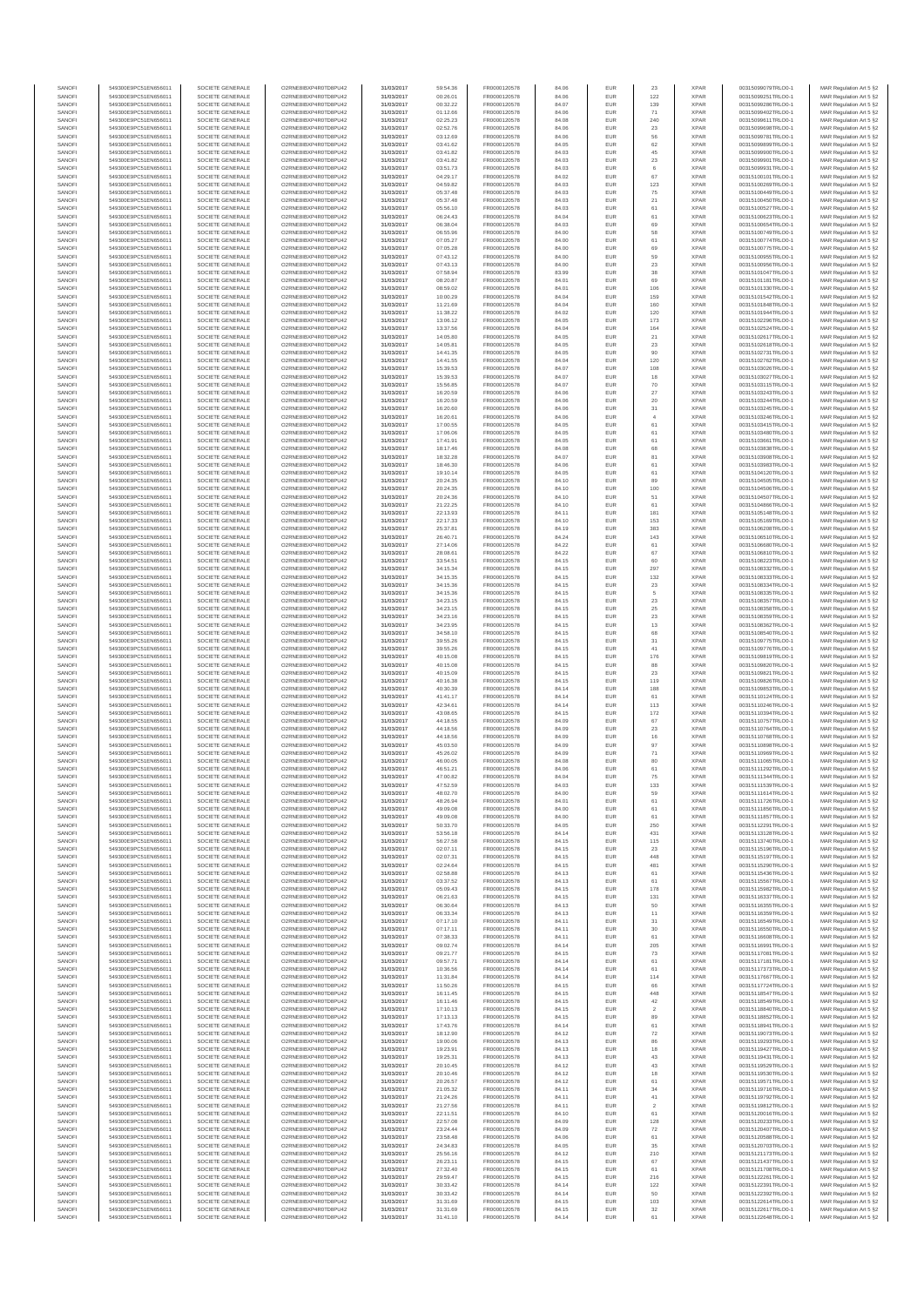| SANOFI | 549300E9PC51EN656011 | SOCIETE GENERALE | O2RNE8IBXP4R0TD8PU42 | 31/03/2017 | 59:54.36 | FR0000120578 | 84.06 | EUR | 23 | XPAR | 00315099079TRLO0-1 | MAR Regulation Art 5 §2 |
|---|---|---|---|---|---|---|---|---|---|---|---|---|
| SANOFI | 549300E9PC51EN656011 | SOCIETE GENERALE | O2RNE8IBXP4R0TD8PU42 | 31/03/2017 | 00:26.01 | FR0000120578 | 84.06 | EUR | 122 | XPAR | 00315099251TRLO0-1 | MAR Regulation Art 5 §2 |
| SANOFI | 549300E9PC51EN656011 | SOCIETE GENERALE | O2RNE8IBXP4R0TD8PU42 | 31/03/2017 | 00:32.22 | FR0000120578 | 84.07 | EUR | 139 | XPAR | 00315099286TRLO0-1 | MAR Regulation Art 5 §2 |
| SANOFI | 549300E9PC51EN656011 | SOCIETE GENERALE | O2RNE8IBXP4R0TD8PU42 | 31/03/2017 | 01:12.66 | FR0000120578 | 84.06 | EUR | 71 | XPAR | 00315099402TRLO0-1 | MAR Regulation Art 5 §2 |
| SANOFI | 549300E9PC51EN656011 | SOCIETE GENERALE | O2RNE8IBXP4R0TD8PU42 | 31/03/2017 | 02:25.23 | FR0000120578 | 84.08 | EUR | 240 | XPAR | 00315099611TRLO0-1 | MAR Regulation Art 5 §2 |
| SANOFI | 549300E9PC51EN656011 | SOCIETE GENERALE | O2RNE8IBXP4R0TD8PU42 | 31/03/2017 | 02:52.76 | FR0000120578 | 84.06 | EUR | 23 | XPAR | 00315099698TRLO0-1 | MAR Regulation Art 5 §2 |
| SANOFI | 549300E9PC51EN656011 | SOCIETE GENERALE | O2RNE8IBXP4R0TD8PU42 | 31/03/2017 | 03:12.69 | FR0000120578 | 84.06 | EUR | 56 | XPAR | 00315099781TRLO0-1 | MAR Regulation Art 5 §2 |
| SANOFI | 549300E9PC51EN656011 | SOCIETE GENERALE | O2RNE8IBXP4R0TD8PU42 | 31/03/2017 | 03:41.62 | FR0000120578 | 84.05 | EUR | 62 | XPAR | 00315099899TRLO0-1 | MAR Regulation Art 5 §2 |
| SANOFI | 549300E9PC51EN656011 | SOCIETE GENERALE | O2RNE8IBXP4R0TD8PU42 | 31/03/2017 | 03:41.82 | FR0000120578 | 84.03 | EUR | 45 | XPAR | 00315099900TRLO0-1 | MAR Regulation Art 5 §2 |
| SANOFI | 549300E9PC51EN656011 | SOCIETE GENERALE | O2RNE8IBXP4R0TD8PU42 | 31/03/2017 | 03:41.82 | FR0000120578 | 84.03 | EUR | 23 | XPAR | 00315099901TRLO0-1 | MAR Regulation Art 5 §2 |
| SANOFI | 549300E9PC51EN656011 | SOCIETE GENERALE | O2RNE8IBXP4R0TD8PU42 | 31/03/2017 | 03:51.73 | FR0000120578 | 84.03 | EUR | 6 | XPAR | 00315099935TRLO0-1 | MAR Regulation Art 5 §2 |
| SANOFI | 549300E9PC51EN656011 | SOCIETE GENERALE | O2RNE8IBXP4R0TD8PU42 | 31/03/2017 | 04:29.17 | FR0000120578 | 84.02 | EUR | 67 | XPAR | 00315100101TRLO0-1 | MAR Regulation Art 5 §2 |
| SANOFI | 549300E9PC51EN656011 | SOCIETE GENERALE | O2RNE8IBXP4R0TD8PU42 | 31/03/2017 | 04:59.82 | FR0000120578 | 84.03 | EUR | 123 | XPAR | 00315100269TRLO0-1 | MAR Regulation Art 5 §2 |
| SANOFI | 549300E9PC51EN656011 | SOCIETE GENERALE | O2RNE8IBXP4R0TD8PU42 | 31/03/2017 | 05:37.48 | FR0000120578 | 84.03 | EUR | 75 | XPAR | 00315100449TRLO0-1 | MAR Regulation Art 5 §2 |
| SANOFI | 549300E9PC51EN656011 | SOCIETE GENERALE | O2RNE8IBXP4R0TD8PU42 | 31/03/2017 | 05:37.48 | FR0000120578 | 84.03 | EUR | 21 | XPAR | 00315100450TRLO0-1 | MAR Regulation Art 5 §2 |
| SANOFI | 549300E9PC51EN656011 | SOCIETE GENERALE | O2RNE8IBXP4R0TD8PU42 | 31/03/2017 | 05:56.10 | FR0000120578 | 84.03 | EUR | 61 | XPAR | 00315100527TRLO0-1 | MAR Regulation Art 5 §2 |
| SANOFI | 549300E9PC51EN656011 | SOCIETE GENERALE | O2RNE8IBXP4R0TD8PU42 | 31/03/2017 | 06:24.43 | FR0000120578 | 84.04 | EUR | 61 | XPAR | 00315100623TRLO0-1 | MAR Regulation Art 5 §2 |
| SANOFI | 549300E9PC51EN656011 | SOCIETE GENERALE | O2RNE8IBXP4R0TD8PU42 | 31/03/2017 | 06:38.04 | FR0000120578 | 84.03 | EUR | 69 | XPAR | 00315100654TRLO0-1 | MAR Regulation Art 5 §2 |
| SANOFI | 549300E9PC51EN656011 | SOCIETE GENERALE | O2RNE8IBXP4R0TD8PU42 | 31/03/2017 | 06:55.96 | FR0000120578 | 84.00 | EUR | 58 | XPAR | 00315100749TRLO0-1 | MAR Regulation Art 5 §2 |
| SANOFI | 549300E9PC51EN656011 | SOCIETE GENERALE | O2RNE8IBXP4R0TD8PU42 | 31/03/2017 | 07:05.27 | FR0000120578 | 84.00 | EUR | 61 | XPAR | 00315100774TRLO0-1 | MAR Regulation Art 5 §2 |
| SANOFI | 549300E9PC51EN656011 | SOCIETE GENERALE | O2RNE8IBXP4R0TD8PU42 | 31/03/2017 | 07:05.28 | FR0000120578 | 84.00 | EUR | 69 | XPAR | 00315100775TRLO0-1 | MAR Regulation Art 5 §2 |
| SANOFI | 549300E9PC51EN656011 | SOCIETE GENERALE | O2RNE8IBXP4R0TD8PU42 | 31/03/2017 | 07:43.12 | FR0000120578 | 84.00 | EUR | 59 | XPAR | 00315100955TRLO0-1 | MAR Regulation Art 5 §2 |
| SANOFI | 549300E9PC51EN656011 | SOCIETE GENERALE | O2RNE8IBXP4R0TD8PU42 | 31/03/2017 | 07:43.13 | FR0000120578 | 84.00 | EUR | 23 | XPAR | 00315100956TRLO0-1 | MAR Regulation Art 5 §2 |
| SANOFI | 549300E9PC51EN656011 | SOCIETE GENERALE | O2RNE8IBXP4R0TD8PU42 | 31/03/2017 | 07:58.94 | FR0000120578 | 83.99 | EUR | 38 | XPAR | 00315101047TRLO0-1 | MAR Regulation Art 5 §2 |
| SANOFI | 549300E9PC51EN656011 | SOCIETE GENERALE | O2RNE8IBXP4R0TD8PU42 | 31/03/2017 | 08:20.87 | FR0000120578 | 84.01 | EUR | 69 | XPAR | 00315101181TRLO0-1 | MAR Regulation Art 5 §2 |
| SANOFI | 549300E9PC51EN656011 | SOCIETE GENERALE | O2RNE8IBXP4R0TD8PU42 | 31/03/2017 | 08:59.02 | FR0000120578 | 84.01 | EUR | 106 | XPAR | 00315101330TRLO0-1 | MAR Regulation Art 5 §2 |
| SANOFI | 549300E9PC51EN656011 | SOCIETE GENERALE | O2RNE8IBXP4R0TD8PU42 | 31/03/2017 | 10:00.29 | FR0000120578 | 84.04 | EUR | 159 | XPAR | 00315101542TRLO0-1 | MAR Regulation Art 5 §2 |
| SANOFI | 549300E9PC51EN656011 | SOCIETE GENERALE | O2RNE8IBXP4R0TD8PU42 | 31/03/2017 | 11:21.69 | FR0000120578 | 84.04 | EUR | 180 | XPAR | 00315101849TRLO0-1 | MAR Regulation Art 5 §2 |
| SANOFI | 549300E9PC51EN656011 | SOCIETE GENERALE | O2RNE8IBXP4R0TD8PU42 | 31/03/2017 | 11:38.22 | FR0000120578 | 84.02 | EUR | 120 | XPAR | 00315101944TRLO0-1 | MAR Regulation Art 5 §2 |
| SANOFI | 549300E9PC51EN656011 | SOCIETE GENERALE | O2RNE8IBXP4R0TD8PU42 | 31/03/2017 | 13:06.12 | FR0000120578 | 84.05 | EUR | 173 | XPAR | 00315102296TRLO0-1 | MAR Regulation Art 5 §2 |
| SANOFI | 549300E9PC51EN656011 | SOCIETE GENERALE | O2RNE8IBXP4R0TD8PU42 | 31/03/2017 | 13:37.56 | FR0000120578 | 84.04 | EUR | 164 | XPAR | 00315102524TRLO0-1 | MAR Regulation Art 5 §2 |
| SANOFI | 549300E9PC51EN656011 | SOCIETE GENERALE | O2RNE8IBXP4R0TD8PU42 | 31/03/2017 | 14:05.80 | FR0000120578 | 84.05 | EUR | 21 | XPAR | 00315102617TRLO0-1 | MAR Regulation Art 5 §2 |
| SANOFI | 549300E9PC51EN656011 | SOCIETE GENERALE | O2RNE8IBXP4R0TD8PU42 | 31/03/2017 | 14:05.81 | FR0000120578 | 84.05 | EUR | 23 | XPAR | 00315102618TRLO0-1 | MAR Regulation Art 5 §2 |
| SANOFI | 549300E9PC51EN656011 | SOCIETE GENERALE | O2RNE8IBXP4R0TD8PU42 | 31/03/2017 | 14:41.35 | FR0000120578 | 84.05 | EUR | 90 | XPAR | 00315102731TRLO0-1 | MAR Regulation Art 5 §2 |
| SANOFI | 549300E9PC51EN656011 | SOCIETE GENERALE | O2RNE8IBXP4R0TD8PU42 | 31/03/2017 | 14:41.55 | FR0000120578 | 84.04 | EUR | 120 | XPAR | 00315102762TRLO0-1 | MAR Regulation Art 5 §2 |
| SANOFI | 549300E9PC51EN656011 | SOCIETE GENERALE | O2RNE8IBXP4R0TD8PU42 | 31/03/2017 | 15:39.53 | FR0000120578 | 84.07 | EUR | 108 | XPAR | 00315103026TRLO0-1 | MAR Regulation Art 5 §2 |
| SANOFI | 549300E9PC51EN656011 | SOCIETE GENERALE | O2RNE8IBXP4R0TD8PU42 | 31/03/2017 | 15:39.53 | FR0000120578 | 84.07 | EUR | 18 | XPAR | 00315103027TRLO0-1 | MAR Regulation Art 5 §2 |
| SANOFI | 549300E9PC51EN656011 | SOCIETE GENERALE | O2RNE8IBXP4R0TD8PU42 | 31/03/2017 | 15:56.85 | FR0000120578 | 84.07 | EUR | 70 | XPAR | 00315103115TRLO0-1 | MAR Regulation Art 5 §2 |
| SANOFI | 549300E9PC51EN656011 | SOCIETE GENERALE | O2RNE8IBXP4R0TD8PU42 | 31/03/2017 | 16:20.59 | FR0000120578 | 84.06 | EUR | 27 | XPAR | 00315103243TRLO0-1 | MAR Regulation Art 5 §2 |
| SANOFI | 549300E9PC51EN656011 | SOCIETE GENERALE | O2RNE8IBXP4R0TD8PU42 | 31/03/2017 | 16:20.59 | FR0000120578 | 84.06 | EUR | 20 | XPAR | 00315103244TRLO0-1 | MAR Regulation Art 5 §2 |
| SANOFI | 549300E9PC51EN656011 | SOCIETE GENERALE | O2RNE8IBXP4R0TD8PU42 | 31/03/2017 | 16:20.60 | FR0000120578 | 84.06 | EUR | 31 | XPAR | 00315103245TRLO0-1 | MAR Regulation Art 5 §2 |
| SANOFI | 549300E9PC51EN656011 | SOCIETE GENERALE | O2RNE8IBXP4R0TD8PU42 | 31/03/2017 | 16:20.61 | FR0000120578 | 84.06 | EUR | 4 | XPAR | 00315103246TRLO0-1 | MAR Regulation Art 5 §2 |
| SANOFI | 549300E9PC51EN656011 | SOCIETE GENERALE | O2RNE8IBXP4R0TD8PU42 | 31/03/2017 | 17:00.55 | FR0000120578 | 84.05 | EUR | 61 | XPAR | 00315103415TRLO0-1 | MAR Regulation Art 5 §2 |
| SANOFI | 549300E9PC51EN656011 | SOCIETE GENERALE | O2RNE8IBXP4R0TD8PU42 | 31/03/2017 | 17:06.06 | FR0000120578 | 84.05 | EUR | 61 | XPAR | 00315103480TRLO0-1 | MAR Regulation Art 5 §2 |
| SANOFI | 549300E9PC51EN656011 | SOCIETE GENERALE | O2RNE8IBXP4R0TD8PU42 | 31/03/2017 | 17:41.91 | FR0000120578 | 84.05 | EUR | 61 | XPAR | 00315103661TRLO0-1 | MAR Regulation Art 5 §2 |
| SANOFI | 549300E9PC51EN656011 | SOCIETE GENERALE | O2RNE8IBXP4R0TD8PU42 | 31/03/2017 | 18:17.46 | FR0000120578 | 84.08 | EUR | 68 | XPAR | 00315103828TRLO0-1 | MAR Regulation Art 5 §2 |
| SANOFI | 549300E9PC51EN656011 | SOCIETE GENERALE | O2RNE8IBXP4R0TD8PU42 | 31/03/2017 | 18:32.28 | FR0000120578 | 84.07 | EUR | 61 | XPAR | 00315103908TRLO0-1 | MAR Regulation Art 5 §2 |
| SANOFI | 549300E9PC51EN656011 | SOCIETE GENERALE | O2RNE8IBXP4R0TD8PU42 | 31/03/2017 | 18:46.30 | FR0000120578 | 84.06 | EUR | 61 | XPAR | 00315103983TRLO0-1 | MAR Regulation Art 5 §2 |
| SANOFI | 549300E9PC51EN656011 | SOCIETE GENERALE | O2RNE8IBXP4R0TD8PU42 | 31/03/2017 | 19:10.14 | FR0000120578 | 84.05 | EUR | 61 | XPAR | 00315104120TRLO0-1 | MAR Regulation Art 5 §2 |
| SANOFI | 549300E9PC51EN656011 | SOCIETE GENERALE | O2RNE8IBXP4R0TD8PU42 | 31/03/2017 | 20:24.35 | FR0000120578 | 84.10 | EUR | 89 | XPAR | 00315104505TRLO0-1 | MAR Regulation Art 5 §2 |
| SANOFI | 549300E9PC51EN656011 | SOCIETE GENERALE | O2RNE8IBXP4R0TD8PU42 | 31/03/2017 | 20:24.35 | FR0000120578 | 84.10 | EUR | 100 | XPAR | 00315104506TRLO0-1 | MAR Regulation Art 5 §2 |
| SANOFI | 549300E9PC51EN656011 | SOCIETE GENERALE | O2RNE8IBXP4R0TD8PU42 | 31/03/2017 | 20:24.36 | FR0000120578 | 84.10 | EUR | 51 | XPAR | 00315104507TRLO0-1 | MAR Regulation Art 5 §2 |
| SANOFI | 549300E9PC51EN656011 | SOCIETE GENERALE | O2RNE8IBXP4R0TD8PU42 | 31/03/2017 | 21:22.25 | FR0000120578 | 84.10 | EUR | 61 | XPAR | 00315104866TRLO0-1 | MAR Regulation Art 5 §2 |
| SANOFI | 549300E9PC51EN656011 | SOCIETE GENERALE | O2RNE8IBXP4R0TD8PU42 | 31/03/2017 | 22:13.93 | FR0000120578 | 84.11 | EUR | 181 | XPAR | 00315105148TRLO0-1 | MAR Regulation Art 5 §2 |
| SANOFI | 549300E9PC51EN656011 | SOCIETE GENERALE | O2RNE8IBXP4R0TD8PU42 | 31/03/2017 | 22:17.33 | FR0000120578 | 84.10 | EUR | 153 | XPAR | 00315105169TRLO0-1 | MAR Regulation Art 5 §2 |
| SANOFI | 549300E9PC51EN656011 | SOCIETE GENERALE | O2RNE8IBXP4R0TD8PU42 | 31/03/2017 | 25:37.81 | FR0000120578 | 84.19 | EUR | 383 | XPAR | 00315106208TRLO0-1 | MAR Regulation Art 5 §2 |
| SANOFI | 549300E9PC51EN656011 | SOCIETE GENERALE | O2RNE8IBXP4R0TD8PU42 | 31/03/2017 | 26:40.71 | FR0000120578 | 84.24 | EUR | 143 | XPAR | 00315106510TRLO0-1 | MAR Regulation Art 5 §2 |
| SANOFI | 549300E9PC51EN656011 | SOCIETE GENERALE | O2RNE8IBXP4R0TD8PU42 | 31/03/2017 | 27:14.06 | FR0000120578 | 84.22 | EUR | 61 | XPAR | 00315106680TRLO0-1 | MAR Regulation Art 5 §2 |
| SANOFI | 549300E9PC51EN656011 | SOCIETE GENERALE | O2RNE8IBXP4R0TD8PU42 | 31/03/2017 | 28:08.61 | FR0000120578 | 84.22 | EUR | 67 | XPAR | 00315106810TRLO0-1 | MAR Regulation Art 5 §2 |
| SANOFI | 549300E9PC51EN656011 | SOCIETE GENERALE | O2RNE8IBXP4R0TD8PU42 | 31/03/2017 | 33:54.51 | FR0000120578 | 84.15 | EUR | 60 | XPAR | 00315108223TRLO0-1 | MAR Regulation Art 5 §2 |
| SANOFI | 549300E9PC51EN656011 | SOCIETE GENERALE | O2RNE8IBXP4R0TD8PU42 | 31/03/2017 | 34:15.34 | FR0000120578 | 84.15 | EUR | 297 | XPAR | 00315108332TRLO0-1 | MAR Regulation Art 5 §2 |
| SANOFI | 549300E9PC51EN656011 | SOCIETE GENERALE | O2RNE8IBXP4R0TD8PU42 | 31/03/2017 | 34:15.35 | FR0000120578 | 84.15 | EUR | 132 | XPAR | 00315108333TRLO0-1 | MAR Regulation Art 5 §2 |
| SANOFI | 549300E9PC51EN656011 | SOCIETE GENERALE | O2RNE8IBXP4R0TD8PU42 | 31/03/2017 | 34:15.36 | FR0000120578 | 84.15 | EUR | 23 | XPAR | 00315108334TRLO0-1 | MAR Regulation Art 5 §2 |
| SANOFI | 549300E9PC51EN656011 | SOCIETE GENERALE | O2RNE8IBXP4R0TD8PU42 | 31/03/2017 | 34:15.36 | FR0000120578 | 84.15 | EUR | 5 | XPAR | 00315108335TRLO0-1 | MAR Regulation Art 5 §2 |
| SANOFI | 549300E9PC51EN656011 | SOCIETE GENERALE | O2RNE8IBXP4R0TD8PU42 | 31/03/2017 | 34:23.15 | FR0000120578 | 84.15 | EUR | 23 | XPAR | 00315108357TRLO0-1 | MAR Regulation Art 5 §2 |
| SANOFI | 549300E9PC51EN656011 | SOCIETE GENERALE | O2RNE8IBXP4R0TD8PU42 | 31/03/2017 | 34:23.15 | FR0000120578 | 84.15 | EUR | 25 | XPAR | 00315108358TRLO0-1 | MAR Regulation Art 5 §2 |
| SANOFI | 549300E9PC51EN656011 | SOCIETE GENERALE | O2RNE8IBXP4R0TD8PU42 | 31/03/2017 | 34:23.16 | FR0000120578 | 84.15 | EUR | 23 | XPAR | 00315108359TRLO0-1 | MAR Regulation Art 5 §2 |
| SANOFI | 549300E9PC51EN656011 | SOCIETE GENERALE | O2RNE8IBXP4R0TD8PU42 | 31/03/2017 | 34:23.95 | FR0000120578 | 84.15 | EUR | 13 | XPAR | 00315108362TRLO0-1 | MAR Regulation Art 5 §2 |
| SANOFI | 549300E9PC51EN656011 | SOCIETE GENERALE | O2RNE8IBXP4R0TD8PU42 | 31/03/2017 | 34:58.10 | FR0000120578 | 84.15 | EUR | 68 | XPAR | 00315108540TRLO0-1 | MAR Regulation Art 5 §2 |
| SANOFI | 549300E9PC51EN656011 | SOCIETE GENERALE | O2RNE8IBXP4R0TD8PU42 | 31/03/2017 | 39:55.26 | FR0000120578 | 84.15 | EUR | 31 | XPAR | 00315109775TRLO0-1 | MAR Regulation Art 5 §2 |
| SANOFI | 549300E9PC51EN656011 | SOCIETE GENERALE | O2RNE8IBXP4R0TD8PU42 | 31/03/2017 | 39:55.26 | FR0000120578 | 84.15 | EUR | 41 | XPAR | 00315109776TRLO0-1 | MAR Regulation Art 5 §2 |
| SANOFI | 549300E9PC51EN656011 | SOCIETE GENERALE | O2RNE8IBXP4R0TD8PU42 | 31/03/2017 | 40:15.08 | FR0000120578 | 84.15 | EUR | 176 | XPAR | 00315109819TRLO0-1 | MAR Regulation Art 5 §2 |
| SANOFI | 549300E9PC51EN656011 | SOCIETE GENERALE | O2RNE8IBXP4R0TD8PU42 | 31/03/2017 | 40:15.08 | FR0000120578 | 84.15 | EUR | 88 | XPAR | 00315109820TRLO0-1 | MAR Regulation Art 5 §2 |
| SANOFI | 549300E9PC51EN656011 | SOCIETE GENERALE | O2RNE8IBXP4R0TD8PU42 | 31/03/2017 | 40:15.09 | FR0000120578 | 84.15 | EUR | 23 | XPAR | 00315109821TRLO0-1 | MAR Regulation Art 5 §2 |
| SANOFI | 549300E9PC51EN656011 | SOCIETE GENERALE | O2RNE8IBXP4R0TD8PU42 | 31/03/2017 | 40:16.38 | FR0000120578 | 84.15 | EUR | 119 | XPAR | 00315109826TRLO0-1 | MAR Regulation Art 5 §2 |
| SANOFI | 549300E9PC51EN656011 | SOCIETE GENERALE | O2RNE8IBXP4R0TD8PU42 | 31/03/2017 | 40:30.39 | FR0000120578 | 84.14 | EUR | 188 | XPAR | 00315109853TRLO0-1 | MAR Regulation Art 5 §2 |
| SANOFI | 549300E9PC51EN656011 | SOCIETE GENERALE | O2RNE8IBXP4R0TD8PU42 | 31/03/2017 | 41:41.17 | FR0000120578 | 84.14 | EUR | 61 | XPAR | 00315110124TRLO0-1 | MAR Regulation Art 5 §2 |
| SANOFI | 549300E9PC51EN656011 | SOCIETE GENERALE | O2RNE8IBXP4R0TD8PU42 | 31/03/2017 | 42:34.61 | FR0000120578 | 84.14 | EUR | 113 | XPAR | 00315110246TRLO0-1 | MAR Regulation Art 5 §2 |
| SANOFI | 549300E9PC51EN656011 | SOCIETE GENERALE | O2RNE8IBXP4R0TD8PU42 | 31/03/2017 | 43:08.65 | FR0000120578 | 84.15 | EUR | 172 | XPAR | 00315110394TRLO0-1 | MAR Regulation Art 5 §2 |
| SANOFI | 549300E9PC51EN656011 | SOCIETE GENERALE | O2RNE8IBXP4R0TD8PU42 | 31/03/2017 | 44:18.55 | FR0000120578 | 84.09 | EUR | 67 | XPAR | 00315110757TRLO0-1 | MAR Regulation Art 5 §2 |
| SANOFI | 549300E9PC51EN656011 | SOCIETE GENERALE | O2RNE8IBXP4R0TD8PU42 | 31/03/2017 | 44:18.56 | FR0000120578 | 84.09 | EUR | 23 | XPAR | 00315110764TRLO0-1 | MAR Regulation Art 5 §2 |
| SANOFI | 549300E9PC51EN656011 | SOCIETE GENERALE | O2RNE8IBXP4R0TD8PU42 | 31/03/2017 | 44:18.56 | FR0000120578 | 84.09 | EUR | 16 | XPAR | 00315110768TRLO0-1 | MAR Regulation Art 5 §2 |
| SANOFI | 549300E9PC51EN656011 | SOCIETE GENERALE | O2RNE8IBXP4R0TD8PU42 | 31/03/2017 | 45:03.50 | FR0000120578 | 84.09 | EUR | 97 | XPAR | 00315110898TRLO0-1 | MAR Regulation Art 5 §2 |
| SANOFI | 549300E9PC51EN656011 | SOCIETE GENERALE | O2RNE8IBXP4R0TD8PU42 | 31/03/2017 | 45:26.02 | FR0000120578 | 84.09 | EUR | 71 | XPAR | 00315110989TRLO0-1 | MAR Regulation Art 5 §2 |
| SANOFI | 549300E9PC51EN656011 | SOCIETE GENERALE | O2RNE8IBXP4R0TD8PU42 | 31/03/2017 | 46:00.05 | FR0000120578 | 84.08 | EUR | 80 | XPAR | 00315111085TRLO0-1 | MAR Regulation Art 5 §2 |
| SANOFI | 549300E9PC51EN656011 | SOCIETE GENERALE | O2RNE8IBXP4R0TD8PU42 | 31/03/2017 | 46:51.21 | FR0000120578 | 84.06 | EUR | 61 | XPAR | 00315111292TRLO0-1 | MAR Regulation Art 5 §2 |
| SANOFI | 549300E9PC51EN656011 | SOCIETE GENERALE | O2RNE8IBXP4R0TD8PU42 | 31/03/2017 | 47:00.82 | FR0000120578 | 84.04 | EUR | 75 | XPAR | 00315111344TRLO0-1 | MAR Regulation Art 5 §2 |
| SANOFI | 549300E9PC51EN656011 | SOCIETE GENERALE | O2RNE8IBXP4R0TD8PU42 | 31/03/2017 | 47:52.59 | FR0000120578 | 84.03 | EUR | 133 | XPAR | 00315111539TRLO0-1 | MAR Regulation Art 5 §2 |
| SANOFI | 549300E9PC51EN656011 | SOCIETE GENERALE | O2RNE8IBXP4R0TD8PU42 | 31/03/2017 | 48:02.70 | FR0000120578 | 84.00 | EUR | 59 | XPAR | 00315111614TRLO0-1 | MAR Regulation Art 5 §2 |
| SANOFI | 549300E9PC51EN656011 | SOCIETE GENERALE | O2RNE8IBXP4R0TD8PU42 | 31/03/2017 | 48:26.94 | FR0000120578 | 84.01 | EUR | 61 | XPAR | 00315111725TRLO0-1 | MAR Regulation Art 5 §2 |
| SANOFI | 549300E9PC51EN656011 | SOCIETE GENERALE | O2RNE8IBXP4R0TD8PU42 | 31/03/2017 | 49:09.08 | FR0000120578 | 84.00 | EUR | 61 | XPAR | 00315111856TRLO0-1 | MAR Regulation Art 5 §2 |
| SANOFI | 549300E9PC51EN656011 | SOCIETE GENERALE | O2RNE8IBXP4R0TD8PU42 | 31/03/2017 | 49:09.08 | FR0000120578 | 84.00 | EUR | 61 | XPAR | 00315111857TRLO0-1 | MAR Regulation Art 5 §2 |
| SANOFI | 549300E9PC51EN656011 | SOCIETE GENERALE | O2RNE8IBXP4R0TD8PU42 | 31/03/2017 | 50:33.70 | FR0000120578 | 84.05 | EUR | 250 | XPAR | 00315112291TRLO0-1 | MAR Regulation Art 5 §2 |
| SANOFI | 549300E9PC51EN656011 | SOCIETE GENERALE | O2RNE8IBXP4R0TD8PU42 | 31/03/2017 | 53:56.18 | FR0000120578 | 84.14 | EUR | 431 | XPAR | 00315113128TRLO0-1 | MAR Regulation Art 5 §2 |
| SANOFI | 549300E9PC51EN656011 | SOCIETE GENERALE | O2RNE8IBXP4R0TD8PU42 | 31/03/2017 | 56:27.58 | FR0000120578 | 84.15 | EUR | 115 | XPAR | 00315113740TRLO0-1 | MAR Regulation Art 5 §2 |
| SANOFI | 549300E9PC51EN656011 | SOCIETE GENERALE | O2RNE8IBXP4R0TD8PU42 | 31/03/2017 | 02:07.11 | FR0000120578 | 84.15 | EUR | 23 | XPAR | 00315115196TRLO0-1 | MAR Regulation Art 5 §2 |
| SANOFI | 549300E9PC51EN656011 | SOCIETE GENERALE | O2RNE8IBXP4R0TD8PU42 | 31/03/2017 | 02:07.31 | FR0000120578 | 84.15 | EUR | 448 | XPAR | 00315115197TRLO0-1 | MAR Regulation Art 5 §2 |
| SANOFI | 549300E9PC51EN656011 | SOCIETE GENERALE | O2RNE8IBXP4R0TD8PU42 | 31/03/2017 | 02:24.64 | FR0000120578 | 84.15 | EUR | 481 | XPAR | 00315115290TRLO0-1 | MAR Regulation Art 5 §2 |
| SANOFI | 549300E9PC51EN656011 | SOCIETE GENERALE | O2RNE8IBXP4R0TD8PU42 | 31/03/2017 | 02:58.88 | FR0000120578 | 84.13 | EUR | 61 | XPAR | 00315115436TRLO0-1 | MAR Regulation Art 5 §2 |
| SANOFI | 549300E9PC51EN656011 | SOCIETE GENERALE | O2RNE8IBXP4R0TD8PU42 | 31/03/2017 | 03:37.52 | FR0000120578 | 84.13 | EUR | 61 | XPAR | 00315115567TRLO0-1 | MAR Regulation Art 5 §2 |
| SANOFI | 549300E9PC51EN656011 | SOCIETE GENERALE | O2RNE8IBXP4R0TD8PU42 | 31/03/2017 | 05:09.43 | FR0000120578 | 84.15 | EUR | 178 | XPAR | 00315115982TRLO0-1 | MAR Regulation Art 5 §2 |
| SANOFI | 549300E9PC51EN656011 | SOCIETE GENERALE | O2RNE8IBXP4R0TD8PU42 | 31/03/2017 | 06:21.63 | FR0000120578 | 84.15 | EUR | 131 | XPAR | 00315116337TRLO0-1 | MAR Regulation Art 5 §2 |
| SANOFI | 549300E9PC51EN656011 | SOCIETE GENERALE | O2RNE8IBXP4R0TD8PU42 | 31/03/2017 | 06:30.64 | FR0000120578 | 84.13 | EUR | 50 | XPAR | 00315116355TRLO0-1 | MAR Regulation Art 5 §2 |
| SANOFI | 549300E9PC51EN656011 | SOCIETE GENERALE | O2RNE8IBXP4R0TD8PU42 | 31/03/2017 | 06:33.34 | FR0000120578 | 84.13 | EUR | 11 | XPAR | 00315116359TRLO0-1 | MAR Regulation Art 5 §2 |
| SANOFI | 549300E9PC51EN656011 | SOCIETE GENERALE | O2RNE8IBXP4R0TD8PU42 | 31/03/2017 | 07:17.10 | FR0000120578 | 84.11 | EUR | 31 | XPAR | 00315116549TRLO0-1 | MAR Regulation Art 5 §2 |
| SANOFI | 549300E9PC51EN656011 | SOCIETE GENERALE | O2RNE8IBXP4R0TD8PU42 | 31/03/2017 | 07:17.11 | FR0000120578 | 84.11 | EUR | 30 | XPAR | 00315116550TRLO0-1 | MAR Regulation Art 5 §2 |
| SANOFI | 549300E9PC51EN656011 | SOCIETE GENERALE | O2RNE8IBXP4R0TD8PU42 | 31/03/2017 | 07:38.33 | FR0000120578 | 84.11 | EUR | 61 | XPAR | 00315116608TRLO0-1 | MAR Regulation Art 5 §2 |
| SANOFI | 549300E9PC51EN656011 | SOCIETE GENERALE | O2RNE8IBXP4R0TD8PU42 | 31/03/2017 | 09:02.74 | FR0000120578 | 84.14 | EUR | 205 | XPAR | 00315116991TRLO0-1 | MAR Regulation Art 5 §2 |
| SANOFI | 549300E9PC51EN656011 | SOCIETE GENERALE | O2RNE8IBXP4R0TD8PU42 | 31/03/2017 | 09:21.77 | FR0000120578 | 84.15 | EUR | 73 | XPAR | 00315117081TRLO0-1 | MAR Regulation Art 5 §2 |
| SANOFI | 549300E9PC51EN656011 | SOCIETE GENERALE | O2RNE8IBXP4R0TD8PU42 | 31/03/2017 | 09:57.71 | FR0000120578 | 84.14 | EUR | 61 | XPAR | 00315117181TRLO0-1 | MAR Regulation Art 5 §2 |
| SANOFI | 549300E9PC51EN656011 | SOCIETE GENERALE | O2RNE8IBXP4R0TD8PU42 | 31/03/2017 | 10:36.56 | FR0000120578 | 84.14 | EUR | 61 | XPAR | 00315117373TRLO0-1 | MAR Regulation Art 5 §2 |
| SANOFI | 549300E9PC51EN656011 | SOCIETE GENERALE | O2RNE8IBXP4R0TD8PU42 | 31/03/2017 | 11:31.84 | FR0000120578 | 84.14 | EUR | 114 | XPAR | 00315117667TRLO0-1 | MAR Regulation Art 5 §2 |
| SANOFI | 549300E9PC51EN656011 | SOCIETE GENERALE | O2RNE8IBXP4R0TD8PU42 | 31/03/2017 | 11:50.26 | FR0000120578 | 84.15 | EUR | 66 | XPAR | 00315117724TRLO0-1 | MAR Regulation Art 5 §2 |
| SANOFI | 549300E9PC51EN656011 | SOCIETE GENERALE | O2RNE8IBXP4R0TD8PU42 | 31/03/2017 | 16:11.45 | FR0000120578 | 84.15 | EUR | 448 | XPAR | 00315118547TRLO0-1 | MAR Regulation Art 5 §2 |
| SANOFI | 549300E9PC51EN656011 | SOCIETE GENERALE | O2RNE8IBXP4R0TD8PU42 | 31/03/2017 | 16:11.46 | FR0000120578 | 84.15 | EUR | 42 | XPAR | 00315118549TRLO0-1 | MAR Regulation Art 5 §2 |
| SANOFI | 549300E9PC51EN656011 | SOCIETE GENERALE | O2RNE8IBXP4R0TD8PU42 | 31/03/2017 | 17:10.13 | FR0000120578 | 84.15 | EUR | 2 | XPAR | 00315118849TRLO0-1 | MAR Regulation Art 5 §2 |
| SANOFI | 549300E9PC51EN656011 | SOCIETE GENERALE | O2RNE8IBXP4R0TD8PU42 | 31/03/2017 | 17:13.13 | FR0000120578 | 84.15 | EUR | 89 | XPAR | 00315118852TRLO0-1 | MAR Regulation Art 5 §2 |
| SANOFI | 549300E9PC51EN656011 | SOCIETE GENERALE | O2RNE8IBXP4R0TD8PU42 | 31/03/2017 | 17:43.76 | FR0000120578 | 84.14 | EUR | 61 | XPAR | 00315118941TRLO0-1 | MAR Regulation Art 5 §2 |
| SANOFI | 549300E9PC51EN656011 | SOCIETE GENERALE | O2RNE8IBXP4R0TD8PU42 | 31/03/2017 | 18:12.90 | FR0000120578 | 84.12 | EUR | 72 | XPAR | 00315119073TRLO0-1 | MAR Regulation Art 5 §2 |
| SANOFI | 549300E9PC51EN656011 | SOCIETE GENERALE | O2RNE8IBXP4R0TD8PU42 | 31/03/2017 | 19:00.06 | FR0000120578 | 84.13 | EUR | 86 | XPAR | 00315119293TRLO0-1 | MAR Regulation Art 5 §2 |
| SANOFI | 549300E9PC51EN656011 | SOCIETE GENERALE | O2RNE8IBXP4R0TD8PU42 | 31/03/2017 | 19:23.91 | FR0000120578 | 84.13 | EUR | 18 | XPAR | 00315119427TRLO0-1 | MAR Regulation Art 5 §2 |
| SANOFI | 549300E9PC51EN656011 | SOCIETE GENERALE | O2RNE8IBXP4R0TD8PU42 | 31/03/2017 | 19:25.31 | FR0000120578 | 84.13 | EUR | 43 | XPAR | 00315119431TRLO0-1 | MAR Regulation Art 5 §2 |
| SANOFI | 549300E9PC51EN656011 | SOCIETE GENERALE | O2RNE8IBXP4R0TD8PU42 | 31/03/2017 | 20:10.45 | FR0000120578 | 84.12 | EUR | 43 | XPAR | 00315119529TRLO0-1 | MAR Regulation Art 5 §2 |
| SANOFI | 549300E9PC51EN656011 | SOCIETE GENERALE | O2RNE8IBXP4R0TD8PU42 | 31/03/2017 | 20:10.46 | FR0000120578 | 84.12 | EUR | 18 | XPAR | 00315119530TRLO0-1 | MAR Regulation Art 5 §2 |
| SANOFI | 549300E9PC51EN656011 | SOCIETE GENERALE | O2RNE8IBXP4R0TD8PU42 | 31/03/2017 | 20:26.57 | FR0000120578 | 84.12 | EUR | 61 | XPAR | 00315119571TRLO0-1 | MAR Regulation Art 5 §2 |
| SANOFI | 549300E9PC51EN656011 | SOCIETE GENERALE | O2RNE8IBXP4R0TD8PU42 | 31/03/2017 | 21:05.32 | FR0000120578 | 84.11 | EUR | 34 | XPAR | 00315119718TRLO0-1 | MAR Regulation Art 5 §2 |
| SANOFI | 549300E9PC51EN656011 | SOCIETE GENERALE | O2RNE8IBXP4R0TD8PU42 | 31/03/2017 | 21:24.26 | FR0000120578 | 84.11 | EUR | 41 | XPAR | 00315119792TRLO0-1 | MAR Regulation Art 5 §2 |
| SANOFI | 549300E9PC51EN656011 | SOCIETE GENERALE | O2RNE8IBXP4R0TD8PU42 | 31/03/2017 | 21:27.56 | FR0000120578 | 84.11 | EUR | 2 | XPAR | 00315119812TRLO0-1 | MAR Regulation Art 5 §2 |
| SANOFI | 549300E9PC51EN656011 | SOCIETE GENERALE | O2RNE8IBXP4R0TD8PU42 | 31/03/2017 | 22:11.51 | FR0000120578 | 84.10 | EUR | 61 | XPAR | 00315120018TRLO0-1 | MAR Regulation Art 5 §2 |
| SANOFI | 549300E9PC51EN656011 | SOCIETE GENERALE | O2RNE8IBXP4R0TD8PU42 | 31/03/2017 | 22:57.08 | FR0000120578 | 84.09 | EUR | 128 | XPAR | 00315120233TRLO0-1 | MAR Regulation Art 5 §2 |
| SANOFI | 549300E9PC51EN656011 | SOCIETE GENERALE | O2RNE8IBXP4R0TD8PU42 | 31/03/2017 | 23:24.44 | FR0000120578 | 84.09 | EUR | 72 | XPAR | 00315120407TRLO0-1 | MAR Regulation Art 5 §2 |
| SANOFI | 549300E9PC51EN656011 | SOCIETE GENERALE | O2RNE8IBXP4R0TD8PU42 | 31/03/2017 | 23:58.48 | FR0000120578 | 84.06 | EUR | 61 | XPAR | 00315120588TRLO0-1 | MAR Regulation Art 5 §2 |
| SANOFI | 549300E9PC51EN656011 | SOCIETE GENERALE | O2RNE8IBXP4R0TD8PU42 | 31/03/2017 | 24:34.83 | FR0000120578 | 84.05 | EUR | 35 | XPAR | 00315120703TRLO0-1 | MAR Regulation Art 5 §2 |
| SANOFI | 549300E9PC51EN656011 | SOCIETE GENERALE | O2RNE8IBXP4R0TD8PU42 | 31/03/2017 | 25:56.16 | FR0000120578 | 84.12 | EUR | 210 | XPAR | 00315121173TRLO0-1 | MAR Regulation Art 5 §2 |
| SANOFI | 549300E9PC51EN656011 | SOCIETE GENERALE | O2RNE8IBXP4R0TD8PU42 | 31/03/2017 | 26:23.11 | FR0000120578 | 84.15 | EUR | 67 | XPAR | 00315121437TRLO0-1 | MAR Regulation Art 5 §2 |
| SANOFI | 549300E9PC51EN656011 | SOCIETE GENERALE | O2RNE8IBXP4R0TD8PU42 | 31/03/2017 | 27:32.40 | FR0000120578 | 84.15 | EUR | 61 | XPAR | 00315121708TRLO0-1 | MAR Regulation Art 5 §2 |
| SANOFI | 549300E9PC51EN656011 | SOCIETE GENERALE | O2RNE8IBXP4R0TD8PU42 | 31/03/2017 | 29:59.47 | FR0000120578 | 84.15 | EUR | 216 | XPAR | 00315122261TRLO0-1 | MAR Regulation Art 5 §2 |
| SANOFI | 549300E9PC51EN656011 | SOCIETE GENERALE | O2RNE8IBXP4R0TD8PU42 | 31/03/2017 | 30:33.42 | FR0000120578 | 84.14 | EUR | 122 | XPAR | 00315122391TRLO0-1 | MAR Regulation Art 5 §2 |
| SANOFI | 549300E9PC51EN656011 | SOCIETE GENERALE | O2RNE8IBXP4R0TD8PU42 | 31/03/2017 | 30:33.42 | FR0000120578 | 84.14 | EUR | 50 | XPAR | 00315122392TRLO0-1 | MAR Regulation Art 5 §2 |
| SANOFI | 549300E9PC51EN656011 | SOCIETE GENERALE | O2RNE8IBXP4R0TD8PU42 | 31/03/2017 | 31:31.69 | FR0000120578 | 84.15 | EUR | 103 | XPAR | 00315122614TRLO0-1 | MAR Regulation Art 5 §2 |
| SANOFI | 549300E9PC51EN656011 | SOCIETE GENERALE | O2RNE8IBXP4R0TD8PU42 | 31/03/2017 | 31:31.69 | FR0000120578 | 84.15 | EUR | 32 | XPAR | 00315122617TRLO0-1 | MAR Regulation Art 5 §2 |
| SANOFI | 549300E9PC51EN656011 | SOCIETE GENERALE | O2RNE8IBXP4R0TD8PU42 | 31/03/2017 | 31:41.10 | FR0000120578 | 84.14 | EUR | 61 | XPAR | 00315122648TRLO0-1 | MAR Regulation Art 5 §2 |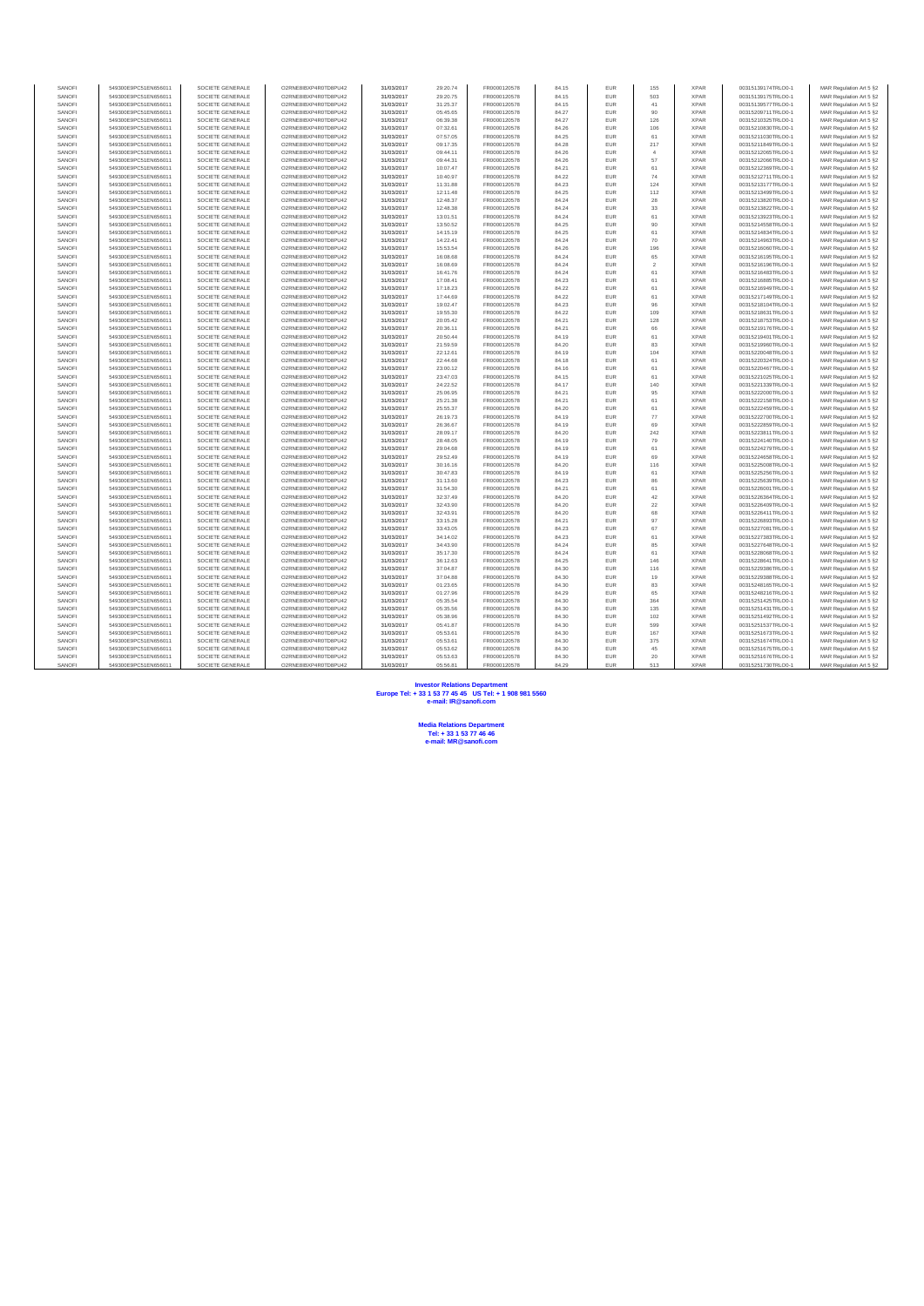| | | | | | | | | | | | | |
|---|---|---|---|---|---|---|---|---|---|---|---|---|
| SANOFI | 549300E9PC51EN656011 | SOCIETE GENERALE | O2RNE8IBXP4R0TD8PU42 | 31/03/2017 | 29:20.74 | FR0000120578 | 84.15 | EUR | 155 | XPAR | 00315139174TRLO0-1 | MAR Regulation Art 5 §2 |
| SANOFI | 549300E9PC51EN656011 | SOCIETE GENERALE | O2RNE8IBXP4R0TD8PU42 | 31/03/2017 | 29:20.75 | FR0000120578 | 84.15 | EUR | 503 | XPAR | 00315139175TRLO0-1 | MAR Regulation Art 5 §2 |
| SANOFI | 549300E9PC51EN656011 | SOCIETE GENERALE | O2RNE8IBXP4R0TD8PU42 | 31/03/2017 | 31:25.37 | FR0000120578 | 84.15 | EUR | 41 | XPAR | 00315139577TRLO0-1 | MAR Regulation Art 5 §2 |
| SANOFI | 549300E9PC51EN656011 | SOCIETE GENERALE | O2RNE8IBXP4R0TD8PU42 | 31/03/2017 | 05:45.65 | FR0000120578 | 84.27 | EUR | 90 | XPAR | 00315209711TRLO0-1 | MAR Regulation Art 5 §2 |
| SANOFI | 549300E9PC51EN656011 | SOCIETE GENERALE | O2RNE8IBXP4R0TD8PU42 | 31/03/2017 | 06:39.38 | FR0000120578 | 84.27 | EUR | 126 | XPAR | 00315210325TRLO0-1 | MAR Regulation Art 5 §2 |
| SANOFI | 549300E9PC51EN656011 | SOCIETE GENERALE | O2RNE8IBXP4R0TD8PU42 | 31/03/2017 | 07:32.61 | FR0000120578 | 84.26 | EUR | 106 | XPAR | 00315210830TRLO0-1 | MAR Regulation Art 5 §2 |
| SANOFI | 549300E9PC51EN656011 | SOCIETE GENERALE | O2RNE8IBXP4R0TD8PU42 | 31/03/2017 | 07:57.05 | FR0000120578 | 84.25 | EUR | 61 | XPAR | 00315211030TRLO0-1 | MAR Regulation Art 5 §2 |
| SANOFI | 549300E9PC51EN656011 | SOCIETE GENERALE | O2RNE8IBXP4R0TD8PU42 | 31/03/2017 | 09:17.35 | FR0000120578 | 84.28 | EUR | 217 | XPAR | 00315211849TRLO0-1 | MAR Regulation Art 5 §2 |
| SANOFI | 549300E9PC51EN656011 | SOCIETE GENERALE | O2RNE8IBXP4R0TD8PU42 | 31/03/2017 | 09:44.11 | FR0000120578 | 84.26 | EUR | 4 | XPAR | 00315212065TRLO0-1 | MAR Regulation Art 5 §2 |
| SANOFI | 549300E9PC51EN656011 | SOCIETE GENERALE | O2RNE8IBXP4R0TD8PU42 | 31/03/2017 | 09:44.31 | FR0000120578 | 84.26 | EUR | 57 | XPAR | 00315212066TRLO0-1 | MAR Regulation Art 5 §2 |
| SANOFI | 549300E9PC51EN656011 | SOCIETE GENERALE | O2RNE8IBXP4R0TD8PU42 | 31/03/2017 | 10:07.47 | FR0000120578 | 84.21 | EUR | 61 | XPAR | 00315212269TRLO0-1 | MAR Regulation Art 5 §2 |
| SANOFI | 549300E9PC51EN656011 | SOCIETE GENERALE | O2RNE8IBXP4R0TD8PU42 | 31/03/2017 | 10:40.97 | FR0000120578 | 84.22 | EUR | 74 | XPAR | 00315212711TRLO0-1 | MAR Regulation Art 5 §2 |
| SANOFI | 549300E9PC51EN656011 | SOCIETE GENERALE | O2RNE8IBXP4R0TD8PU42 | 31/03/2017 | 11:31.88 | FR0000120578 | 84.23 | EUR | 124 | XPAR | 00315213177TRLO0-1 | MAR Regulation Art 5 §2 |
| SANOFI | 549300E9PC51EN656011 | SOCIETE GENERALE | O2RNE8IBXP4R0TD8PU42 | 31/03/2017 | 12:11.48 | FR0000120578 | 84.25 | EUR | 112 | XPAR | 00315213499TRLO0-1 | MAR Regulation Art 5 §2 |
| SANOFI | 549300E9PC51EN656011 | SOCIETE GENERALE | O2RNE8IBXP4R0TD8PU42 | 31/03/2017 | 12:48.37 | FR0000120578 | 84.24 | EUR | 28 | XPAR | 00315213820TRLO0-1 | MAR Regulation Art 5 §2 |
| SANOFI | 549300E9PC51EN656011 | SOCIETE GENERALE | O2RNE8IBXP4R0TD8PU42 | 31/03/2017 | 12:48.38 | FR0000120578 | 84.24 | EUR | 33 | XPAR | 00315213822TRLO0-1 | MAR Regulation Art 5 §2 |
| SANOFI | 549300E9PC51EN656011 | SOCIETE GENERALE | O2RNE8IBXP4R0TD8PU42 | 31/03/2017 | 13:01.51 | FR0000120578 | 84.24 | EUR | 61 | XPAR | 00315213923TRLO0-1 | MAR Regulation Art 5 §2 |
| SANOFI | 549300E9PC51EN656011 | SOCIETE GENERALE | O2RNE8IBXP4R0TD8PU42 | 31/03/2017 | 13:50.52 | FR0000120578 | 84.25 | EUR | 90 | XPAR | 00315214558TRLO0-1 | MAR Regulation Art 5 §2 |
| SANOFI | 549300E9PC51EN656011 | SOCIETE GENERALE | O2RNE8IBXP4R0TD8PU42 | 31/03/2017 | 14:15.19 | FR0000120578 | 84.25 | EUR | 61 | XPAR | 00315214834TRLO0-1 | MAR Regulation Art 5 §2 |
| SANOFI | 549300E9PC51EN656011 | SOCIETE GENERALE | O2RNE8IBXP4R0TD8PU42 | 31/03/2017 | 14:22.41 | FR0000120578 | 84.24 | EUR | 70 | XPAR | 00315214963TRLO0-1 | MAR Regulation Art 5 §2 |
| SANOFI | 549300E9PC51EN656011 | SOCIETE GENERALE | O2RNE8IBXP4R0TD8PU42 | 31/03/2017 | 15:53.54 | FR0000120578 | 84.26 | EUR | 196 | XPAR | 00315216060TRLO0-1 | MAR Regulation Art 5 §2 |
| SANOFI | 549300E9PC51EN656011 | SOCIETE GENERALE | O2RNE8IBXP4R0TD8PU42 | 31/03/2017 | 16:08.68 | FR0000120578 | 84.24 | EUR | 65 | XPAR | 00315216195TRLO0-1 | MAR Regulation Art 5 §2 |
| SANOFI | 549300E9PC51EN656011 | SOCIETE GENERALE | O2RNE8IBXP4R0TD8PU42 | 31/03/2017 | 16:08.69 | FR0000120578 | 84.24 | EUR | 2 | XPAR | 00315216196TRLO0-1 | MAR Regulation Art 5 §2 |
| SANOFI | 549300E9PC51EN656011 | SOCIETE GENERALE | O2RNE8IBXP4R0TD8PU42 | 31/03/2017 | 16:41.76 | FR0000120578 | 84.24 | EUR | 61 | XPAR | 00315216483TRLO0-1 | MAR Regulation Art 5 §2 |
| SANOFI | 549300E9PC51EN656011 | SOCIETE GENERALE | O2RNE8IBXP4R0TD8PU42 | 31/03/2017 | 17:08.41 | FR0000120578 | 84.23 | EUR | 61 | XPAR | 00315216885TRLO0-1 | MAR Regulation Art 5 §2 |
| SANOFI | 549300E9PC51EN656011 | SOCIETE GENERALE | O2RNE8IBXP4R0TD8PU42 | 31/03/2017 | 17:18.23 | FR0000120578 | 84.22 | EUR | 61 | XPAR | 00315216949TRLO0-1 | MAR Regulation Art 5 §2 |
| SANOFI | 549300E9PC51EN656011 | SOCIETE GENERALE | O2RNE8IBXP4R0TD8PU42 | 31/03/2017 | 17:44.69 | FR0000120578 | 84.22 | EUR | 61 | XPAR | 00315217149TRLO0-1 | MAR Regulation Art 5 §2 |
| SANOFI | 549300E9PC51EN656011 | SOCIETE GENERALE | O2RNE8IBXP4R0TD8PU42 | 31/03/2017 | 19:02.47 | FR0000120578 | 84.23 | EUR | 96 | XPAR | 00315218104TRLO0-1 | MAR Regulation Art 5 §2 |
| SANOFI | 549300E9PC51EN656011 | SOCIETE GENERALE | O2RNE8IBXP4R0TD8PU42 | 31/03/2017 | 19:55.30 | FR0000120578 | 84.22 | EUR | 109 | XPAR | 00315218631TRLO0-1 | MAR Regulation Art 5 §2 |
| SANOFI | 549300E9PC51EN656011 | SOCIETE GENERALE | O2RNE8IBXP4R0TD8PU42 | 31/03/2017 | 20:05.42 | FR0000120578 | 84.21 | EUR | 128 | XPAR | 00315218753TRLO0-1 | MAR Regulation Art 5 §2 |
| SANOFI | 549300E9PC51EN656011 | SOCIETE GENERALE | O2RNE8IBXP4R0TD8PU42 | 31/03/2017 | 20:36.11 | FR0000120578 | 84.21 | EUR | 66 | XPAR | 00315219176TRLO0-1 | MAR Regulation Art 5 §2 |
| SANOFI | 549300E9PC51EN656011 | SOCIETE GENERALE | O2RNE8IBXP4R0TD8PU42 | 31/03/2017 | 20:50.44 | FR0000120578 | 84.19 | EUR | 61 | XPAR | 00315219401TRLO0-1 | MAR Regulation Art 5 §2 |
| SANOFI | 549300E9PC51EN656011 | SOCIETE GENERALE | O2RNE8IBXP4R0TD8PU42 | 31/03/2017 | 21:59.59 | FR0000120578 | 84.20 | EUR | 83 | XPAR | 00315219990TRLO0-1 | MAR Regulation Art 5 §2 |
| SANOFI | 549300E9PC51EN656011 | SOCIETE GENERALE | O2RNE8IBXP4R0TD8PU42 | 31/03/2017 | 22:12.61 | FR0000120578 | 84.19 | EUR | 104 | XPAR | 00315220048TRLO0-1 | MAR Regulation Art 5 §2 |
| SANOFI | 549300E9PC51EN656011 | SOCIETE GENERALE | O2RNE8IBXP4R0TD8PU42 | 31/03/2017 | 22:44.68 | FR0000120578 | 84.18 | EUR | 61 | XPAR | 00315220324TRLO0-1 | MAR Regulation Art 5 §2 |
| SANOFI | 549300E9PC51EN656011 | SOCIETE GENERALE | O2RNE8IBXP4R0TD8PU42 | 31/03/2017 | 23:00.12 | FR0000120578 | 84.16 | EUR | 61 | XPAR | 00315220467TRLO0-1 | MAR Regulation Art 5 §2 |
| SANOFI | 549300E9PC51EN656011 | SOCIETE GENERALE | O2RNE8IBXP4R0TD8PU42 | 31/03/2017 | 23:47.03 | FR0000120578 | 84.15 | EUR | 61 | XPAR | 00315221025TRLO0-1 | MAR Regulation Art 5 §2 |
| SANOFI | 549300E9PC51EN656011 | SOCIETE GENERALE | O2RNE8IBXP4R0TD8PU42 | 31/03/2017 | 24:22.52 | FR0000120578 | 84.17 | EUR | 140 | XPAR | 00315221339TRLO0-1 | MAR Regulation Art 5 §2 |
| SANOFI | 549300E9PC51EN656011 | SOCIETE GENERALE | O2RNE8IBXP4R0TD8PU42 | 31/03/2017 | 25:06.95 | FR0000120578 | 84.21 | EUR | 95 | XPAR | 00315222030TRLO0-1 | MAR Regulation Art 5 §2 |
| SANOFI | 549300E9PC51EN656011 | SOCIETE GENERALE | O2RNE8IBXP4R0TD8PU42 | 31/03/2017 | 25:21.38 | FR0000120578 | 84.21 | EUR | 61 | XPAR | 00315222158TRLO0-1 | MAR Regulation Art 5 §2 |
| SANOFI | 549300E9PC51EN656011 | SOCIETE GENERALE | O2RNE8IBXP4R0TD8PU42 | 31/03/2017 | 25:55.37 | FR0000120578 | 84.20 | EUR | 61 | XPAR | 00315222459TRLO0-1 | MAR Regulation Art 5 §2 |
| SANOFI | 549300E9PC51EN656011 | SOCIETE GENERALE | O2RNE8IBXP4R0TD8PU42 | 31/03/2017 | 26:19.73 | FR0000120578 | 84.19 | EUR | 77 | XPAR | 00315222700TRLO0-1 | MAR Regulation Art 5 §2 |
| SANOFI | 549300E9PC51EN656011 | SOCIETE GENERALE | O2RNE8IBXP4R0TD8PU42 | 31/03/2017 | 26:36.67 | FR0000120578 | 84.19 | EUR | 69 | XPAR | 00315222859TRLO0-1 | MAR Regulation Art 5 §2 |
| SANOFI | 549300E9PC51EN656011 | SOCIETE GENERALE | O2RNE8IBXP4R0TD8PU42 | 31/03/2017 | 28:09.17 | FR0000120578 | 84.20 | EUR | 242 | XPAR | 00315223811TRLO0-1 | MAR Regulation Art 5 §2 |
| SANOFI | 549300E9PC51EN656011 | SOCIETE GENERALE | O2RNE8IBXP4R0TD8PU42 | 31/03/2017 | 28:48.05 | FR0000120578 | 84.19 | EUR | 79 | XPAR | 00315224140TRLO0-1 | MAR Regulation Art 5 §2 |
| SANOFI | 549300E9PC51EN656011 | SOCIETE GENERALE | O2RNE8IBXP4R0TD8PU42 | 31/03/2017 | 29:04.68 | FR0000120578 | 84.19 | EUR | 61 | XPAR | 00315224279TRLO0-1 | MAR Regulation Art 5 §2 |
| SANOFI | 549300E9PC51EN656011 | SOCIETE GENERALE | O2RNE8IBXP4R0TD8PU42 | 31/03/2017 | 29:52.49 | FR0000120578 | 84.19 | EUR | 69 | XPAR | 00315224658TRLO0-1 | MAR Regulation Art 5 §2 |
| SANOFI | 549300E9PC51EN656011 | SOCIETE GENERALE | O2RNE8IBXP4R0TD8PU42 | 31/03/2017 | 30:16.16 | FR0000120578 | 84.20 | EUR | 116 | XPAR | 00315225008TRLO0-1 | MAR Regulation Art 5 §2 |
| SANOFI | 549300E9PC51EN656011 | SOCIETE GENERALE | O2RNE8IBXP4R0TD8PU42 | 31/03/2017 | 30:47.83 | FR0000120578 | 84.19 | EUR | 61 | XPAR | 00315225256TRLO0-1 | MAR Regulation Art 5 §2 |
| SANOFI | 549300E9PC51EN656011 | SOCIETE GENERALE | O2RNE8IBXP4R0TD8PU42 | 31/03/2017 | 31:13.60 | FR0000120578 | 84.23 | EUR | 86 | XPAR | 00315225639TRLO0-1 | MAR Regulation Art 5 §2 |
| SANOFI | 549300E9PC51EN656011 | SOCIETE GENERALE | O2RNE8IBXP4R0TD8PU42 | 31/03/2017 | 31:54.30 | FR0000120578 | 84.21 | EUR | 61 | XPAR | 00315226001TRLO0-1 | MAR Regulation Art 5 §2 |
| SANOFI | 549300E9PC51EN656011 | SOCIETE GENERALE | O2RNE8IBXP4R0TD8PU42 | 31/03/2017 | 32:37.49 | FR0000120578 | 84.20 | EUR | 42 | XPAR | 00315226364TRLO0-1 | MAR Regulation Art 5 §2 |
| SANOFI | 549300E9PC51EN656011 | SOCIETE GENERALE | O2RNE8IBXP4R0TD8PU42 | 31/03/2017 | 32:43.90 | FR0000120578 | 84.20 | EUR | 22 | XPAR | 00315226409TRLO0-1 | MAR Regulation Art 5 §2 |
| SANOFI | 549300E9PC51EN656011 | SOCIETE GENERALE | O2RNE8IBXP4R0TD8PU42 | 31/03/2017 | 32:43.91 | FR0000120578 | 84.20 | EUR | 68 | XPAR | 00315226411TRLO0-1 | MAR Regulation Art 5 §2 |
| SANOFI | 549300E9PC51EN656011 | SOCIETE GENERALE | O2RNE8IBXP4R0TD8PU42 | 31/03/2017 | 33:15.28 | FR0000120578 | 84.21 | EUR | 97 | XPAR | 00315226800TRLO0-1 | MAR Regulation Art 5 §2 |
| SANOFI | 549300E9PC51EN656011 | SOCIETE GENERALE | O2RNE8IBXP4R0TD8PU42 | 31/03/2017 | 33:43.05 | FR0000120578 | 84.23 | EUR | 67 | XPAR | 00315227081TRLO0-1 | MAR Regulation Art 5 §2 |
| SANOFI | 549300E9PC51EN656011 | SOCIETE GENERALE | O2RNE8IBXP4R0TD8PU42 | 31/03/2017 | 34:14.02 | FR0000120578 | 84.23 | EUR | 61 | XPAR | 00315227383TRLO0-1 | MAR Regulation Art 5 §2 |
| SANOFI | 549300E9PC51EN656011 | SOCIETE GENERALE | O2RNE8IBXP4R0TD8PU42 | 31/03/2017 | 34:43.90 | FR0000120578 | 84.24 | EUR | 85 | XPAR | 00315227648TRLO0-1 | MAR Regulation Art 5 §2 |
| SANOFI | 549300E9PC51EN656011 | SOCIETE GENERALE | O2RNE8IBXP4R0TD8PU42 | 31/03/2017 | 35:17.30 | FR0000120578 | 84.24 | EUR | 61 | XPAR | 00315228068TRLO0-1 | MAR Regulation Art 5 §2 |
| SANOFI | 549300E9PC51EN656011 | SOCIETE GENERALE | O2RNE8IBXP4R0TD8PU42 | 31/03/2017 | 36:12.63 | FR0000120578 | 84.25 | EUR | 146 | XPAR | 00315228641TRLO0-1 | MAR Regulation Art 5 §2 |
| SANOFI | 549300E9PC51EN656011 | SOCIETE GENERALE | O2RNE8IBXP4R0TD8PU42 | 31/03/2017 | 37:04.87 | FR0000120578 | 84.30 | EUR | 116 | XPAR | 00315229386TRLO0-1 | MAR Regulation Art 5 §2 |
| SANOFI | 549300E9PC51EN656011 | SOCIETE GENERALE | O2RNE8IBXP4R0TD8PU42 | 31/03/2017 | 37:04.88 | FR0000120578 | 84.30 | EUR | 19 | XPAR | 00315229388TRLO0-1 | MAR Regulation Art 5 §2 |
| SANOFI | 549300E9PC51EN656011 | SOCIETE GENERALE | O2RNE8IBXP4R0TD8PU42 | 31/03/2017 | 01:23.65 | FR0000120578 | 84.30 | EUR | 83 | XPAR | 00315248165TRLO0-1 | MAR Regulation Art 5 §2 |
| SANOFI | 549300E9PC51EN656011 | SOCIETE GENERALE | O2RNE8IBXP4R0TD8PU42 | 31/03/2017 | 01:27.96 | FR0000120578 | 84.29 | EUR | 65 | XPAR | 00315248216TRLO0-1 | MAR Regulation Art 5 §2 |
| SANOFI | 549300E9PC51EN656011 | SOCIETE GENERALE | O2RNE8IBXP4R0TD8PU42 | 31/03/2017 | 05:35.54 | FR0000120578 | 84.30 | EUR | 364 | XPAR | 00315251425TRLO0-1 | MAR Regulation Art 5 §2 |
| SANOFI | 549300E9PC51EN656011 | SOCIETE GENERALE | O2RNE8IBXP4R0TD8PU42 | 31/03/2017 | 05:35.56 | FR0000120578 | 84.30 | EUR | 135 | XPAR | 00315251431TRLO0-1 | MAR Regulation Art 5 §2 |
| SANOFI | 549300E9PC51EN656011 | SOCIETE GENERALE | O2RNE8IBXP4R0TD8PU42 | 31/03/2017 | 05:38.96 | FR0000120578 | 84.30 | EUR | 102 | XPAR | 00315251492TRLO0-1 | MAR Regulation Art 5 §2 |
| SANOFI | 549300E9PC51EN656011 | SOCIETE GENERALE | O2RNE8IBXP4R0TD8PU42 | 31/03/2017 | 05:41.87 | FR0000120578 | 84.30 | EUR | 599 | XPAR | 00315251537TRLO0-1 | MAR Regulation Art 5 §2 |
| SANOFI | 549300E9PC51EN656011 | SOCIETE GENERALE | O2RNE8IBXP4R0TD8PU42 | 31/03/2017 | 05:53.61 | FR0000120578 | 84.30 | EUR | 167 | XPAR | 00315251673TRLO0-1 | MAR Regulation Art 5 §2 |
| SANOFI | 549300E9PC51EN656011 | SOCIETE GENERALE | O2RNE8IBXP4R0TD8PU42 | 31/03/2017 | 05:53.61 | FR0000120578 | 84.30 | EUR | 375 | XPAR | 00315251674TRLO0-1 | MAR Regulation Art 5 §2 |
| SANOFI | 549300E9PC51EN656011 | SOCIETE GENERALE | O2RNE8IBXP4R0TD8PU42 | 31/03/2017 | 05:53.62 | FR0000120578 | 84.30 | EUR | 45 | XPAR | 00315251675TRLO0-1 | MAR Regulation Art 5 §2 |
| SANOFI | 549300E9PC51EN656011 | SOCIETE GENERALE | O2RNE8IBXP4R0TD8PU42 | 31/03/2017 | 05:53.63 | FR0000120578 | 84.30 | EUR | 20 | XPAR | 00315251676TRLO0-1 | MAR Regulation Art 5 §2 |
| SANOFI | 549300E9PC51EN656011 | SOCIETE GENERALE | O2RNE8IBXP4R0TD8PU42 | 31/03/2017 | 05:56.81 | FR0000120578 | 84.29 | EUR | 513 | XPAR | 00315251730TRLO0-1 | MAR Regulation Art 5 §2 |

**Investor Relations Department**
**Europe Tel: + 33 1 53 77 45 45 US Tel: + 1 908 981 5560**
**e-mail: IR@sanofi.com**

**Media Relations Department**
**Tel: + 33 1 53 77 46 46**
**e-mail: MR@sanofi.com**